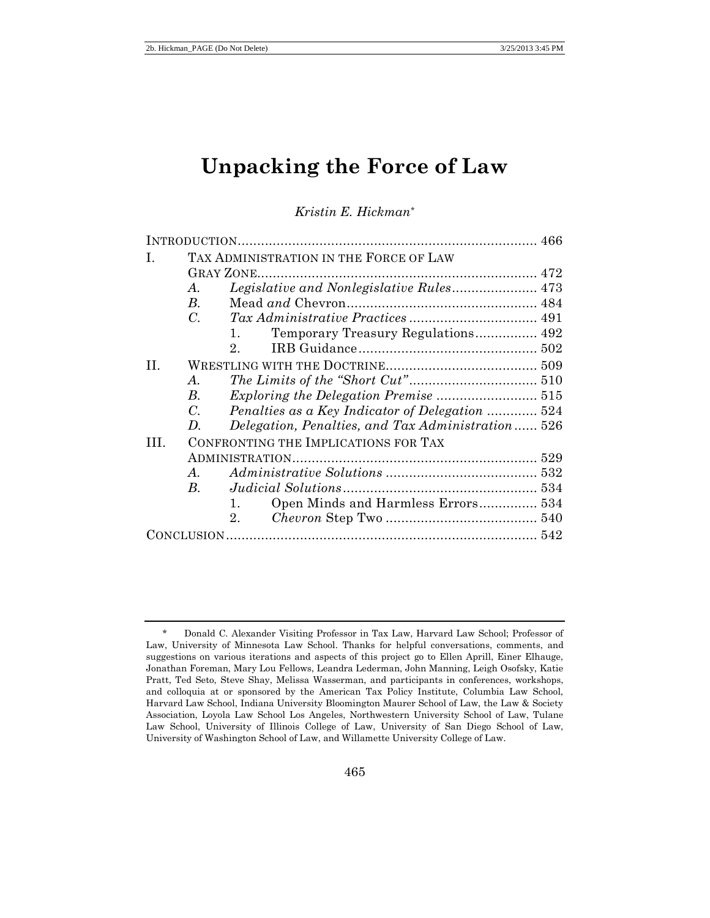# Unpacking the Force of Law

*Kristin E. Hickman*[*]

INTRODUCTION ............................................................................ 466

I. TAX ADMINISTRATION IN THE FORCE OF LAW GRAY ZONE ........................................................................ 472
   - A. *Legislative and Nonlegislative Rules* ...................... 473
   - B. Mead *and* Chevron ................................................. 484
   - C. *Tax Administrative Practices* ................................. 491
     1. Temporary Treasury Regulations ................ 492
     2. IRB Guidance .............................................. 502

II. WRESTLING WITH THE DOCTRINE ....................................... 509
   - A. *The Limits of the "Short Cut"* ................................. 510
   - B. *Exploring the Delegation Premise* .......................... 515
   - C. *Penalties as a Key Indicator of Delegation* ............. 524
   - D. *Delegation, Penalties, and Tax Administration* ...... 526

III. CONFRONTING THE IMPLICATIONS FOR TAX ADMINISTRATION ............................................................... 529
   - A. *Administrative Solutions* ....................................... 532
   - B. *Judicial Solutions* .................................................. 534
     1. Open Minds and Harmless Errors ............... 534
     2. *Chevron* Step Two ....................................... 540

CONCLUSION ................................................................................ 542

---

[*] Donald C. Alexander Visiting Professor in Tax Law, Harvard Law School; Professor of Law, University of Minnesota Law School. Thanks for helpful conversations, comments, and suggestions on various iterations and aspects of this project go to Ellen Aprill, Einer Elhauge, Jonathan Foreman, Mary Lou Fellows, Leandra Lederman, John Manning, Leigh Osofsky, Katie Pratt, Ted Seto, Steve Shay, Melissa Wasserman, and participants in conferences, workshops, and colloquia at or sponsored by the American Tax Policy Institute, Columbia Law School, Harvard Law School, Indiana University Bloomington Maurer School of Law, the Law & Society Association, Loyola Law School Los Angeles, Northwestern University School of Law, Tulane Law School, University of Illinois College of Law, University of San Diego School of Law, University of Washington School of Law, and Willamette University College of Law.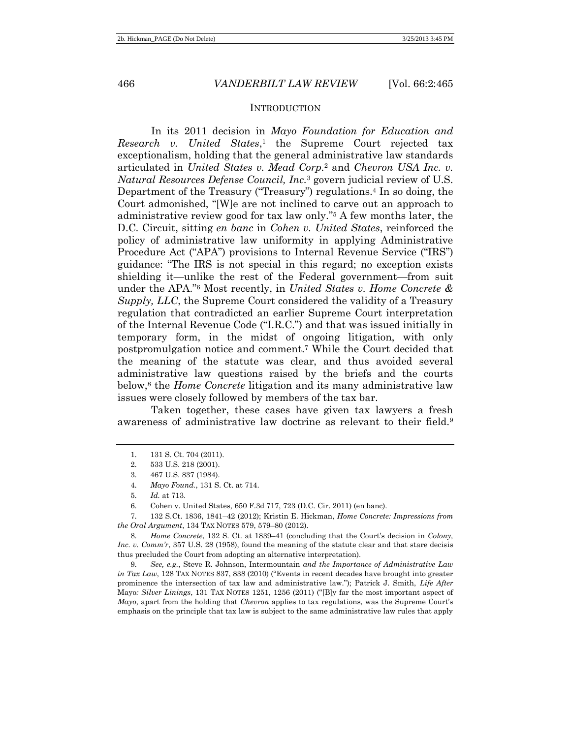## INTRODUCTION

In its 2011 decision in *Mayo Foundation for Education and Research v. United States*,[1] the Supreme Court rejected tax exceptionalism, holding that the general administrative law standards articulated in *United States v. Mead Corp.*[2] and *Chevron USA Inc. v. Natural Resources Defense Council, Inc.*[3] govern judicial review of U.S. Department of the Treasury ("Treasury") regulations.[4] In so doing, the Court admonished, "[W]e are not inclined to carve out an approach to administrative review good for tax law only."[5] A few months later, the D.C. Circuit, sitting *en banc* in *Cohen v. United States*, reinforced the policy of administrative law uniformity in applying Administrative Procedure Act ("APA") provisions to Internal Revenue Service ("IRS") guidance: "The IRS is not special in this regard; no exception exists shielding it—unlike the rest of the Federal government—from suit under the APA."[6] Most recently, in *United States v. Home Concrete & Supply, LLC*, the Supreme Court considered the validity of a Treasury regulation that contradicted an earlier Supreme Court interpretation of the Internal Revenue Code ("I.R.C.") and that was issued initially in temporary form, in the midst of ongoing litigation, with only postpromulgation notice and comment.[7] While the Court decided that the meaning of the statute was clear, and thus avoided several administrative law questions raised by the briefs and the courts below,[8] the *Home Concrete* litigation and its many administrative law issues were closely followed by members of the tax bar.

Taken together, these cases have given tax lawyers a fresh awareness of administrative law doctrine as relevant to their field.[9]

---

1. 131 S. Ct. 704 (2011).

2. 533 U.S. 218 (2001).

3. 467 U.S. 837 (1984).

4. *Mayo Found.*, 131 S. Ct. at 714.

5. *Id.* at 713.

6. Cohen v. United States, 650 F.3d 717, 723 (D.C. Cir. 2011) (en banc).

7. 132 S.Ct. 1836, 1841–42 (2012); Kristin E. Hickman, *Home Concrete: Impressions from the Oral Argument*, 134 TAX NOTES 579, 579–80 (2012).

8. *Home Concrete*, 132 S. Ct. at 1839–41 (concluding that the Court's decision in *Colony, Inc. v. Comm'r*, 357 U.S. 28 (1958), found the meaning of the statute clear and that stare decisis thus precluded the Court from adopting an alternative interpretation).

9. *See, e.g.*, Steve R. Johnson, Intermountain *and the Importance of Administrative Law in Tax Law*, 128 TAX NOTES 837, 838 (2010) ("Events in recent decades have brought into greater prominence the intersection of tax law and administrative law."); Patrick J. Smith, *Life After* Mayo*: Silver Linings*, 131 TAX NOTES 1251, 1256 (2011) ("[B]y far the most important aspect of *Mayo*, apart from the holding that *Chevron* applies to tax regulations, was the Supreme Court's emphasis on the principle that tax law is subject to the same administrative law rules that apply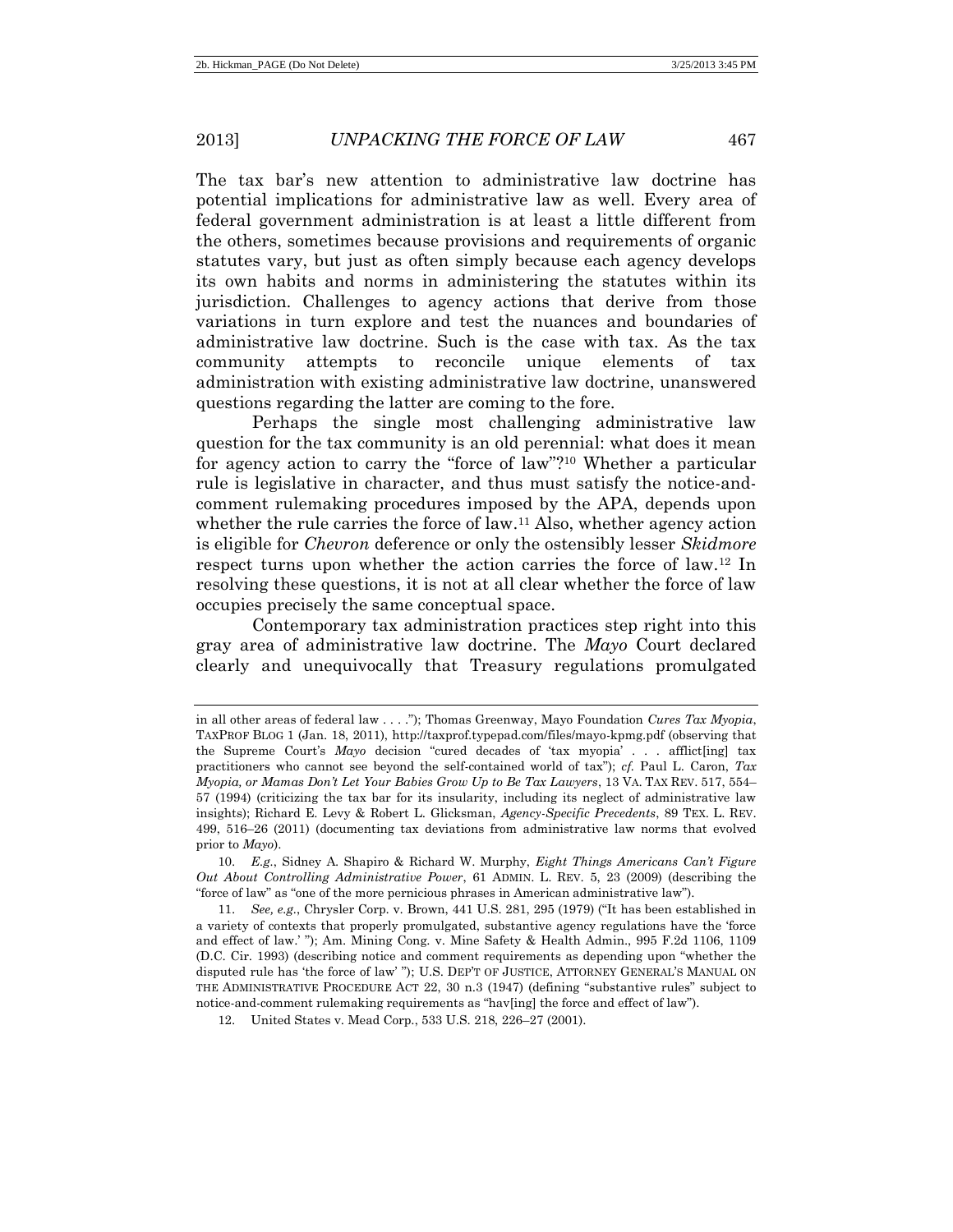The tax bar's new attention to administrative law doctrine has potential implications for administrative law as well. Every area of federal government administration is at least a little different from the others, sometimes because provisions and requirements of organic statutes vary, but just as often simply because each agency develops its own habits and norms in administering the statutes within its jurisdiction. Challenges to agency actions that derive from those variations in turn explore and test the nuances and boundaries of administrative law doctrine. Such is the case with tax. As the tax community attempts to reconcile unique elements of tax administration with existing administrative law doctrine, unanswered questions regarding the latter are coming to the fore.

Perhaps the single most challenging administrative law question for the tax community is an old perennial: what does it mean for agency action to carry the "force of law"?[10] Whether a particular rule is legislative in character, and thus must satisfy the notice-and-comment rulemaking procedures imposed by the APA, depends upon whether the rule carries the force of law.[11] Also, whether agency action is eligible for *Chevron* deference or only the ostensibly lesser *Skidmore* respect turns upon whether the action carries the force of law.[12] In resolving these questions, it is not at all clear whether the force of law occupies precisely the same conceptual space.

Contemporary tax administration practices step right into this gray area of administrative law doctrine. The *Mayo* Court declared clearly and unequivocally that Treasury regulations promulgated

---

in all other areas of federal law . . . ."); Thomas Greenway, Mayo Foundation *Cures Tax Myopia*, TAXPROF BLOG 1 (Jan. 18, 2011), http://taxprof.typepad.com/files/mayo-kpmg.pdf (observing that the Supreme Court's *Mayo* decision "cured decades of 'tax myopia' . . . afflict[ing] tax practitioners who cannot see beyond the self-contained world of tax"); *cf.* Paul L. Caron, *Tax Myopia, or Mamas Don't Let Your Babies Grow Up to Be Tax Lawyers*, 13 VA. TAX REV. 517, 554–57 (1994) (criticizing the tax bar for its insularity, including its neglect of administrative law insights); Richard E. Levy & Robert L. Glicksman, *Agency-Specific Precedents*, 89 TEX. L. REV. 499, 516–26 (2011) (documenting tax deviations from administrative law norms that evolved prior to *Mayo*).

10. *E.g.*, Sidney A. Shapiro & Richard W. Murphy, *Eight Things Americans Can't Figure Out About Controlling Administrative Power*, 61 ADMIN. L. REV. 5, 23 (2009) (describing the "force of law" as "one of the more pernicious phrases in American administrative law").

11. *See, e.g.*, Chrysler Corp. v. Brown, 441 U.S. 281, 295 (1979) ("It has been established in a variety of contexts that properly promulgated, substantive agency regulations have the 'force and effect of law.' "); Am. Mining Cong. v. Mine Safety & Health Admin., 995 F.2d 1106, 1109 (D.C. Cir. 1993) (describing notice and comment requirements as depending upon "whether the disputed rule has 'the force of law' "); U.S. DEP'T OF JUSTICE, ATTORNEY GENERAL'S MANUAL ON THE ADMINISTRATIVE PROCEDURE ACT 22, 30 n.3 (1947) (defining "substantive rules" subject to notice-and-comment rulemaking requirements as "hav[ing] the force and effect of law").

12. United States v. Mead Corp., 533 U.S. 218, 226–27 (2001).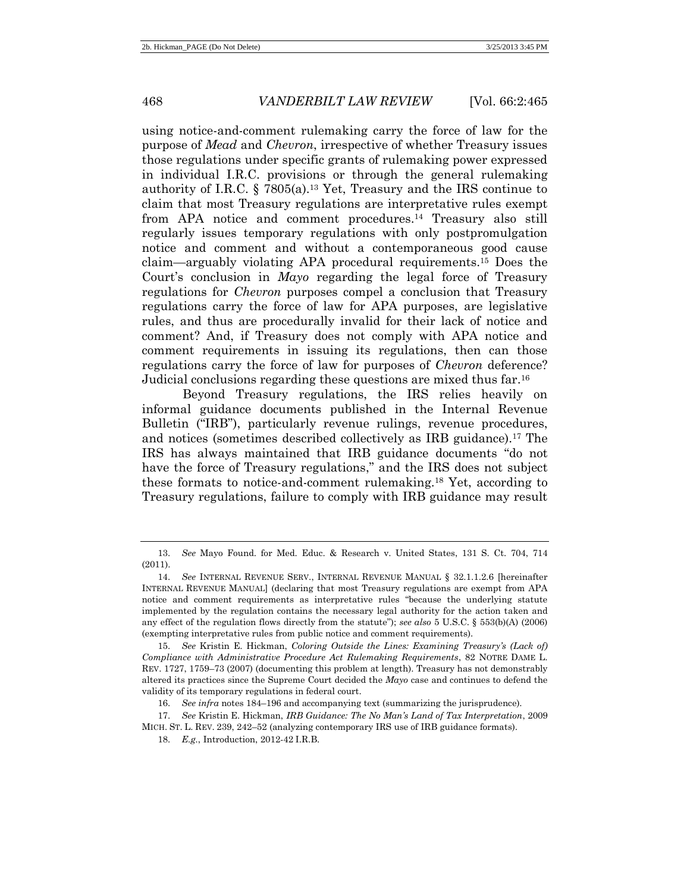using notice-and-comment rulemaking carry the force of law for the purpose of *Mead* and *Chevron*, irrespective of whether Treasury issues those regulations under specific grants of rulemaking power expressed in individual I.R.C. provisions or through the general rulemaking authority of I.R.C. § 7805(a).[13] Yet, Treasury and the IRS continue to claim that most Treasury regulations are interpretative rules exempt from APA notice and comment procedures.[14] Treasury also still regularly issues temporary regulations with only postpromulgation notice and comment and without a contemporaneous good cause claim—arguably violating APA procedural requirements.[15] Does the Court's conclusion in *Mayo* regarding the legal force of Treasury regulations for *Chevron* purposes compel a conclusion that Treasury regulations carry the force of law for APA purposes, are legislative rules, and thus are procedurally invalid for their lack of notice and comment? And, if Treasury does not comply with APA notice and comment requirements in issuing its regulations, then can those regulations carry the force of law for purposes of *Chevron* deference? Judicial conclusions regarding these questions are mixed thus far.[16]

Beyond Treasury regulations, the IRS relies heavily on informal guidance documents published in the Internal Revenue Bulletin ("IRB"), particularly revenue rulings, revenue procedures, and notices (sometimes described collectively as IRB guidance).[17] The IRS has always maintained that IRB guidance documents "do not have the force of Treasury regulations," and the IRS does not subject these formats to notice-and-comment rulemaking.[18] Yet, according to Treasury regulations, failure to comply with IRB guidance may result

---

13. *See* Mayo Found. for Med. Educ. & Research v. United States, 131 S. Ct. 704, 714 (2011).

14. *See* INTERNAL REVENUE SERV., INTERNAL REVENUE MANUAL § 32.1.1.2.6 [hereinafter INTERNAL REVENUE MANUAL] (declaring that most Treasury regulations are exempt from APA notice and comment requirements as interpretative rules "because the underlying statute implemented by the regulation contains the necessary legal authority for the action taken and any effect of the regulation flows directly from the statute"); *see also* 5 U.S.C. § 553(b)(A) (2006) (exempting interpretative rules from public notice and comment requirements).

15. *See* Kristin E. Hickman, *Coloring Outside the Lines: Examining Treasury's (Lack of) Compliance with Administrative Procedure Act Rulemaking Requirements*, 82 NOTRE DAME L. REV. 1727, 1759–73 (2007) (documenting this problem at length). Treasury has not demonstrably altered its practices since the Supreme Court decided the *Mayo* case and continues to defend the validity of its temporary regulations in federal court.

16. *See infra* notes 184–196 and accompanying text (summarizing the jurisprudence).

17. *See* Kristin E. Hickman, *IRB Guidance: The No Man's Land of Tax Interpretation*, 2009 MICH. ST. L. REV. 239, 242–52 (analyzing contemporary IRS use of IRB guidance formats).

18. *E.g.*, Introduction, 2012-42 I.R.B.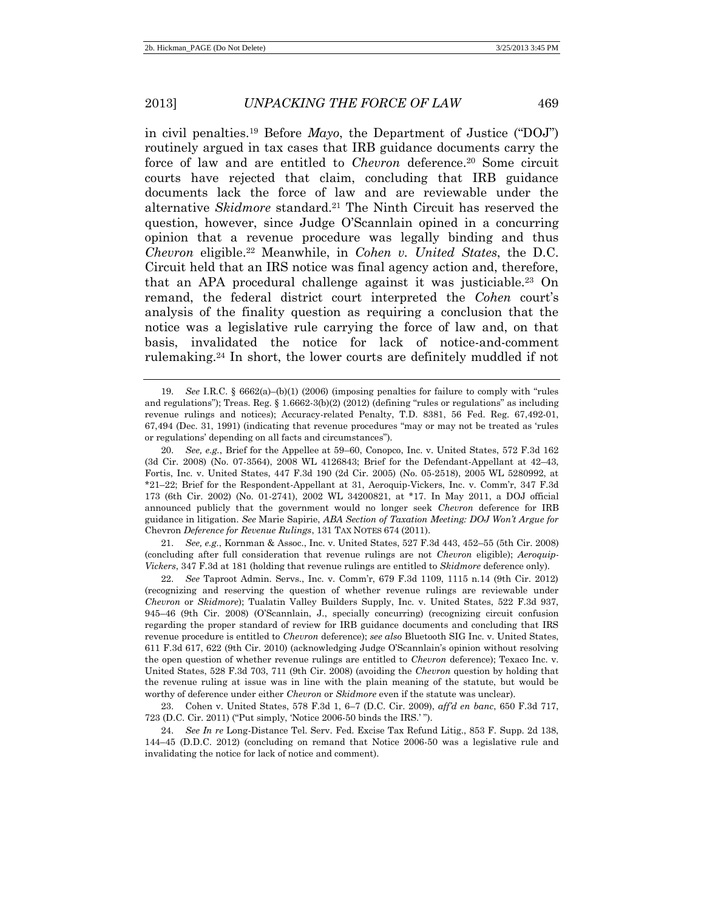in civil penalties.[19] Before *Mayo*, the Department of Justice ("DOJ") routinely argued in tax cases that IRB guidance documents carry the force of law and are entitled to *Chevron* deference.[20] Some circuit courts have rejected that claim, concluding that IRB guidance documents lack the force of law and are reviewable under the alternative *Skidmore* standard.[21] The Ninth Circuit has reserved the question, however, since Judge O'Scannlain opined in a concurring opinion that a revenue procedure was legally binding and thus *Chevron* eligible.[22] Meanwhile, in *Cohen v. United States*, the D.C. Circuit held that an IRS notice was final agency action and, therefore, that an APA procedural challenge against it was justiciable.[23] On remand, the federal district court interpreted the *Cohen* court's analysis of the finality question as requiring a conclusion that the notice was a legislative rule carrying the force of law and, on that basis, invalidated the notice for lack of notice-and-comment rulemaking.[24] In short, the lower courts are definitely muddled if not

---

19. *See* I.R.C. § 6662(a)–(b)(1) (2006) (imposing penalties for failure to comply with "rules and regulations"); Treas. Reg. § 1.6662-3(b)(2) (2012) (defining "rules or regulations" as including revenue rulings and notices); Accuracy-related Penalty, T.D. 8381, 56 Fed. Reg. 67,492-01, 67,494 (Dec. 31, 1991) (indicating that revenue procedures "may or may not be treated as 'rules or regulations' depending on all facts and circumstances").

20. *See, e.g.*, Brief for the Appellee at 59–60, Conopco, Inc. v. United States, 572 F.3d 162 (3d Cir. 2008) (No. 07-3564), 2008 WL 4126843; Brief for the Defendant-Appellant at 42–43, Fortis, Inc. v. United States, 447 F.3d 190 (2d Cir. 2005) (No. 05-2518), 2005 WL 5280992, at *21–22; Brief for the Respondent-Appellant at 31, Aeroquip-Vickers, Inc. v. Comm'r, 347 F.3d 173 (6th Cir. 2002) (No. 01-2741), 2002 WL 34200821, at *17. In May 2011, a DOJ official announced publicly that the government would no longer seek *Chevron* deference for IRB guidance in litigation. *See* Marie Sapirie, *ABA Section of Taxation Meeting: DOJ Won't Argue for* Chevron *Deference for Revenue Rulings*, 131 TAX NOTES 674 (2011).

21. *See, e.g.*, Kornman & Assoc., Inc. v. United States, 527 F.3d 443, 452–55 (5th Cir. 2008) (concluding after full consideration that revenue rulings are not *Chevron* eligible); *Aeroquip-Vickers*, 347 F.3d at 181 (holding that revenue rulings are entitled to *Skidmore* deference only).

22. *See* Taproot Admin. Servs., Inc. v. Comm'r, 679 F.3d 1109, 1115 n.14 (9th Cir. 2012) (recognizing and reserving the question of whether revenue rulings are reviewable under *Chevron* or *Skidmore*); Tualatin Valley Builders Supply, Inc. v. United States, 522 F.3d 937, 945–46 (9th Cir. 2008) (O'Scannlain, J., specially concurring) (recognizing circuit confusion regarding the proper standard of review for IRB guidance documents and concluding that IRS revenue procedure is entitled to *Chevron* deference); *see also* Bluetooth SIG Inc. v. United States, 611 F.3d 617, 622 (9th Cir. 2010) (acknowledging Judge O'Scannlain's opinion without resolving the open question of whether revenue rulings are entitled to *Chevron* deference); Texaco Inc. v. United States, 528 F.3d 703, 711 (9th Cir. 2008) (avoiding the *Chevron* question by holding that the revenue ruling at issue was in line with the plain meaning of the statute, but would be worthy of deference under either *Chevron* or *Skidmore* even if the statute was unclear).

23. Cohen v. United States, 578 F.3d 1, 6–7 (D.C. Cir. 2009), *aff'd en banc*, 650 F.3d 717, 723 (D.C. Cir. 2011) ("Put simply, 'Notice 2006-50 binds the IRS.' ").

24. *See In re* Long-Distance Tel. Serv. Fed. Excise Tax Refund Litig., 853 F. Supp. 2d 138, 144–45 (D.D.C. 2012) (concluding on remand that Notice 2006-50 was a legislative rule and invalidating the notice for lack of notice and comment).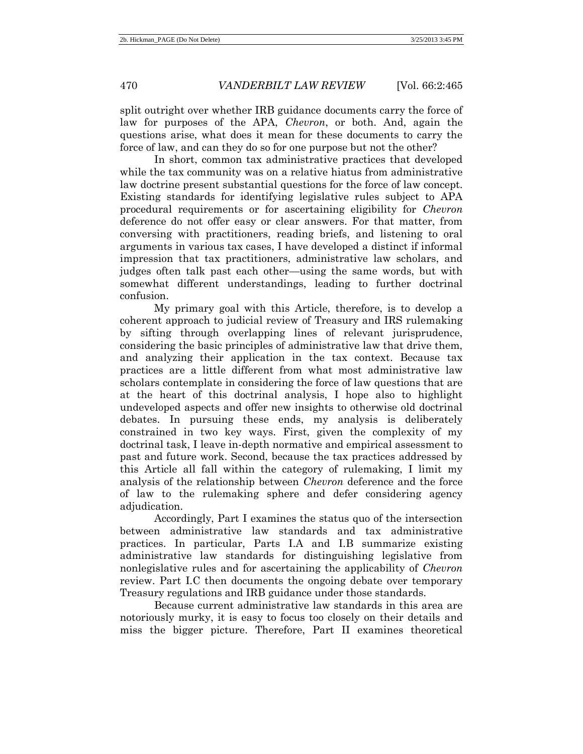split outright over whether IRB guidance documents carry the force of law for purposes of the APA, *Chevron*, or both. And, again the questions arise, what does it mean for these documents to carry the force of law, and can they do so for one purpose but not the other?

In short, common tax administrative practices that developed while the tax community was on a relative hiatus from administrative law doctrine present substantial questions for the force of law concept. Existing standards for identifying legislative rules subject to APA procedural requirements or for ascertaining eligibility for *Chevron* deference do not offer easy or clear answers. For that matter, from conversing with practitioners, reading briefs, and listening to oral arguments in various tax cases, I have developed a distinct if informal impression that tax practitioners, administrative law scholars, and judges often talk past each other—using the same words, but with somewhat different understandings, leading to further doctrinal confusion.

My primary goal with this Article, therefore, is to develop a coherent approach to judicial review of Treasury and IRS rulemaking by sifting through overlapping lines of relevant jurisprudence, considering the basic principles of administrative law that drive them, and analyzing their application in the tax context. Because tax practices are a little different from what most administrative law scholars contemplate in considering the force of law questions that are at the heart of this doctrinal analysis, I hope also to highlight undeveloped aspects and offer new insights to otherwise old doctrinal debates. In pursuing these ends, my analysis is deliberately constrained in two key ways. First, given the complexity of my doctrinal task, I leave in-depth normative and empirical assessment to past and future work. Second, because the tax practices addressed by this Article all fall within the category of rulemaking, I limit my analysis of the relationship between *Chevron* deference and the force of law to the rulemaking sphere and defer considering agency adjudication.

Accordingly, Part I examines the status quo of the intersection between administrative law standards and tax administrative practices. In particular, Parts I.A and I.B summarize existing administrative law standards for distinguishing legislative from nonlegislative rules and for ascertaining the applicability of *Chevron* review. Part I.C then documents the ongoing debate over temporary Treasury regulations and IRB guidance under those standards.

Because current administrative law standards in this area are notoriously murky, it is easy to focus too closely on their details and miss the bigger picture. Therefore, Part II examines theoretical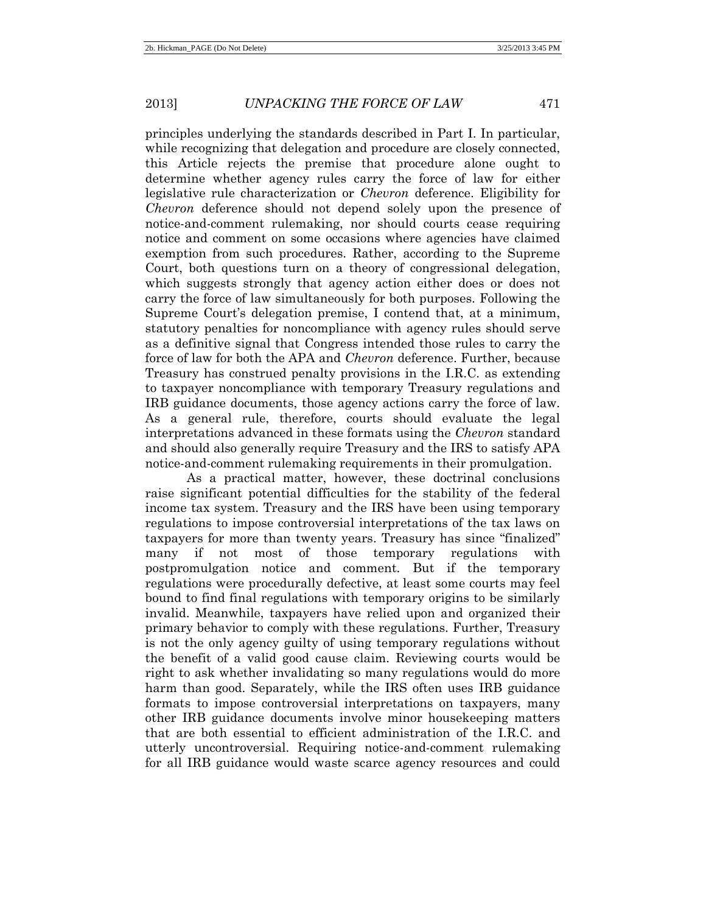principles underlying the standards described in Part I. In particular, while recognizing that delegation and procedure are closely connected, this Article rejects the premise that procedure alone ought to determine whether agency rules carry the force of law for either legislative rule characterization or *Chevron* deference. Eligibility for *Chevron* deference should not depend solely upon the presence of notice-and-comment rulemaking, nor should courts cease requiring notice and comment on some occasions where agencies have claimed exemption from such procedures. Rather, according to the Supreme Court, both questions turn on a theory of congressional delegation, which suggests strongly that agency action either does or does not carry the force of law simultaneously for both purposes. Following the Supreme Court's delegation premise, I contend that, at a minimum, statutory penalties for noncompliance with agency rules should serve as a definitive signal that Congress intended those rules to carry the force of law for both the APA and *Chevron* deference. Further, because Treasury has construed penalty provisions in the I.R.C. as extending to taxpayer noncompliance with temporary Treasury regulations and IRB guidance documents, those agency actions carry the force of law. As a general rule, therefore, courts should evaluate the legal interpretations advanced in these formats using the *Chevron* standard and should also generally require Treasury and the IRS to satisfy APA notice-and-comment rulemaking requirements in their promulgation.

As a practical matter, however, these doctrinal conclusions raise significant potential difficulties for the stability of the federal income tax system. Treasury and the IRS have been using temporary regulations to impose controversial interpretations of the tax laws on taxpayers for more than twenty years. Treasury has since "finalized" many if not most of those temporary regulations with postpromulgation notice and comment. But if the temporary regulations were procedurally defective, at least some courts may feel bound to find final regulations with temporary origins to be similarly invalid. Meanwhile, taxpayers have relied upon and organized their primary behavior to comply with these regulations. Further, Treasury is not the only agency guilty of using temporary regulations without the benefit of a valid good cause claim. Reviewing courts would be right to ask whether invalidating so many regulations would do more harm than good. Separately, while the IRS often uses IRB guidance formats to impose controversial interpretations on taxpayers, many other IRB guidance documents involve minor housekeeping matters that are both essential to efficient administration of the I.R.C. and utterly uncontroversial. Requiring notice-and-comment rulemaking for all IRB guidance would waste scarce agency resources and could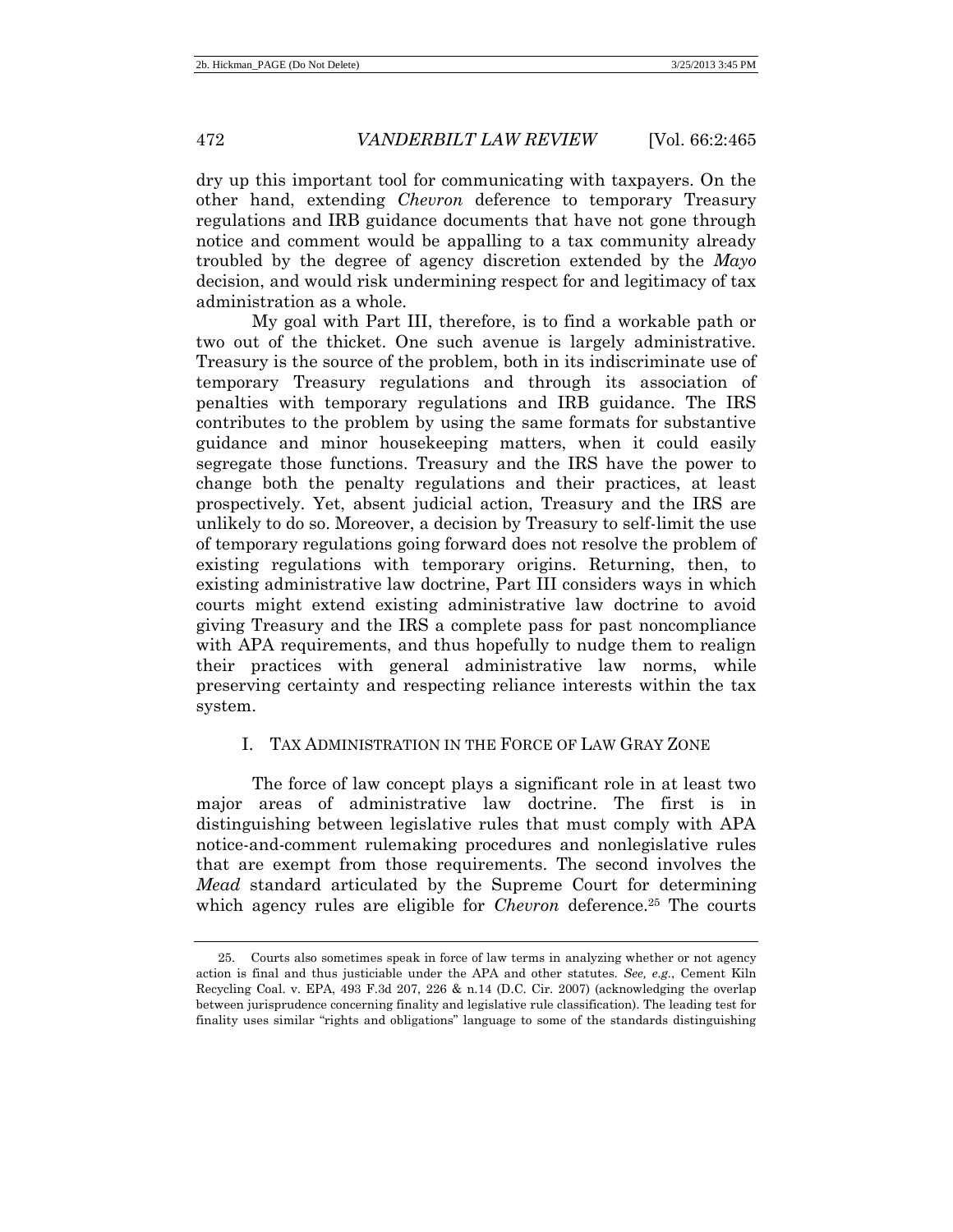dry up this important tool for communicating with taxpayers. On the other hand, extending *Chevron* deference to temporary Treasury regulations and IRB guidance documents that have not gone through notice and comment would be appalling to a tax community already troubled by the degree of agency discretion extended by the *Mayo* decision, and would risk undermining respect for and legitimacy of tax administration as a whole.

My goal with Part III, therefore, is to find a workable path or two out of the thicket. One such avenue is largely administrative. Treasury is the source of the problem, both in its indiscriminate use of temporary Treasury regulations and through its association of penalties with temporary regulations and IRB guidance. The IRS contributes to the problem by using the same formats for substantive guidance and minor housekeeping matters, when it could easily segregate those functions. Treasury and the IRS have the power to change both the penalty regulations and their practices, at least prospectively. Yet, absent judicial action, Treasury and the IRS are unlikely to do so. Moreover, a decision by Treasury to self-limit the use of temporary regulations going forward does not resolve the problem of existing regulations with temporary origins. Returning, then, to existing administrative law doctrine, Part III considers ways in which courts might extend existing administrative law doctrine to avoid giving Treasury and the IRS a complete pass for past noncompliance with APA requirements, and thus hopefully to nudge them to realign their practices with general administrative law norms, while preserving certainty and respecting reliance interests within the tax system.

## I. TAX ADMINISTRATION IN THE FORCE OF LAW GRAY ZONE

The force of law concept plays a significant role in at least two major areas of administrative law doctrine. The first is in distinguishing between legislative rules that must comply with APA notice-and-comment rulemaking procedures and nonlegislative rules that are exempt from those requirements. The second involves the *Mead* standard articulated by the Supreme Court for determining which agency rules are eligible for *Chevron* deference.[25] The courts

---

25. Courts also sometimes speak in force of law terms in analyzing whether or not agency action is final and thus justiciable under the APA and other statutes. *See, e.g.*, Cement Kiln Recycling Coal. v. EPA, 493 F.3d 207, 226 & n.14 (D.C. Cir. 2007) (acknowledging the overlap between jurisprudence concerning finality and legislative rule classification). The leading test for finality uses similar "rights and obligations" language to some of the standards distinguishing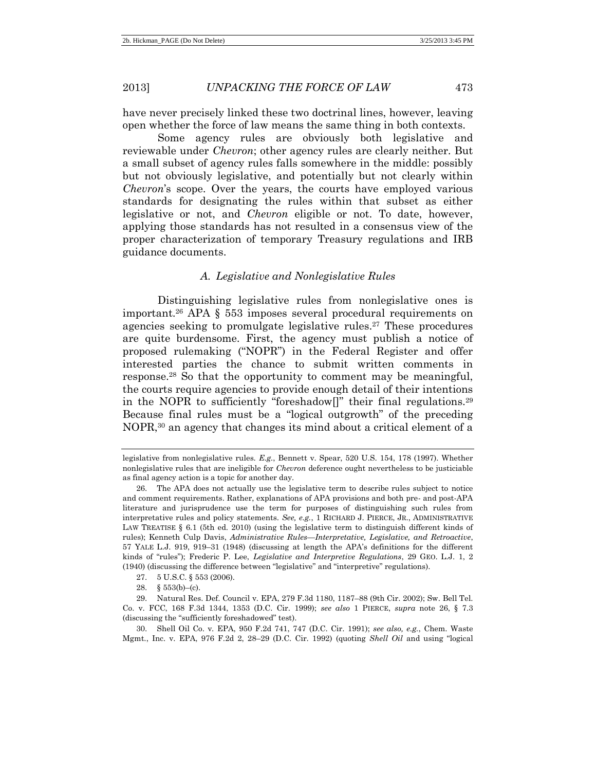have never precisely linked these two doctrinal lines, however, leaving open whether the force of law means the same thing in both contexts.

Some agency rules are obviously both legislative and reviewable under *Chevron*; other agency rules are clearly neither. But a small subset of agency rules falls somewhere in the middle: possibly but not obviously legislative, and potentially but not clearly within *Chevron*'s scope. Over the years, the courts have employed various standards for designating the rules within that subset as either legislative or not, and *Chevron* eligible or not. To date, however, applying those standards has not resulted in a consensus view of the proper characterization of temporary Treasury regulations and IRB guidance documents.

### *A. Legislative and Nonlegislative Rules*

Distinguishing legislative rules from nonlegislative ones is important.[26] APA § 553 imposes several procedural requirements on agencies seeking to promulgate legislative rules.[27] These procedures are quite burdensome. First, the agency must publish a notice of proposed rulemaking ("NOPR") in the Federal Register and offer interested parties the chance to submit written comments in response.[28] So that the opportunity to comment may be meaningful, the courts require agencies to provide enough detail of their intentions in the NOPR to sufficiently "foreshadow[]" their final regulations.[29] Because final rules must be a "logical outgrowth" of the preceding NOPR,[30] an agency that changes its mind about a critical element of a

---

legislative from nonlegislative rules. *E.g.*, Bennett v. Spear, 520 U.S. 154, 178 (1997). Whether nonlegislative rules that are ineligible for *Chevron* deference ought nevertheless to be justiciable as final agency action is a topic for another day.

26. The APA does not actually use the legislative term to describe rules subject to notice and comment requirements. Rather, explanations of APA provisions and both pre- and post-APA literature and jurisprudence use the term for purposes of distinguishing such rules from interpretative rules and policy statements. *See, e.g.*, 1 RICHARD J. PIERCE, JR., ADMINISTRATIVE LAW TREATISE § 6.1 (5th ed. 2010) (using the legislative term to distinguish different kinds of rules); Kenneth Culp Davis, *Administrative Rules—Interpretative, Legislative, and Retroactive*, 57 YALE L.J. 919, 919–31 (1948) (discussing at length the APA's definitions for the different kinds of "rules"); Frederic P. Lee, *Legislative and Interpretive Regulations*, 29 GEO. L.J. 1, 2 (1940) (discussing the difference between "legislative" and "interpretive" regulations).

27. 5 U.S.C. § 553 (2006).

28. § 553(b)–(c).

29. Natural Res. Def. Council v. EPA, 279 F.3d 1180, 1187–88 (9th Cir. 2002); Sw. Bell Tel. Co. v. FCC, 168 F.3d 1344, 1353 (D.C. Cir. 1999); *see also* 1 PIERCE, *supra* note 26, § 7.3 (discussing the "sufficiently foreshadowed" test).

30. Shell Oil Co. v. EPA, 950 F.2d 741, 747 (D.C. Cir. 1991); *see also, e.g.*, Chem. Waste Mgmt., Inc. v. EPA, 976 F.2d 2, 28–29 (D.C. Cir. 1992) (quoting *Shell Oil* and using "logical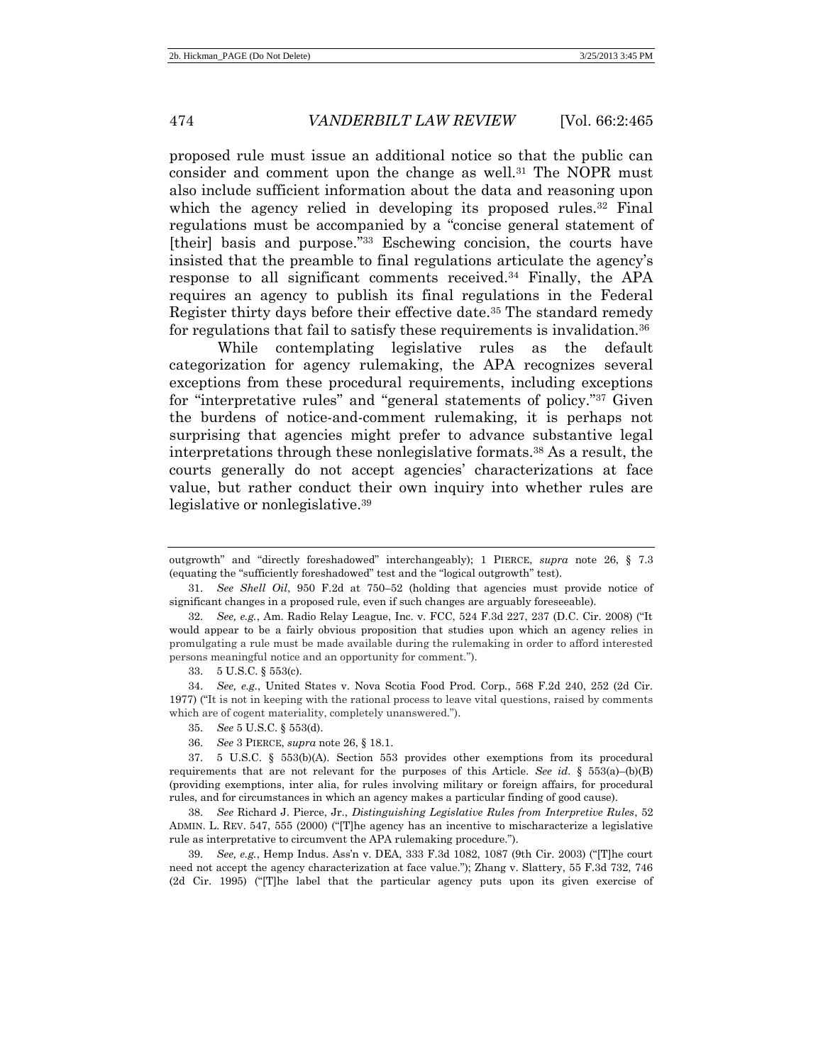proposed rule must issue an additional notice so that the public can consider and comment upon the change as well.[31] The NOPR must also include sufficient information about the data and reasoning upon which the agency relied in developing its proposed rules.[32] Final regulations must be accompanied by a "concise general statement of [their] basis and purpose."[33] Eschewing concision, the courts have insisted that the preamble to final regulations articulate the agency's response to all significant comments received.[34] Finally, the APA requires an agency to publish its final regulations in the Federal Register thirty days before their effective date.[35] The standard remedy for regulations that fail to satisfy these requirements is invalidation.[36]

While contemplating legislative rules as the default categorization for agency rulemaking, the APA recognizes several exceptions from these procedural requirements, including exceptions for "interpretative rules" and "general statements of policy."[37] Given the burdens of notice-and-comment rulemaking, it is perhaps not surprising that agencies might prefer to advance substantive legal interpretations through these nonlegislative formats.[38] As a result, the courts generally do not accept agencies' characterizations at face value, but rather conduct their own inquiry into whether rules are legislative or nonlegislative.[39]

---

outgrowth" and "directly foreshadowed" interchangeably); 1 PIERCE, *supra* note 26, § 7.3 (equating the "sufficiently foreshadowed" test and the "logical outgrowth" test).

31. *See Shell Oil*, 950 F.2d at 750–52 (holding that agencies must provide notice of significant changes in a proposed rule, even if such changes are arguably foreseeable).

32. *See, e.g.*, Am. Radio Relay League, Inc. v. FCC, 524 F.3d 227, 237 (D.C. Cir. 2008) ("It would appear to be a fairly obvious proposition that studies upon which an agency relies in promulgating a rule must be made available during the rulemaking in order to afford interested persons meaningful notice and an opportunity for comment.").

33. 5 U.S.C. § 553(c).

34. *See, e.g.*, United States v. Nova Scotia Food Prod. Corp., 568 F.2d 240, 252 (2d Cir. 1977) ("It is not in keeping with the rational process to leave vital questions, raised by comments which are of cogent materiality, completely unanswered.").

35. *See* 5 U.S.C. § 553(d).

36. *See* 3 PIERCE, *supra* note 26, § 18.1.

37. 5 U.S.C. § 553(b)(A). Section 553 provides other exemptions from its procedural requirements that are not relevant for the purposes of this Article. *See id.* § 553(a)–(b)(B) (providing exemptions, inter alia, for rules involving military or foreign affairs, for procedural rules, and for circumstances in which an agency makes a particular finding of good cause).

38. *See* Richard J. Pierce, Jr., *Distinguishing Legislative Rules from Interpretive Rules*, 52 ADMIN. L. REV. 547, 555 (2000) ("[T]he agency has an incentive to mischaracterize a legislative rule as interpretative to circumvent the APA rulemaking procedure.").

39. *See, e.g.*, Hemp Indus. Ass'n v. DEA, 333 F.3d 1082, 1087 (9th Cir. 2003) ("[T]he court need not accept the agency characterization at face value."); Zhang v. Slattery, 55 F.3d 732, 746 (2d Cir. 1995) ("[T]he label that the particular agency puts upon its given exercise of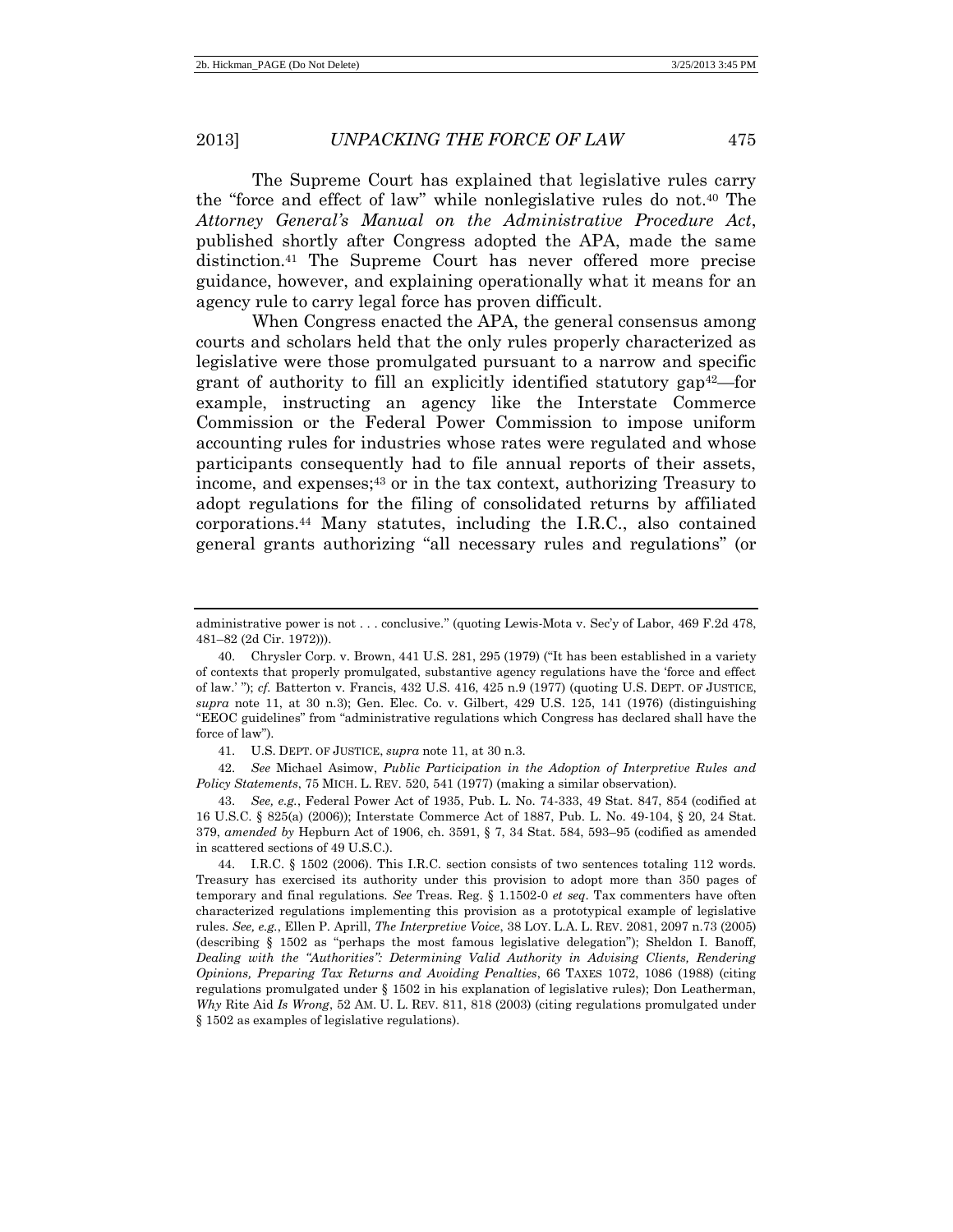The Supreme Court has explained that legislative rules carry the "force and effect of law" while nonlegislative rules do not.[40] The *Attorney General's Manual on the Administrative Procedure Act*, published shortly after Congress adopted the APA, made the same distinction.[41] The Supreme Court has never offered more precise guidance, however, and explaining operationally what it means for an agency rule to carry legal force has proven difficult.

When Congress enacted the APA, the general consensus among courts and scholars held that the only rules properly characterized as legislative were those promulgated pursuant to a narrow and specific grant of authority to fill an explicitly identified statutory gap[42]—for example, instructing an agency like the Interstate Commerce Commission or the Federal Power Commission to impose uniform accounting rules for industries whose rates were regulated and whose participants consequently had to file annual reports of their assets, income, and expenses;[43] or in the tax context, authorizing Treasury to adopt regulations for the filing of consolidated returns by affiliated corporations.[44] Many statutes, including the I.R.C., also contained general grants authorizing "all necessary rules and regulations" (or

---

administrative power is not . . . conclusive." (quoting Lewis-Mota v. Sec'y of Labor, 469 F.2d 478, 481–82 (2d Cir. 1972))).

40. Chrysler Corp. v. Brown, 441 U.S. 281, 295 (1979) ("It has been established in a variety of contexts that properly promulgated, substantive agency regulations have the 'force and effect of law.' "); *cf.* Batterton v. Francis, 432 U.S. 416, 425 n.9 (1977) (quoting U.S. DEPT. OF JUSTICE, *supra* note 11, at 30 n.3); Gen. Elec. Co. v. Gilbert, 429 U.S. 125, 141 (1976) (distinguishing "EEOC guidelines" from "administrative regulations which Congress has declared shall have the force of law").

41. U.S. DEPT. OF JUSTICE, *supra* note 11, at 30 n.3.

42. *See* Michael Asimow, *Public Participation in the Adoption of Interpretive Rules and Policy Statements*, 75 MICH. L. REV. 520, 541 (1977) (making a similar observation).

43. *See, e.g.*, Federal Power Act of 1935, Pub. L. No. 74-333, 49 Stat. 847, 854 (codified at 16 U.S.C. § 825(a) (2006)); Interstate Commerce Act of 1887, Pub. L. No. 49-104, § 20, 24 Stat. 379, *amended by* Hepburn Act of 1906, ch. 3591, § 7, 34 Stat. 584, 593–95 (codified as amended in scattered sections of 49 U.S.C.).

44. I.R.C. § 1502 (2006). This I.R.C. section consists of two sentences totaling 112 words. Treasury has exercised its authority under this provision to adopt more than 350 pages of temporary and final regulations. *See* Treas. Reg. § 1.1502-0 *et seq*. Tax commenters have often characterized regulations implementing this provision as a prototypical example of legislative rules. *See, e.g.*, Ellen P. Aprill, *The Interpretive Voice*, 38 LOY. L.A. L. REV. 2081, 2097 n.73 (2005) (describing § 1502 as "perhaps the most famous legislative delegation"); Sheldon I. Banoff, *Dealing with the "Authorities": Determining Valid Authority in Advising Clients, Rendering Opinions, Preparing Tax Returns and Avoiding Penalties*, 66 TAXES 1072, 1086 (1988) (citing regulations promulgated under § 1502 in his explanation of legislative rules); Don Leatherman, *Why* Rite Aid *Is Wrong*, 52 AM. U. L. REV. 811, 818 (2003) (citing regulations promulgated under § 1502 as examples of legislative regulations).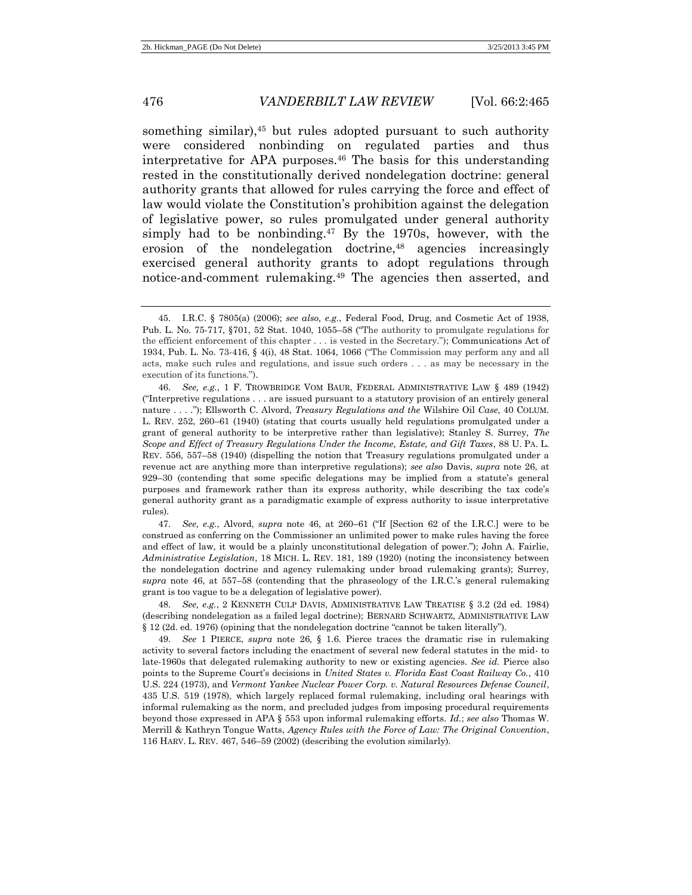something similar),[45] but rules adopted pursuant to such authority were considered nonbinding on regulated parties and thus interpretative for APA purposes.[46] The basis for this understanding rested in the constitutionally derived nondelegation doctrine: general authority grants that allowed for rules carrying the force and effect of law would violate the Constitution's prohibition against the delegation of legislative power, so rules promulgated under general authority simply had to be nonbinding.[47] By the 1970s, however, with the erosion of the nondelegation doctrine,[48] agencies increasingly exercised general authority grants to adopt regulations through notice-and-comment rulemaking.[49] The agencies then asserted, and

---

45. I.R.C. § 7805(a) (2006); *see also, e.g.*, Federal Food, Drug, and Cosmetic Act of 1938, Pub. L. No. 75-717, §701, 52 Stat. 1040, 1055–58 ("The authority to promulgate regulations for the efficient enforcement of this chapter . . . is vested in the Secretary."); Communications Act of 1934, Pub. L. No. 73-416, § 4(i), 48 Stat. 1064, 1066 ("The Commission may perform any and all acts, make such rules and regulations, and issue such orders . . . as may be necessary in the execution of its functions.").

46. *See, e.g.*, 1 F. TROWBRIDGE VOM BAUR, FEDERAL ADMINISTRATIVE LAW § 489 (1942) ("Interpretive regulations . . . are issued pursuant to a statutory provision of an entirely general nature . . . ."); Ellsworth C. Alvord, *Treasury Regulations and the* Wilshire Oil *Case*, 40 COLUM. L. REV. 252, 260–61 (1940) (stating that courts usually held regulations promulgated under a grant of general authority to be interpretive rather than legislative); Stanley S. Surrey, *The Scope and Effect of Treasury Regulations Under the Income, Estate, and Gift Taxes*, 88 U. PA. L. REV. 556, 557–58 (1940) (dispelling the notion that Treasury regulations promulgated under a revenue act are anything more than interpretive regulations); *see also* Davis, *supra* note 26, at 929–30 (contending that some specific delegations may be implied from a statute's general purposes and framework rather than its express authority, while describing the tax code's general authority grant as a paradigmatic example of express authority to issue interpretative rules).

47. *See, e.g.*, Alvord, *supra* note 46, at 260–61 ("If [Section 62 of the I.R.C.] were to be construed as conferring on the Commissioner an unlimited power to make rules having the force and effect of law, it would be a plainly unconstitutional delegation of power."); John A. Fairlie, *Administrative Legislation*, 18 MICH. L. REV. 181, 189 (1920) (noting the inconsistency between the nondelegation doctrine and agency rulemaking under broad rulemaking grants); Surrey, *supra* note 46, at 557–58 (contending that the phraseology of the I.R.C.'s general rulemaking grant is too vague to be a delegation of legislative power).

48. *See, e.g.*, 2 KENNETH CULP DAVIS, ADMINISTRATIVE LAW TREATISE § 3.2 (2d ed. 1984) (describing nondelegation as a failed legal doctrine); BERNARD SCHWARTZ, ADMINISTRATIVE LAW § 12 (2d. ed. 1976) (opining that the nondelegation doctrine "cannot be taken literally").

49. *See* 1 PIERCE, *supra* note 26, § 1.6. Pierce traces the dramatic rise in rulemaking activity to several factors including the enactment of several new federal statutes in the mid- to late-1960s that delegated rulemaking authority to new or existing agencies. *See id.* Pierce also points to the Supreme Court's decisions in *United States v. Florida East Coast Railway Co.*, 410 U.S. 224 (1973), and *Vermont Yankee Nuclear Power Corp. v. Natural Resources Defense Council*, 435 U.S. 519 (1978), which largely replaced formal rulemaking, including oral hearings with informal rulemaking as the norm, and precluded judges from imposing procedural requirements beyond those expressed in APA § 553 upon informal rulemaking efforts. *Id.*; *see also* Thomas W. Merrill & Kathryn Tongue Watts, *Agency Rules with the Force of Law: The Original Convention*, 116 HARV. L. REV. 467, 546–59 (2002) (describing the evolution similarly).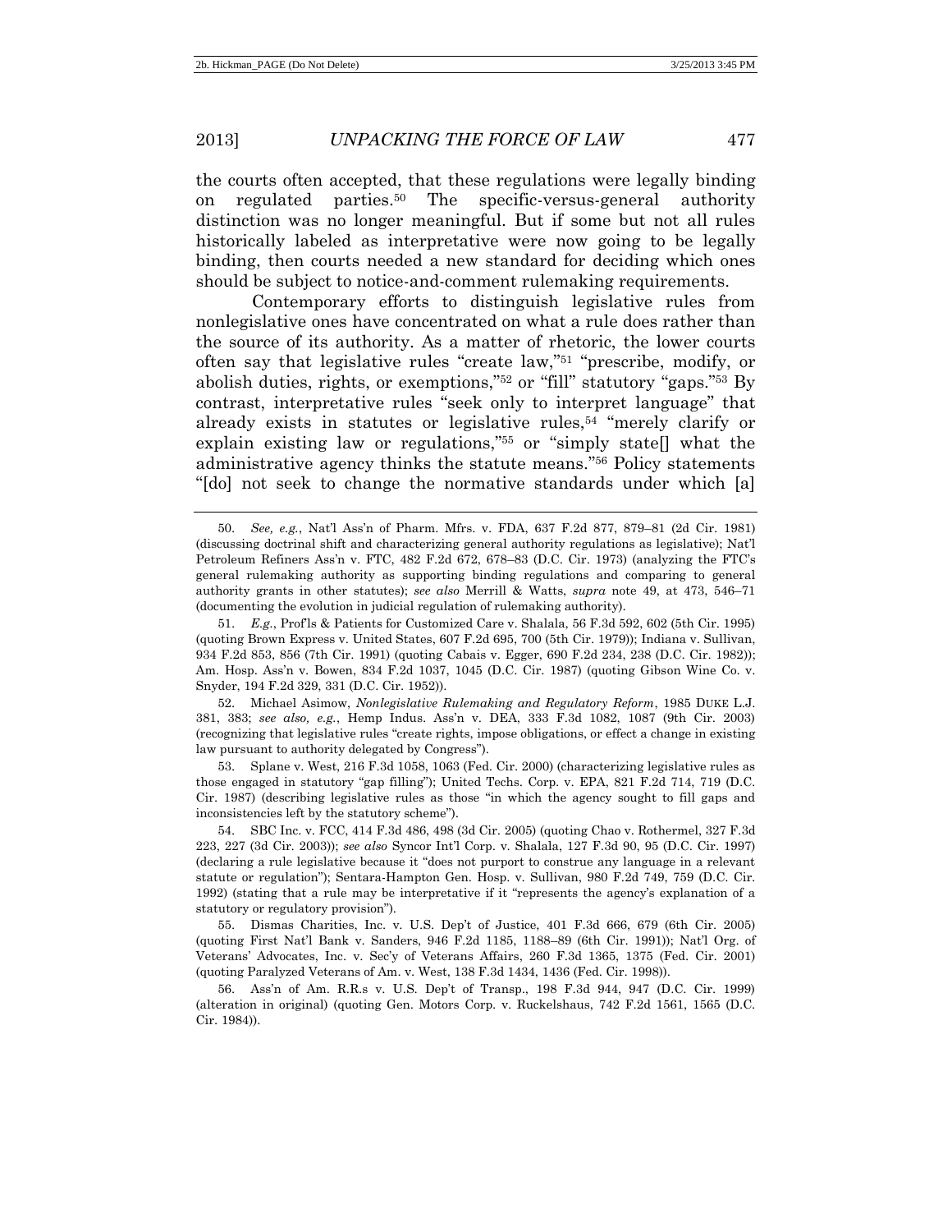the courts often accepted, that these regulations were legally binding on regulated parties.[50] The specific-versus-general authority distinction was no longer meaningful. But if some but not all rules historically labeled as interpretative were now going to be legally binding, then courts needed a new standard for deciding which ones should be subject to notice-and-comment rulemaking requirements.

Contemporary efforts to distinguish legislative rules from nonlegislative ones have concentrated on what a rule does rather than the source of its authority. As a matter of rhetoric, the lower courts often say that legislative rules "create law,"[51] "prescribe, modify, or abolish duties, rights, or exemptions,"[52] or "fill" statutory "gaps."[53] By contrast, interpretative rules "seek only to interpret language" that already exists in statutes or legislative rules,[54] "merely clarify or explain existing law or regulations,"[55] or "simply state[] what the administrative agency thinks the statute means."[56] Policy statements "[do] not seek to change the normative standards under which [a]

---

50. *See, e.g.*, Nat'l Ass'n of Pharm. Mfrs. v. FDA, 637 F.2d 877, 879–81 (2d Cir. 1981) (discussing doctrinal shift and characterizing general authority regulations as legislative); Nat'l Petroleum Refiners Ass'n v. FTC, 482 F.2d 672, 678–83 (D.C. Cir. 1973) (analyzing the FTC's general rulemaking authority as supporting binding regulations and comparing to general authority grants in other statutes); *see also* Merrill & Watts, *supra* note 49, at 473, 546–71 (documenting the evolution in judicial regulation of rulemaking authority).

51. *E.g.*, Prof'ls & Patients for Customized Care v. Shalala, 56 F.3d 592, 602 (5th Cir. 1995) (quoting Brown Express v. United States, 607 F.2d 695, 700 (5th Cir. 1979)); Indiana v. Sullivan, 934 F.2d 853, 856 (7th Cir. 1991) (quoting Cabais v. Egger, 690 F.2d 234, 238 (D.C. Cir. 1982)); Am. Hosp. Ass'n v. Bowen, 834 F.2d 1037, 1045 (D.C. Cir. 1987) (quoting Gibson Wine Co. v. Snyder, 194 F.2d 329, 331 (D.C. Cir. 1952)).

52. Michael Asimow, *Nonlegislative Rulemaking and Regulatory Reform*, 1985 DUKE L.J. 381, 383; *see also, e.g.*, Hemp Indus. Ass'n v. DEA, 333 F.3d 1082, 1087 (9th Cir. 2003) (recognizing that legislative rules "create rights, impose obligations, or effect a change in existing law pursuant to authority delegated by Congress").

53. Splane v. West, 216 F.3d 1058, 1063 (Fed. Cir. 2000) (characterizing legislative rules as those engaged in statutory "gap filling"); United Techs. Corp. v. EPA, 821 F.2d 714, 719 (D.C. Cir. 1987) (describing legislative rules as those "in which the agency sought to fill gaps and inconsistencies left by the statutory scheme").

54. SBC Inc. v. FCC, 414 F.3d 486, 498 (3d Cir. 2005) (quoting Chao v. Rothermel, 327 F.3d 223, 227 (3d Cir. 2003)); *see also* Syncor Int'l Corp. v. Shalala, 127 F.3d 90, 95 (D.C. Cir. 1997) (declaring a rule legislative because it "does not purport to construe any language in a relevant statute or regulation"); Sentara-Hampton Gen. Hosp. v. Sullivan, 980 F.2d 749, 759 (D.C. Cir. 1992) (stating that a rule may be interpretative if it "represents the agency's explanation of a statutory or regulatory provision").

55. Dismas Charities, Inc. v. U.S. Dep't of Justice, 401 F.3d 666, 679 (6th Cir. 2005) (quoting First Nat'l Bank v. Sanders, 946 F.2d 1185, 1188–89 (6th Cir. 1991)); Nat'l Org. of Veterans' Advocates, Inc. v. Sec'y of Veterans Affairs, 260 F.3d 1365, 1375 (Fed. Cir. 2001) (quoting Paralyzed Veterans of Am. v. West, 138 F.3d 1434, 1436 (Fed. Cir. 1998)).

56. Ass'n of Am. R.R.s v. U.S. Dep't of Transp., 198 F.3d 944, 947 (D.C. Cir. 1999) (alteration in original) (quoting Gen. Motors Corp. v. Ruckelshaus, 742 F.2d 1561, 1565 (D.C. Cir. 1984)).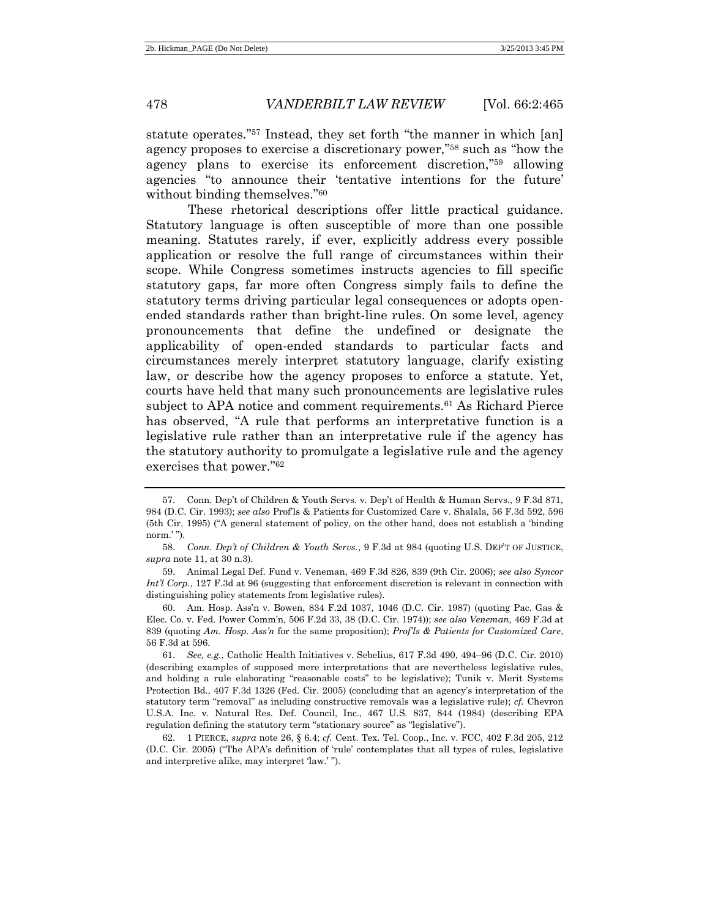statute operates."[57] Instead, they set forth "the manner in which [an] agency proposes to exercise a discretionary power,"[58] such as "how the agency plans to exercise its enforcement discretion,"[59] allowing agencies "to announce their 'tentative intentions for the future' without binding themselves."[60]

These rhetorical descriptions offer little practical guidance. Statutory language is often susceptible of more than one possible meaning. Statutes rarely, if ever, explicitly address every possible application or resolve the full range of circumstances within their scope. While Congress sometimes instructs agencies to fill specific statutory gaps, far more often Congress simply fails to define the statutory terms driving particular legal consequences or adopts open-ended standards rather than bright-line rules. On some level, agency pronouncements that define the undefined or designate the applicability of open-ended standards to particular facts and circumstances merely interpret statutory language, clarify existing law, or describe how the agency proposes to enforce a statute. Yet, courts have held that many such pronouncements are legislative rules subject to APA notice and comment requirements.[61] As Richard Pierce has observed, "A rule that performs an interpretative function is a legislative rule rather than an interpretative rule if the agency has the statutory authority to promulgate a legislative rule and the agency exercises that power."[62]

---

57. Conn. Dep't of Children & Youth Servs. v. Dep't of Health & Human Servs., 9 F.3d 871, 984 (D.C. Cir. 1993); *see also* Prof'ls & Patients for Customized Care v. Shalala, 56 F.3d 592, 596 (5th Cir. 1995) ("A general statement of policy, on the other hand, does not establish a 'binding norm.' ").

58. *Conn. Dep't of Children & Youth Servs.*, 9 F.3d at 984 (quoting U.S. DEP'T OF JUSTICE, *supra* note 11, at 30 n.3).

59. Animal Legal Def. Fund v. Veneman, 469 F.3d 826, 839 (9th Cir. 2006); *see also Syncor Int'l Corp.*, 127 F.3d at 96 (suggesting that enforcement discretion is relevant in connection with distinguishing policy statements from legislative rules).

60. Am. Hosp. Ass'n v. Bowen, 834 F.2d 1037, 1046 (D.C. Cir. 1987) (quoting Pac. Gas & Elec. Co. v. Fed. Power Comm'n, 506 F.2d 33, 38 (D.C. Cir. 1974)); *see also Veneman*, 469 F.3d at 839 (quoting *Am. Hosp. Ass'n* for the same proposition); *Prof'ls & Patients for Customized Care*, 56 F.3d at 596.

61. *See, e.g.*, Catholic Health Initiatives v. Sebelius, 617 F.3d 490, 494–96 (D.C. Cir. 2010) (describing examples of supposed mere interpretations that are nevertheless legislative rules, and holding a rule elaborating "reasonable costs" to be legislative); Tunik v. Merit Systems Protection Bd., 407 F.3d 1326 (Fed. Cir. 2005) (concluding that an agency's interpretation of the statutory term "removal" as including constructive removals was a legislative rule); *cf.* Chevron U.S.A. Inc. v. Natural Res. Def. Council, Inc., 467 U.S. 837, 844 (1984) (describing EPA regulation defining the statutory term "stationary source" as "legislative").

62. 1 PIERCE, *supra* note 26, § 6.4; *cf.* Cent. Tex. Tel. Coop., Inc. v. FCC, 402 F.3d 205, 212 (D.C. Cir. 2005) ("The APA's definition of 'rule' contemplates that all types of rules, legislative and interpretive alike, may interpret 'law.' ").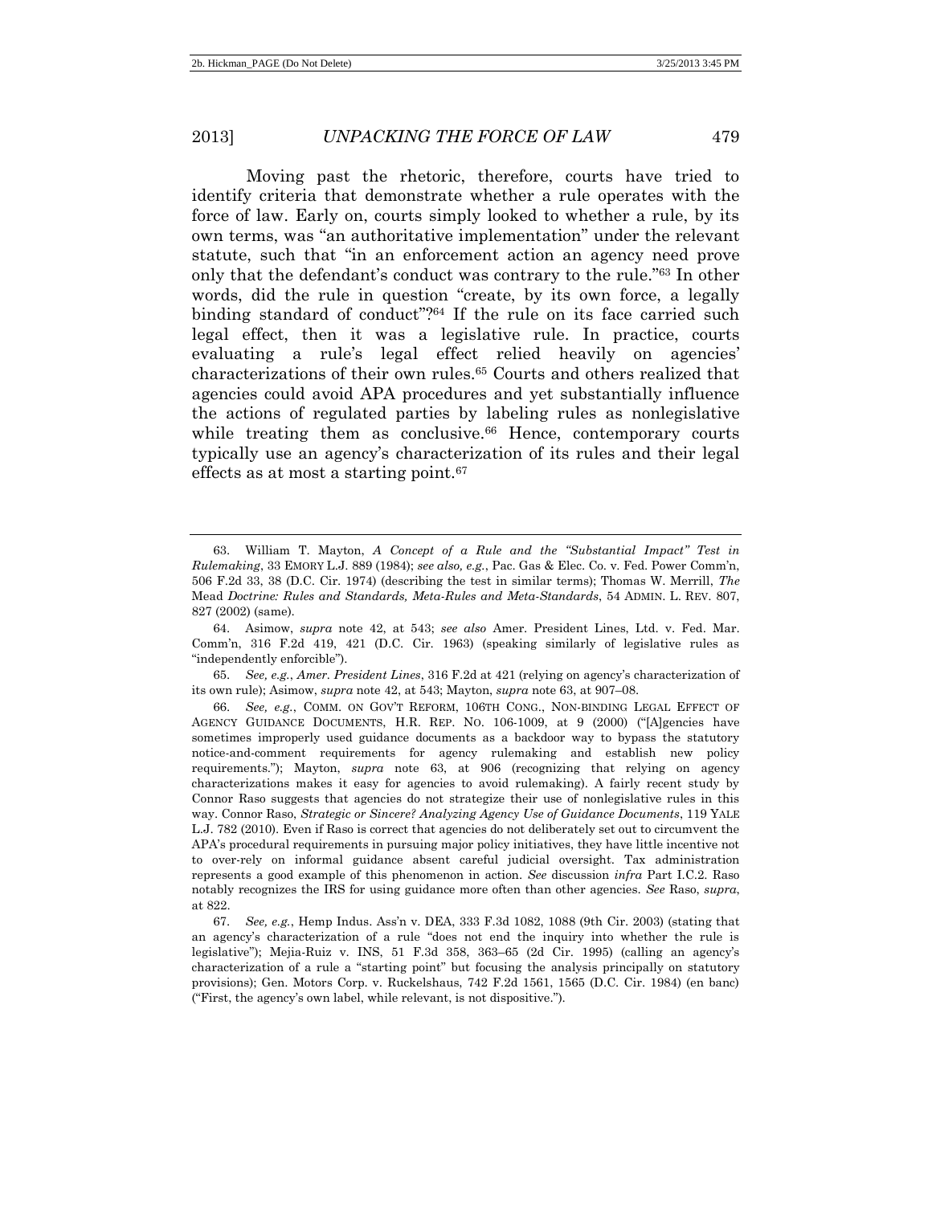Moving past the rhetoric, therefore, courts have tried to identify criteria that demonstrate whether a rule operates with the force of law. Early on, courts simply looked to whether a rule, by its own terms, was "an authoritative implementation" under the relevant statute, such that "in an enforcement action an agency need prove only that the defendant's conduct was contrary to the rule."[63] In other words, did the rule in question "create, by its own force, a legally binding standard of conduct"?[64] If the rule on its face carried such legal effect, then it was a legislative rule. In practice, courts evaluating a rule's legal effect relied heavily on agencies' characterizations of their own rules.[65] Courts and others realized that agencies could avoid APA procedures and yet substantially influence the actions of regulated parties by labeling rules as nonlegislative while treating them as conclusive.[66] Hence, contemporary courts typically use an agency's characterization of its rules and their legal effects as at most a starting point.[67]

---

63. William T. Mayton, *A Concept of a Rule and the "Substantial Impact" Test in Rulemaking*, 33 EMORY L.J. 889 (1984); *see also, e.g.*, Pac. Gas & Elec. Co. v. Fed. Power Comm'n, 506 F.2d 33, 38 (D.C. Cir. 1974) (describing the test in similar terms); Thomas W. Merrill, *The* Mead *Doctrine: Rules and Standards, Meta-Rules and Meta-Standards*, 54 ADMIN. L. REV. 807, 827 (2002) (same).

64. Asimow, *supra* note 42, at 543; *see also* Amer. President Lines, Ltd. v. Fed. Mar. Comm'n, 316 F.2d 419, 421 (D.C. Cir. 1963) (speaking similarly of legislative rules as "independently enforcible").

65. *See, e.g.*, *Amer. President Lines*, 316 F.2d at 421 (relying on agency's characterization of its own rule); Asimow, *supra* note 42, at 543; Mayton, *supra* note 63, at 907–08.

66. *See, e.g.*, COMM. ON GOV'T REFORM, 106TH CONG., NON-BINDING LEGAL EFFECT OF AGENCY GUIDANCE DOCUMENTS, H.R. REP. NO. 106-1009, at 9 (2000) ("[A]gencies have sometimes improperly used guidance documents as a backdoor way to bypass the statutory notice-and-comment requirements for agency rulemaking and establish new policy requirements."); Mayton, *supra* note 63, at 906 (recognizing that relying on agency characterizations makes it easy for agencies to avoid rulemaking). A fairly recent study by Connor Raso suggests that agencies do not strategize their use of nonlegislative rules in this way. Connor Raso, *Strategic or Sincere? Analyzing Agency Use of Guidance Documents*, 119 YALE L.J. 782 (2010). Even if Raso is correct that agencies do not deliberately set out to circumvent the APA's procedural requirements in pursuing major policy initiatives, they have little incentive not to over-rely on informal guidance absent careful judicial oversight. Tax administration represents a good example of this phenomenon in action. *See* discussion *infra* Part I.C.2. Raso notably recognizes the IRS for using guidance more often than other agencies. *See* Raso, *supra*, at 822.

67. *See, e.g.*, Hemp Indus. Ass'n v. DEA, 333 F.3d 1082, 1088 (9th Cir. 2003) (stating that an agency's characterization of a rule "does not end the inquiry into whether the rule is legislative"); Mejia-Ruiz v. INS, 51 F.3d 358, 363–65 (2d Cir. 1995) (calling an agency's characterization of a rule a "starting point" but focusing the analysis principally on statutory provisions); Gen. Motors Corp. v. Ruckelshaus, 742 F.2d 1561, 1565 (D.C. Cir. 1984) (en banc) ("First, the agency's own label, while relevant, is not dispositive.").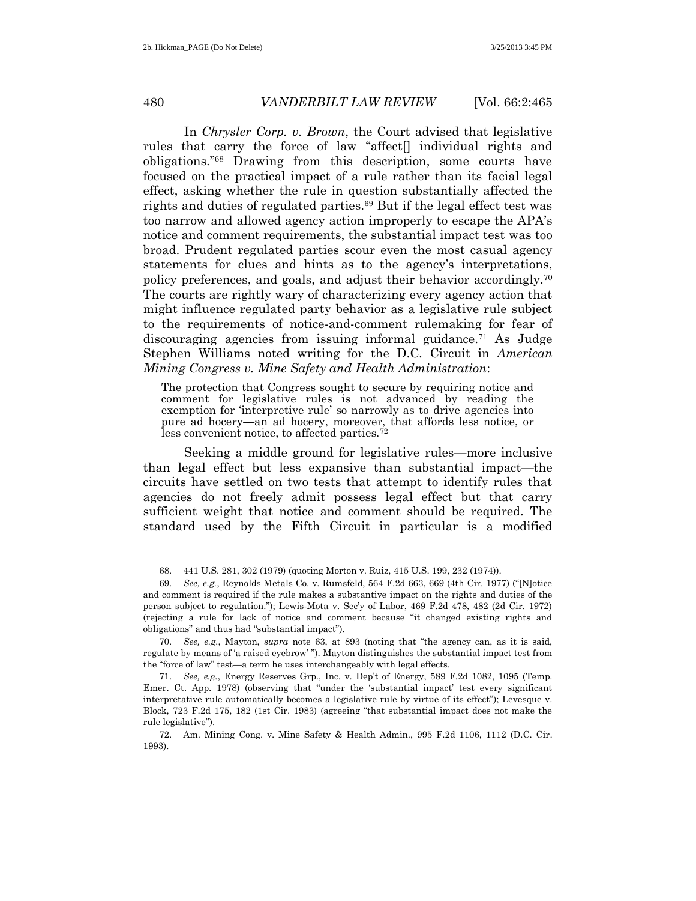In *Chrysler Corp. v. Brown*, the Court advised that legislative rules that carry the force of law "affect[] individual rights and obligations."[68] Drawing from this description, some courts have focused on the practical impact of a rule rather than its facial legal effect, asking whether the rule in question substantially affected the rights and duties of regulated parties.[69] But if the legal effect test was too narrow and allowed agency action improperly to escape the APA's notice and comment requirements, the substantial impact test was too broad. Prudent regulated parties scour even the most casual agency statements for clues and hints as to the agency's interpretations, policy preferences, and goals, and adjust their behavior accordingly.[70] The courts are rightly wary of characterizing every agency action that might influence regulated party behavior as a legislative rule subject to the requirements of notice-and-comment rulemaking for fear of discouraging agencies from issuing informal guidance.[71] As Judge Stephen Williams noted writing for the D.C. Circuit in *American Mining Congress v. Mine Safety and Health Administration*:

> The protection that Congress sought to secure by requiring notice and comment for legislative rules is not advanced by reading the exemption for 'interpretive rule' so narrowly as to drive agencies into pure ad hocery—an ad hocery, moreover, that affords less notice, or less convenient notice, to affected parties.[72]

Seeking a middle ground for legislative rules—more inclusive than legal effect but less expansive than substantial impact—the circuits have settled on two tests that attempt to identify rules that agencies do not freely admit possess legal effect but that carry sufficient weight that notice and comment should be required. The standard used by the Fifth Circuit in particular is a modified

---

68. 441 U.S. 281, 302 (1979) (quoting Morton v. Ruiz, 415 U.S. 199, 232 (1974)).

69. *See, e.g.*, Reynolds Metals Co. v. Rumsfeld, 564 F.2d 663, 669 (4th Cir. 1977) ("[N]otice and comment is required if the rule makes a substantive impact on the rights and duties of the person subject to regulation."); Lewis-Mota v. Sec'y of Labor, 469 F.2d 478, 482 (2d Cir. 1972) (rejecting a rule for lack of notice and comment because "it changed existing rights and obligations" and thus had "substantial impact").

70. *See, e.g.*, Mayton, *supra* note 63, at 893 (noting that "the agency can, as it is said, regulate by means of 'a raised eyebrow' "). Mayton distinguishes the substantial impact test from the "force of law" test—a term he uses interchangeably with legal effects.

71. *See, e.g.*, Energy Reserves Grp., Inc. v. Dep't of Energy, 589 F.2d 1082, 1095 (Temp. Emer. Ct. App. 1978) (observing that "under the 'substantial impact' test every significant interpretative rule automatically becomes a legislative rule by virtue of its effect"); Levesque v. Block, 723 F.2d 175, 182 (1st Cir. 1983) (agreeing "that substantial impact does not make the rule legislative").

72. Am. Mining Cong. v. Mine Safety & Health Admin., 995 F.2d 1106, 1112 (D.C. Cir. 1993).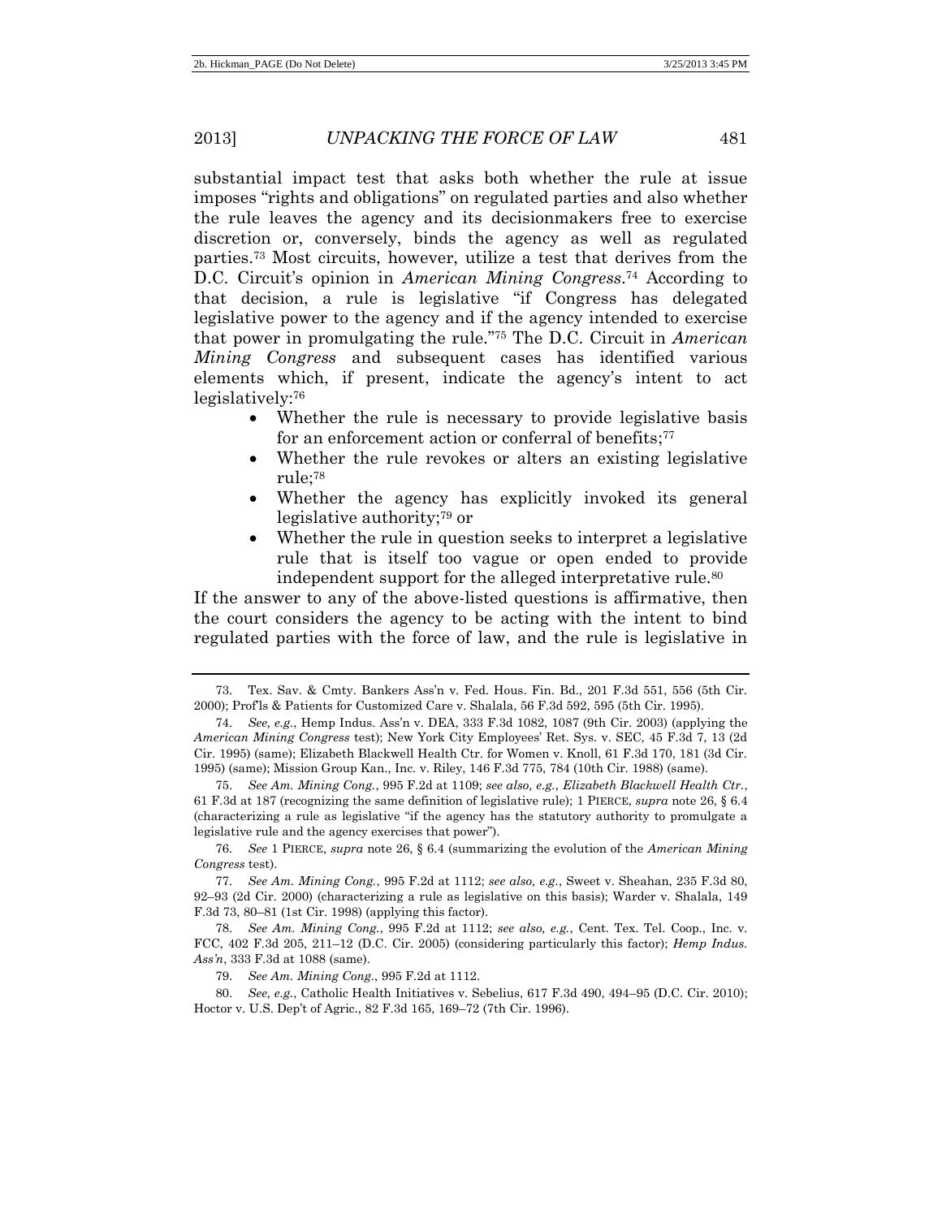substantial impact test that asks both whether the rule at issue imposes "rights and obligations" on regulated parties and also whether the rule leaves the agency and its decisionmakers free to exercise discretion or, conversely, binds the agency as well as regulated parties.[73] Most circuits, however, utilize a test that derives from the D.C. Circuit's opinion in *American Mining Congress*.[74] According to that decision, a rule is legislative "if Congress has delegated legislative power to the agency and if the agency intended to exercise that power in promulgating the rule."[75] The D.C. Circuit in *American Mining Congress* and subsequent cases has identified various elements which, if present, indicate the agency's intent to act legislatively:[76]

- Whether the rule is necessary to provide legislative basis for an enforcement action or conferral of benefits;[77]
- Whether the rule revokes or alters an existing legislative rule;[78]
- Whether the agency has explicitly invoked its general legislative authority;[79] or
- Whether the rule in question seeks to interpret a legislative rule that is itself too vague or open ended to provide independent support for the alleged interpretative rule.[80]

If the answer to any of the above-listed questions is affirmative, then the court considers the agency to be acting with the intent to bind regulated parties with the force of law, and the rule is legislative in

---

73. Tex. Sav. & Cmty. Bankers Ass'n v. Fed. Hous. Fin. Bd., 201 F.3d 551, 556 (5th Cir. 2000); Prof'ls & Patients for Customized Care v. Shalala, 56 F.3d 592, 595 (5th Cir. 1995).

74. *See, e.g.*, Hemp Indus. Ass'n v. DEA, 333 F.3d 1082, 1087 (9th Cir. 2003) (applying the *American Mining Congress* test); New York City Employees' Ret. Sys. v. SEC, 45 F.3d 7, 13 (2d Cir. 1995) (same); Elizabeth Blackwell Health Ctr. for Women v. Knoll, 61 F.3d 170, 181 (3d Cir. 1995) (same); Mission Group Kan., Inc. v. Riley, 146 F.3d 775, 784 (10th Cir. 1988) (same).

75. *See Am. Mining Cong.*, 995 F.2d at 1109; *see also, e.g.*, *Elizabeth Blackwell Health Ctr.*, 61 F.3d at 187 (recognizing the same definition of legislative rule); 1 PIERCE, *supra* note 26, § 6.4 (characterizing a rule as legislative "if the agency has the statutory authority to promulgate a legislative rule and the agency exercises that power").

76. *See* 1 PIERCE, *supra* note 26, § 6.4 (summarizing the evolution of the *American Mining Congress* test).

77. *See Am. Mining Cong.*, 995 F.2d at 1112; *see also, e.g.*, Sweet v. Sheahan, 235 F.3d 80, 92–93 (2d Cir. 2000) (characterizing a rule as legislative on this basis); Warder v. Shalala, 149 F.3d 73, 80–81 (1st Cir. 1998) (applying this factor).

78. *See Am. Mining Cong.*, 995 F.2d at 1112; *see also, e.g.*, Cent. Tex. Tel. Coop., Inc. v. FCC, 402 F.3d 205, 211–12 (D.C. Cir. 2005) (considering particularly this factor); *Hemp Indus. Ass'n*, 333 F.3d at 1088 (same).

79. *See Am. Mining Cong.*, 995 F.2d at 1112.

80. *See, e.g.*, Catholic Health Initiatives v. Sebelius, 617 F.3d 490, 494–95 (D.C. Cir. 2010); Hoctor v. U.S. Dep't of Agric., 82 F.3d 165, 169–72 (7th Cir. 1996).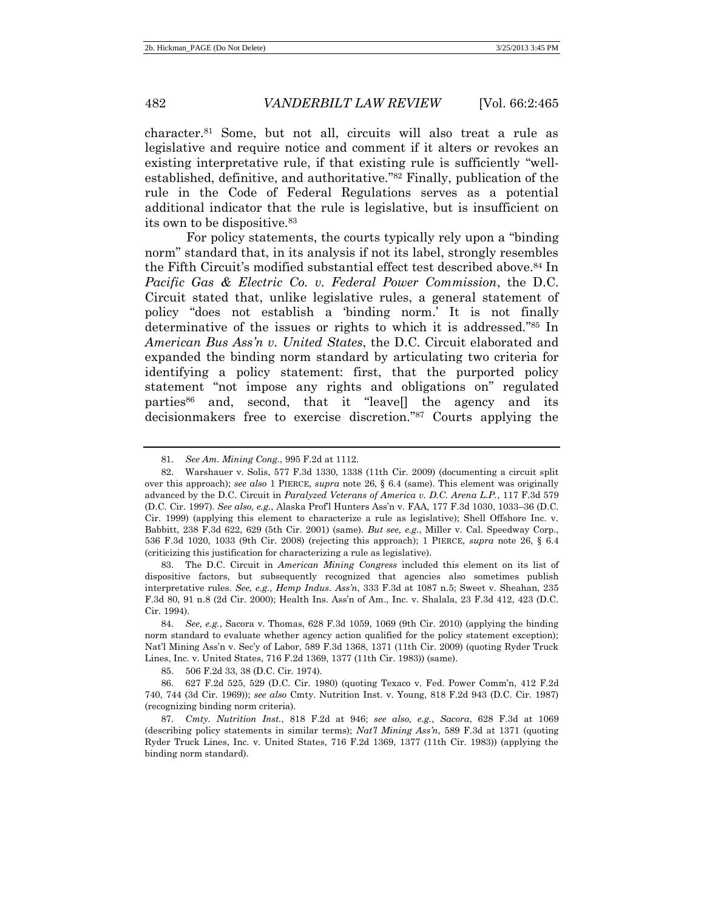character.[81] Some, but not all, circuits will also treat a rule as legislative and require notice and comment if it alters or revokes an existing interpretative rule, if that existing rule is sufficiently "well-established, definitive, and authoritative."[82] Finally, publication of the rule in the Code of Federal Regulations serves as a potential additional indicator that the rule is legislative, but is insufficient on its own to be dispositive.[83]

For policy statements, the courts typically rely upon a "binding norm" standard that, in its analysis if not its label, strongly resembles the Fifth Circuit's modified substantial effect test described above.[84] In *Pacific Gas & Electric Co. v. Federal Power Commission*, the D.C. Circuit stated that, unlike legislative rules, a general statement of policy "does not establish a 'binding norm.' It is not finally determinative of the issues or rights to which it is addressed."[85] In *American Bus Ass'n v. United States*, the D.C. Circuit elaborated and expanded the binding norm standard by articulating two criteria for identifying a policy statement: first, that the purported policy statement "not impose any rights and obligations on" regulated parties[86] and, second, that it "leave[] the agency and its decisionmakers free to exercise discretion."[87] Courts applying the

---

81. *See Am. Mining Cong.*, 995 F.2d at 1112.

82. Warshauer v. Solis, 577 F.3d 1330, 1338 (11th Cir. 2009) (documenting a circuit split over this approach); *see also* 1 PIERCE, *supra* note 26, § 6.4 (same). This element was originally advanced by the D.C. Circuit in *Paralyzed Veterans of America v. D.C. Arena L.P.*, 117 F.3d 579 (D.C. Cir. 1997). *See also, e.g.*, Alaska Prof'l Hunters Ass'n v. FAA, 177 F.3d 1030, 1033–36 (D.C. Cir. 1999) (applying this element to characterize a rule as legislative); Shell Offshore Inc. v. Babbitt, 238 F.3d 622, 629 (5th Cir. 2001) (same). *But see, e.g.*, Miller v. Cal. Speedway Corp., 536 F.3d 1020, 1033 (9th Cir. 2008) (rejecting this approach); 1 PIERCE, *supra* note 26, § 6.4 (criticizing this justification for characterizing a rule as legislative).

83. The D.C. Circuit in *American Mining Congress* included this element on its list of dispositive factors, but subsequently recognized that agencies also sometimes publish interpretative rules. *See, e.g.*, *Hemp Indus. Ass'n*, 333 F.3d at 1087 n.5; Sweet v. Sheahan, 235 F.3d 80, 91 n.8 (2d Cir. 2000); Health Ins. Ass'n of Am., Inc. v. Shalala, 23 F.3d 412, 423 (D.C. Cir. 1994).

84. *See, e.g.*, Sacora v. Thomas, 628 F.3d 1059, 1069 (9th Cir. 2010) (applying the binding norm standard to evaluate whether agency action qualified for the policy statement exception); Nat'l Mining Ass'n v. Sec'y of Labor, 589 F.3d 1368, 1371 (11th Cir. 2009) (quoting Ryder Truck Lines, Inc. v. United States, 716 F.2d 1369, 1377 (11th Cir. 1983)) (same).

85. 506 F.2d 33, 38 (D.C. Cir. 1974).

86. 627 F.2d 525, 529 (D.C. Cir. 1980) (quoting Texaco v. Fed. Power Comm'n, 412 F.2d 740, 744 (3d Cir. 1969)); *see also* Cmty. Nutrition Inst. v. Young, 818 F.2d 943 (D.C. Cir. 1987) (recognizing binding norm criteria).

87. *Cmty. Nutrition Inst.*, 818 F.2d at 946; *see also, e.g.*, *Sacora*, 628 F.3d at 1069 (describing policy statements in similar terms); *Nat'l Mining Ass'n*, 589 F.3d at 1371 (quoting Ryder Truck Lines, Inc. v. United States, 716 F.2d 1369, 1377 (11th Cir. 1983)) (applying the binding norm standard).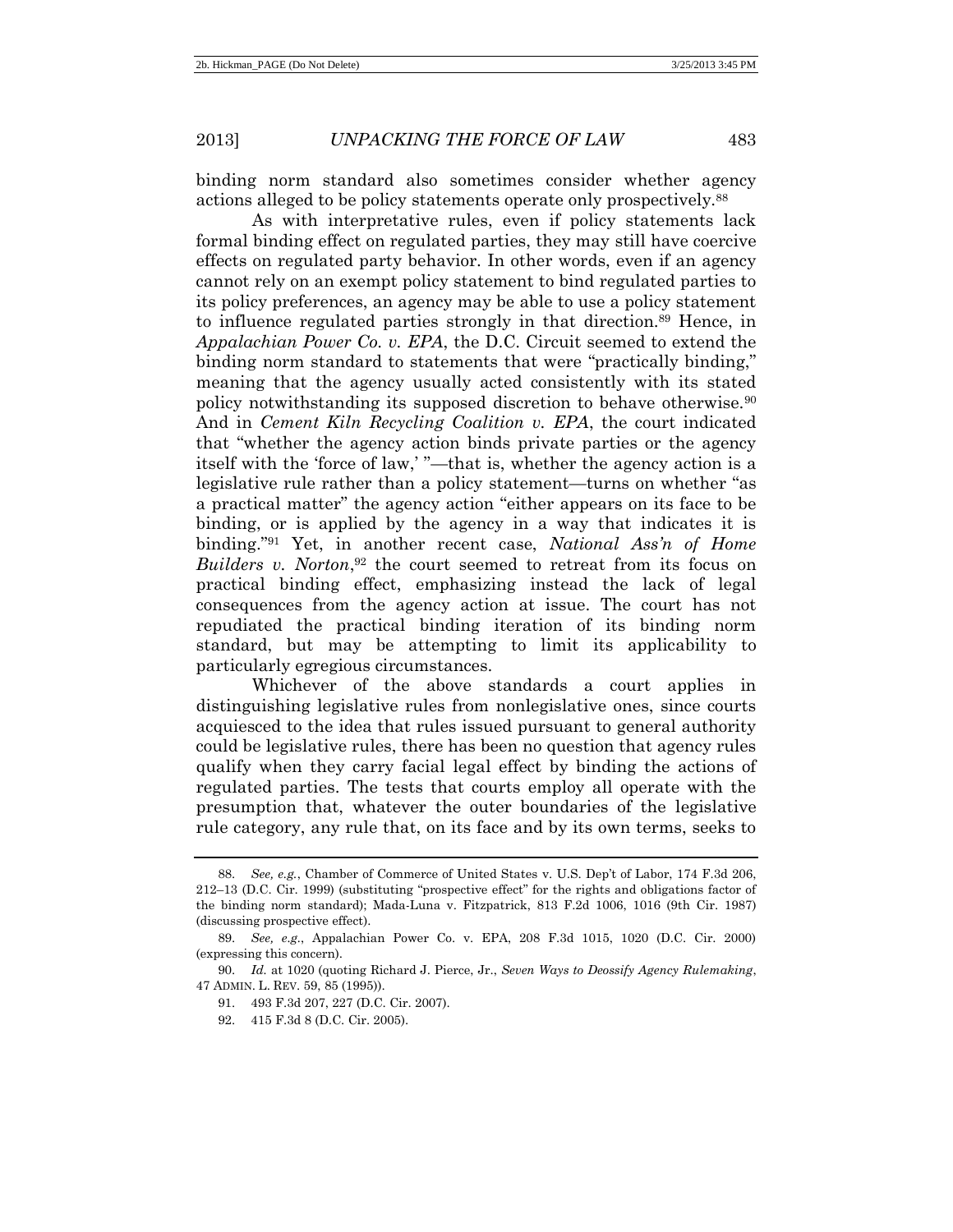binding norm standard also sometimes consider whether agency actions alleged to be policy statements operate only prospectively.[88]

As with interpretative rules, even if policy statements lack formal binding effect on regulated parties, they may still have coercive effects on regulated party behavior. In other words, even if an agency cannot rely on an exempt policy statement to bind regulated parties to its policy preferences, an agency may be able to use a policy statement to influence regulated parties strongly in that direction.[89] Hence, in *Appalachian Power Co. v. EPA*, the D.C. Circuit seemed to extend the binding norm standard to statements that were "practically binding," meaning that the agency usually acted consistently with its stated policy notwithstanding its supposed discretion to behave otherwise.[90] And in *Cement Kiln Recycling Coalition v. EPA*, the court indicated that "whether the agency action binds private parties or the agency itself with the 'force of law,' "—that is, whether the agency action is a legislative rule rather than a policy statement—turns on whether "as a practical matter" the agency action "either appears on its face to be binding, or is applied by the agency in a way that indicates it is binding."[91] Yet, in another recent case, *National Ass'n of Home Builders v. Norton*,[92] the court seemed to retreat from its focus on practical binding effect, emphasizing instead the lack of legal consequences from the agency action at issue. The court has not repudiated the practical binding iteration of its binding norm standard, but may be attempting to limit its applicability to particularly egregious circumstances.

Whichever of the above standards a court applies in distinguishing legislative rules from nonlegislative ones, since courts acquiesced to the idea that rules issued pursuant to general authority could be legislative rules, there has been no question that agency rules qualify when they carry facial legal effect by binding the actions of regulated parties. The tests that courts employ all operate with the presumption that, whatever the outer boundaries of the legislative rule category, any rule that, on its face and by its own terms, seeks to

---

88. *See, e.g.*, Chamber of Commerce of United States v. U.S. Dep't of Labor, 174 F.3d 206, 212–13 (D.C. Cir. 1999) (substituting "prospective effect" for the rights and obligations factor of the binding norm standard); Mada-Luna v. Fitzpatrick, 813 F.2d 1006, 1016 (9th Cir. 1987) (discussing prospective effect).

89. *See, e.g.*, Appalachian Power Co. v. EPA, 208 F.3d 1015, 1020 (D.C. Cir. 2000) (expressing this concern).

90. *Id.* at 1020 (quoting Richard J. Pierce, Jr., *Seven Ways to Deossify Agency Rulemaking*, 47 ADMIN. L. REV. 59, 85 (1995)).

91. 493 F.3d 207, 227 (D.C. Cir. 2007).

92. 415 F.3d 8 (D.C. Cir. 2005).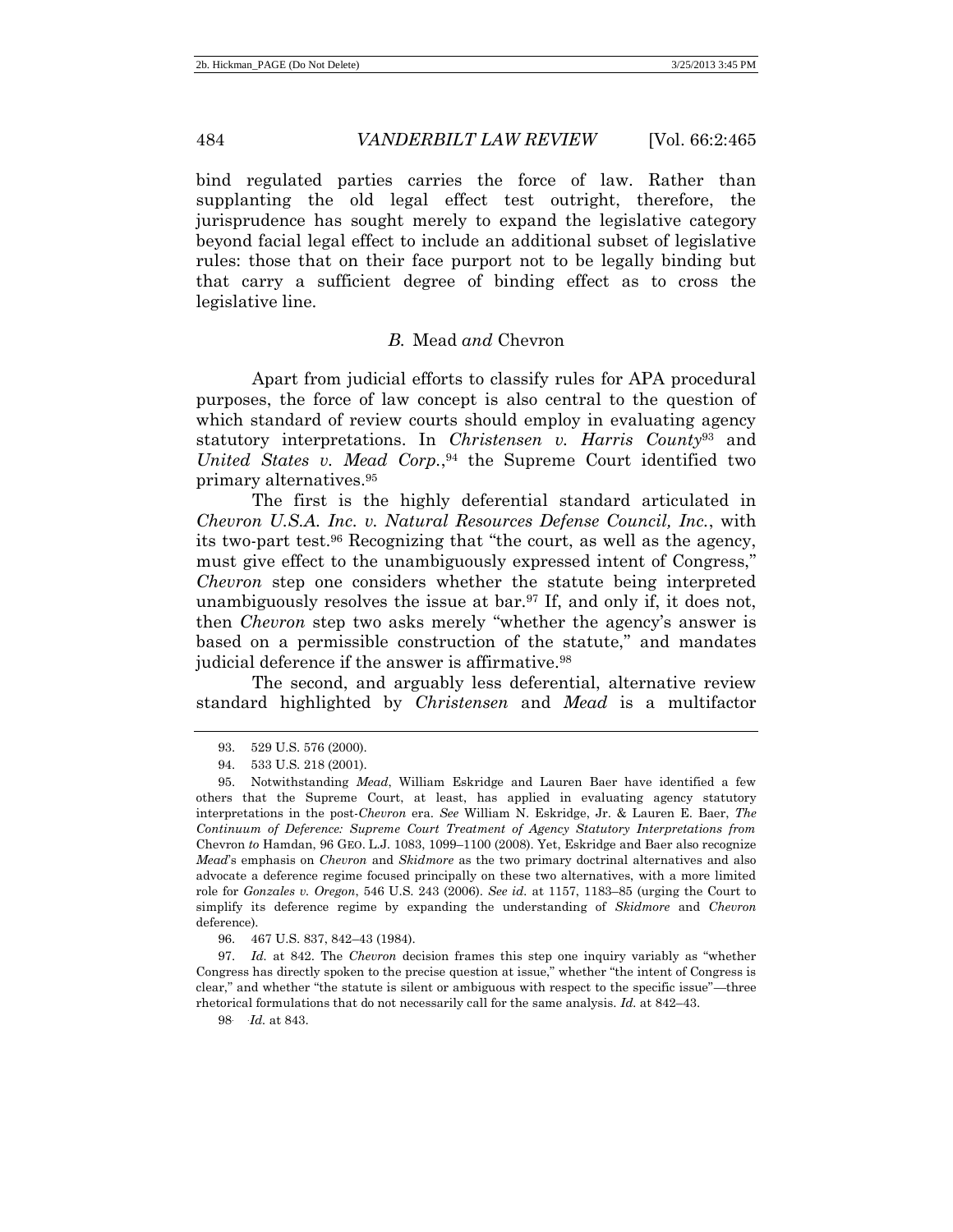bind regulated parties carries the force of law. Rather than supplanting the old legal effect test outright, therefore, the jurisprudence has sought merely to expand the legislative category beyond facial legal effect to include an additional subset of legislative rules: those that on their face purport not to be legally binding but that carry a sufficient degree of binding effect as to cross the legislative line.

### *B.* Mead *and* Chevron

Apart from judicial efforts to classify rules for APA procedural purposes, the force of law concept is also central to the question of which standard of review courts should employ in evaluating agency statutory interpretations. In *Christensen v. Harris County*[93] and *United States v. Mead Corp.*,[94] the Supreme Court identified two primary alternatives.[95]

The first is the highly deferential standard articulated in *Chevron U.S.A. Inc. v. Natural Resources Defense Council, Inc.*, with its two-part test.[96] Recognizing that "the court, as well as the agency, must give effect to the unambiguously expressed intent of Congress," *Chevron* step one considers whether the statute being interpreted unambiguously resolves the issue at bar.[97] If, and only if, it does not, then *Chevron* step two asks merely "whether the agency's answer is based on a permissible construction of the statute," and mandates judicial deference if the answer is affirmative.[98]

The second, and arguably less deferential, alternative review standard highlighted by *Christensen* and *Mead* is a multifactor

---

93. 529 U.S. 576 (2000).

94. 533 U.S. 218 (2001).

95. Notwithstanding *Mead*, William Eskridge and Lauren Baer have identified a few others that the Supreme Court, at least, has applied in evaluating agency statutory interpretations in the post-*Chevron* era. *See* William N. Eskridge, Jr. & Lauren E. Baer, *The Continuum of Deference: Supreme Court Treatment of Agency Statutory Interpretations from* Chevron *to* Hamdan, 96 GEO. L.J. 1083, 1099–1100 (2008). Yet, Eskridge and Baer also recognize *Mead*'s emphasis on *Chevron* and *Skidmore* as the two primary doctrinal alternatives and also advocate a deference regime focused principally on these two alternatives, with a more limited role for *Gonzales v. Oregon*, 546 U.S. 243 (2006). *See id.* at 1157, 1183–85 (urging the Court to simplify its deference regime by expanding the understanding of *Skidmore* and *Chevron* deference).

96. 467 U.S. 837, 842–43 (1984).

97. *Id.* at 842. The *Chevron* decision frames this step one inquiry variably as "whether Congress has directly spoken to the precise question at issue," whether "the intent of Congress is clear," and whether "the statute is silent or ambiguous with respect to the specific issue"—three rhetorical formulations that do not necessarily call for the same analysis. *Id.* at 842–43.

98. *Id.* at 843.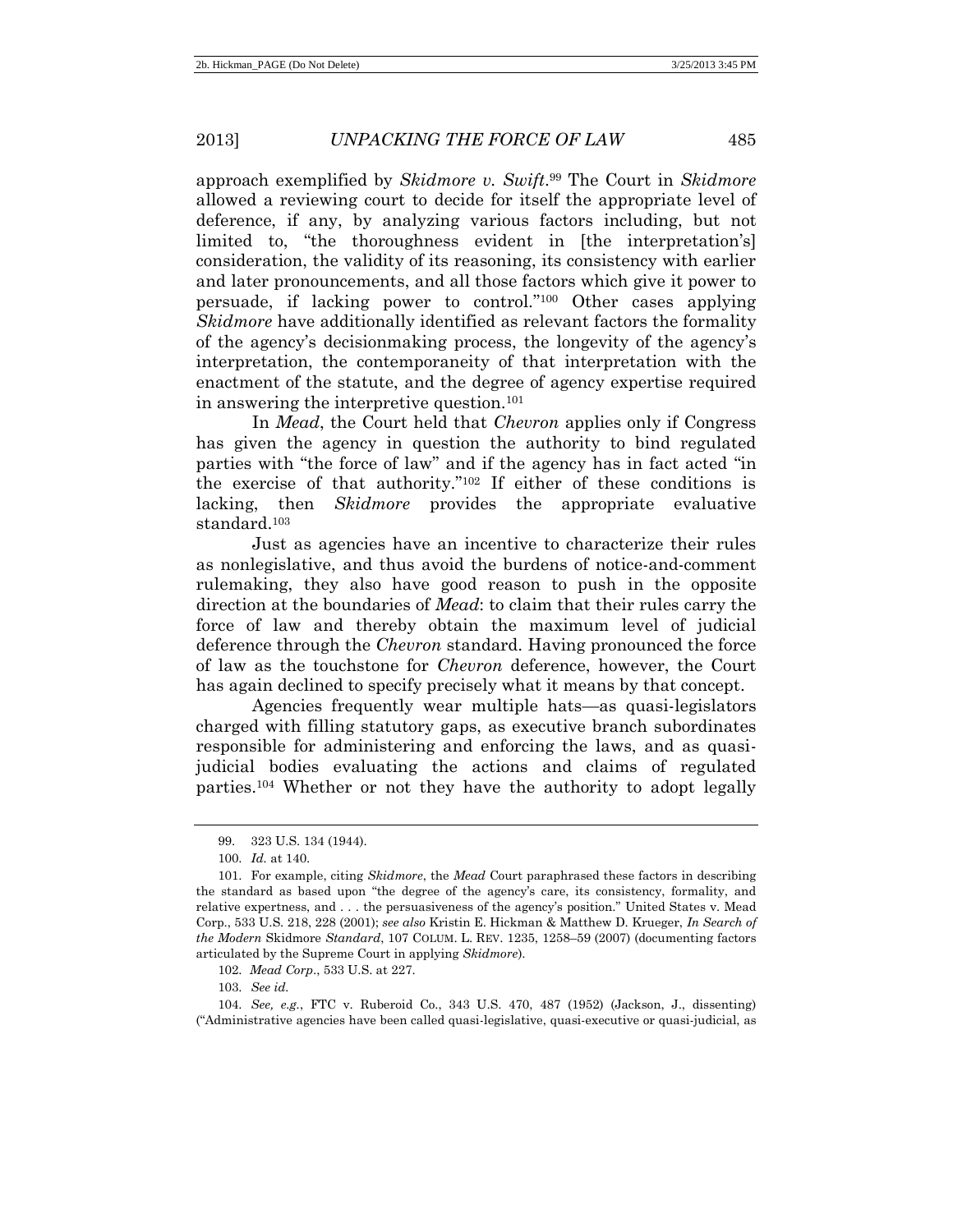approach exemplified by *Skidmore v. Swift*.[99] The Court in *Skidmore* allowed a reviewing court to decide for itself the appropriate level of deference, if any, by analyzing various factors including, but not limited to, "the thoroughness evident in [the interpretation's] consideration, the validity of its reasoning, its consistency with earlier and later pronouncements, and all those factors which give it power to persuade, if lacking power to control."[100] Other cases applying *Skidmore* have additionally identified as relevant factors the formality of the agency's decisionmaking process, the longevity of the agency's interpretation, the contemporaneity of that interpretation with the enactment of the statute, and the degree of agency expertise required in answering the interpretive question.[101]

In *Mead*, the Court held that *Chevron* applies only if Congress has given the agency in question the authority to bind regulated parties with "the force of law" and if the agency has in fact acted "in the exercise of that authority."[102] If either of these conditions is lacking, then *Skidmore* provides the appropriate evaluative standard.[103]

Just as agencies have an incentive to characterize their rules as nonlegislative, and thus avoid the burdens of notice-and-comment rulemaking, they also have good reason to push in the opposite direction at the boundaries of *Mead*: to claim that their rules carry the force of law and thereby obtain the maximum level of judicial deference through the *Chevron* standard. Having pronounced the force of law as the touchstone for *Chevron* deference, however, the Court has again declined to specify precisely what it means by that concept.

Agencies frequently wear multiple hats—as quasi-legislators charged with filling statutory gaps, as executive branch subordinates responsible for administering and enforcing the laws, and as quasi-judicial bodies evaluating the actions and claims of regulated parties.[104] Whether or not they have the authority to adopt legally

---

99. 323 U.S. 134 (1944).

100. *Id.* at 140.

101. For example, citing *Skidmore*, the *Mead* Court paraphrased these factors in describing the standard as based upon "the degree of the agency's care, its consistency, formality, and relative expertness, and . . . the persuasiveness of the agency's position." United States v. Mead Corp., 533 U.S. 218, 228 (2001); *see also* Kristin E. Hickman & Matthew D. Krueger, *In Search of the Modern* Skidmore *Standard*, 107 COLUM. L. REV. 1235, 1258–59 (2007) (documenting factors articulated by the Supreme Court in applying *Skidmore*).

102. *Mead Corp.*, 533 U.S. at 227.

103. *See id.*

104. *See, e.g.*, FTC v. Ruberoid Co., 343 U.S. 470, 487 (1952) (Jackson, J., dissenting) ("Administrative agencies have been called quasi-legislative, quasi-executive or quasi-judicial, as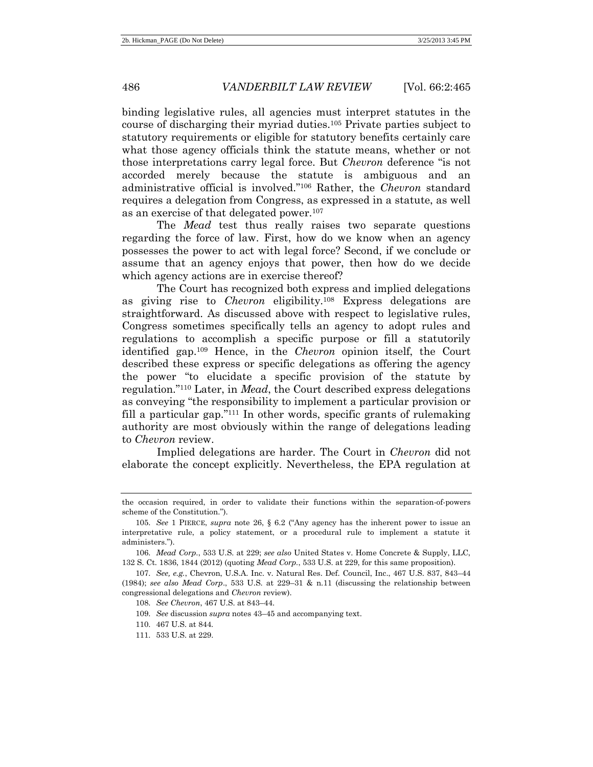binding legislative rules, all agencies must interpret statutes in the course of discharging their myriad duties.[105] Private parties subject to statutory requirements or eligible for statutory benefits certainly care what those agency officials think the statute means, whether or not those interpretations carry legal force. But *Chevron* deference "is not accorded merely because the statute is ambiguous and an administrative official is involved."[106] Rather, the *Chevron* standard requires a delegation from Congress, as expressed in a statute, as well as an exercise of that delegated power.[107]

The *Mead* test thus really raises two separate questions regarding the force of law. First, how do we know when an agency possesses the power to act with legal force? Second, if we conclude or assume that an agency enjoys that power, then how do we decide which agency actions are in exercise thereof?

The Court has recognized both express and implied delegations as giving rise to *Chevron* eligibility.[108] Express delegations are straightforward. As discussed above with respect to legislative rules, Congress sometimes specifically tells an agency to adopt rules and regulations to accomplish a specific purpose or fill a statutorily identified gap.[109] Hence, in the *Chevron* opinion itself, the Court described these express or specific delegations as offering the agency the power "to elucidate a specific provision of the statute by regulation."[110] Later, in *Mead*, the Court described express delegations as conveying "the responsibility to implement a particular provision or fill a particular gap."[111] In other words, specific grants of rulemaking authority are most obviously within the range of delegations leading to *Chevron* review.

Implied delegations are harder. The Court in *Chevron* did not elaborate the concept explicitly. Nevertheless, the EPA regulation at

---

the occasion required, in order to validate their functions within the separation-of-powers scheme of the Constitution.").

105. *See* 1 PIERCE, *supra* note 26, § 6.2 ("Any agency has the inherent power to issue an interpretative rule, a policy statement, or a procedural rule to implement a statute it administers.").

106. *Mead Corp.*, 533 U.S. at 229; *see also* United States v. Home Concrete & Supply, LLC, 132 S. Ct. 1836, 1844 (2012) (quoting *Mead Corp.*, 533 U.S. at 229, for this same proposition).

107. *See, e.g.*, Chevron, U.S.A. Inc. v. Natural Res. Def. Council, Inc., 467 U.S. 837, 843–44 (1984); *see also Mead Corp*., 533 U.S. at 229–31 & n.11 (discussing the relationship between congressional delegations and *Chevron* review).

108. *See Chevron*, 467 U.S. at 843–44.

109. *See* discussion *supra* notes 43–45 and accompanying text.

110. 467 U.S. at 844.

111. 533 U.S. at 229.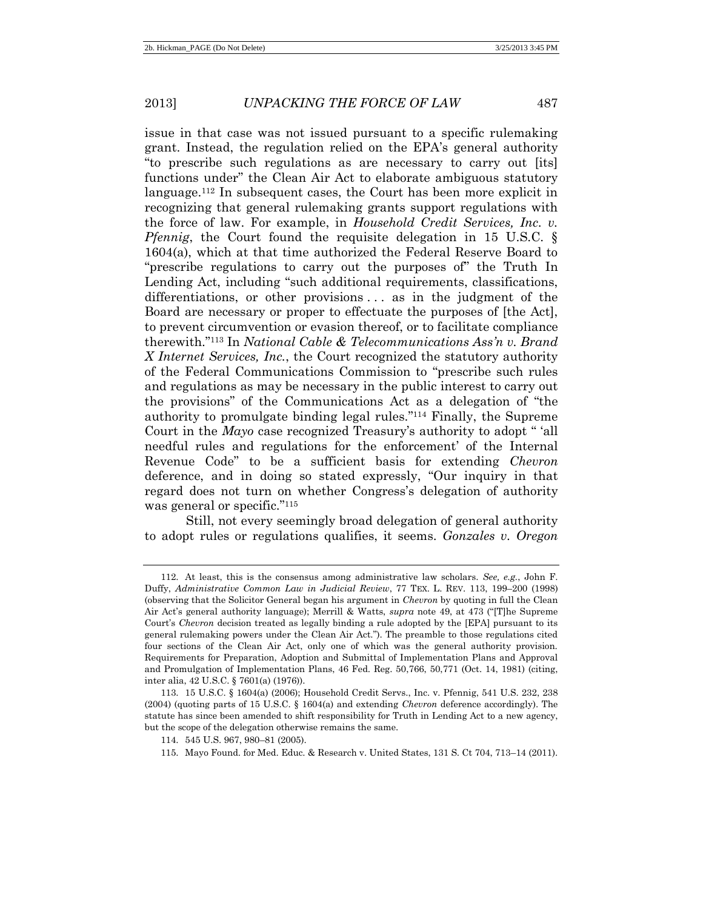issue in that case was not issued pursuant to a specific rulemaking grant. Instead, the regulation relied on the EPA's general authority "to prescribe such regulations as are necessary to carry out [its] functions under" the Clean Air Act to elaborate ambiguous statutory language.[112] In subsequent cases, the Court has been more explicit in recognizing that general rulemaking grants support regulations with the force of law. For example, in *Household Credit Services, Inc. v. Pfennig*, the Court found the requisite delegation in 15 U.S.C. § 1604(a), which at that time authorized the Federal Reserve Board to "prescribe regulations to carry out the purposes of" the Truth In Lending Act, including "such additional requirements, classifications, differentiations, or other provisions . . . as in the judgment of the Board are necessary or proper to effectuate the purposes of [the Act], to prevent circumvention or evasion thereof, or to facilitate compliance therewith."[113] In *National Cable & Telecommunications Ass'n v. Brand X Internet Services, Inc.*, the Court recognized the statutory authority of the Federal Communications Commission to "prescribe such rules and regulations as may be necessary in the public interest to carry out the provisions" of the Communications Act as a delegation of "the authority to promulgate binding legal rules."[114] Finally, the Supreme Court in the *Mayo* case recognized Treasury's authority to adopt " 'all needful rules and regulations for the enforcement' of the Internal Revenue Code" to be a sufficient basis for extending *Chevron* deference, and in doing so stated expressly, "Our inquiry in that regard does not turn on whether Congress's delegation of authority was general or specific."[115]

Still, not every seemingly broad delegation of general authority to adopt rules or regulations qualifies, it seems. *Gonzales v. Oregon*

---

112. At least, this is the consensus among administrative law scholars. *See, e.g.*, John F. Duffy, *Administrative Common Law in Judicial Review*, 77 TEX. L. REV. 113, 199–200 (1998) (observing that the Solicitor General began his argument in *Chevron* by quoting in full the Clean Air Act's general authority language); Merrill & Watts, *supra* note 49, at 473 ("[T]he Supreme Court's *Chevron* decision treated as legally binding a rule adopted by the [EPA] pursuant to its general rulemaking powers under the Clean Air Act."). The preamble to those regulations cited four sections of the Clean Air Act, only one of which was the general authority provision. Requirements for Preparation, Adoption and Submittal of Implementation Plans and Approval and Promulgation of Implementation Plans, 46 Fed. Reg. 50,766, 50,771 (Oct. 14, 1981) (citing, inter alia, 42 U.S.C. § 7601(a) (1976)).

113. 15 U.S.C. § 1604(a) (2006); Household Credit Servs., Inc. v. Pfennig, 541 U.S. 232, 238 (2004) (quoting parts of 15 U.S.C. § 1604(a) and extending *Chevron* deference accordingly). The statute has since been amended to shift responsibility for Truth in Lending Act to a new agency, but the scope of the delegation otherwise remains the same.

114. 545 U.S. 967, 980–81 (2005).

115. Mayo Found. for Med. Educ. & Research v. United States, 131 S. Ct 704, 713–14 (2011).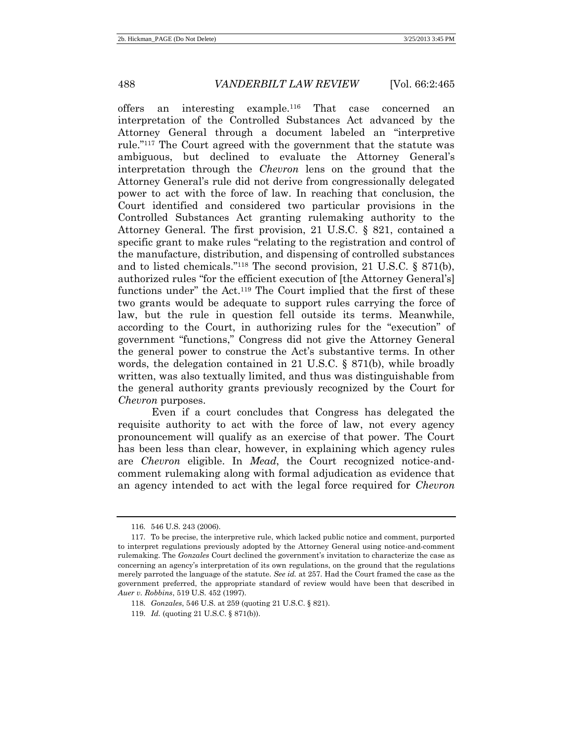offers an interesting example.[116] That case concerned an interpretation of the Controlled Substances Act advanced by the Attorney General through a document labeled an "interpretive rule."[117] The Court agreed with the government that the statute was ambiguous, but declined to evaluate the Attorney General's interpretation through the *Chevron* lens on the ground that the Attorney General's rule did not derive from congressionally delegated power to act with the force of law. In reaching that conclusion, the Court identified and considered two particular provisions in the Controlled Substances Act granting rulemaking authority to the Attorney General. The first provision, 21 U.S.C. § 821, contained a specific grant to make rules "relating to the registration and control of the manufacture, distribution, and dispensing of controlled substances and to listed chemicals."[118] The second provision, 21 U.S.C. § 871(b), authorized rules "for the efficient execution of [the Attorney General's] functions under" the Act.[119] The Court implied that the first of these two grants would be adequate to support rules carrying the force of law, but the rule in question fell outside its terms. Meanwhile, according to the Court, in authorizing rules for the "execution" of government "functions," Congress did not give the Attorney General the general power to construe the Act's substantive terms. In other words, the delegation contained in 21 U.S.C. § 871(b), while broadly written, was also textually limited, and thus was distinguishable from the general authority grants previously recognized by the Court for *Chevron* purposes.

Even if a court concludes that Congress has delegated the requisite authority to act with the force of law, not every agency pronouncement will qualify as an exercise of that power. The Court has been less than clear, however, in explaining which agency rules are *Chevron* eligible. In *Mead*, the Court recognized notice-and-comment rulemaking along with formal adjudication as evidence that an agency intended to act with the legal force required for *Chevron*

---

116. 546 U.S. 243 (2006).

117. To be precise, the interpretive rule, which lacked public notice and comment, purported to interpret regulations previously adopted by the Attorney General using notice-and-comment rulemaking. The *Gonzales* Court declined the government's invitation to characterize the case as concerning an agency's interpretation of its own regulations, on the ground that the regulations merely parroted the language of the statute. *See id.* at 257. Had the Court framed the case as the government preferred, the appropriate standard of review would have been that described in *Auer v. Robbins*, 519 U.S. 452 (1997).

118. *Gonzales*, 546 U.S. at 259 (quoting 21 U.S.C. § 821).

119. *Id.* (quoting 21 U.S.C. § 871(b)).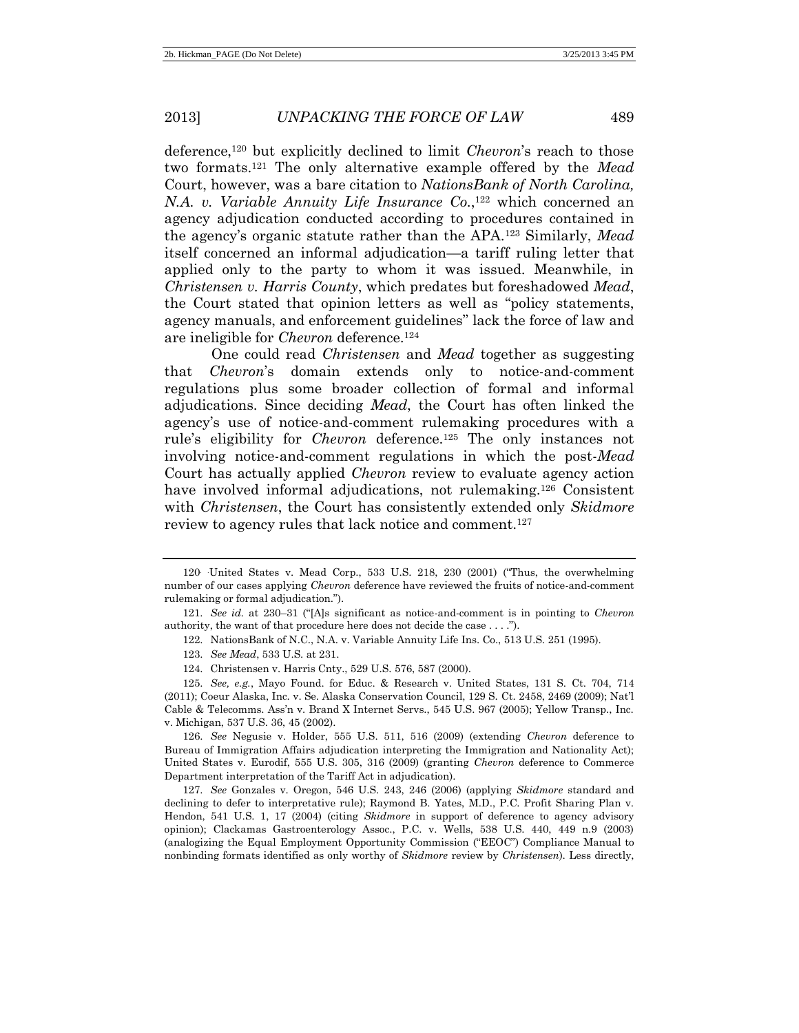deference,[120] but explicitly declined to limit *Chevron*'s reach to those two formats.[121] The only alternative example offered by the *Mead* Court, however, was a bare citation to *NationsBank of North Carolina, N.A. v. Variable Annuity Life Insurance Co.*,[122] which concerned an agency adjudication conducted according to procedures contained in the agency's organic statute rather than the APA.[123] Similarly, *Mead* itself concerned an informal adjudication—a tariff ruling letter that applied only to the party to whom it was issued. Meanwhile, in *Christensen v. Harris County*, which predates but foreshadowed *Mead*, the Court stated that opinion letters as well as "policy statements, agency manuals, and enforcement guidelines" lack the force of law and are ineligible for *Chevron* deference.[124]

One could read *Christensen* and *Mead* together as suggesting that *Chevron*'s domain extends only to notice-and-comment regulations plus some broader collection of formal and informal adjudications. Since deciding *Mead*, the Court has often linked the agency's use of notice-and-comment rulemaking procedures with a rule's eligibility for *Chevron* deference.[125] The only instances not involving notice-and-comment regulations in which the post-*Mead* Court has actually applied *Chevron* review to evaluate agency action have involved informal adjudications, not rulemaking.[126] Consistent with *Christensen*, the Court has consistently extended only *Skidmore* review to agency rules that lack notice and comment.[127]

---

120. United States v. Mead Corp., 533 U.S. 218, 230 (2001) ("Thus, the overwhelming number of our cases applying *Chevron* deference have reviewed the fruits of notice-and-comment rulemaking or formal adjudication.").

121. *See id.* at 230–31 ("[A]s significant as notice-and-comment is in pointing to *Chevron* authority, the want of that procedure here does not decide the case . . . .").

122. NationsBank of N.C., N.A. v. Variable Annuity Life Ins. Co., 513 U.S. 251 (1995).

123. *See Mead*, 533 U.S. at 231.

124. Christensen v. Harris Cnty., 529 U.S. 576, 587 (2000).

125. *See, e.g.*, Mayo Found. for Educ. & Research v. United States, 131 S. Ct. 704, 714 (2011); Coeur Alaska, Inc. v. Se. Alaska Conservation Council, 129 S. Ct. 2458, 2469 (2009); Nat'l Cable & Telecomms. Ass'n v. Brand X Internet Servs., 545 U.S. 967 (2005); Yellow Transp., Inc. v. Michigan, 537 U.S. 36, 45 (2002).

126. *See* Negusie v. Holder, 555 U.S. 511, 516 (2009) (extending *Chevron* deference to Bureau of Immigration Affairs adjudication interpreting the Immigration and Nationality Act); United States v. Eurodif, 555 U.S. 305, 316 (2009) (granting *Chevron* deference to Commerce Department interpretation of the Tariff Act in adjudication).

127. *See* Gonzales v. Oregon, 546 U.S. 243, 246 (2006) (applying *Skidmore* standard and declining to defer to interpretative rule); Raymond B. Yates, M.D., P.C. Profit Sharing Plan v. Hendon, 541 U.S. 1, 17 (2004) (citing *Skidmore* in support of deference to agency advisory opinion); Clackamas Gastroenterology Assoc., P.C. v. Wells, 538 U.S. 440, 449 n.9 (2003) (analogizing the Equal Employment Opportunity Commission ("EEOC") Compliance Manual to nonbinding formats identified as only worthy of *Skidmore* review by *Christensen*). Less directly,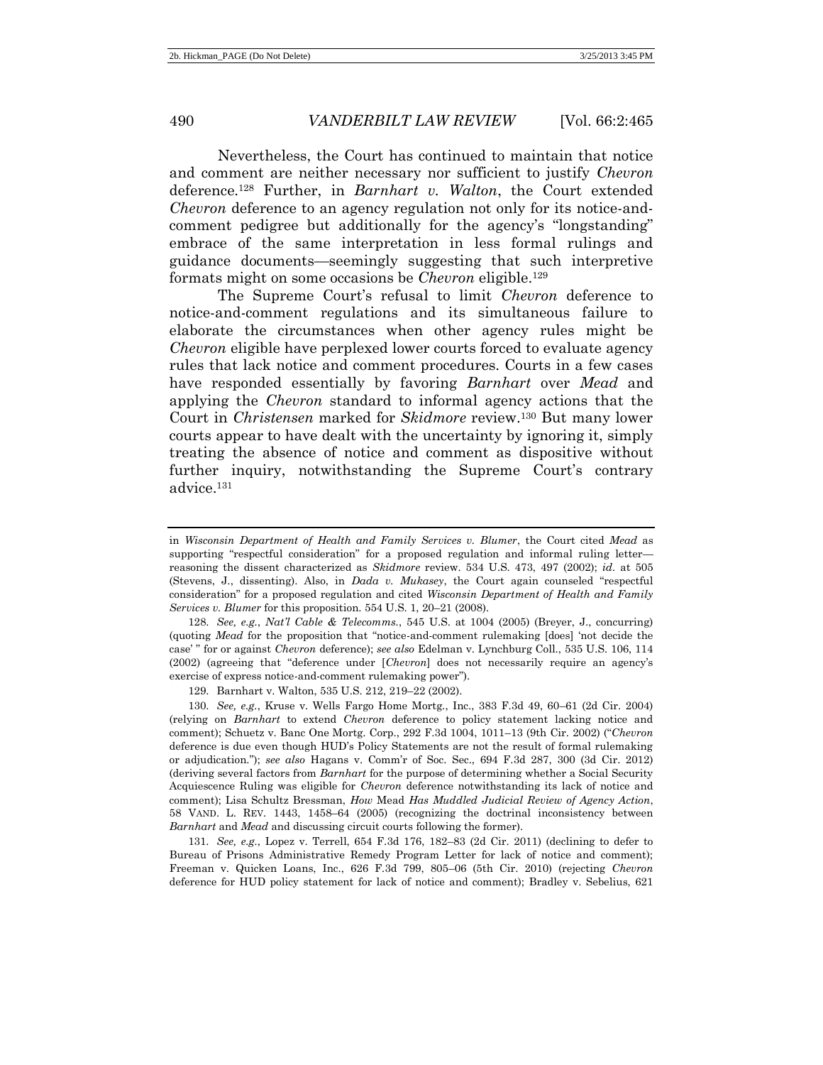Nevertheless, the Court has continued to maintain that notice and comment are neither necessary nor sufficient to justify *Chevron* deference.[128] Further, in *Barnhart v. Walton*, the Court extended *Chevron* deference to an agency regulation not only for its notice-and-comment pedigree but additionally for the agency's "longstanding" embrace of the same interpretation in less formal rulings and guidance documents—seemingly suggesting that such interpretive formats might on some occasions be *Chevron* eligible.[129]

The Supreme Court's refusal to limit *Chevron* deference to notice-and-comment regulations and its simultaneous failure to elaborate the circumstances when other agency rules might be *Chevron* eligible have perplexed lower courts forced to evaluate agency rules that lack notice and comment procedures. Courts in a few cases have responded essentially by favoring *Barnhart* over *Mead* and applying the *Chevron* standard to informal agency actions that the Court in *Christensen* marked for *Skidmore* review.[130] But many lower courts appear to have dealt with the uncertainty by ignoring it, simply treating the absence of notice and comment as dispositive without further inquiry, notwithstanding the Supreme Court's contrary advice.[131]

---

in *Wisconsin Department of Health and Family Services v. Blumer*, the Court cited *Mead* as supporting "respectful consideration" for a proposed regulation and informal ruling letter—reasoning the dissent characterized as *Skidmore* review. 534 U.S. 473, 497 (2002); *id.* at 505 (Stevens, J., dissenting). Also, in *Dada v. Mukasey*, the Court again counseled "respectful consideration" for a proposed regulation and cited *Wisconsin Department of Health and Family Services v. Blumer* for this proposition. 554 U.S. 1, 20–21 (2008).

128. *See, e.g.*, *Nat'l Cable & Telecomms.*, 545 U.S. at 1004 (2005) (Breyer, J., concurring) (quoting *Mead* for the proposition that "notice-and-comment rulemaking [does] 'not decide the case' " for or against *Chevron* deference); *see also* Edelman v. Lynchburg Coll., 535 U.S. 106, 114 (2002) (agreeing that "deference under [*Chevron*] does not necessarily require an agency's exercise of express notice-and-comment rulemaking power").

129. Barnhart v. Walton, 535 U.S. 212, 219–22 (2002).

130. *See, e.g.*, Kruse v. Wells Fargo Home Mortg., Inc., 383 F.3d 49, 60–61 (2d Cir. 2004) (relying on *Barnhart* to extend *Chevron* deference to policy statement lacking notice and comment); Schuetz v. Banc One Mortg. Corp., 292 F.3d 1004, 1011–13 (9th Cir. 2002) ("*Chevron* deference is due even though HUD's Policy Statements are not the result of formal rulemaking or adjudication."); *see also* Hagans v. Comm'r of Soc. Sec., 694 F.3d 287, 300 (3d Cir. 2012) (deriving several factors from *Barnhart* for the purpose of determining whether a Social Security Acquiescence Ruling was eligible for *Chevron* deference notwithstanding its lack of notice and comment); Lisa Schultz Bressman, *How* Mead *Has Muddled Judicial Review of Agency Action*, 58 VAND. L. REV. 1443, 1458–64 (2005) (recognizing the doctrinal inconsistency between *Barnhart* and *Mead* and discussing circuit courts following the former).

131. *See, e.g.*, Lopez v. Terrell, 654 F.3d 176, 182–83 (2d Cir. 2011) (declining to defer to Bureau of Prisons Administrative Remedy Program Letter for lack of notice and comment); Freeman v. Quicken Loans, Inc., 626 F.3d 799, 805–06 (5th Cir. 2010) (rejecting *Chevron* deference for HUD policy statement for lack of notice and comment); Bradley v. Sebelius, 621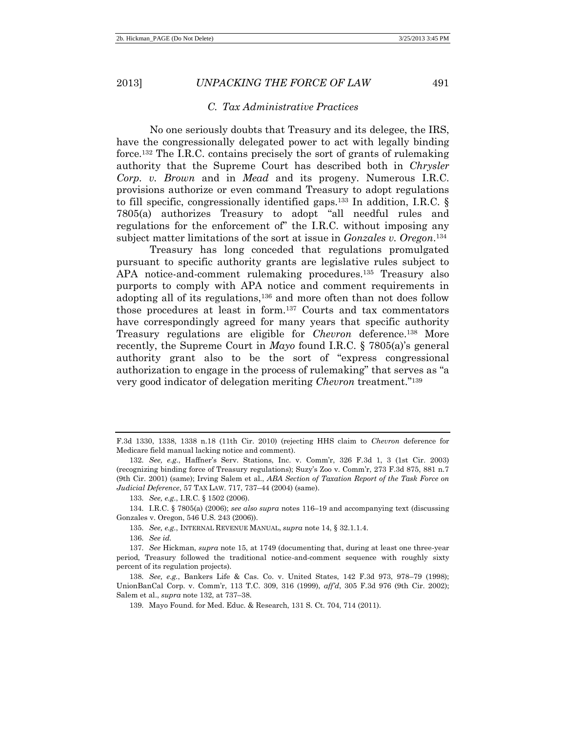### C. Tax Administrative Practices

No one seriously doubts that Treasury and its delegee, the IRS, have the congressionally delegated power to act with legally binding force.[132] The I.R.C. contains precisely the sort of grants of rulemaking authority that the Supreme Court has described both in *Chrysler Corp. v. Brown* and in *Mead* and its progeny. Numerous I.R.C. provisions authorize or even command Treasury to adopt regulations to fill specific, congressionally identified gaps.[133] In addition, I.R.C. § 7805(a) authorizes Treasury to adopt "all needful rules and regulations for the enforcement of" the I.R.C. without imposing any subject matter limitations of the sort at issue in *Gonzales v. Oregon*.[134]

Treasury has long conceded that regulations promulgated pursuant to specific authority grants are legislative rules subject to APA notice-and-comment rulemaking procedures.[135] Treasury also purports to comply with APA notice and comment requirements in adopting all of its regulations,[136] and more often than not does follow those procedures at least in form.[137] Courts and tax commentators have correspondingly agreed for many years that specific authority Treasury regulations are eligible for *Chevron* deference.[138] More recently, the Supreme Court in *Mayo* found I.R.C. § 7805(a)'s general authority grant also to be the sort of "express congressional authorization to engage in the process of rulemaking" that serves as "a very good indicator of delegation meriting *Chevron* treatment."[139]

---

F.3d 1330, 1338, 1338 n.18 (11th Cir. 2010) (rejecting HHS claim to *Chevron* deference for Medicare field manual lacking notice and comment).

132. *See, e.g.*, Haffner's Serv. Stations, Inc. v. Comm'r, 326 F.3d 1, 3 (1st Cir. 2003) (recognizing binding force of Treasury regulations); Suzy's Zoo v. Comm'r, 273 F.3d 875, 881 n.7 (9th Cir. 2001) (same); Irving Salem et al., *ABA Section of Taxation Report of the Task Force on Judicial Deference*, 57 TAX LAW. 717, 737–44 (2004) (same).

133. *See, e.g.*, I.R.C. § 1502 (2006).

134. I.R.C. § 7805(a) (2006); *see also supra* notes 116–19 and accompanying text (discussing Gonzales v. Oregon, 546 U.S. 243 (2006)).

135. *See, e.g.*, INTERNAL REVENUE MANUAL, *supra* note 14, § 32.1.1.4.

136. *See id.*

137. *See* Hickman, *supra* note 15, at 1749 (documenting that, during at least one three-year period, Treasury followed the traditional notice-and-comment sequence with roughly sixty percent of its regulation projects).

138. *See, e.g.*, Bankers Life & Cas. Co. v. United States, 142 F.3d 973, 978–79 (1998); UnionBanCal Corp. v. Comm'r, 113 T.C. 309, 316 (1999), *aff'd*, 305 F.3d 976 (9th Cir. 2002); Salem et al., *supra* note 132, at 737–38.

139. Mayo Found. for Med. Educ. & Research, 131 S. Ct. 704, 714 (2011).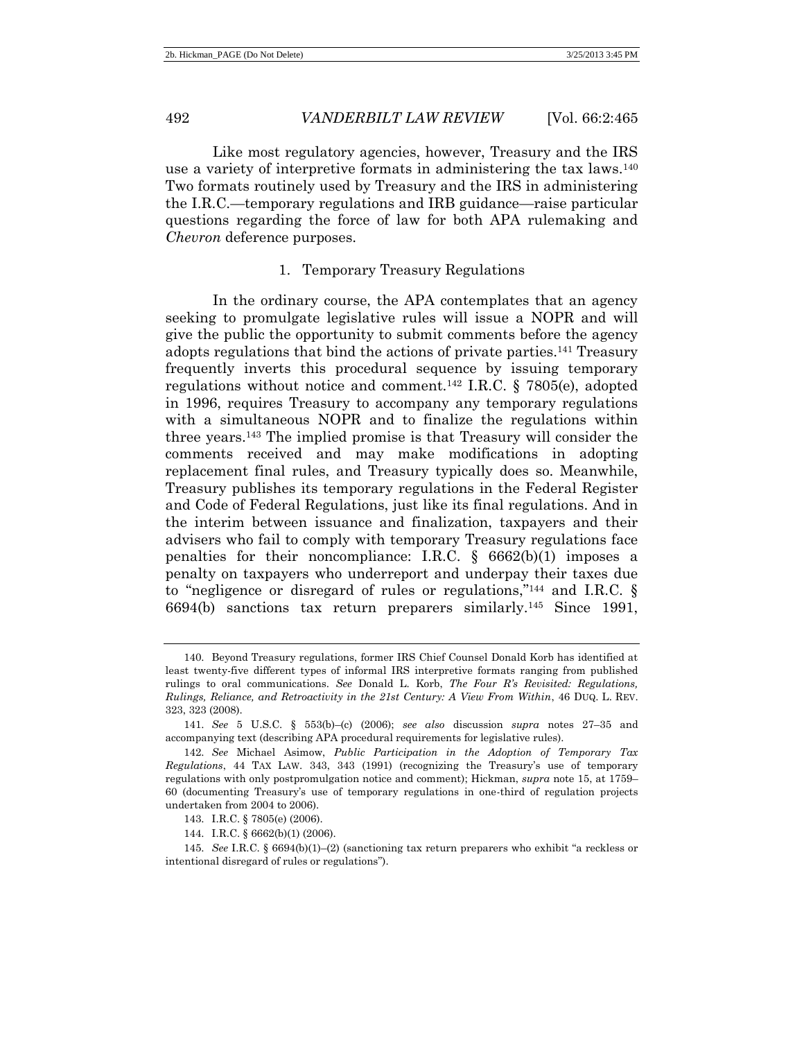Like most regulatory agencies, however, Treasury and the IRS use a variety of interpretive formats in administering the tax laws.[140] Two formats routinely used by Treasury and the IRS in administering the I.R.C.—temporary regulations and IRB guidance—raise particular questions regarding the force of law for both APA rulemaking and *Chevron* deference purposes.

### 1. Temporary Treasury Regulations

In the ordinary course, the APA contemplates that an agency seeking to promulgate legislative rules will issue a NOPR and will give the public the opportunity to submit comments before the agency adopts regulations that bind the actions of private parties.[141] Treasury frequently inverts this procedural sequence by issuing temporary regulations without notice and comment.[142] I.R.C. § 7805(e), adopted in 1996, requires Treasury to accompany any temporary regulations with a simultaneous NOPR and to finalize the regulations within three years.[143] The implied promise is that Treasury will consider the comments received and may make modifications in adopting replacement final rules, and Treasury typically does so. Meanwhile, Treasury publishes its temporary regulations in the Federal Register and Code of Federal Regulations, just like its final regulations. And in the interim between issuance and finalization, taxpayers and their advisers who fail to comply with temporary Treasury regulations face penalties for their noncompliance: I.R.C. § 6662(b)(1) imposes a penalty on taxpayers who underreport and underpay their taxes due to "negligence or disregard of rules or regulations,"[144] and I.R.C. § 6694(b) sanctions tax return preparers similarly.[145] Since 1991,

---

140. Beyond Treasury regulations, former IRS Chief Counsel Donald Korb has identified at least twenty-five different types of informal IRS interpretive formats ranging from published rulings to oral communications. *See* Donald L. Korb, *The Four R's Revisited: Regulations, Rulings, Reliance, and Retroactivity in the 21st Century: A View From Within*, 46 DUQ. L. REV. 323, 323 (2008).

141. *See* 5 U.S.C. § 553(b)–(c) (2006); *see also* discussion *supra* notes 27–35 and accompanying text (describing APA procedural requirements for legislative rules).

142. *See* Michael Asimow, *Public Participation in the Adoption of Temporary Tax Regulations*, 44 TAX LAW. 343, 343 (1991) (recognizing the Treasury's use of temporary regulations with only postpromulgation notice and comment); Hickman, *supra* note 15, at 1759–60 (documenting Treasury's use of temporary regulations in one-third of regulation projects undertaken from 2004 to 2006).

143. I.R.C. § 7805(e) (2006).

144. I.R.C. § 6662(b)(1) (2006).

145. *See* I.R.C. § 6694(b)(1)–(2) (sanctioning tax return preparers who exhibit "a reckless or intentional disregard of rules or regulations").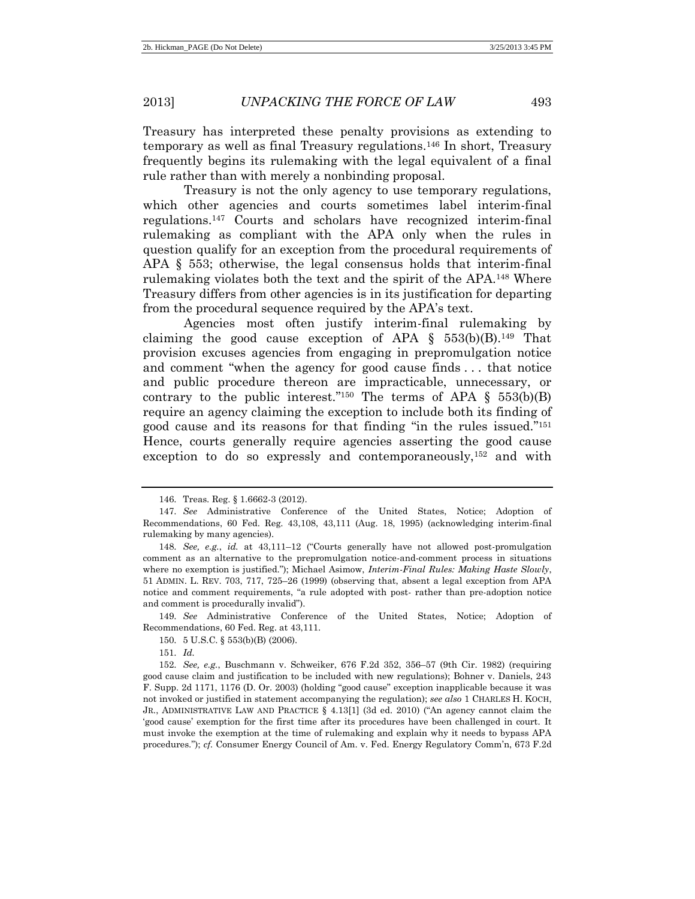Treasury has interpreted these penalty provisions as extending to temporary as well as final Treasury regulations.[146] In short, Treasury frequently begins its rulemaking with the legal equivalent of a final rule rather than with merely a nonbinding proposal.

Treasury is not the only agency to use temporary regulations, which other agencies and courts sometimes label interim-final regulations.[147] Courts and scholars have recognized interim-final rulemaking as compliant with the APA only when the rules in question qualify for an exception from the procedural requirements of APA § 553; otherwise, the legal consensus holds that interim-final rulemaking violates both the text and the spirit of the APA.[148] Where Treasury differs from other agencies is in its justification for departing from the procedural sequence required by the APA's text.

Agencies most often justify interim-final rulemaking by claiming the good cause exception of APA § 553(b)(B).[149] That provision excuses agencies from engaging in prepromulgation notice and comment "when the agency for good cause finds . . . that notice and public procedure thereon are impracticable, unnecessary, or contrary to the public interest."[150] The terms of APA § 553(b)(B) require an agency claiming the exception to include both its finding of good cause and its reasons for that finding "in the rules issued."[151] Hence, courts generally require agencies asserting the good cause exception to do so expressly and contemporaneously,[152] and with

---

146. Treas. Reg. § 1.6662-3 (2012).

147. *See* Administrative Conference of the United States, Notice; Adoption of Recommendations, 60 Fed. Reg. 43,108, 43,111 (Aug. 18, 1995) (acknowledging interim-final rulemaking by many agencies).

148. *See, e.g.*, *id.* at 43,111–12 ("Courts generally have not allowed post-promulgation comment as an alternative to the prepromulgation notice-and-comment process in situations where no exemption is justified."); Michael Asimow, *Interim-Final Rules: Making Haste Slowly*, 51 ADMIN. L. REV. 703, 717, 725–26 (1999) (observing that, absent a legal exception from APA notice and comment requirements, "a rule adopted with post- rather than pre-adoption notice and comment is procedurally invalid").

149. *See* Administrative Conference of the United States, Notice; Adoption of Recommendations, 60 Fed. Reg. at 43,111.

150. 5 U.S.C. § 553(b)(B) (2006).

151. *Id.*

152. *See, e.g.*, Buschmann v. Schweiker, 676 F.2d 352, 356–57 (9th Cir. 1982) (requiring good cause claim and justification to be included with new regulations); Bohner v. Daniels, 243 F. Supp. 2d 1171, 1176 (D. Or. 2003) (holding "good cause" exception inapplicable because it was not invoked or justified in statement accompanying the regulation); *see also* 1 CHARLES H. KOCH, JR., ADMINISTRATIVE LAW AND PRACTICE § 4.13[1] (3d ed. 2010) ("An agency cannot claim the 'good cause' exemption for the first time after its procedures have been challenged in court. It must invoke the exemption at the time of rulemaking and explain why it needs to bypass APA procedures."); *cf.* Consumer Energy Council of Am. v. Fed. Energy Regulatory Comm'n, 673 F.2d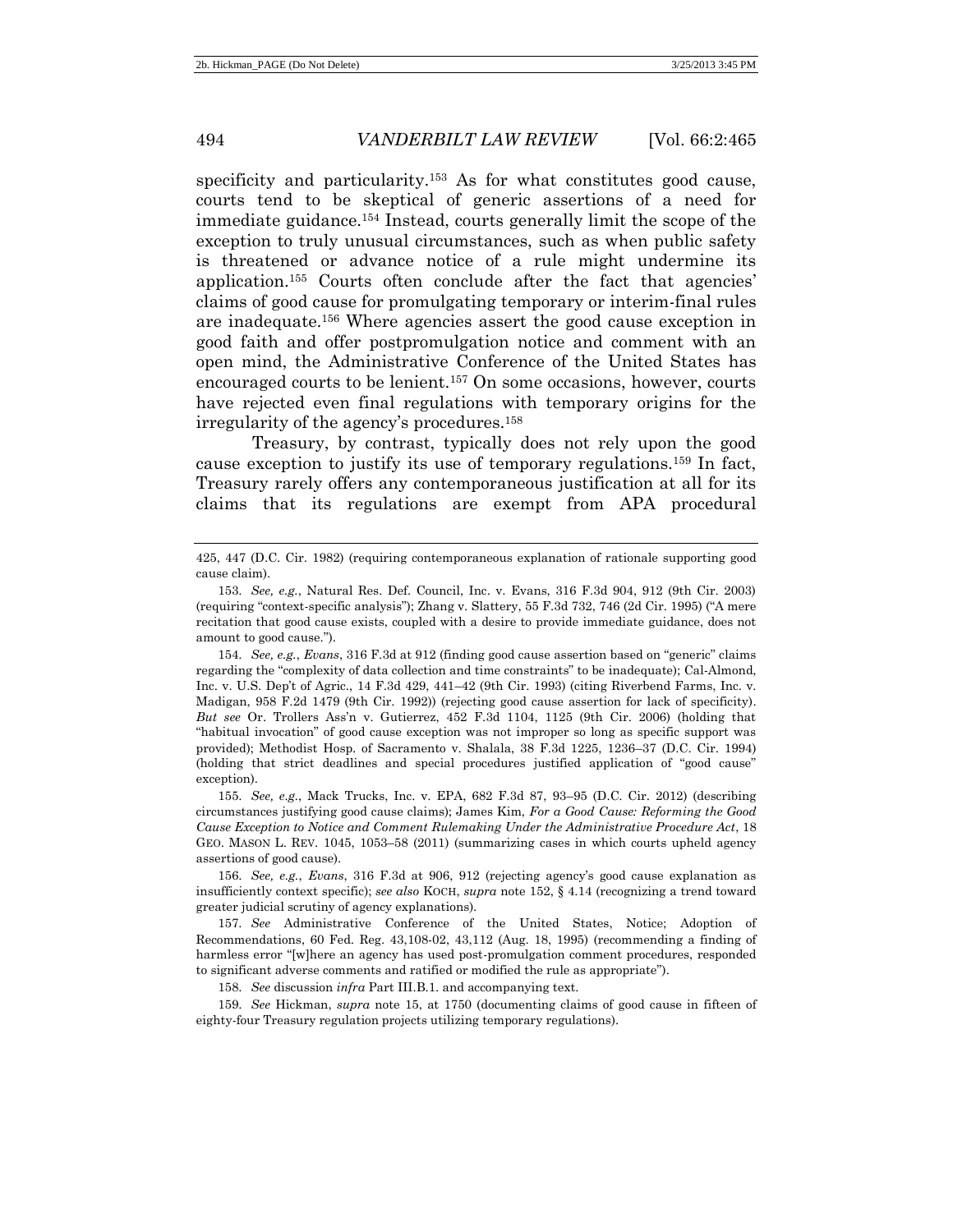specificity and particularity.[153] As for what constitutes good cause, courts tend to be skeptical of generic assertions of a need for immediate guidance.[154] Instead, courts generally limit the scope of the exception to truly unusual circumstances, such as when public safety is threatened or advance notice of a rule might undermine its application.[155] Courts often conclude after the fact that agencies' claims of good cause for promulgating temporary or interim-final rules are inadequate.[156] Where agencies assert the good cause exception in good faith and offer postpromulgation notice and comment with an open mind, the Administrative Conference of the United States has encouraged courts to be lenient.[157] On some occasions, however, courts have rejected even final regulations with temporary origins for the irregularity of the agency's procedures.[158]

Treasury, by contrast, typically does not rely upon the good cause exception to justify its use of temporary regulations.[159] In fact, Treasury rarely offers any contemporaneous justification at all for its claims that its regulations are exempt from APA procedural

---

425, 447 (D.C. Cir. 1982) (requiring contemporaneous explanation of rationale supporting good cause claim).

153. *See, e.g.*, Natural Res. Def. Council, Inc. v. Evans, 316 F.3d 904, 912 (9th Cir. 2003) (requiring "context-specific analysis"); Zhang v. Slattery, 55 F.3d 732, 746 (2d Cir. 1995) ("A mere recitation that good cause exists, coupled with a desire to provide immediate guidance, does not amount to good cause.").

154. *See, e.g.*, *Evans*, 316 F.3d at 912 (finding good cause assertion based on "generic" claims regarding the "complexity of data collection and time constraints" to be inadequate); Cal-Almond, Inc. v. U.S. Dep't of Agric., 14 F.3d 429, 441–42 (9th Cir. 1993) (citing Riverbend Farms, Inc. v. Madigan, 958 F.2d 1479 (9th Cir. 1992)) (rejecting good cause assertion for lack of specificity). *But see* Or. Trollers Ass'n v. Gutierrez, 452 F.3d 1104, 1125 (9th Cir. 2006) (holding that "habitual invocation" of good cause exception was not improper so long as specific support was provided); Methodist Hosp. of Sacramento v. Shalala, 38 F.3d 1225, 1236–37 (D.C. Cir. 1994) (holding that strict deadlines and special procedures justified application of "good cause" exception).

155. *See, e.g.*, Mack Trucks, Inc. v. EPA, 682 F.3d 87, 93–95 (D.C. Cir. 2012) (describing circumstances justifying good cause claims); James Kim, *For a Good Cause: Reforming the Good Cause Exception to Notice and Comment Rulemaking Under the Administrative Procedure Act*, 18 GEO. MASON L. REV. 1045, 1053–58 (2011) (summarizing cases in which courts upheld agency assertions of good cause).

156. *See, e.g.*, *Evans*, 316 F.3d at 906, 912 (rejecting agency's good cause explanation as insufficiently context specific); *see also* KOCH, *supra* note 152, § 4.14 (recognizing a trend toward greater judicial scrutiny of agency explanations).

157. *See* Administrative Conference of the United States, Notice; Adoption of Recommendations, 60 Fed. Reg. 43,108-02, 43,112 (Aug. 18, 1995) (recommending a finding of harmless error "[w]here an agency has used post-promulgation comment procedures, responded to significant adverse comments and ratified or modified the rule as appropriate").

158. *See* discussion *infra* Part III.B.1. and accompanying text.

159. *See* Hickman, *supra* note 15, at 1750 (documenting claims of good cause in fifteen of eighty-four Treasury regulation projects utilizing temporary regulations).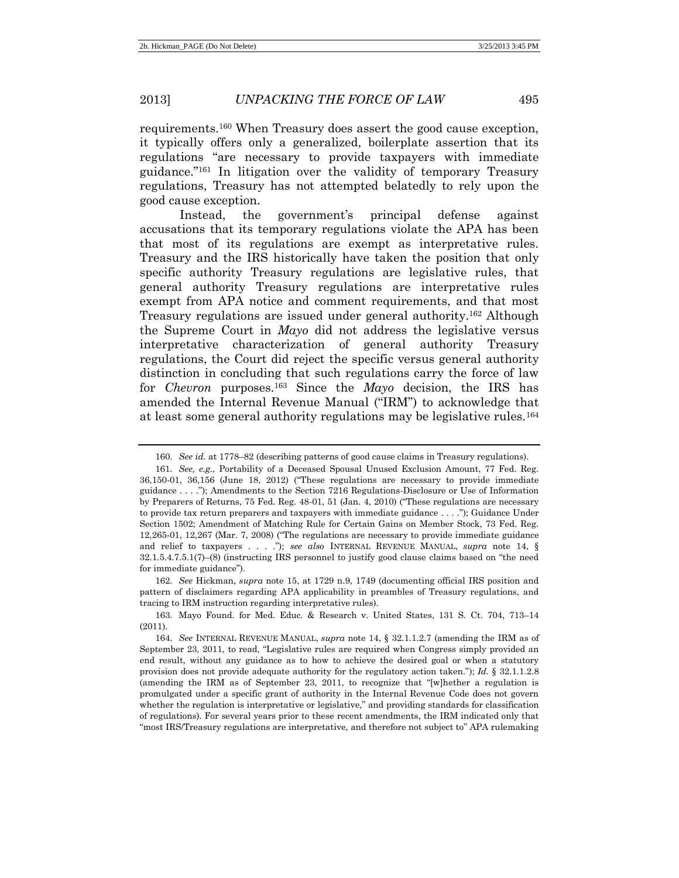requirements.[160] When Treasury does assert the good cause exception, it typically offers only a generalized, boilerplate assertion that its regulations "are necessary to provide taxpayers with immediate guidance."[161] In litigation over the validity of temporary Treasury regulations, Treasury has not attempted belatedly to rely upon the good cause exception.

Instead, the government's principal defense against accusations that its temporary regulations violate the APA has been that most of its regulations are exempt as interpretative rules. Treasury and the IRS historically have taken the position that only specific authority Treasury regulations are legislative rules, that general authority Treasury regulations are interpretative rules exempt from APA notice and comment requirements, and that most Treasury regulations are issued under general authority.[162] Although the Supreme Court in *Mayo* did not address the legislative versus interpretative characterization of general authority Treasury regulations, the Court did reject the specific versus general authority distinction in concluding that such regulations carry the force of law for *Chevron* purposes.[163] Since the *Mayo* decision, the IRS has amended the Internal Revenue Manual ("IRM") to acknowledge that at least some general authority regulations may be legislative rules.[164]

---

160. *See id.* at 1778–82 (describing patterns of good cause claims in Treasury regulations).

161. *See, e.g.*, Portability of a Deceased Spousal Unused Exclusion Amount, 77 Fed. Reg. 36,150-01, 36,156 (June 18, 2012) ("These regulations are necessary to provide immediate guidance . . . ."); Amendments to the Section 7216 Regulations-Disclosure or Use of Information by Preparers of Returns, 75 Fed. Reg. 48-01, 51 (Jan. 4, 2010) ("These regulations are necessary to provide tax return preparers and taxpayers with immediate guidance . . . ."); Guidance Under Section 1502; Amendment of Matching Rule for Certain Gains on Member Stock, 73 Fed. Reg. 12,265-01, 12,267 (Mar. 7, 2008) ("The regulations are necessary to provide immediate guidance and relief to taxpayers . . . ."); *see also* INTERNAL REVENUE MANUAL, *supra* note 14, § 32.1.5.4.7.5.1(7)–(8) (instructing IRS personnel to justify good clause claims based on "the need for immediate guidance").

162. *See* Hickman, *supra* note 15, at 1729 n.9, 1749 (documenting official IRS position and pattern of disclaimers regarding APA applicability in preambles of Treasury regulations, and tracing to IRM instruction regarding interpretative rules).

163. Mayo Found. for Med. Educ. & Research v. United States, 131 S. Ct. 704, 713–14 (2011).

164. *See* INTERNAL REVENUE MANUAL, *supra* note 14, § 32.1.1.2.7 (amending the IRM as of September 23, 2011, to read, "Legislative rules are required when Congress simply provided an end result, without any guidance as to how to achieve the desired goal or when a statutory provision does not provide adequate authority for the regulatory action taken."); *Id.* § 32.1.1.2.8 (amending the IRM as of September 23, 2011, to recognize that "[w]hether a regulation is promulgated under a specific grant of authority in the Internal Revenue Code does not govern whether the regulation is interpretative or legislative," and providing standards for classification of regulations). For several years prior to these recent amendments, the IRM indicated only that "most IRS/Treasury regulations are interpretative, and therefore not subject to" APA rulemaking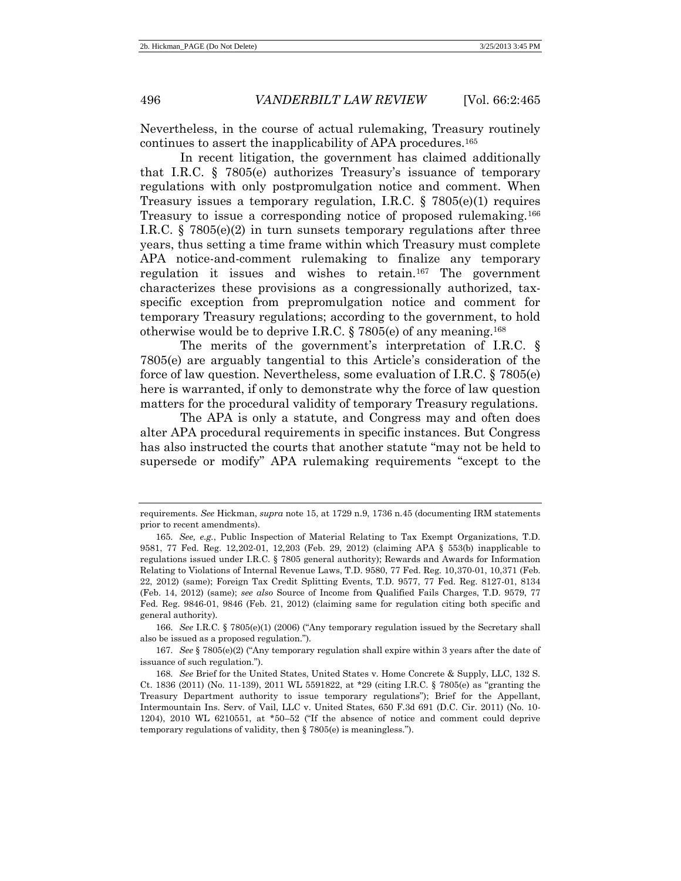Nevertheless, in the course of actual rulemaking, Treasury routinely continues to assert the inapplicability of APA procedures.[165]

In recent litigation, the government has claimed additionally that I.R.C. § 7805(e) authorizes Treasury's issuance of temporary regulations with only postpromulgation notice and comment. When Treasury issues a temporary regulation, I.R.C. § 7805(e)(1) requires Treasury to issue a corresponding notice of proposed rulemaking.[166] I.R.C. § 7805(e)(2) in turn sunsets temporary regulations after three years, thus setting a time frame within which Treasury must complete APA notice-and-comment rulemaking to finalize any temporary regulation it issues and wishes to retain.[167] The government characterizes these provisions as a congressionally authorized, tax-specific exception from prepromulgation notice and comment for temporary Treasury regulations; according to the government, to hold otherwise would be to deprive I.R.C. § 7805(e) of any meaning.[168]

The merits of the government's interpretation of I.R.C. § 7805(e) are arguably tangential to this Article's consideration of the force of law question. Nevertheless, some evaluation of I.R.C. § 7805(e) here is warranted, if only to demonstrate why the force of law question matters for the procedural validity of temporary Treasury regulations.

The APA is only a statute, and Congress may and often does alter APA procedural requirements in specific instances. But Congress has also instructed the courts that another statute "may not be held to supersede or modify" APA rulemaking requirements "except to the

---

requirements. *See* Hickman, *supra* note 15, at 1729 n.9, 1736 n.45 (documenting IRM statements prior to recent amendments).

165. *See, e.g.*, Public Inspection of Material Relating to Tax Exempt Organizations, T.D. 9581, 77 Fed. Reg. 12,202-01, 12,203 (Feb. 29, 2012) (claiming APA § 553(b) inapplicable to regulations issued under I.R.C. § 7805 general authority); Rewards and Awards for Information Relating to Violations of Internal Revenue Laws, T.D. 9580, 77 Fed. Reg. 10,370-01, 10,371 (Feb. 22, 2012) (same); Foreign Tax Credit Splitting Events, T.D. 9577, 77 Fed. Reg. 8127-01, 8134 (Feb. 14, 2012) (same); *see also* Source of Income from Qualified Fails Charges, T.D. 9579, 77 Fed. Reg. 9846-01, 9846 (Feb. 21, 2012) (claiming same for regulation citing both specific and general authority).

166. *See* I.R.C. § 7805(e)(1) (2006) ("Any temporary regulation issued by the Secretary shall also be issued as a proposed regulation.").

167. *See* § 7805(e)(2) ("Any temporary regulation shall expire within 3 years after the date of issuance of such regulation.").

168. *See* Brief for the United States, United States v. Home Concrete & Supply, LLC, 132 S. Ct. 1836 (2011) (No. 11-139), 2011 WL 5591822, at *29 (citing I.R.C. § 7805(e) as "granting the Treasury Department authority to issue temporary regulations"); Brief for the Appellant, Intermountain Ins. Serv. of Vail, LLC v. United States, 650 F.3d 691 (D.C. Cir. 2011) (No. 10-1204), 2010 WL 6210551, at *50–52 ("If the absence of notice and comment could deprive temporary regulations of validity, then § 7805(e) is meaningless.").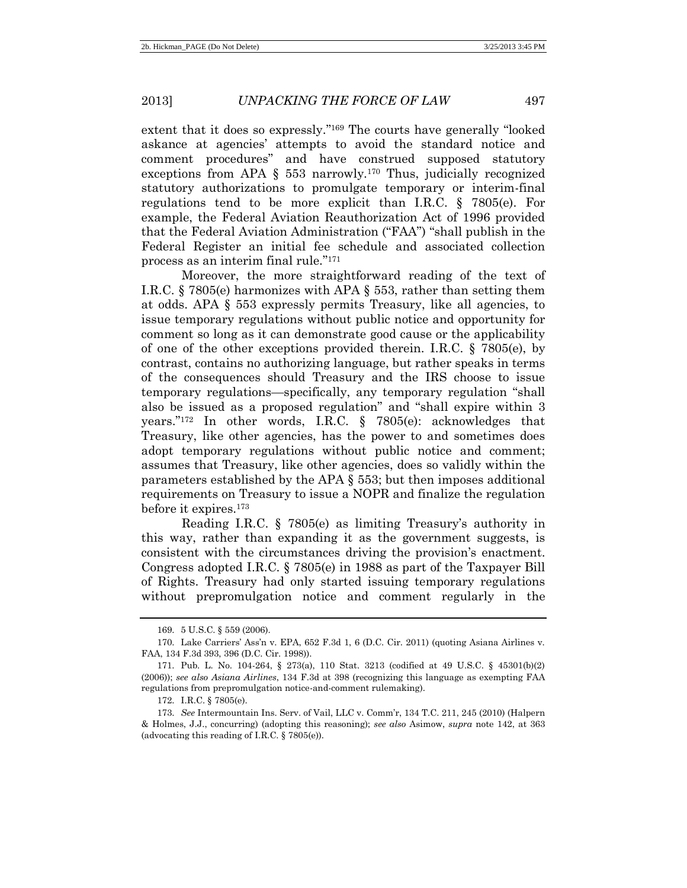extent that it does so expressly."[169] The courts have generally "looked askance at agencies' attempts to avoid the standard notice and comment procedures" and have construed supposed statutory exceptions from APA § 553 narrowly.[170] Thus, judicially recognized statutory authorizations to promulgate temporary or interim-final regulations tend to be more explicit than I.R.C. § 7805(e). For example, the Federal Aviation Reauthorization Act of 1996 provided that the Federal Aviation Administration ("FAA") "shall publish in the Federal Register an initial fee schedule and associated collection process as an interim final rule."[171]

Moreover, the more straightforward reading of the text of I.R.C. § 7805(e) harmonizes with APA § 553, rather than setting them at odds. APA § 553 expressly permits Treasury, like all agencies, to issue temporary regulations without public notice and opportunity for comment so long as it can demonstrate good cause or the applicability of one of the other exceptions provided therein. I.R.C. § 7805(e), by contrast, contains no authorizing language, but rather speaks in terms of the consequences should Treasury and the IRS choose to issue temporary regulations—specifically, any temporary regulation "shall also be issued as a proposed regulation" and "shall expire within 3 years."[172] In other words, I.R.C. § 7805(e): acknowledges that Treasury, like other agencies, has the power to and sometimes does adopt temporary regulations without public notice and comment; assumes that Treasury, like other agencies, does so validly within the parameters established by the APA § 553; but then imposes additional requirements on Treasury to issue a NOPR and finalize the regulation before it expires.[173]

Reading I.R.C. § 7805(e) as limiting Treasury's authority in this way, rather than expanding it as the government suggests, is consistent with the circumstances driving the provision's enactment. Congress adopted I.R.C. § 7805(e) in 1988 as part of the Taxpayer Bill of Rights. Treasury had only started issuing temporary regulations without prepromulgation notice and comment regularly in the

---

169. 5 U.S.C. § 559 (2006).

170. Lake Carriers' Ass'n v. EPA, 652 F.3d 1, 6 (D.C. Cir. 2011) (quoting Asiana Airlines v. FAA, 134 F.3d 393, 396 (D.C. Cir. 1998)).

171. Pub. L. No. 104-264, § 273(a), 110 Stat. 3213 (codified at 49 U.S.C. § 45301(b)(2) (2006)); *see also Asiana Airlines*, 134 F.3d at 398 (recognizing this language as exempting FAA regulations from prepromulgation notice-and-comment rulemaking).

172. I.R.C. § 7805(e).

173. *See* Intermountain Ins. Serv. of Vail, LLC v. Comm'r, 134 T.C. 211, 245 (2010) (Halpern & Holmes, J.J., concurring) (adopting this reasoning); *see also* Asimow, *supra* note 142, at 363 (advocating this reading of I.R.C. § 7805(e)).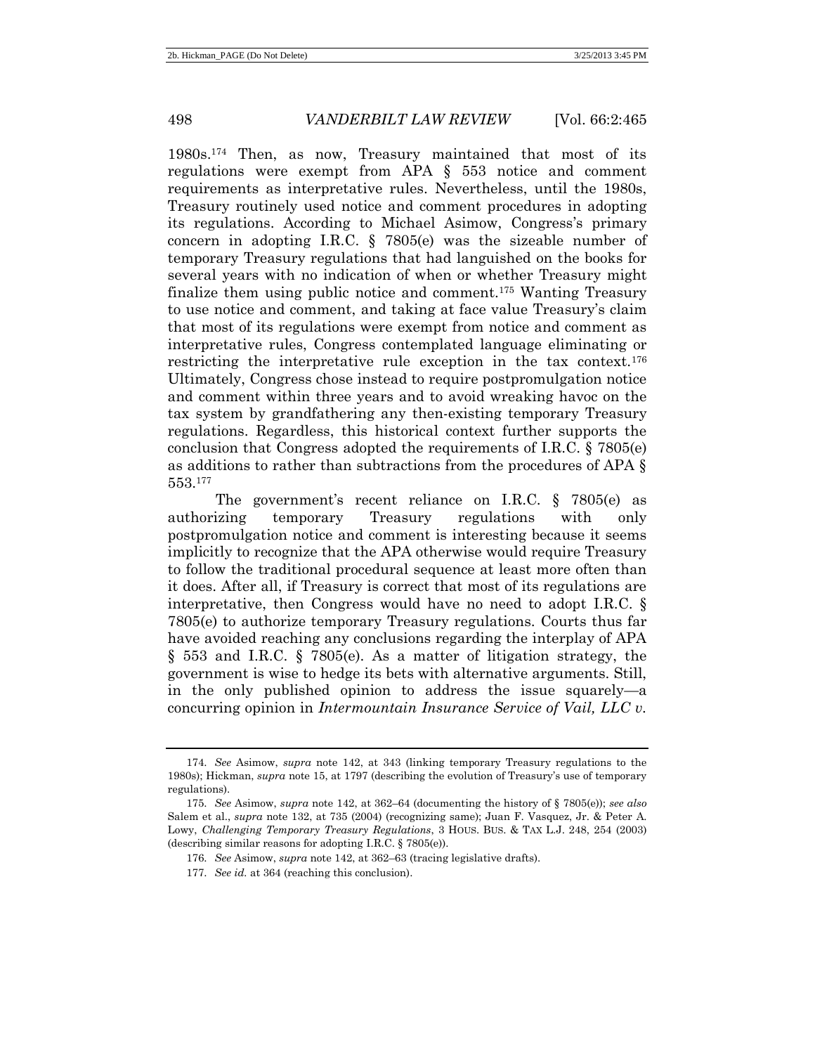1980s.[174] Then, as now, Treasury maintained that most of its regulations were exempt from APA § 553 notice and comment requirements as interpretative rules. Nevertheless, until the 1980s, Treasury routinely used notice and comment procedures in adopting its regulations. According to Michael Asimow, Congress's primary concern in adopting I.R.C. § 7805(e) was the sizeable number of temporary Treasury regulations that had languished on the books for several years with no indication of when or whether Treasury might finalize them using public notice and comment.[175] Wanting Treasury to use notice and comment, and taking at face value Treasury's claim that most of its regulations were exempt from notice and comment as interpretative rules, Congress contemplated language eliminating or restricting the interpretative rule exception in the tax context.[176] Ultimately, Congress chose instead to require postpromulgation notice and comment within three years and to avoid wreaking havoc on the tax system by grandfathering any then-existing temporary Treasury regulations. Regardless, this historical context further supports the conclusion that Congress adopted the requirements of I.R.C. § 7805(e) as additions to rather than subtractions from the procedures of APA § 553.[177]

The government's recent reliance on I.R.C. § 7805(e) as authorizing temporary Treasury regulations with only postpromulgation notice and comment is interesting because it seems implicitly to recognize that the APA otherwise would require Treasury to follow the traditional procedural sequence at least more often than it does. After all, if Treasury is correct that most of its regulations are interpretative, then Congress would have no need to adopt I.R.C. § 7805(e) to authorize temporary Treasury regulations. Courts thus far have avoided reaching any conclusions regarding the interplay of APA § 553 and I.R.C. § 7805(e). As a matter of litigation strategy, the government is wise to hedge its bets with alternative arguments. Still, in the only published opinion to address the issue squarely—a concurring opinion in *Intermountain Insurance Service of Vail, LLC v.*

---

174. *See* Asimow, *supra* note 142, at 343 (linking temporary Treasury regulations to the 1980s); Hickman, *supra* note 15, at 1797 (describing the evolution of Treasury's use of temporary regulations).

175. *See* Asimow, *supra* note 142, at 362–64 (documenting the history of § 7805(e)); *see also* Salem et al., *supra* note 132, at 735 (2004) (recognizing same); Juan F. Vasquez, Jr. & Peter A. Lowy, *Challenging Temporary Treasury Regulations*, 3 HOUS. BUS. & TAX L.J. 248, 254 (2003) (describing similar reasons for adopting I.R.C. § 7805(e)).

176. *See* Asimow, *supra* note 142, at 362–63 (tracing legislative drafts).

177. *See id.* at 364 (reaching this conclusion).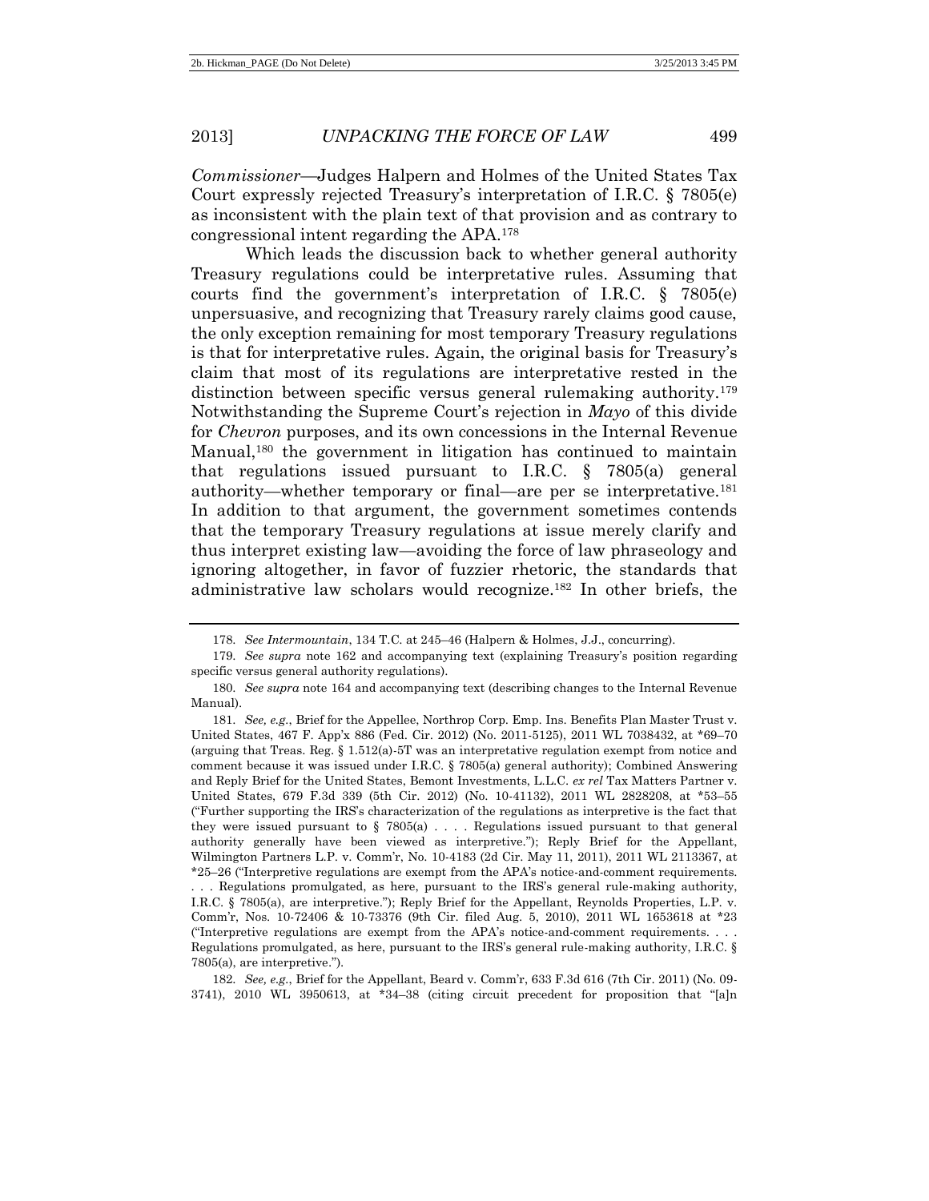*Commissioner*—Judges Halpern and Holmes of the United States Tax Court expressly rejected Treasury's interpretation of I.R.C. § 7805(e) as inconsistent with the plain text of that provision and as contrary to congressional intent regarding the APA.[178]

Which leads the discussion back to whether general authority Treasury regulations could be interpretative rules. Assuming that courts find the government's interpretation of I.R.C. § 7805(e) unpersuasive, and recognizing that Treasury rarely claims good cause, the only exception remaining for most temporary Treasury regulations is that for interpretative rules. Again, the original basis for Treasury's claim that most of its regulations are interpretative rested in the distinction between specific versus general rulemaking authority.[179] Notwithstanding the Supreme Court's rejection in *Mayo* of this divide for *Chevron* purposes, and its own concessions in the Internal Revenue Manual,[180] the government in litigation has continued to maintain that regulations issued pursuant to I.R.C. § 7805(a) general authority—whether temporary or final—are per se interpretative.[181] In addition to that argument, the government sometimes contends that the temporary Treasury regulations at issue merely clarify and thus interpret existing law—avoiding the force of law phraseology and ignoring altogether, in favor of fuzzier rhetoric, the standards that administrative law scholars would recognize.[182] In other briefs, the

---

178. *See Intermountain*, 134 T.C. at 245–46 (Halpern & Holmes, J.J., concurring).

179. *See supra* note 162 and accompanying text (explaining Treasury's position regarding specific versus general authority regulations).

180. *See supra* note 164 and accompanying text (describing changes to the Internal Revenue Manual).

181. *See, e.g.*, Brief for the Appellee, Northrop Corp. Emp. Ins. Benefits Plan Master Trust v. United States, 467 F. App'x 886 (Fed. Cir. 2012) (No. 2011-5125), 2011 WL 7038432, at \*69–70 (arguing that Treas. Reg. § 1.512(a)-5T was an interpretative regulation exempt from notice and comment because it was issued under I.R.C. § 7805(a) general authority); Combined Answering and Reply Brief for the United States, Bemont Investments, L.L.C. *ex rel* Tax Matters Partner v. United States, 679 F.3d 339 (5th Cir. 2012) (No. 10-41132), 2011 WL 2828208, at \*53–55 ("Further supporting the IRS's characterization of the regulations as interpretive is the fact that they were issued pursuant to § 7805(a) . . . . Regulations issued pursuant to that general authority generally have been viewed as interpretive."); Reply Brief for the Appellant, Wilmington Partners L.P. v. Comm'r, No. 10-4183 (2d Cir. May 11, 2011), 2011 WL 2113367, at \*25–26 ("Interpretive regulations are exempt from the APA's notice-and-comment requirements. . . . Regulations promulgated, as here, pursuant to the IRS's general rule-making authority, I.R.C. § 7805(a), are interpretive."); Reply Brief for the Appellant, Reynolds Properties, L.P. v. Comm'r, Nos. 10-72406 & 10-73376 (9th Cir. filed Aug. 5, 2010), 2011 WL 1653618 at \*23 ("Interpretive regulations are exempt from the APA's notice-and-comment requirements. . . . Regulations promulgated, as here, pursuant to the IRS's general rule-making authority, I.R.C. § 7805(a), are interpretive.").

182. *See, e.g.*, Brief for the Appellant, Beard v. Comm'r, 633 F.3d 616 (7th Cir. 2011) (No. 09-3741), 2010 WL 3950613, at \*34–38 (citing circuit precedent for proposition that "[a]n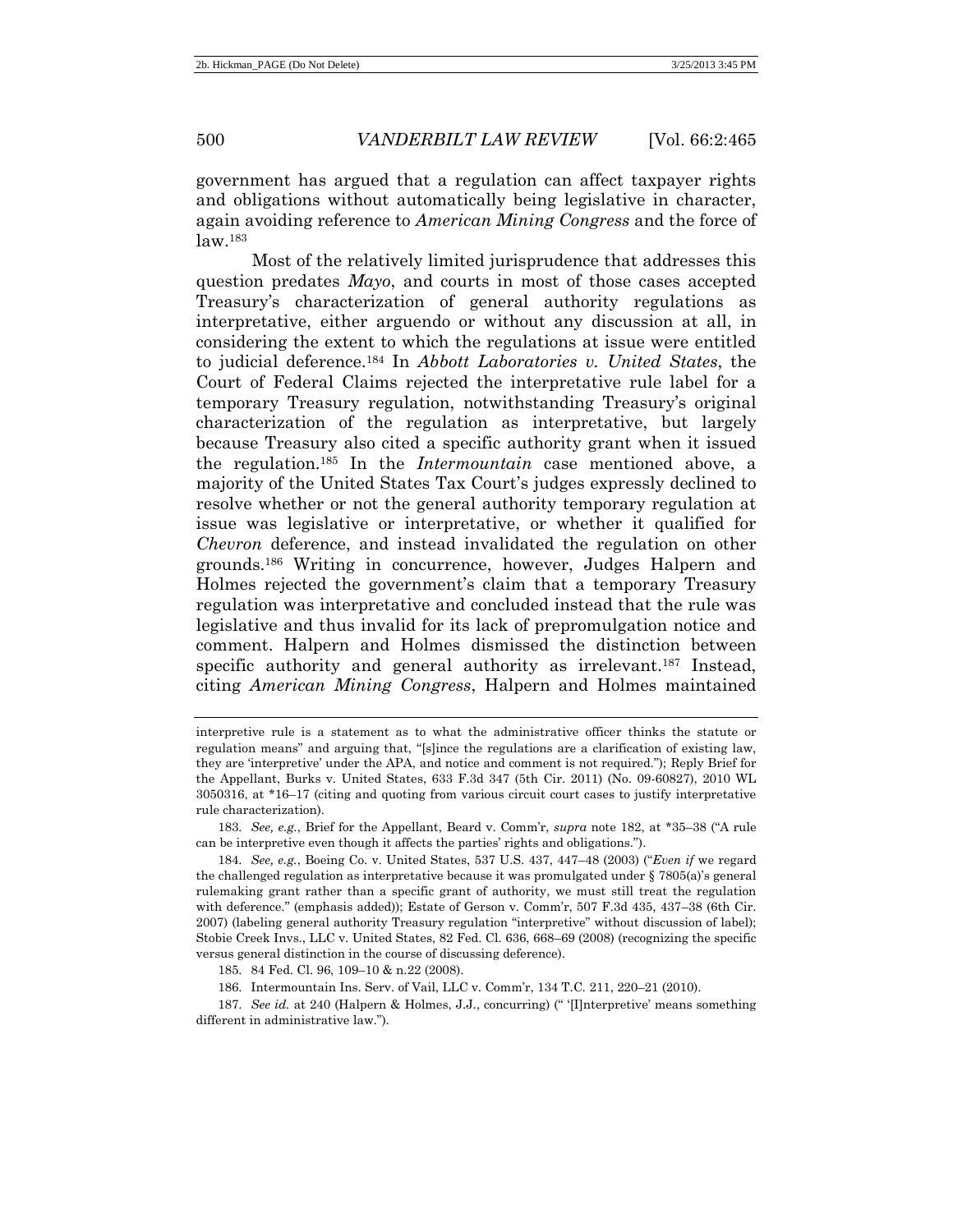government has argued that a regulation can affect taxpayer rights and obligations without automatically being legislative in character, again avoiding reference to *American Mining Congress* and the force of law.[183]

Most of the relatively limited jurisprudence that addresses this question predates *Mayo*, and courts in most of those cases accepted Treasury's characterization of general authority regulations as interpretative, either arguendo or without any discussion at all, in considering the extent to which the regulations at issue were entitled to judicial deference.[184] In *Abbott Laboratories v. United States*, the Court of Federal Claims rejected the interpretative rule label for a temporary Treasury regulation, notwithstanding Treasury's original characterization of the regulation as interpretative, but largely because Treasury also cited a specific authority grant when it issued the regulation.[185] In the *Intermountain* case mentioned above, a majority of the United States Tax Court's judges expressly declined to resolve whether or not the general authority temporary regulation at issue was legislative or interpretative, or whether it qualified for *Chevron* deference, and instead invalidated the regulation on other grounds.[186] Writing in concurrence, however, Judges Halpern and Holmes rejected the government's claim that a temporary Treasury regulation was interpretative and concluded instead that the rule was legislative and thus invalid for its lack of prepromulgation notice and comment. Halpern and Holmes dismissed the distinction between specific authority and general authority as irrelevant.[187] Instead, citing *American Mining Congress*, Halpern and Holmes maintained

---

interpretive rule is a statement as to what the administrative officer thinks the statute or regulation means" and arguing that, "[s]ince the regulations are a clarification of existing law, they are 'interpretive' under the APA, and notice and comment is not required."); Reply Brief for the Appellant, Burks v. United States, 633 F.3d 347 (5th Cir. 2011) (No. 09-60827), 2010 WL 3050316, at *16–17 (citing and quoting from various circuit court cases to justify interpretative rule characterization).

183. *See, e.g.*, Brief for the Appellant, Beard v. Comm'r, *supra* note 182, at *35–38 ("A rule can be interpretive even though it affects the parties' rights and obligations.").

184. *See, e.g.*, Boeing Co. v. United States, 537 U.S. 437, 447–48 (2003) ("*Even if* we regard the challenged regulation as interpretative because it was promulgated under § 7805(a)'s general rulemaking grant rather than a specific grant of authority, we must still treat the regulation with deference." (emphasis added)); Estate of Gerson v. Comm'r, 507 F.3d 435, 437–38 (6th Cir. 2007) (labeling general authority Treasury regulation "interpretive" without discussion of label); Stobie Creek Invs., LLC v. United States, 82 Fed. Cl. 636, 668–69 (2008) (recognizing the specific versus general distinction in the course of discussing deference).

185. 84 Fed. Cl. 96, 109–10 & n.22 (2008).

186. Intermountain Ins. Serv. of Vail, LLC v. Comm'r, 134 T.C. 211, 220–21 (2010).

187. *See id.* at 240 (Halpern & Holmes, J.J., concurring) ("'[I]nterpretive' means something different in administrative law.").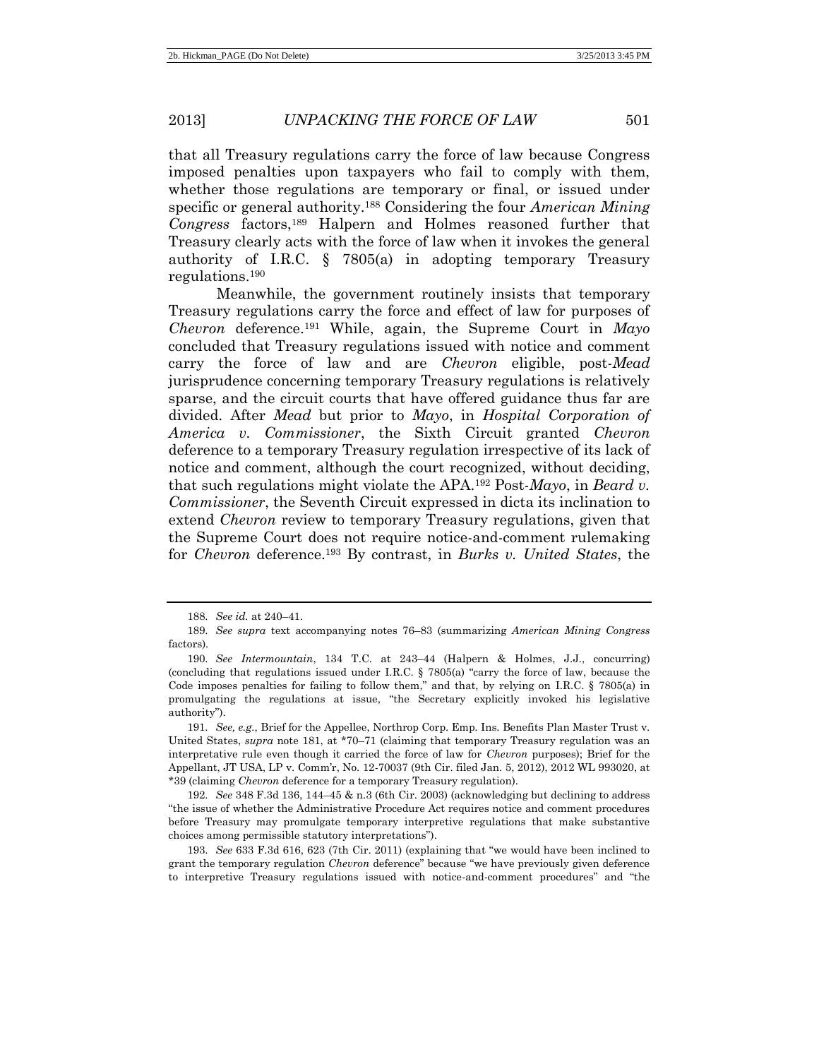that all Treasury regulations carry the force of law because Congress imposed penalties upon taxpayers who fail to comply with them, whether those regulations are temporary or final, or issued under specific or general authority.[188] Considering the four *American Mining Congress* factors,[189] Halpern and Holmes reasoned further that Treasury clearly acts with the force of law when it invokes the general authority of I.R.C. § 7805(a) in adopting temporary Treasury regulations.[190]

Meanwhile, the government routinely insists that temporary Treasury regulations carry the force and effect of law for purposes of *Chevron* deference.[191] While, again, the Supreme Court in *Mayo* concluded that Treasury regulations issued with notice and comment carry the force of law and are *Chevron* eligible, post-*Mead* jurisprudence concerning temporary Treasury regulations is relatively sparse, and the circuit courts that have offered guidance thus far are divided. After *Mead* but prior to *Mayo*, in *Hospital Corporation of America v. Commissioner*, the Sixth Circuit granted *Chevron* deference to a temporary Treasury regulation irrespective of its lack of notice and comment, although the court recognized, without deciding, that such regulations might violate the APA.[192] Post-*Mayo*, in *Beard v. Commissioner*, the Seventh Circuit expressed in dicta its inclination to extend *Chevron* review to temporary Treasury regulations, given that the Supreme Court does not require notice-and-comment rulemaking for *Chevron* deference.[193] By contrast, in *Burks v. United States*, the

---

188. *See id.* at 240–41.

189. *See supra* text accompanying notes 76–83 (summarizing *American Mining Congress* factors).

190. *See Intermountain*, 134 T.C. at 243–44 (Halpern & Holmes, J.J., concurring) (concluding that regulations issued under I.R.C. § 7805(a) "carry the force of law, because the Code imposes penalties for failing to follow them," and that, by relying on I.R.C. § 7805(a) in promulgating the regulations at issue, "the Secretary explicitly invoked his legislative authority").

191. *See, e.g.*, Brief for the Appellee, Northrop Corp. Emp. Ins. Benefits Plan Master Trust v. United States, *supra* note 181, at *70–71 (claiming that temporary Treasury regulation was an interpretative rule even though it carried the force of law for *Chevron* purposes); Brief for the Appellant, JT USA, LP v. Comm'r, No. 12-70037 (9th Cir. filed Jan. 5, 2012), 2012 WL 993020, at *39 (claiming *Chevron* deference for a temporary Treasury regulation).

192. *See* 348 F.3d 136, 144–45 & n.3 (6th Cir. 2003) (acknowledging but declining to address "the issue of whether the Administrative Procedure Act requires notice and comment procedures before Treasury may promulgate temporary interpretive regulations that make substantive choices among permissible statutory interpretations").

193. *See* 633 F.3d 616, 623 (7th Cir. 2011) (explaining that "we would have been inclined to grant the temporary regulation *Chevron* deference" because "we have previously given deference to interpretive Treasury regulations issued with notice-and-comment procedures" and "the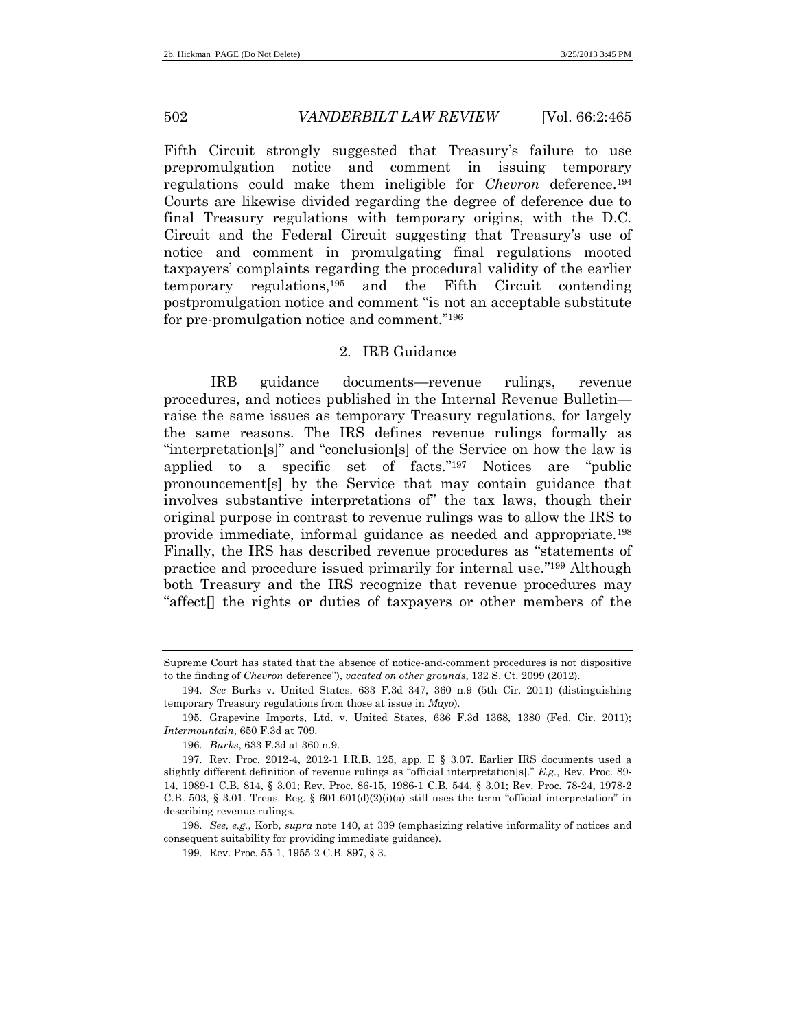Fifth Circuit strongly suggested that Treasury's failure to use prepromulgation notice and comment in issuing temporary regulations could make them ineligible for *Chevron* deference.[194] Courts are likewise divided regarding the degree of deference due to final Treasury regulations with temporary origins, with the D.C. Circuit and the Federal Circuit suggesting that Treasury's use of notice and comment in promulgating final regulations mooted taxpayers' complaints regarding the procedural validity of the earlier temporary regulations,[195] and the Fifth Circuit contending postpromulgation notice and comment "is not an acceptable substitute for pre-promulgation notice and comment."[196]

### 2. IRB Guidance

IRB guidance documents—revenue rulings, revenue procedures, and notices published in the Internal Revenue Bulletin—raise the same issues as temporary Treasury regulations, for largely the same reasons. The IRS defines revenue rulings formally as "interpretation[s]" and "conclusion[s] of the Service on how the law is applied to a specific set of facts."[197] Notices are "public pronouncement[s] by the Service that may contain guidance that involves substantive interpretations of" the tax laws, though their original purpose in contrast to revenue rulings was to allow the IRS to provide immediate, informal guidance as needed and appropriate.[198] Finally, the IRS has described revenue procedures as "statements of practice and procedure issued primarily for internal use."[199] Although both Treasury and the IRS recognize that revenue procedures may "affect[] the rights or duties of taxpayers or other members of the

---

Supreme Court has stated that the absence of notice-and-comment procedures is not dispositive to the finding of *Chevron* deference"), *vacated on other grounds*, 132 S. Ct. 2099 (2012).

194. *See* Burks v. United States, 633 F.3d 347, 360 n.9 (5th Cir. 2011) (distinguishing temporary Treasury regulations from those at issue in *Mayo*).

195. Grapevine Imports, Ltd. v. United States, 636 F.3d 1368, 1380 (Fed. Cir. 2011); *Intermountain*, 650 F.3d at 709.

196. *Burks*, 633 F.3d at 360 n.9.

197. Rev. Proc. 2012-4, 2012-1 I.R.B. 125, app. E § 3.07. Earlier IRS documents used a slightly different definition of revenue rulings as "official interpretation[s]." *E.g.*, Rev. Proc. 89-14, 1989-1 C.B. 814, § 3.01; Rev. Proc. 86-15, 1986-1 C.B. 544, § 3.01; Rev. Proc. 78-24, 1978-2 C.B. 503, § 3.01. Treas. Reg. § 601.601(d)(2)(i)(a) still uses the term "official interpretation" in describing revenue rulings.

198. *See, e.g.*, Korb, *supra* note 140, at 339 (emphasizing relative informality of notices and consequent suitability for providing immediate guidance).

199. Rev. Proc. 55-1, 1955-2 C.B. 897, § 3.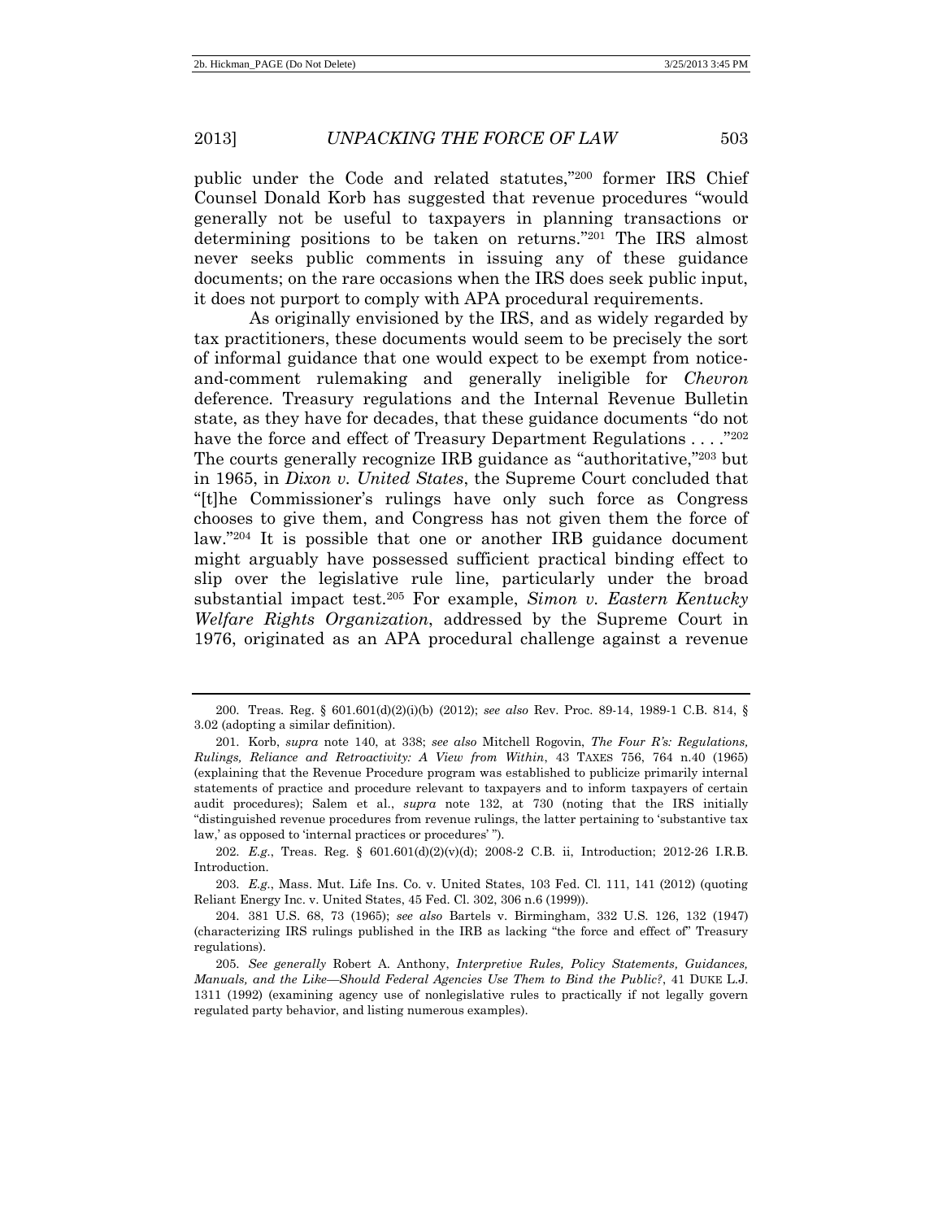public under the Code and related statutes,"[200] former IRS Chief Counsel Donald Korb has suggested that revenue procedures "would generally not be useful to taxpayers in planning transactions or determining positions to be taken on returns."[201] The IRS almost never seeks public comments in issuing any of these guidance documents; on the rare occasions when the IRS does seek public input, it does not purport to comply with APA procedural requirements.

As originally envisioned by the IRS, and as widely regarded by tax practitioners, these documents would seem to be precisely the sort of informal guidance that one would expect to be exempt from notice-and-comment rulemaking and generally ineligible for *Chevron* deference. Treasury regulations and the Internal Revenue Bulletin state, as they have for decades, that these guidance documents "do not have the force and effect of Treasury Department Regulations . . . ."[202] The courts generally recognize IRB guidance as "authoritative,"[203] but in 1965, in *Dixon v. United States*, the Supreme Court concluded that "[t]he Commissioner's rulings have only such force as Congress chooses to give them, and Congress has not given them the force of law."[204] It is possible that one or another IRB guidance document might arguably have possessed sufficient practical binding effect to slip over the legislative rule line, particularly under the broad substantial impact test.[205] For example, *Simon v. Eastern Kentucky Welfare Rights Organization*, addressed by the Supreme Court in 1976, originated as an APA procedural challenge against a revenue

---

200. Treas. Reg. § 601.601(d)(2)(i)(b) (2012); *see also* Rev. Proc. 89-14, 1989-1 C.B. 814, § 3.02 (adopting a similar definition).

201. Korb, *supra* note 140, at 338; *see also* Mitchell Rogovin, *The Four R's: Regulations, Rulings, Reliance and Retroactivity: A View from Within*, 43 TAXES 756, 764 n.40 (1965) (explaining that the Revenue Procedure program was established to publicize primarily internal statements of practice and procedure relevant to taxpayers and to inform taxpayers of certain audit procedures); Salem et al., *supra* note 132, at 730 (noting that the IRS initially "distinguished revenue procedures from revenue rulings, the latter pertaining to 'substantive tax law,' as opposed to 'internal practices or procedures' ").

202. *E.g.*, Treas. Reg. § 601.601(d)(2)(v)(d); 2008-2 C.B. ii, Introduction; 2012-26 I.R.B. Introduction.

203. *E.g.*, Mass. Mut. Life Ins. Co. v. United States, 103 Fed. Cl. 111, 141 (2012) (quoting Reliant Energy Inc. v. United States, 45 Fed. Cl. 302, 306 n.6 (1999)).

204. 381 U.S. 68, 73 (1965); *see also* Bartels v. Birmingham, 332 U.S. 126, 132 (1947) (characterizing IRS rulings published in the IRB as lacking "the force and effect of" Treasury regulations).

205. *See generally* Robert A. Anthony, *Interpretive Rules, Policy Statements, Guidances, Manuals, and the Like—Should Federal Agencies Use Them to Bind the Public?*, 41 DUKE L.J. 1311 (1992) (examining agency use of nonlegislative rules to practically if not legally govern regulated party behavior, and listing numerous examples).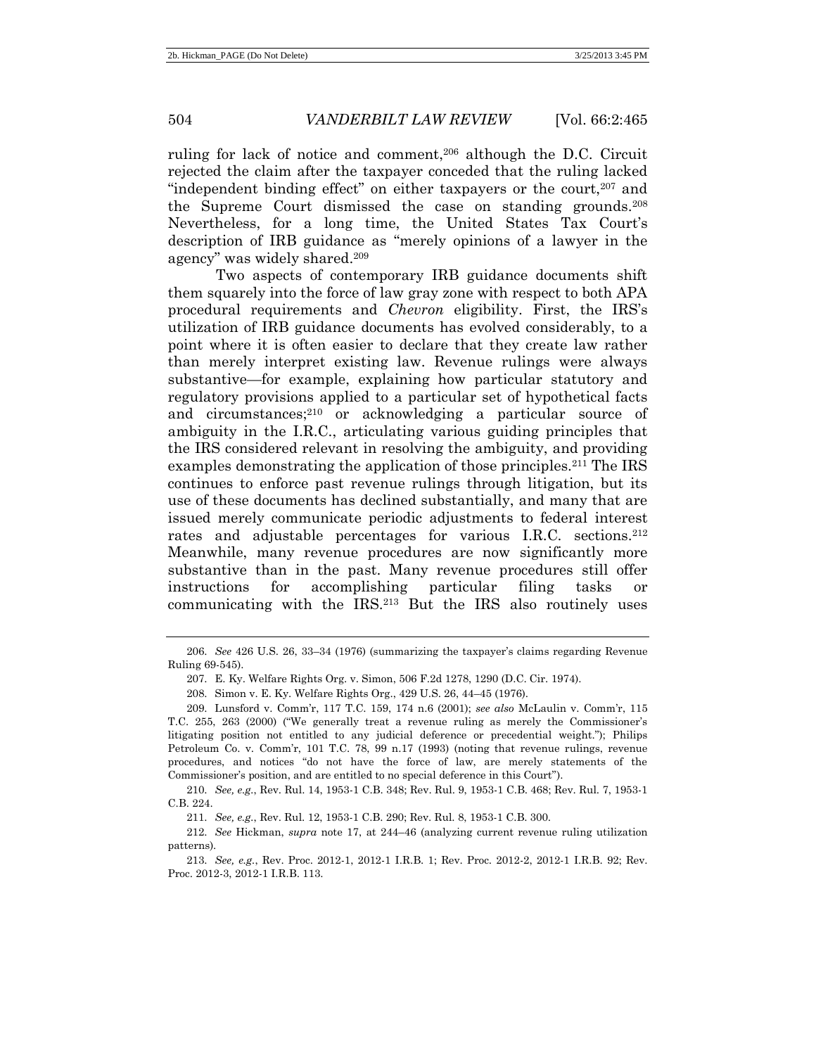ruling for lack of notice and comment,[206] although the D.C. Circuit rejected the claim after the taxpayer conceded that the ruling lacked "independent binding effect" on either taxpayers or the court,[207] and the Supreme Court dismissed the case on standing grounds.[208] Nevertheless, for a long time, the United States Tax Court's description of IRB guidance as "merely opinions of a lawyer in the agency" was widely shared.[209]

Two aspects of contemporary IRB guidance documents shift them squarely into the force of law gray zone with respect to both APA procedural requirements and *Chevron* eligibility. First, the IRS's utilization of IRB guidance documents has evolved considerably, to a point where it is often easier to declare that they create law rather than merely interpret existing law. Revenue rulings were always substantive—for example, explaining how particular statutory and regulatory provisions applied to a particular set of hypothetical facts and circumstances;[210] or acknowledging a particular source of ambiguity in the I.R.C., articulating various guiding principles that the IRS considered relevant in resolving the ambiguity, and providing examples demonstrating the application of those principles.[211] The IRS continues to enforce past revenue rulings through litigation, but its use of these documents has declined substantially, and many that are issued merely communicate periodic adjustments to federal interest rates and adjustable percentages for various I.R.C. sections.[212] Meanwhile, many revenue procedures are now significantly more substantive than in the past. Many revenue procedures still offer instructions for accomplishing particular filing tasks or communicating with the IRS.[213] But the IRS also routinely uses

---

206. *See* 426 U.S. 26, 33–34 (1976) (summarizing the taxpayer's claims regarding Revenue Ruling 69-545).

207. E. Ky. Welfare Rights Org. v. Simon, 506 F.2d 1278, 1290 (D.C. Cir. 1974).

208. Simon v. E. Ky. Welfare Rights Org., 429 U.S. 26, 44–45 (1976).

209. Lunsford v. Comm'r, 117 T.C. 159, 174 n.6 (2001); *see also* McLaulin v. Comm'r, 115 T.C. 255, 263 (2000) ("We generally treat a revenue ruling as merely the Commissioner's litigating position not entitled to any judicial deference or precedential weight."); Philips Petroleum Co. v. Comm'r, 101 T.C. 78, 99 n.17 (1993) (noting that revenue rulings, revenue procedures, and notices "do not have the force of law, are merely statements of the Commissioner's position, and are entitled to no special deference in this Court").

210. *See, e.g.*, Rev. Rul. 14, 1953-1 C.B. 348; Rev. Rul. 9, 1953-1 C.B. 468; Rev. Rul. 7, 1953-1 C.B. 224.

211. *See, e.g.*, Rev. Rul. 12, 1953-1 C.B. 290; Rev. Rul. 8, 1953-1 C.B. 300.

212. *See* Hickman, *supra* note 17, at 244–46 (analyzing current revenue ruling utilization patterns).

213. *See, e.g.*, Rev. Proc. 2012-1, 2012-1 I.R.B. 1; Rev. Proc. 2012-2, 2012-1 I.R.B. 92; Rev. Proc. 2012-3, 2012-1 I.R.B. 113.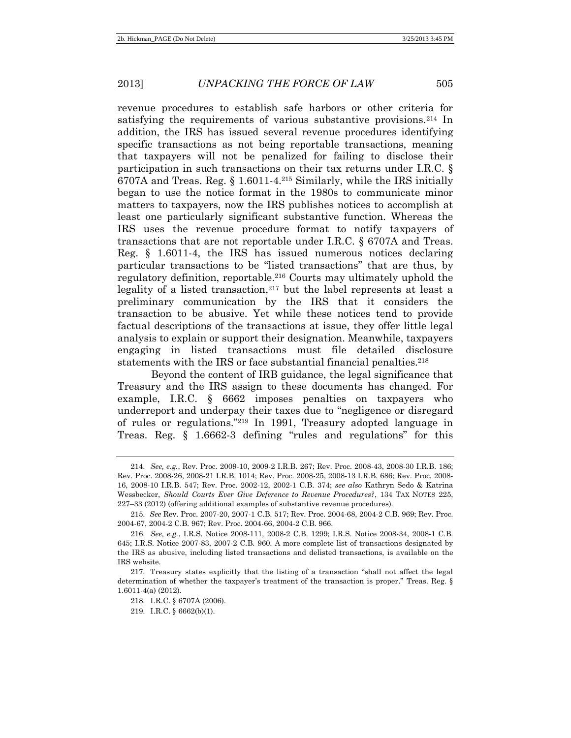revenue procedures to establish safe harbors or other criteria for satisfying the requirements of various substantive provisions.[214] In addition, the IRS has issued several revenue procedures identifying specific transactions as not being reportable transactions, meaning that taxpayers will not be penalized for failing to disclose their participation in such transactions on their tax returns under I.R.C. § 6707A and Treas. Reg. § 1.6011-4.[215] Similarly, while the IRS initially began to use the notice format in the 1980s to communicate minor matters to taxpayers, now the IRS publishes notices to accomplish at least one particularly significant substantive function. Whereas the IRS uses the revenue procedure format to notify taxpayers of transactions that are not reportable under I.R.C. § 6707A and Treas. Reg. § 1.6011-4, the IRS has issued numerous notices declaring particular transactions to be "listed transactions" that are thus, by regulatory definition, reportable.[216] Courts may ultimately uphold the legality of a listed transaction,[217] but the label represents at least a preliminary communication by the IRS that it considers the transaction to be abusive. Yet while these notices tend to provide factual descriptions of the transactions at issue, they offer little legal analysis to explain or support their designation. Meanwhile, taxpayers engaging in listed transactions must file detailed disclosure statements with the IRS or face substantial financial penalties.[218]

Beyond the content of IRB guidance, the legal significance that Treasury and the IRS assign to these documents has changed. For example, I.R.C. § 6662 imposes penalties on taxpayers who underreport and underpay their taxes due to "negligence or disregard of rules or regulations."[219] In 1991, Treasury adopted language in Treas. Reg. § 1.6662-3 defining "rules and regulations" for this

---

214. *See, e.g.*, Rev. Proc. 2009-10, 2009-2 I.R.B. 267; Rev. Proc. 2008-43, 2008-30 I.R.B. 186; Rev. Proc. 2008-26, 2008-21 I.R.B. 1014; Rev. Proc. 2008-25, 2008-13 I.R.B. 686; Rev. Proc. 2008-16, 2008-10 I.R.B. 547; Rev. Proc. 2002-12, 2002-1 C.B. 374; *see also* Kathryn Sedo & Katrina Wessbecker, *Should Courts Ever Give Deference to Revenue Procedures?*, 134 TAX NOTES 225, 227–33 (2012) (offering additional examples of substantive revenue procedures).

215. *See* Rev. Proc. 2007-20, 2007-1 C.B. 517; Rev. Proc. 2004-68, 2004-2 C.B. 969; Rev. Proc. 2004-67, 2004-2 C.B. 967; Rev. Proc. 2004-66, 2004-2 C.B. 966.

216. *See, e.g.*, I.R.S. Notice 2008-111, 2008-2 C.B. 1299; I.R.S. Notice 2008-34, 2008-1 C.B. 645; I.R.S. Notice 2007-83, 2007-2 C.B. 960. A more complete list of transactions designated by the IRS as abusive, including listed transactions and delisted transactions, is available on the IRS website.

217. Treasury states explicitly that the listing of a transaction "shall not affect the legal determination of whether the taxpayer's treatment of the transaction is proper." Treas. Reg. § 1.6011-4(a) (2012).

218. I.R.C. § 6707A (2006).

219. I.R.C. § 6662(b)(1).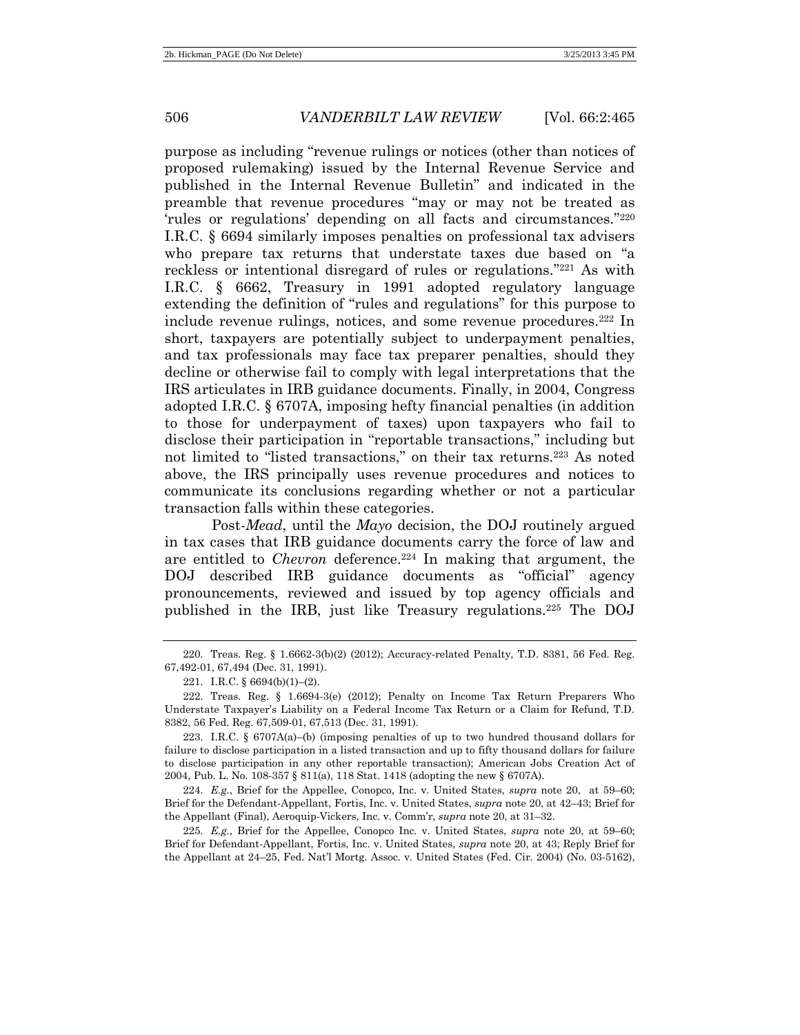purpose as including "revenue rulings or notices (other than notices of proposed rulemaking) issued by the Internal Revenue Service and published in the Internal Revenue Bulletin" and indicated in the preamble that revenue procedures "may or may not be treated as 'rules or regulations' depending on all facts and circumstances."[220] I.R.C. § 6694 similarly imposes penalties on professional tax advisers who prepare tax returns that understate taxes due based on "a reckless or intentional disregard of rules or regulations."[221] As with I.R.C. § 6662, Treasury in 1991 adopted regulatory language extending the definition of "rules and regulations" for this purpose to include revenue rulings, notices, and some revenue procedures.[222] In short, taxpayers are potentially subject to underpayment penalties, and tax professionals may face tax preparer penalties, should they decline or otherwise fail to comply with legal interpretations that the IRS articulates in IRB guidance documents. Finally, in 2004, Congress adopted I.R.C. § 6707A, imposing hefty financial penalties (in addition to those for underpayment of taxes) upon taxpayers who fail to disclose their participation in "reportable transactions," including but not limited to "listed transactions," on their tax returns.[223] As noted above, the IRS principally uses revenue procedures and notices to communicate its conclusions regarding whether or not a particular transaction falls within these categories.

Post-*Mead*, until the *Mayo* decision, the DOJ routinely argued in tax cases that IRB guidance documents carry the force of law and are entitled to *Chevron* deference.[224] In making that argument, the DOJ described IRB guidance documents as "official" agency pronouncements, reviewed and issued by top agency officials and published in the IRB, just like Treasury regulations.[225] The DOJ

220. Treas. Reg. § 1.6662-3(b)(2) (2012); Accuracy-related Penalty, T.D. 8381, 56 Fed. Reg. 67,492-01, 67,494 (Dec. 31, 1991).

221. I.R.C. § 6694(b)(1)–(2).

222. Treas. Reg. § 1.6694-3(e) (2012); Penalty on Income Tax Return Preparers Who Understate Taxpayer's Liability on a Federal Income Tax Return or a Claim for Refund, T.D. 8382, 56 Fed. Reg. 67,509-01, 67,513 (Dec. 31, 1991).

223. I.R.C. § 6707A(a)–(b) (imposing penalties of up to two hundred thousand dollars for failure to disclose participation in a listed transaction and up to fifty thousand dollars for failure to disclose participation in any other reportable transaction); American Jobs Creation Act of 2004, Pub. L. No. 108-357 § 811(a), 118 Stat. 1418 (adopting the new § 6707A).

224. *E.g.*, Brief for the Appellee, Conopco, Inc. v. United States, *supra* note 20, at 59–60; Brief for the Defendant-Appellant, Fortis, Inc. v. United States, *supra* note 20, at 42–43; Brief for the Appellant (Final), Aeroquip-Vickers, Inc. v. Comm'r, *supra* note 20, at 31–32.

225. *E.g.*, Brief for the Appellee, Conopco Inc. v. United States, *supra* note 20, at 59–60; Brief for Defendant-Appellant, Fortis, Inc. v. United States, *supra* note 20, at 43; Reply Brief for the Appellant at 24–25, Fed. Nat'l Mortg. Assoc. v. United States (Fed. Cir. 2004) (No. 03-5162),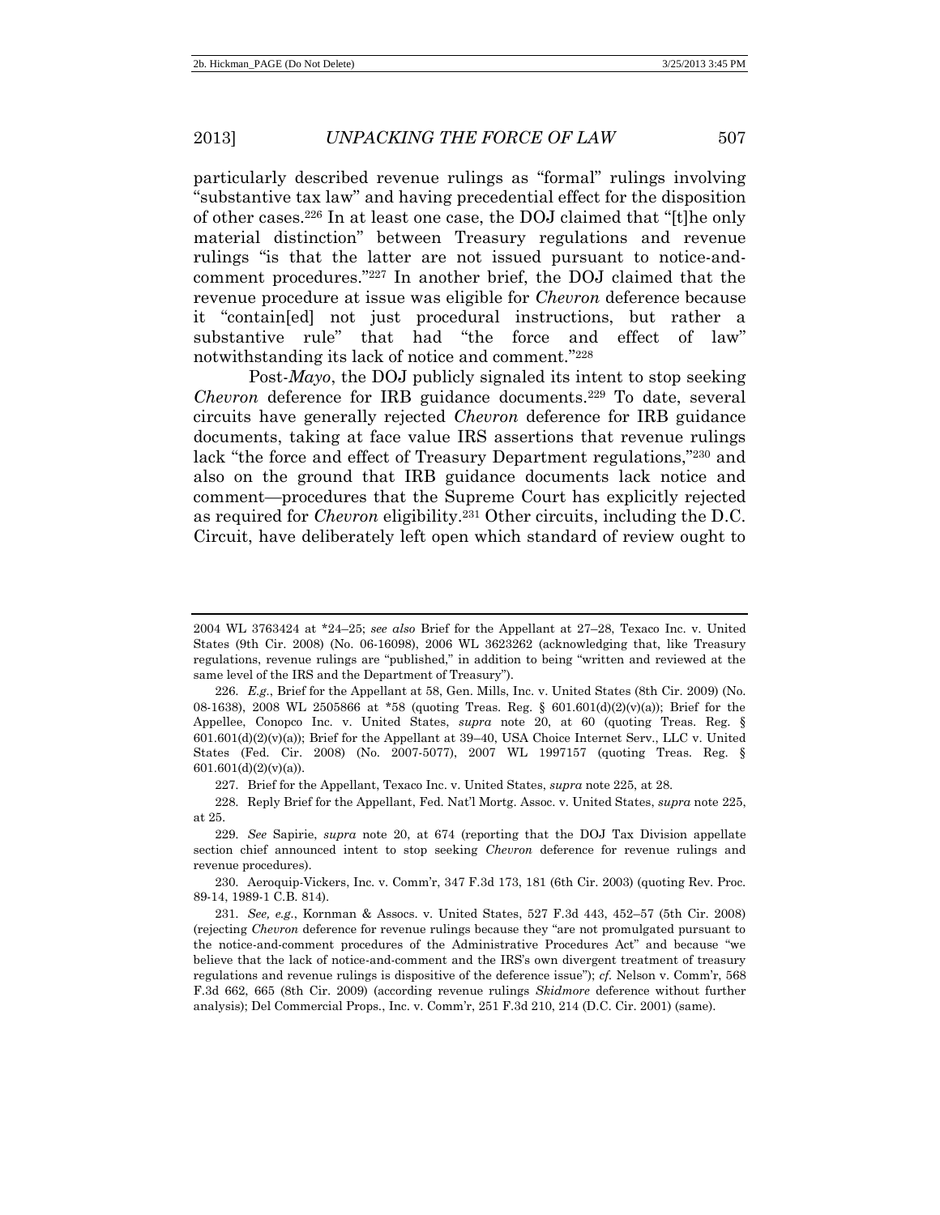particularly described revenue rulings as "formal" rulings involving "substantive tax law" and having precedential effect for the disposition of other cases.[226] In at least one case, the DOJ claimed that "[t]he only material distinction" between Treasury regulations and revenue rulings "is that the latter are not issued pursuant to notice-and-comment procedures."[227] In another brief, the DOJ claimed that the revenue procedure at issue was eligible for *Chevron* deference because it "contain[ed] not just procedural instructions, but rather a substantive rule" that had "the force and effect of law" notwithstanding its lack of notice and comment."[228]

Post-*Mayo*, the DOJ publicly signaled its intent to stop seeking *Chevron* deference for IRB guidance documents.[229] To date, several circuits have generally rejected *Chevron* deference for IRB guidance documents, taking at face value IRS assertions that revenue rulings lack "the force and effect of Treasury Department regulations,"[230] and also on the ground that IRB guidance documents lack notice and comment—procedures that the Supreme Court has explicitly rejected as required for *Chevron* eligibility.[231] Other circuits, including the D.C. Circuit, have deliberately left open which standard of review ought to

---

2004 WL 3763424 at *24–25; *see also* Brief for the Appellant at 27–28, Texaco Inc. v. United States (9th Cir. 2008) (No. 06-16098), 2006 WL 3623262 (acknowledging that, like Treasury regulations, revenue rulings are "published," in addition to being "written and reviewed at the same level of the IRS and the Department of Treasury").

226. *E.g.*, Brief for the Appellant at 58, Gen. Mills, Inc. v. United States (8th Cir. 2009) (No. 08-1638), 2008 WL 2505866 at *58 (quoting Treas. Reg. § 601.601(d)(2)(v)(a)); Brief for the Appellee, Conopco Inc. v. United States, *supra* note 20, at 60 (quoting Treas. Reg. § 601.601(d)(2)(v)(a)); Brief for the Appellant at 39–40, USA Choice Internet Serv., LLC v. United States (Fed. Cir. 2008) (No. 2007-5077), 2007 WL 1997157 (quoting Treas. Reg. § 601.601(d)(2)(v)(a)).

227. Brief for the Appellant, Texaco Inc. v. United States, *supra* note 225, at 28.

228. Reply Brief for the Appellant, Fed. Nat'l Mortg. Assoc. v. United States, *supra* note 225, at 25.

229. *See* Sapirie, *supra* note 20, at 674 (reporting that the DOJ Tax Division appellate section chief announced intent to stop seeking *Chevron* deference for revenue rulings and revenue procedures).

230. Aeroquip-Vickers, Inc. v. Comm'r, 347 F.3d 173, 181 (6th Cir. 2003) (quoting Rev. Proc. 89-14, 1989-1 C.B. 814).

231. *See, e.g.*, Kornman & Assocs. v. United States, 527 F.3d 443, 452–57 (5th Cir. 2008) (rejecting *Chevron* deference for revenue rulings because they "are not promulgated pursuant to the notice-and-comment procedures of the Administrative Procedures Act" and because "we believe that the lack of notice-and-comment and the IRS's own divergent treatment of treasury regulations and revenue rulings is dispositive of the deference issue"); *cf.* Nelson v. Comm'r, 568 F.3d 662, 665 (8th Cir. 2009) (according revenue rulings *Skidmore* deference without further analysis); Del Commercial Props., Inc. v. Comm'r, 251 F.3d 210, 214 (D.C. Cir. 2001) (same).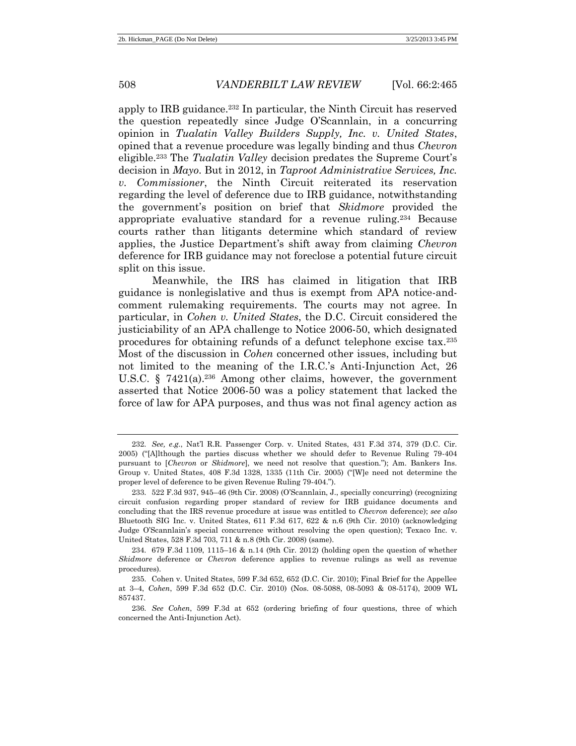apply to IRB guidance.[232] In particular, the Ninth Circuit has reserved the question repeatedly since Judge O'Scannlain, in a concurring opinion in *Tualatin Valley Builders Supply, Inc. v. United States*, opined that a revenue procedure was legally binding and thus *Chevron* eligible.[233] The *Tualatin Valley* decision predates the Supreme Court's decision in *Mayo*. But in 2012, in *Taproot Administrative Services, Inc. v. Commissioner*, the Ninth Circuit reiterated its reservation regarding the level of deference due to IRB guidance, notwithstanding the government's position on brief that *Skidmore* provided the appropriate evaluative standard for a revenue ruling.[234] Because courts rather than litigants determine which standard of review applies, the Justice Department's shift away from claiming *Chevron* deference for IRB guidance may not foreclose a potential future circuit split on this issue.

Meanwhile, the IRS has claimed in litigation that IRB guidance is nonlegislative and thus is exempt from APA notice-and-comment rulemaking requirements. The courts may not agree. In particular, in *Cohen v. United States*, the D.C. Circuit considered the justiciability of an APA challenge to Notice 2006-50, which designated procedures for obtaining refunds of a defunct telephone excise tax.[235] Most of the discussion in *Cohen* concerned other issues, including but not limited to the meaning of the I.R.C.'s Anti-Injunction Act, 26 U.S.C. § 7421(a).[236] Among other claims, however, the government asserted that Notice 2006-50 was a policy statement that lacked the force of law for APA purposes, and thus was not final agency action as

---

232. *See, e.g.*, Nat'l R.R. Passenger Corp. v. United States, 431 F.3d 374, 379 (D.C. Cir. 2005) ("[A]lthough the parties discuss whether we should defer to Revenue Ruling 79-404 pursuant to [*Chevron* or *Skidmore*], we need not resolve that question."); Am. Bankers Ins. Group v. United States, 408 F.3d 1328, 1335 (11th Cir. 2005) ("[W]e need not determine the proper level of deference to be given Revenue Ruling 79-404.").

233. 522 F.3d 937, 945–46 (9th Cir. 2008) (O'Scannlain, J., specially concurring) (recognizing circuit confusion regarding proper standard of review for IRB guidance documents and concluding that the IRS revenue procedure at issue was entitled to *Chevron* deference); *see also* Bluetooth SIG Inc. v. United States, 611 F.3d 617, 622 & n.6 (9th Cir. 2010) (acknowledging Judge O'Scannlain's special concurrence without resolving the open question); Texaco Inc. v. United States, 528 F.3d 703, 711 & n.8 (9th Cir. 2008) (same).

234. 679 F.3d 1109, 1115–16 & n.14 (9th Cir. 2012) (holding open the question of whether *Skidmore* deference or *Chevron* deference applies to revenue rulings as well as revenue procedures).

235. Cohen v. United States, 599 F.3d 652, 652 (D.C. Cir. 2010); Final Brief for the Appellee at 3–4, *Cohen*, 599 F.3d 652 (D.C. Cir. 2010) (Nos. 08-5088, 08-5093 & 08-5174), 2009 WL 857437.

236. *See Cohen*, 599 F.3d at 652 (ordering briefing of four questions, three of which concerned the Anti-Injunction Act).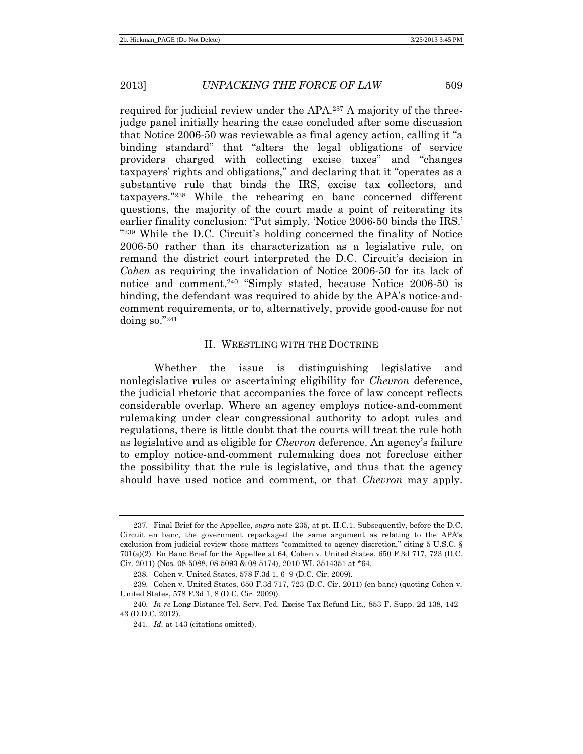required for judicial review under the APA.[237] A majority of the three-judge panel initially hearing the case concluded after some discussion that Notice 2006-50 was reviewable as final agency action, calling it "a binding standard" that "alters the legal obligations of service providers charged with collecting excise taxes" and "changes taxpayers' rights and obligations," and declaring that it "operates as a substantive rule that binds the IRS, excise tax collectors, and taxpayers."[238] While the rehearing en banc concerned different questions, the majority of the court made a point of reiterating its earlier finality conclusion: "Put simply, 'Notice 2006-50 binds the IRS.' "[239] While the D.C. Circuit's holding concerned the finality of Notice 2006-50 rather than its characterization as a legislative rule, on remand the district court interpreted the D.C. Circuit's decision in *Cohen* as requiring the invalidation of Notice 2006-50 for its lack of notice and comment.[240] "Simply stated, because Notice 2006-50 is binding, the defendant was required to abide by the APA's notice-and-comment requirements, or to, alternatively, provide good-cause for not doing so."[241]

## II. WRESTLING WITH THE DOCTRINE

Whether the issue is distinguishing legislative and nonlegislative rules or ascertaining eligibility for *Chevron* deference, the judicial rhetoric that accompanies the force of law concept reflects considerable overlap. Where an agency employs notice-and-comment rulemaking under clear congressional authority to adopt rules and regulations, there is little doubt that the courts will treat the rule both as legislative and as eligible for *Chevron* deference. An agency's failure to employ notice-and-comment rulemaking does not foreclose either the possibility that the rule is legislative, and thus that the agency should have used notice and comment, or that *Chevron* may apply.

---

237. Final Brief for the Appellee, *supra* note 235, at pt. II.C.1. Subsequently, before the D.C. Circuit en banc, the government repackaged the same argument as relating to the APA's exclusion from judicial review those matters "committed to agency discretion," citing 5 U.S.C. § 701(a)(2). En Banc Brief for the Appellee at 64, Cohen v. United States, 650 F.3d 717, 723 (D.C. Cir. 2011) (Nos. 08-5088, 08-5093 & 08-5174), 2010 WL 3514351 at *64.

238. Cohen v. United States, 578 F.3d 1, 6–9 (D.C. Cir. 2009).

239. Cohen v. United States, 650 F.3d 717, 723 (D.C. Cir. 2011) (en banc) (quoting Cohen v. United States, 578 F.3d 1, 8 (D.C. Cir. 2009)).

240. *In re* Long-Distance Tel. Serv. Fed. Excise Tax Refund Lit., 853 F. Supp. 2d 138, 142–43 (D.D.C. 2012).

241. *Id.* at 143 (citations omitted).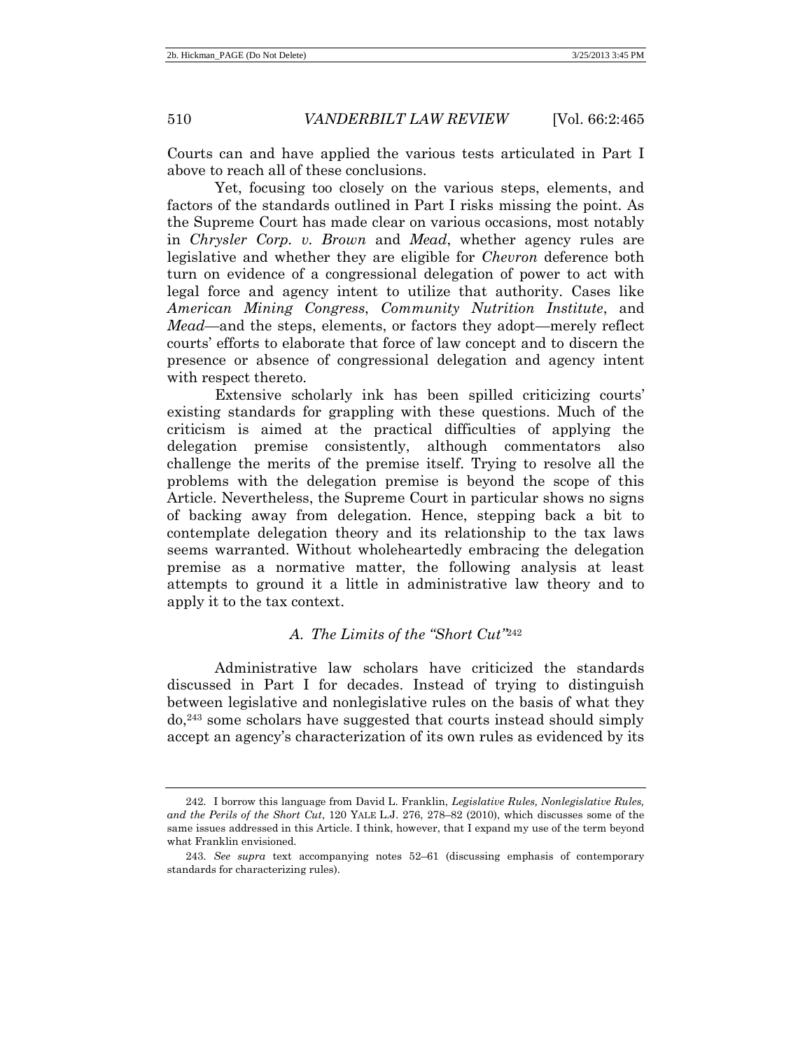Courts can and have applied the various tests articulated in Part I above to reach all of these conclusions.

Yet, focusing too closely on the various steps, elements, and factors of the standards outlined in Part I risks missing the point. As the Supreme Court has made clear on various occasions, most notably in *Chrysler Corp. v. Brown* and *Mead*, whether agency rules are legislative and whether they are eligible for *Chevron* deference both turn on evidence of a congressional delegation of power to act with legal force and agency intent to utilize that authority. Cases like *American Mining Congress*, *Community Nutrition Institute*, and *Mead*—and the steps, elements, or factors they adopt—merely reflect courts' efforts to elaborate that force of law concept and to discern the presence or absence of congressional delegation and agency intent with respect thereto.

Extensive scholarly ink has been spilled criticizing courts' existing standards for grappling with these questions. Much of the criticism is aimed at the practical difficulties of applying the delegation premise consistently, although commentators also challenge the merits of the premise itself. Trying to resolve all the problems with the delegation premise is beyond the scope of this Article. Nevertheless, the Supreme Court in particular shows no signs of backing away from delegation. Hence, stepping back a bit to contemplate delegation theory and its relationship to the tax laws seems warranted. Without wholeheartedly embracing the delegation premise as a normative matter, the following analysis at least attempts to ground it a little in administrative law theory and to apply it to the tax context.

### *A. The Limits of the "Short Cut"*[242]

Administrative law scholars have criticized the standards discussed in Part I for decades. Instead of trying to distinguish between legislative and nonlegislative rules on the basis of what they do,[243] some scholars have suggested that courts instead should simply accept an agency's characterization of its own rules as evidenced by its

---

242. I borrow this language from David L. Franklin, *Legislative Rules, Nonlegislative Rules, and the Perils of the Short Cut*, 120 YALE L.J. 276, 278–82 (2010), which discusses some of the same issues addressed in this Article. I think, however, that I expand my use of the term beyond what Franklin envisioned.

243. *See supra* text accompanying notes 52–61 (discussing emphasis of contemporary standards for characterizing rules).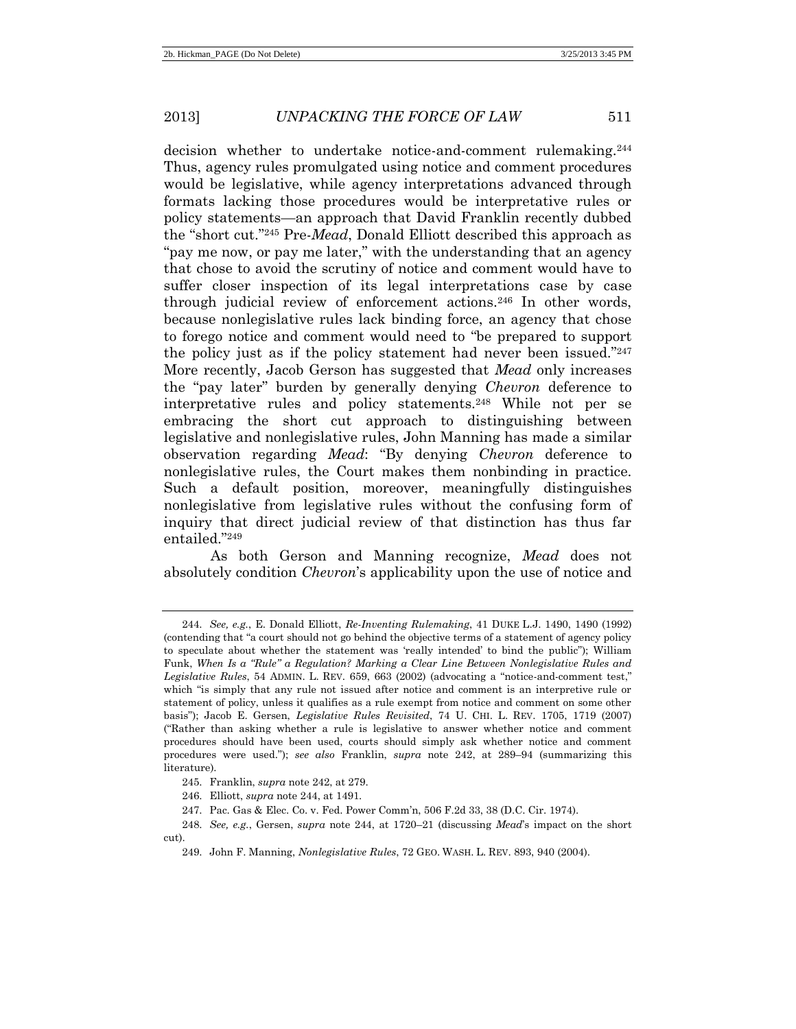decision whether to undertake notice-and-comment rulemaking.[244] Thus, agency rules promulgated using notice and comment procedures would be legislative, while agency interpretations advanced through formats lacking those procedures would be interpretative rules or policy statements—an approach that David Franklin recently dubbed the "short cut."[245] Pre-*Mead*, Donald Elliott described this approach as "pay me now, or pay me later," with the understanding that an agency that chose to avoid the scrutiny of notice and comment would have to suffer closer inspection of its legal interpretations case by case through judicial review of enforcement actions.[246] In other words, because nonlegislative rules lack binding force, an agency that chose to forego notice and comment would need to "be prepared to support the policy just as if the policy statement had never been issued."[247] More recently, Jacob Gerson has suggested that *Mead* only increases the "pay later" burden by generally denying *Chevron* deference to interpretative rules and policy statements.[248] While not per se embracing the short cut approach to distinguishing between legislative and nonlegislative rules, John Manning has made a similar observation regarding *Mead*: "By denying *Chevron* deference to nonlegislative rules, the Court makes them nonbinding in practice. Such a default position, moreover, meaningfully distinguishes nonlegislative from legislative rules without the confusing form of inquiry that direct judicial review of that distinction has thus far entailed."[249]

As both Gerson and Manning recognize, *Mead* does not absolutely condition *Chevron*'s applicability upon the use of notice and

---

244. *See, e.g.*, E. Donald Elliott, *Re-Inventing Rulemaking*, 41 DUKE L.J. 1490, 1490 (1992) (contending that "a court should not go behind the objective terms of a statement of agency policy to speculate about whether the statement was 'really intended' to bind the public"); William Funk, *When Is a "Rule" a Regulation? Marking a Clear Line Between Nonlegislative Rules and Legislative Rules*, 54 ADMIN. L. REV. 659, 663 (2002) (advocating a "notice-and-comment test," which "is simply that any rule not issued after notice and comment is an interpretive rule or statement of policy, unless it qualifies as a rule exempt from notice and comment on some other basis"); Jacob E. Gersen, *Legislative Rules Revisited*, 74 U. CHI. L. REV. 1705, 1719 (2007) ("Rather than asking whether a rule is legislative to answer whether notice and comment procedures should have been used, courts should simply ask whether notice and comment procedures were used."); *see also* Franklin, *supra* note 242, at 289–94 (summarizing this literature).

245. Franklin, *supra* note 242, at 279.

246. Elliott, *supra* note 244, at 1491.

247. Pac. Gas & Elec. Co. v. Fed. Power Comm'n, 506 F.2d 33, 38 (D.C. Cir. 1974).

248. *See, e.g.*, Gersen, *supra* note 244, at 1720–21 (discussing *Mead*'s impact on the short cut).

249. John F. Manning, *Nonlegislative Rules*, 72 GEO. WASH. L. REV. 893, 940 (2004).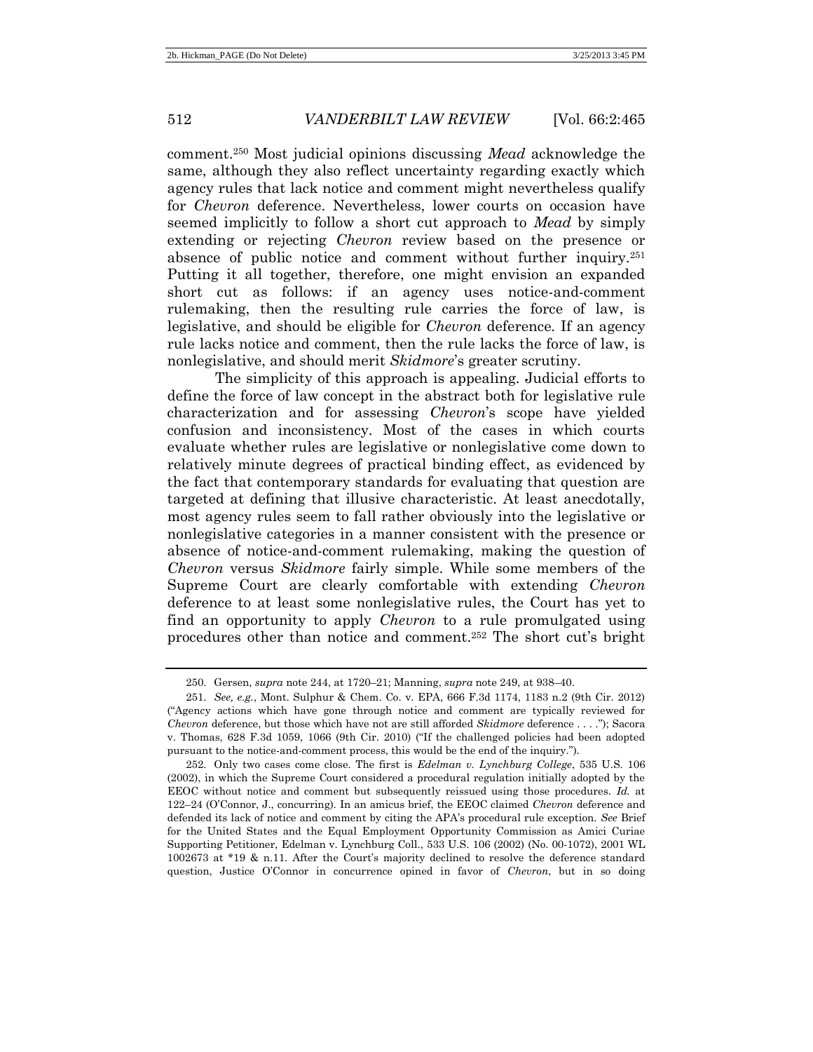comment.[250] Most judicial opinions discussing *Mead* acknowledge the same, although they also reflect uncertainty regarding exactly which agency rules that lack notice and comment might nevertheless qualify for *Chevron* deference. Nevertheless, lower courts on occasion have seemed implicitly to follow a short cut approach to *Mead* by simply extending or rejecting *Chevron* review based on the presence or absence of public notice and comment without further inquiry.[251] Putting it all together, therefore, one might envision an expanded short cut as follows: if an agency uses notice-and-comment rulemaking, then the resulting rule carries the force of law, is legislative, and should be eligible for *Chevron* deference. If an agency rule lacks notice and comment, then the rule lacks the force of law, is nonlegislative, and should merit *Skidmore*'s greater scrutiny.

The simplicity of this approach is appealing. Judicial efforts to define the force of law concept in the abstract both for legislative rule characterization and for assessing *Chevron*'s scope have yielded confusion and inconsistency. Most of the cases in which courts evaluate whether rules are legislative or nonlegislative come down to relatively minute degrees of practical binding effect, as evidenced by the fact that contemporary standards for evaluating that question are targeted at defining that illusive characteristic. At least anecdotally, most agency rules seem to fall rather obviously into the legislative or nonlegislative categories in a manner consistent with the presence or absence of notice-and-comment rulemaking, making the question of *Chevron* versus *Skidmore* fairly simple. While some members of the Supreme Court are clearly comfortable with extending *Chevron* deference to at least some nonlegislative rules, the Court has yet to find an opportunity to apply *Chevron* to a rule promulgated using procedures other than notice and comment.[252] The short cut's bright

---

250. Gersen, *supra* note 244, at 1720–21; Manning, *supra* note 249, at 938–40.

251. *See, e.g.*, Mont. Sulphur & Chem. Co. v. EPA, 666 F.3d 1174, 1183 n.2 (9th Cir. 2012) ("Agency actions which have gone through notice and comment are typically reviewed for *Chevron* deference, but those which have not are still afforded *Skidmore* deference . . . ."); Sacora v. Thomas, 628 F.3d 1059, 1066 (9th Cir. 2010) ("If the challenged policies had been adopted pursuant to the notice-and-comment process, this would be the end of the inquiry.").

252. Only two cases come close. The first is *Edelman v. Lynchburg College*, 535 U.S. 106 (2002), in which the Supreme Court considered a procedural regulation initially adopted by the EEOC without notice and comment but subsequently reissued using those procedures. *Id.* at 122–24 (O'Connor, J., concurring). In an amicus brief, the EEOC claimed *Chevron* deference and defended its lack of notice and comment by citing the APA's procedural rule exception. *See* Brief for the United States and the Equal Employment Opportunity Commission as Amici Curiae Supporting Petitioner, Edelman v. Lynchburg Coll., 533 U.S. 106 (2002) (No. 00-1072), 2001 WL 1002673 at *19 & n.11. After the Court's majority declined to resolve the deference standard question, Justice O'Connor in concurrence opined in favor of *Chevron*, but in so doing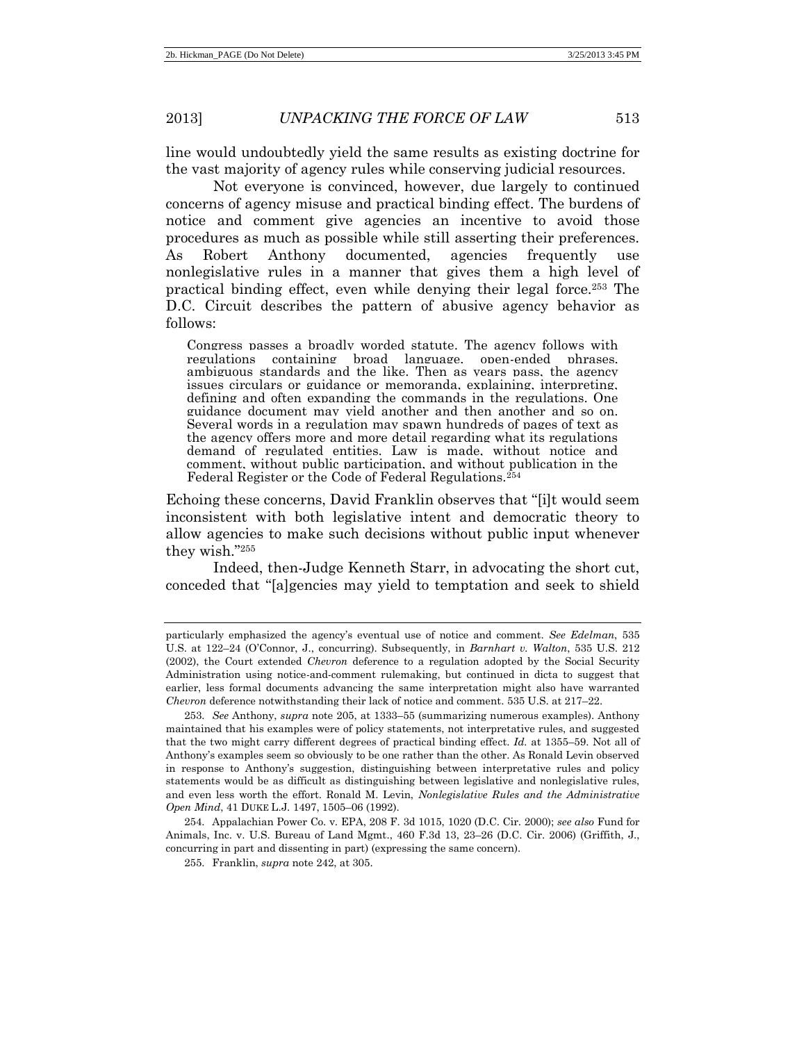line would undoubtedly yield the same results as existing doctrine for the vast majority of agency rules while conserving judicial resources.

Not everyone is convinced, however, due largely to continued concerns of agency misuse and practical binding effect. The burdens of notice and comment give agencies an incentive to avoid those procedures as much as possible while still asserting their preferences. As Robert Anthony documented, agencies frequently use nonlegislative rules in a manner that gives them a high level of practical binding effect, even while denying their legal force.[253] The D.C. Circuit describes the pattern of abusive agency behavior as follows:

> Congress passes a broadly worded statute. The agency follows with regulations containing broad language, open-ended phrases, ambiguous standards and the like. Then as years pass, the agency issues circulars or guidance or memoranda, explaining, interpreting, defining and often expanding the commands in the regulations. One guidance document may yield another and then another and so on. Several words in a regulation may spawn hundreds of pages of text as the agency offers more and more detail regarding what its regulations demand of regulated entities. Law is made, without notice and comment, without public participation, and without publication in the Federal Register or the Code of Federal Regulations.[254]

Echoing these concerns, David Franklin observes that "[i]t would seem inconsistent with both legislative intent and democratic theory to allow agencies to make such decisions without public input whenever they wish."[255]

Indeed, then-Judge Kenneth Starr, in advocating the short cut, conceded that "[a]gencies may yield to temptation and seek to shield

---

particularly emphasized the agency's eventual use of notice and comment. *See Edelman*, 535 U.S. at 122–24 (O'Connor, J., concurring). Subsequently, in *Barnhart v. Walton*, 535 U.S. 212 (2002), the Court extended *Chevron* deference to a regulation adopted by the Social Security Administration using notice-and-comment rulemaking, but continued in dicta to suggest that earlier, less formal documents advancing the same interpretation might also have warranted *Chevron* deference notwithstanding their lack of notice and comment. 535 U.S. at 217–22.

253. *See* Anthony, *supra* note 205, at 1333–55 (summarizing numerous examples). Anthony maintained that his examples were of policy statements, not interpretative rules, and suggested that the two might carry different degrees of practical binding effect. *Id.* at 1355–59. Not all of Anthony's examples seem so obviously to be one rather than the other. As Ronald Levin observed in response to Anthony's suggestion, distinguishing between interpretative rules and policy statements would be as difficult as distinguishing between legislative and nonlegislative rules, and even less worth the effort. Ronald M. Levin, *Nonlegislative Rules and the Administrative Open Mind*, 41 DUKE L.J. 1497, 1505–06 (1992).

254. Appalachian Power Co. v. EPA, 208 F. 3d 1015, 1020 (D.C. Cir. 2000); *see also* Fund for Animals, Inc. v. U.S. Bureau of Land Mgmt., 460 F.3d 13, 23–26 (D.C. Cir. 2006) (Griffith, J., concurring in part and dissenting in part) (expressing the same concern).

255. Franklin, *supra* note 242, at 305.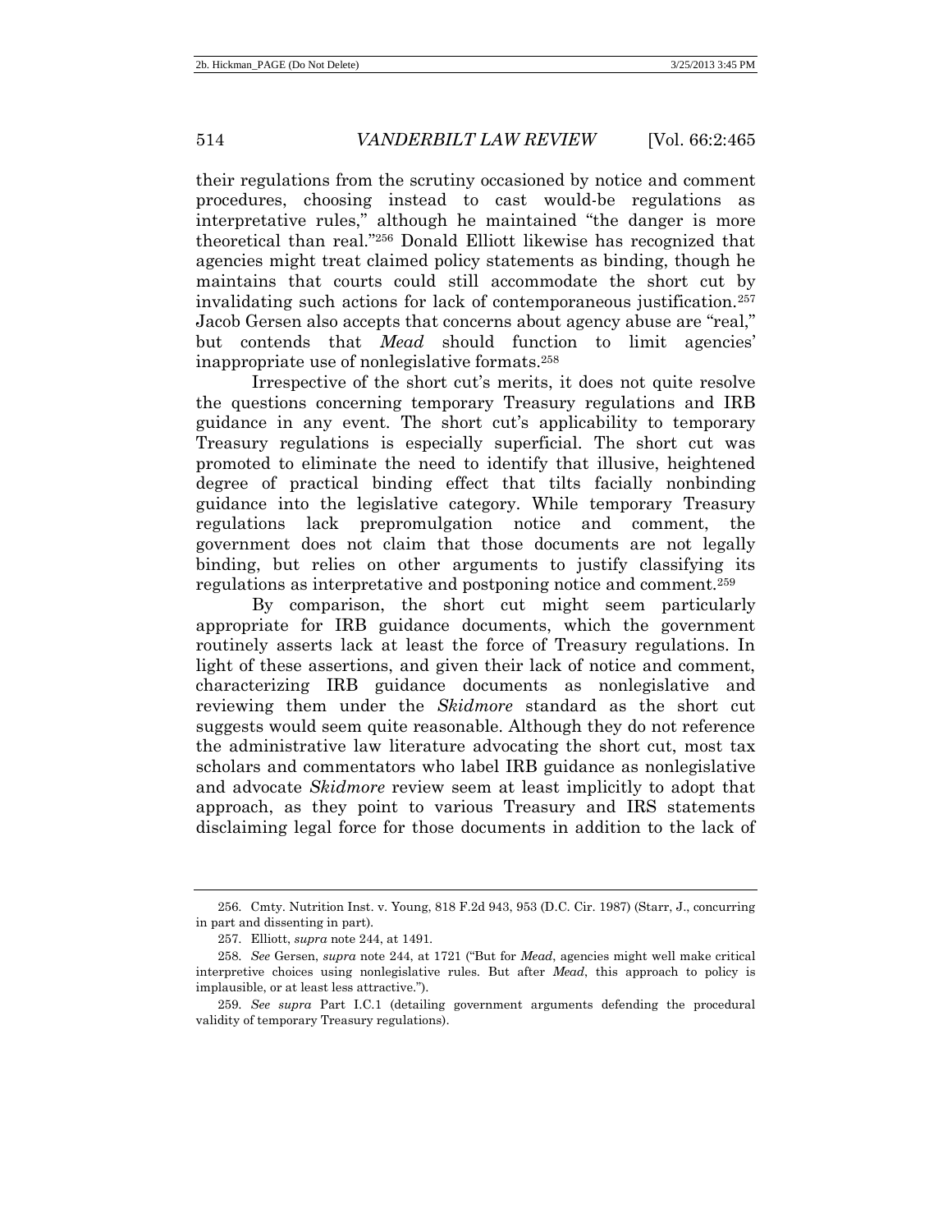their regulations from the scrutiny occasioned by notice and comment procedures, choosing instead to cast would-be regulations as interpretative rules," although he maintained "the danger is more theoretical than real."[256] Donald Elliott likewise has recognized that agencies might treat claimed policy statements as binding, though he maintains that courts could still accommodate the short cut by invalidating such actions for lack of contemporaneous justification.[257] Jacob Gersen also accepts that concerns about agency abuse are "real," but contends that *Mead* should function to limit agencies' inappropriate use of nonlegislative formats.[258]

Irrespective of the short cut's merits, it does not quite resolve the questions concerning temporary Treasury regulations and IRB guidance in any event. The short cut's applicability to temporary Treasury regulations is especially superficial. The short cut was promoted to eliminate the need to identify that illusive, heightened degree of practical binding effect that tilts facially nonbinding guidance into the legislative category. While temporary Treasury regulations lack prepromulgation notice and comment, the government does not claim that those documents are not legally binding, but relies on other arguments to justify classifying its regulations as interpretative and postponing notice and comment.[259]

By comparison, the short cut might seem particularly appropriate for IRB guidance documents, which the government routinely asserts lack at least the force of Treasury regulations. In light of these assertions, and given their lack of notice and comment, characterizing IRB guidance documents as nonlegislative and reviewing them under the *Skidmore* standard as the short cut suggests would seem quite reasonable. Although they do not reference the administrative law literature advocating the short cut, most tax scholars and commentators who label IRB guidance as nonlegislative and advocate *Skidmore* review seem at least implicitly to adopt that approach, as they point to various Treasury and IRS statements disclaiming legal force for those documents in addition to the lack of

---

256. Cmty. Nutrition Inst. v. Young, 818 F.2d 943, 953 (D.C. Cir. 1987) (Starr, J., concurring in part and dissenting in part).

257. Elliott, *supra* note 244, at 1491.

258. *See* Gersen, *supra* note 244, at 1721 ("But for *Mead*, agencies might well make critical interpretive choices using nonlegislative rules. But after *Mead*, this approach to policy is implausible, or at least less attractive.").

259. *See supra* Part I.C.1 (detailing government arguments defending the procedural validity of temporary Treasury regulations).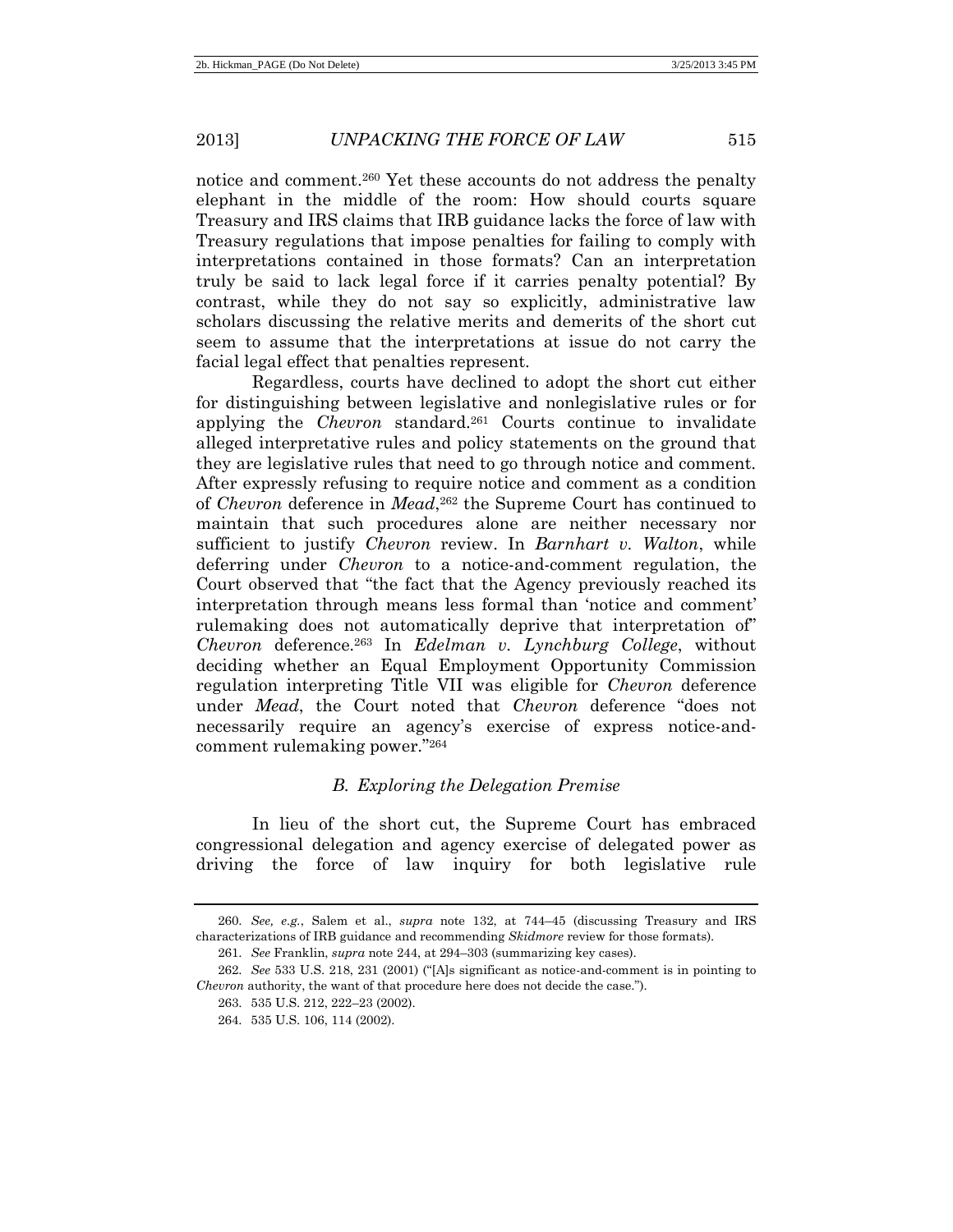notice and comment.[260] Yet these accounts do not address the penalty elephant in the middle of the room: How should courts square Treasury and IRS claims that IRB guidance lacks the force of law with Treasury regulations that impose penalties for failing to comply with interpretations contained in those formats? Can an interpretation truly be said to lack legal force if it carries penalty potential? By contrast, while they do not say so explicitly, administrative law scholars discussing the relative merits and demerits of the short cut seem to assume that the interpretations at issue do not carry the facial legal effect that penalties represent.

Regardless, courts have declined to adopt the short cut either for distinguishing between legislative and nonlegislative rules or for applying the *Chevron* standard.[261] Courts continue to invalidate alleged interpretative rules and policy statements on the ground that they are legislative rules that need to go through notice and comment. After expressly refusing to require notice and comment as a condition of *Chevron* deference in *Mead*,[262] the Supreme Court has continued to maintain that such procedures alone are neither necessary nor sufficient to justify *Chevron* review. In *Barnhart v. Walton*, while deferring under *Chevron* to a notice-and-comment regulation, the Court observed that "the fact that the Agency previously reached its interpretation through means less formal than 'notice and comment' rulemaking does not automatically deprive that interpretation of" *Chevron* deference.[263] In *Edelman v. Lynchburg College*, without deciding whether an Equal Employment Opportunity Commission regulation interpreting Title VII was eligible for *Chevron* deference under *Mead*, the Court noted that *Chevron* deference "does not necessarily require an agency's exercise of express notice-and-comment rulemaking power."[264]

### *B. Exploring the Delegation Premise*

In lieu of the short cut, the Supreme Court has embraced congressional delegation and agency exercise of delegated power as driving the force of law inquiry for both legislative rule

---

260. *See, e.g.*, Salem et al., *supra* note 132, at 744–45 (discussing Treasury and IRS characterizations of IRB guidance and recommending *Skidmore* review for those formats).

261. *See* Franklin, *supra* note 244, at 294–303 (summarizing key cases).

262. *See* 533 U.S. 218, 231 (2001) ("[A]s significant as notice-and-comment is in pointing to *Chevron* authority, the want of that procedure here does not decide the case.").

263. 535 U.S. 212, 222–23 (2002).

264. 535 U.S. 106, 114 (2002).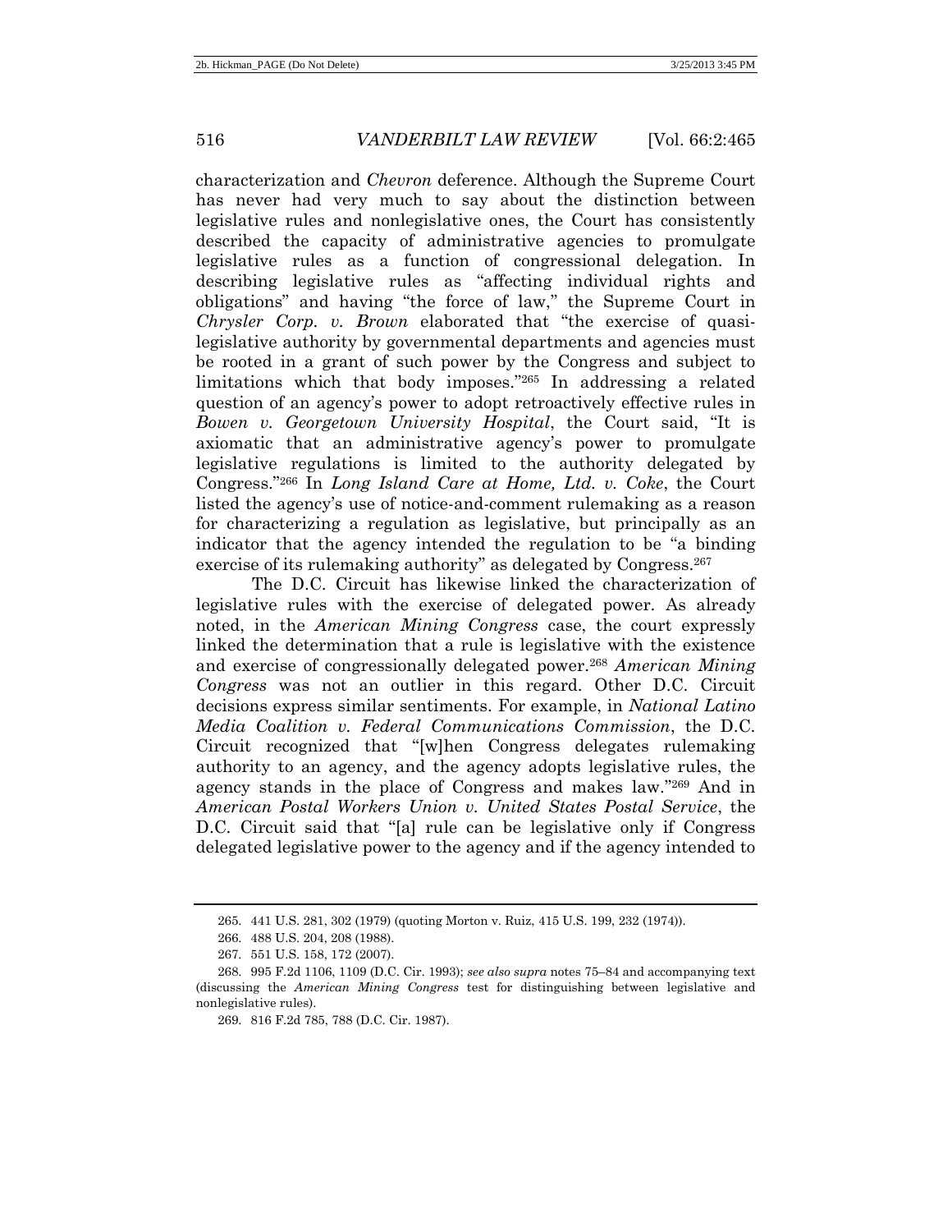characterization and *Chevron* deference. Although the Supreme Court has never had very much to say about the distinction between legislative rules and nonlegislative ones, the Court has consistently described the capacity of administrative agencies to promulgate legislative rules as a function of congressional delegation. In describing legislative rules as "affecting individual rights and obligations" and having "the force of law," the Supreme Court in *Chrysler Corp. v. Brown* elaborated that "the exercise of quasi-legislative authority by governmental departments and agencies must be rooted in a grant of such power by the Congress and subject to limitations which that body imposes."[265] In addressing a related question of an agency's power to adopt retroactively effective rules in *Bowen v. Georgetown University Hospital*, the Court said, "It is axiomatic that an administrative agency's power to promulgate legislative regulations is limited to the authority delegated by Congress."[266] In *Long Island Care at Home, Ltd. v. Coke*, the Court listed the agency's use of notice-and-comment rulemaking as a reason for characterizing a regulation as legislative, but principally as an indicator that the agency intended the regulation to be "a binding exercise of its rulemaking authority" as delegated by Congress.[267]

The D.C. Circuit has likewise linked the characterization of legislative rules with the exercise of delegated power. As already noted, in the *American Mining Congress* case, the court expressly linked the determination that a rule is legislative with the existence and exercise of congressionally delegated power.[268] *American Mining Congress* was not an outlier in this regard. Other D.C. Circuit decisions express similar sentiments. For example, in *National Latino Media Coalition v. Federal Communications Commission*, the D.C. Circuit recognized that "[w]hen Congress delegates rulemaking authority to an agency, and the agency adopts legislative rules, the agency stands in the place of Congress and makes law."[269] And in *American Postal Workers Union v. United States Postal Service*, the D.C. Circuit said that "[a] rule can be legislative only if Congress delegated legislative power to the agency and if the agency intended to

---

265. 441 U.S. 281, 302 (1979) (quoting Morton v. Ruiz, 415 U.S. 199, 232 (1974)).

266. 488 U.S. 204, 208 (1988).

267. 551 U.S. 158, 172 (2007).

268. 995 F.2d 1106, 1109 (D.C. Cir. 1993); *see also supra* notes 75–84 and accompanying text (discussing the *American Mining Congress* test for distinguishing between legislative and nonlegislative rules).

269. 816 F.2d 785, 788 (D.C. Cir. 1987).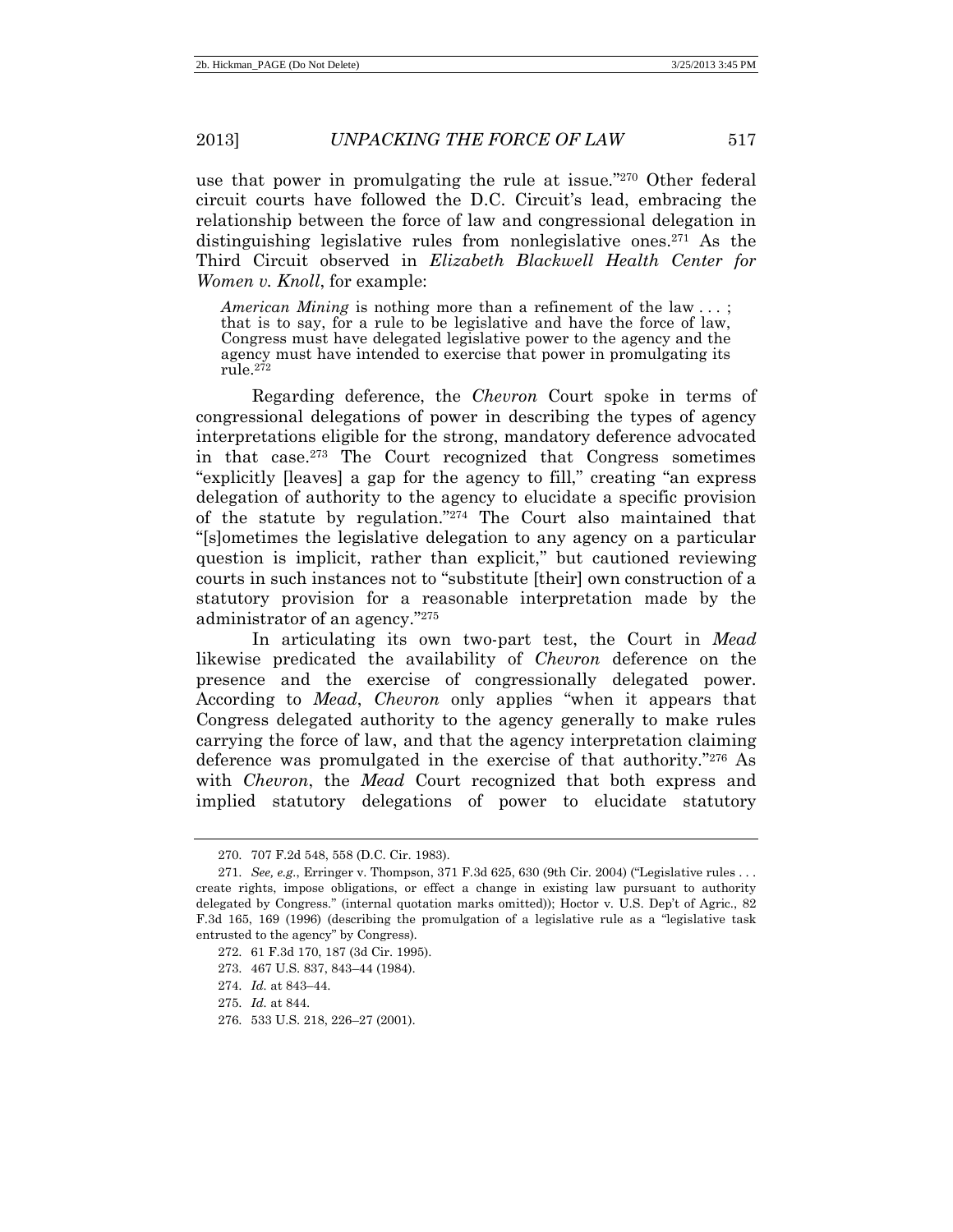use that power in promulgating the rule at issue."[270] Other federal circuit courts have followed the D.C. Circuit's lead, embracing the relationship between the force of law and congressional delegation in distinguishing legislative rules from nonlegislative ones.[271] As the Third Circuit observed in *Elizabeth Blackwell Health Center for Women v. Knoll*, for example:

> *American Mining* is nothing more than a refinement of the law . . . ; that is to say, for a rule to be legislative and have the force of law, Congress must have delegated legislative power to the agency and the agency must have intended to exercise that power in promulgating its rule.[272]

Regarding deference, the *Chevron* Court spoke in terms of congressional delegations of power in describing the types of agency interpretations eligible for the strong, mandatory deference advocated in that case.[273] The Court recognized that Congress sometimes "explicitly [leaves] a gap for the agency to fill," creating "an express delegation of authority to the agency to elucidate a specific provision of the statute by regulation."[274] The Court also maintained that "[s]ometimes the legislative delegation to any agency on a particular question is implicit, rather than explicit," but cautioned reviewing courts in such instances not to "substitute [their] own construction of a statutory provision for a reasonable interpretation made by the administrator of an agency."[275]

In articulating its own two-part test, the Court in *Mead* likewise predicated the availability of *Chevron* deference on the presence and the exercise of congressionally delegated power. According to *Mead*, *Chevron* only applies "when it appears that Congress delegated authority to the agency generally to make rules carrying the force of law, and that the agency interpretation claiming deference was promulgated in the exercise of that authority."[276] As with *Chevron*, the *Mead* Court recognized that both express and implied statutory delegations of power to elucidate statutory

---

270. 707 F.2d 548, 558 (D.C. Cir. 1983).

271. *See, e.g.*, Erringer v. Thompson, 371 F.3d 625, 630 (9th Cir. 2004) ("Legislative rules . . . create rights, impose obligations, or effect a change in existing law pursuant to authority delegated by Congress." (internal quotation marks omitted)); Hoctor v. U.S. Dep't of Agric., 82 F.3d 165, 169 (1996) (describing the promulgation of a legislative rule as a "legislative task entrusted to the agency" by Congress).

272. 61 F.3d 170, 187 (3d Cir. 1995).

273. 467 U.S. 837, 843–44 (1984).

274. *Id.* at 843–44.

275. *Id.* at 844.

276. 533 U.S. 218, 226–27 (2001).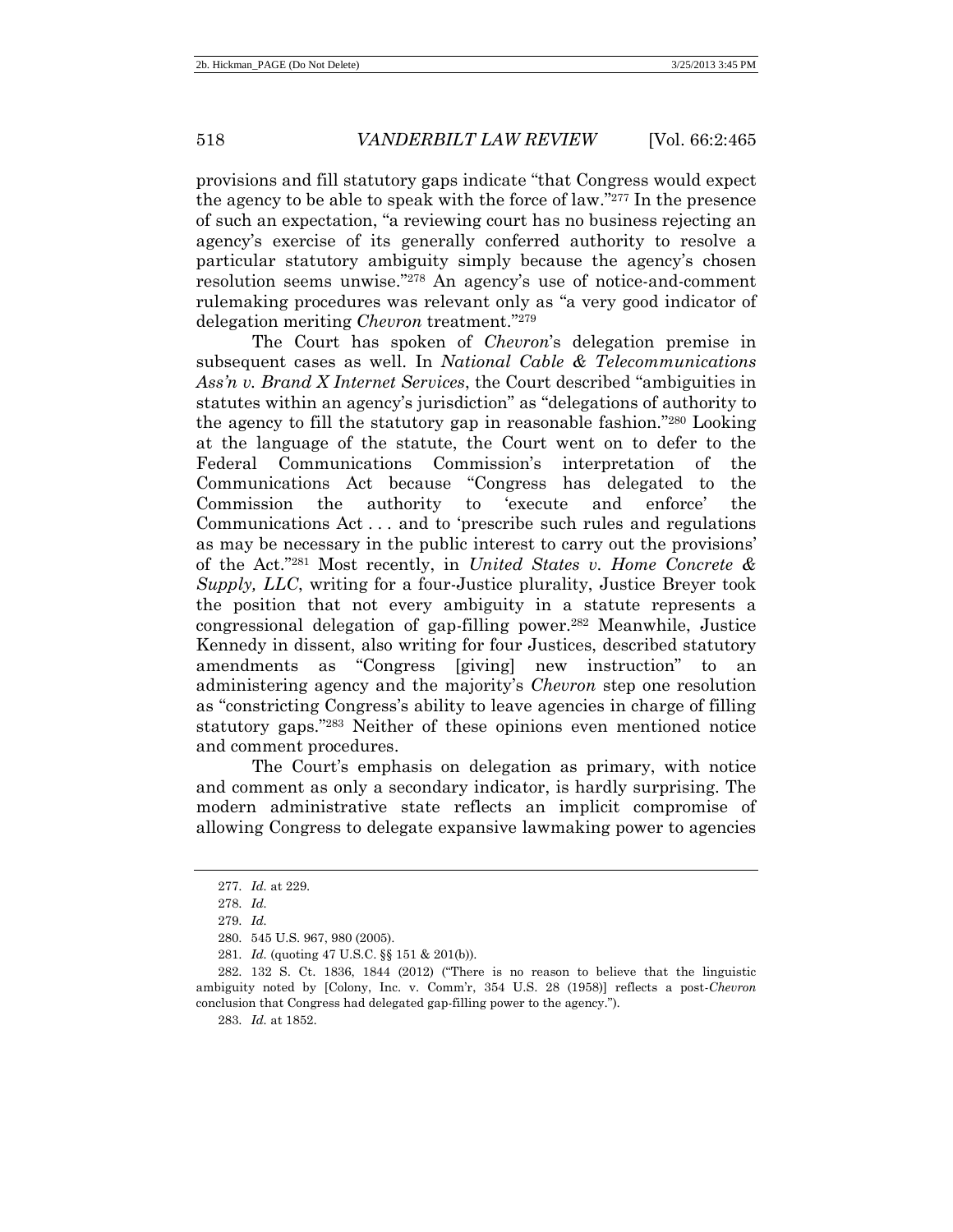provisions and fill statutory gaps indicate "that Congress would expect the agency to be able to speak with the force of law."[277] In the presence of such an expectation, "a reviewing court has no business rejecting an agency's exercise of its generally conferred authority to resolve a particular statutory ambiguity simply because the agency's chosen resolution seems unwise."[278] An agency's use of notice-and-comment rulemaking procedures was relevant only as "a very good indicator of delegation meriting *Chevron* treatment."[279]

The Court has spoken of *Chevron*'s delegation premise in subsequent cases as well. In *National Cable & Telecommunications Ass'n v. Brand X Internet Services*, the Court described "ambiguities in statutes within an agency's jurisdiction" as "delegations of authority to the agency to fill the statutory gap in reasonable fashion."[280] Looking at the language of the statute, the Court went on to defer to the Federal Communications Commission's interpretation of the Communications Act because "Congress has delegated to the Commission the authority to 'execute and enforce' the Communications Act . . . and to 'prescribe such rules and regulations as may be necessary in the public interest to carry out the provisions' of the Act."[281] Most recently, in *United States v. Home Concrete & Supply, LLC*, writing for a four-Justice plurality, Justice Breyer took the position that not every ambiguity in a statute represents a congressional delegation of gap-filling power.[282] Meanwhile, Justice Kennedy in dissent, also writing for four Justices, described statutory amendments as "Congress [giving] new instruction" to an administering agency and the majority's *Chevron* step one resolution as "constricting Congress's ability to leave agencies in charge of filling statutory gaps."[283] Neither of these opinions even mentioned notice and comment procedures.

The Court's emphasis on delegation as primary, with notice and comment as only a secondary indicator, is hardly surprising. The modern administrative state reflects an implicit compromise of allowing Congress to delegate expansive lawmaking power to agencies

277. *Id.* at 229.

278. *Id.*

279. *Id.*

280. 545 U.S. 967, 980 (2005).

281. *Id.* (quoting 47 U.S.C. §§ 151 & 201(b)).

282. 132 S. Ct. 1836, 1844 (2012) ("There is no reason to believe that the linguistic ambiguity noted by [Colony, Inc. v. Comm'r, 354 U.S. 28 (1958)] reflects a post-*Chevron* conclusion that Congress had delegated gap-filling power to the agency.").

283. *Id.* at 1852.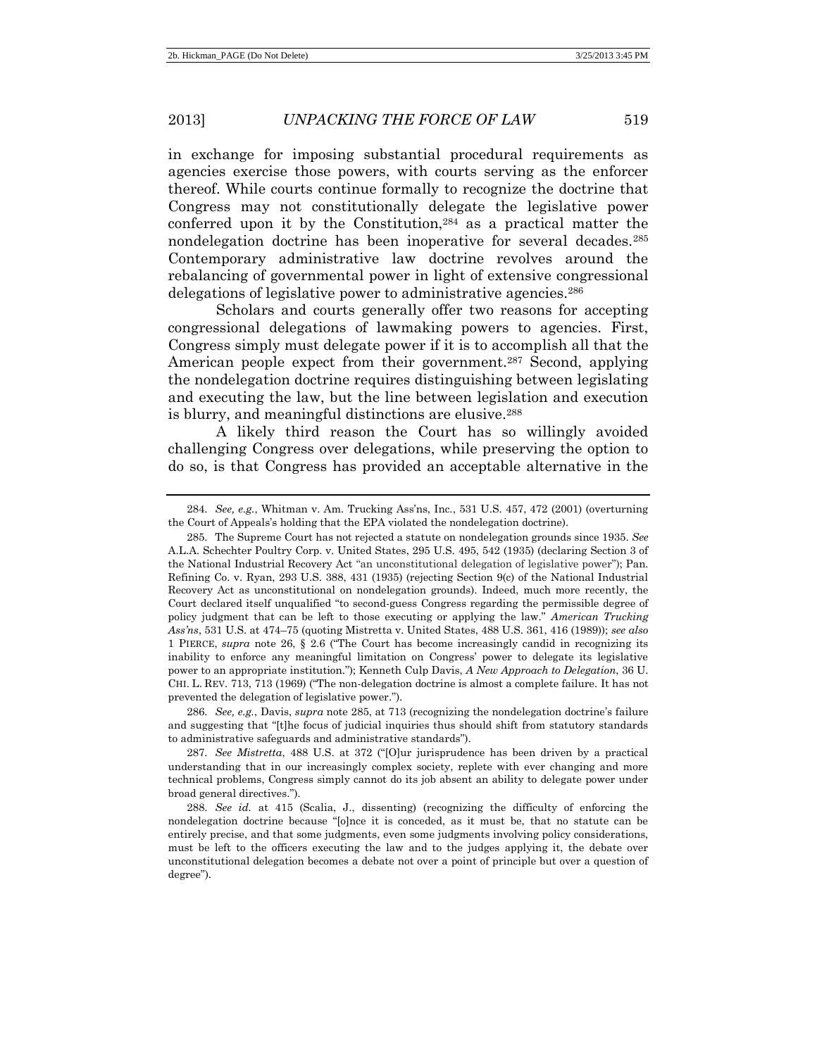in exchange for imposing substantial procedural requirements as agencies exercise those powers, with courts serving as the enforcer thereof. While courts continue formally to recognize the doctrine that Congress may not constitutionally delegate the legislative power conferred upon it by the Constitution,[284] as a practical matter the nondelegation doctrine has been inoperative for several decades.[285] Contemporary administrative law doctrine revolves around the rebalancing of governmental power in light of extensive congressional delegations of legislative power to administrative agencies.[286]

Scholars and courts generally offer two reasons for accepting congressional delegations of lawmaking powers to agencies. First, Congress simply must delegate power if it is to accomplish all that the American people expect from their government.[287] Second, applying the nondelegation doctrine requires distinguishing between legislating and executing the law, but the line between legislation and execution is blurry, and meaningful distinctions are elusive.[288]

A likely third reason the Court has so willingly avoided challenging Congress over delegations, while preserving the option to do so, is that Congress has provided an acceptable alternative in the

---

284. *See, e.g.*, Whitman v. Am. Trucking Ass'ns, Inc., 531 U.S. 457, 472 (2001) (overturning the Court of Appeals's holding that the EPA violated the nondelegation doctrine).

285. The Supreme Court has not rejected a statute on nondelegation grounds since 1935. *See* A.L.A. Schechter Poultry Corp. v. United States, 295 U.S. 495, 542 (1935) (declaring Section 3 of the National Industrial Recovery Act "an unconstitutional delegation of legislative power"); Pan. Refining Co. v. Ryan, 293 U.S. 388, 431 (1935) (rejecting Section 9(c) of the National Industrial Recovery Act as unconstitutional on nondelegation grounds). Indeed, much more recently, the Court declared itself unqualified "to second-guess Congress regarding the permissible degree of policy judgment that can be left to those executing or applying the law." *American Trucking Ass'ns*, 531 U.S. at 474–75 (quoting Mistretta v. United States, 488 U.S. 361, 416 (1989)); *see also* 1 PIERCE, *supra* note 26, § 2.6 ("The Court has become increasingly candid in recognizing its inability to enforce any meaningful limitation on Congress' power to delegate its legislative power to an appropriate institution."); Kenneth Culp Davis, *A New Approach to Delegation*, 36 U. CHI. L. REV. 713, 713 (1969) ("The non-delegation doctrine is almost a complete failure. It has not prevented the delegation of legislative power.").

286. *See, e.g.*, Davis, *supra* note 285, at 713 (recognizing the nondelegation doctrine's failure and suggesting that "[t]he focus of judicial inquiries thus should shift from statutory standards to administrative safeguards and administrative standards").

287. *See Mistretta*, 488 U.S. at 372 ("[O]ur jurisprudence has been driven by a practical understanding that in our increasingly complex society, replete with ever changing and more technical problems, Congress simply cannot do its job absent an ability to delegate power under broad general directives.").

288. *See id.* at 415 (Scalia, J., dissenting) (recognizing the difficulty of enforcing the nondelegation doctrine because "[o]nce it is conceded, as it must be, that no statute can be entirely precise, and that some judgments, even some judgments involving policy considerations, must be left to the officers executing the law and to the judges applying it, the debate over unconstitutional delegation becomes a debate not over a point of principle but over a question of degree").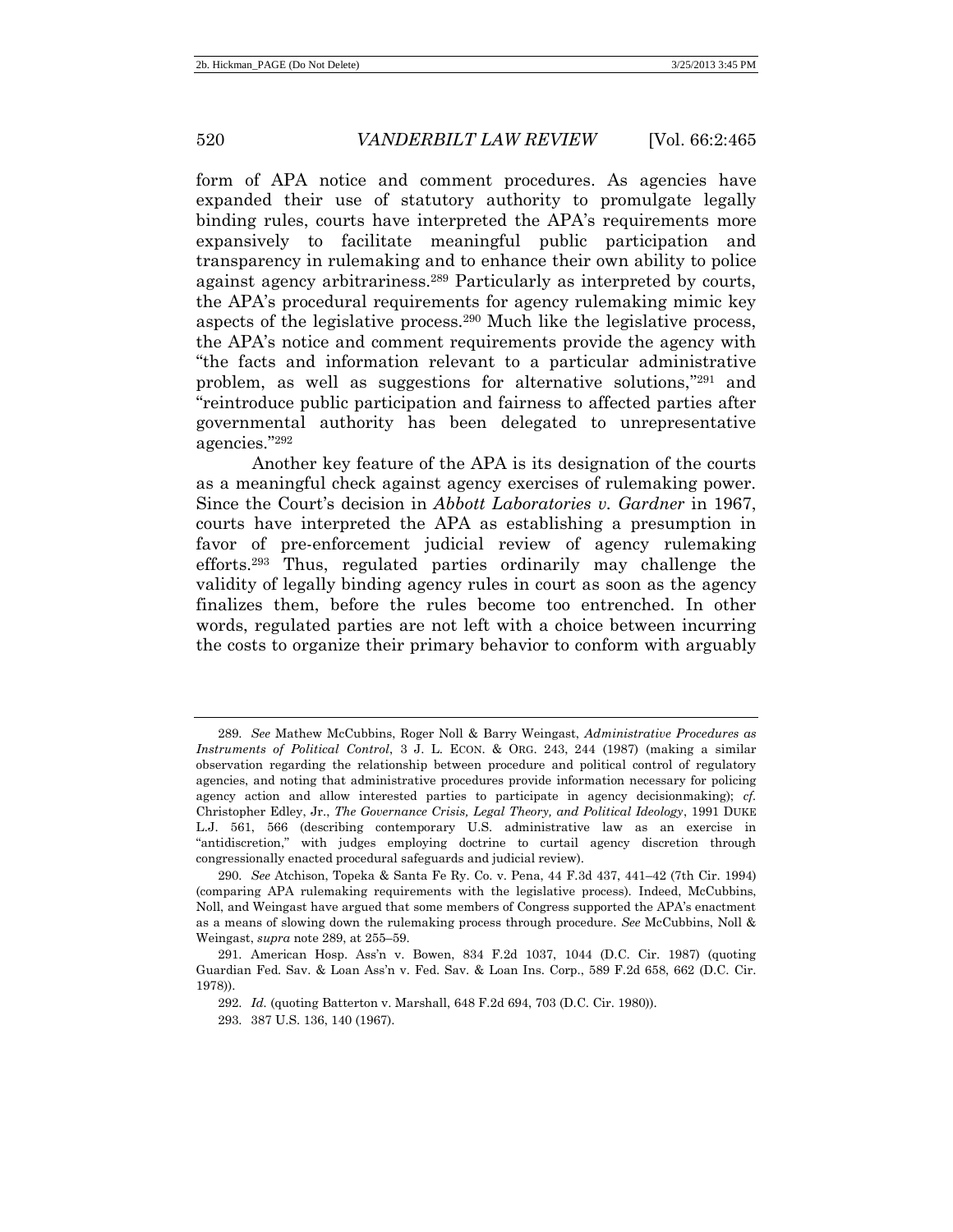form of APA notice and comment procedures. As agencies have expanded their use of statutory authority to promulgate legally binding rules, courts have interpreted the APA's requirements more expansively to facilitate meaningful public participation and transparency in rulemaking and to enhance their own ability to police against agency arbitrariness.[289] Particularly as interpreted by courts, the APA's procedural requirements for agency rulemaking mimic key aspects of the legislative process.[290] Much like the legislative process, the APA's notice and comment requirements provide the agency with "the facts and information relevant to a particular administrative problem, as well as suggestions for alternative solutions,"[291] and "reintroduce public participation and fairness to affected parties after governmental authority has been delegated to unrepresentative agencies."[292]

Another key feature of the APA is its designation of the courts as a meaningful check against agency exercises of rulemaking power. Since the Court's decision in *Abbott Laboratories v. Gardner* in 1967, courts have interpreted the APA as establishing a presumption in favor of pre-enforcement judicial review of agency rulemaking efforts.[293] Thus, regulated parties ordinarily may challenge the validity of legally binding agency rules in court as soon as the agency finalizes them, before the rules become too entrenched. In other words, regulated parties are not left with a choice between incurring the costs to organize their primary behavior to conform with arguably

---

289. *See* Mathew McCubbins, Roger Noll & Barry Weingast, *Administrative Procedures as Instruments of Political Control*, 3 J. L. ECON. & ORG. 243, 244 (1987) (making a similar observation regarding the relationship between procedure and political control of regulatory agencies, and noting that administrative procedures provide information necessary for policing agency action and allow interested parties to participate in agency decisionmaking); *cf.* Christopher Edley, Jr., *The Governance Crisis, Legal Theory, and Political Ideology*, 1991 DUKE L.J. 561, 566 (describing contemporary U.S. administrative law as an exercise in "antidiscretion," with judges employing doctrine to curtail agency discretion through congressionally enacted procedural safeguards and judicial review).

290. *See* Atchison, Topeka & Santa Fe Ry. Co. v. Pena, 44 F.3d 437, 441–42 (7th Cir. 1994) (comparing APA rulemaking requirements with the legislative process). Indeed, McCubbins, Noll, and Weingast have argued that some members of Congress supported the APA's enactment as a means of slowing down the rulemaking process through procedure. *See* McCubbins, Noll & Weingast, *supra* note 289, at 255–59.

291. American Hosp. Ass'n v. Bowen, 834 F.2d 1037, 1044 (D.C. Cir. 1987) (quoting Guardian Fed. Sav. & Loan Ass'n v. Fed. Sav. & Loan Ins. Corp., 589 F.2d 658, 662 (D.C. Cir. 1978)).

292. *Id.* (quoting Batterton v. Marshall, 648 F.2d 694, 703 (D.C. Cir. 1980)).

293. 387 U.S. 136, 140 (1967).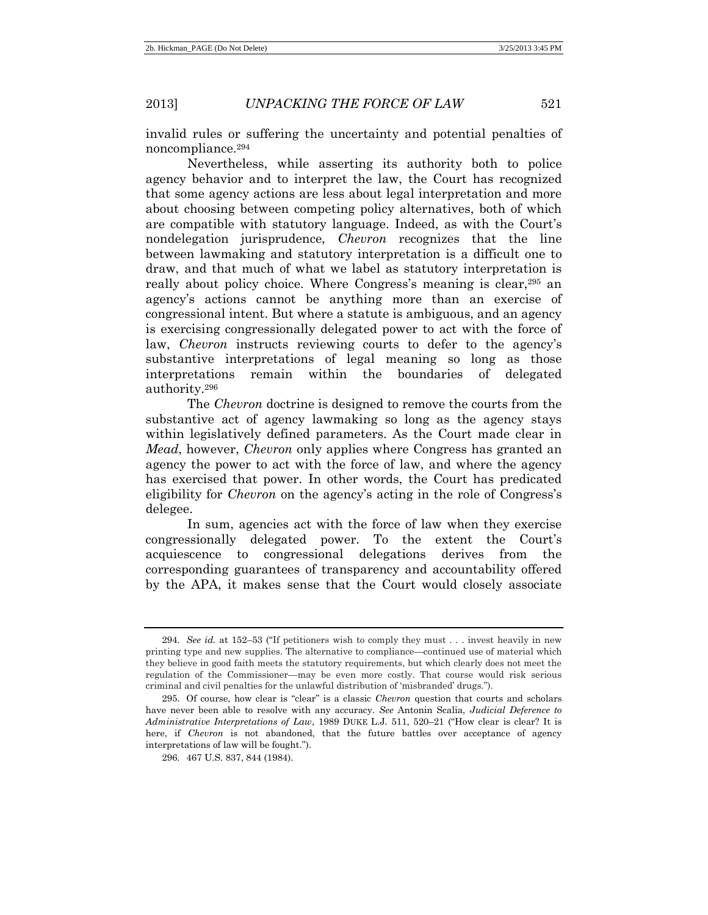invalid rules or suffering the uncertainty and potential penalties of noncompliance.[294]

Nevertheless, while asserting its authority both to police agency behavior and to interpret the law, the Court has recognized that some agency actions are less about legal interpretation and more about choosing between competing policy alternatives, both of which are compatible with statutory language. Indeed, as with the Court's nondelegation jurisprudence, *Chevron* recognizes that the line between lawmaking and statutory interpretation is a difficult one to draw, and that much of what we label as statutory interpretation is really about policy choice. Where Congress's meaning is clear,[295] an agency's actions cannot be anything more than an exercise of congressional intent. But where a statute is ambiguous, and an agency is exercising congressionally delegated power to act with the force of law, *Chevron* instructs reviewing courts to defer to the agency's substantive interpretations of legal meaning so long as those interpretations remain within the boundaries of delegated authority.[296]

The *Chevron* doctrine is designed to remove the courts from the substantive act of agency lawmaking so long as the agency stays within legislatively defined parameters. As the Court made clear in *Mead*, however, *Chevron* only applies where Congress has granted an agency the power to act with the force of law, and where the agency has exercised that power. In other words, the Court has predicated eligibility for *Chevron* on the agency's acting in the role of Congress's delegee.

In sum, agencies act with the force of law when they exercise congressionally delegated power. To the extent the Court's acquiescence to congressional delegations derives from the corresponding guarantees of transparency and accountability offered by the APA, it makes sense that the Court would closely associate

---

294. *See id.* at 152–53 ("If petitioners wish to comply they must . . . invest heavily in new printing type and new supplies. The alternative to compliance—continued use of material which they believe in good faith meets the statutory requirements, but which clearly does not meet the regulation of the Commissioner—may be even more costly. That course would risk serious criminal and civil penalties for the unlawful distribution of 'misbranded' drugs.").

295. Of course, how clear is "clear" is a classic *Chevron* question that courts and scholars have never been able to resolve with any accuracy. *See* Antonin Scalia, *Judicial Deference to Administrative Interpretations of Law*, 1989 DUKE L.J. 511, 520–21 ("How clear is clear? It is here, if *Chevron* is not abandoned, that the future battles over acceptance of agency interpretations of law will be fought.").

296. 467 U.S. 837, 844 (1984).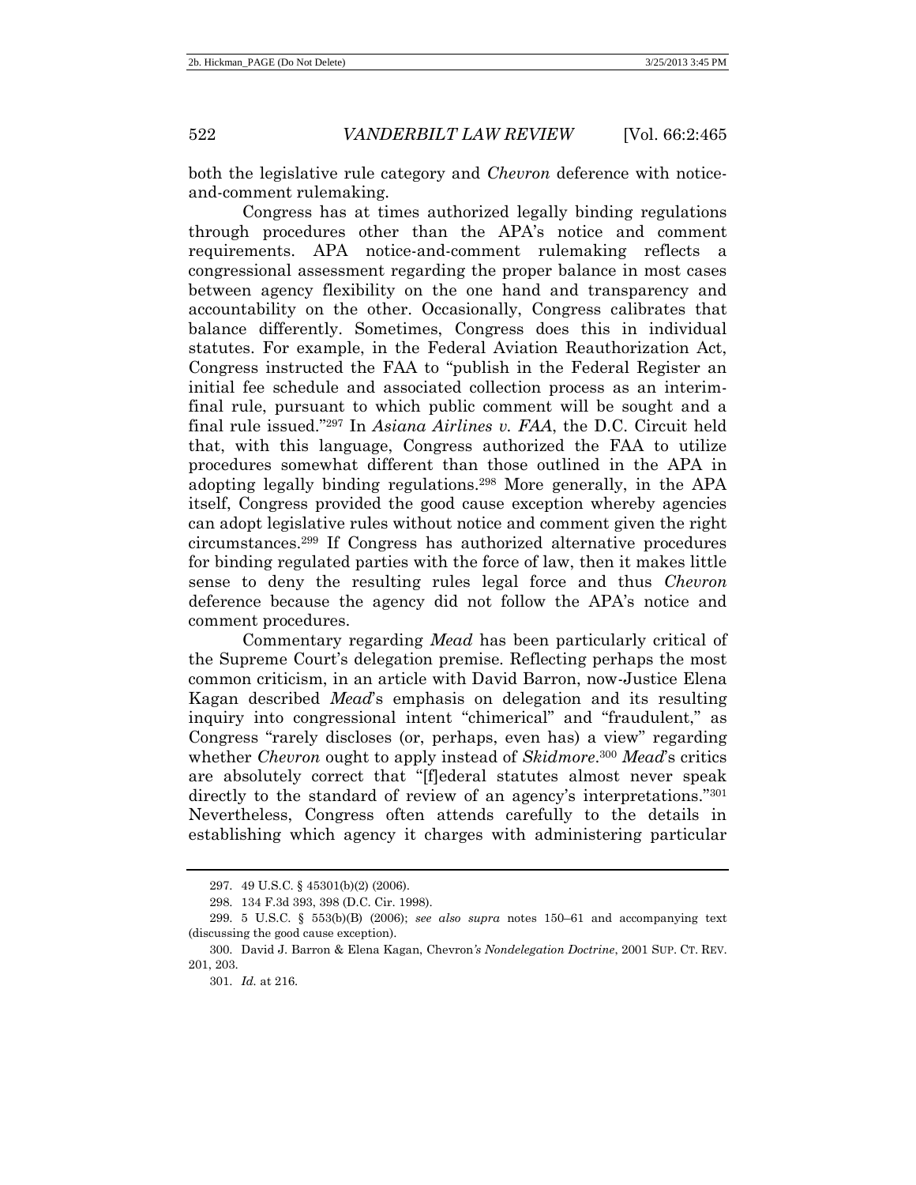both the legislative rule category and *Chevron* deference with notice-and-comment rulemaking.

Congress has at times authorized legally binding regulations through procedures other than the APA's notice and comment requirements. APA notice-and-comment rulemaking reflects a congressional assessment regarding the proper balance in most cases between agency flexibility on the one hand and transparency and accountability on the other. Occasionally, Congress calibrates that balance differently. Sometimes, Congress does this in individual statutes. For example, in the Federal Aviation Reauthorization Act, Congress instructed the FAA to "publish in the Federal Register an initial fee schedule and associated collection process as an interim-final rule, pursuant to which public comment will be sought and a final rule issued."[297] In *Asiana Airlines v. FAA*, the D.C. Circuit held that, with this language, Congress authorized the FAA to utilize procedures somewhat different than those outlined in the APA in adopting legally binding regulations.[298] More generally, in the APA itself, Congress provided the good cause exception whereby agencies can adopt legislative rules without notice and comment given the right circumstances.[299] If Congress has authorized alternative procedures for binding regulated parties with the force of law, then it makes little sense to deny the resulting rules legal force and thus *Chevron* deference because the agency did not follow the APA's notice and comment procedures.

Commentary regarding *Mead* has been particularly critical of the Supreme Court's delegation premise. Reflecting perhaps the most common criticism, in an article with David Barron, now-Justice Elena Kagan described *Mead*'s emphasis on delegation and its resulting inquiry into congressional intent "chimerical" and "fraudulent," as Congress "rarely discloses (or, perhaps, even has) a view" regarding whether *Chevron* ought to apply instead of *Skidmore*.[300] *Mead*'s critics are absolutely correct that "[f]ederal statutes almost never speak directly to the standard of review of an agency's interpretations."[301] Nevertheless, Congress often attends carefully to the details in establishing which agency it charges with administering particular

---

297. 49 U.S.C. § 45301(b)(2) (2006).

298. 134 F.3d 393, 398 (D.C. Cir. 1998).

299. 5 U.S.C. § 553(b)(B) (2006); *see also supra* notes 150–61 and accompanying text (discussing the good cause exception).

300. David J. Barron & Elena Kagan, Chevron*'s Nondelegation Doctrine*, 2001 SUP. CT. REV. 201, 203.

301. *Id.* at 216.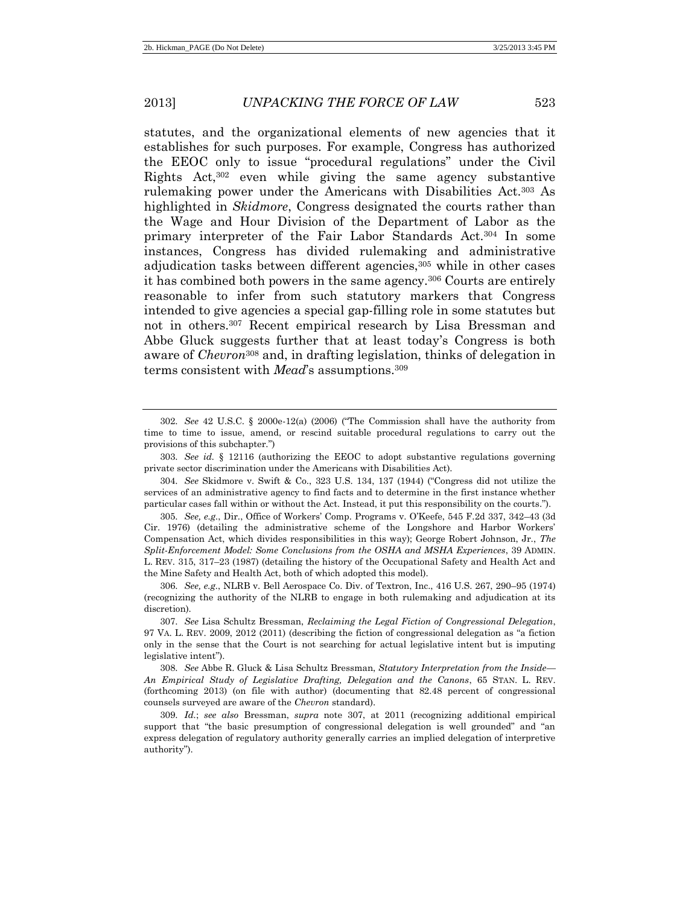statutes, and the organizational elements of new agencies that it establishes for such purposes. For example, Congress has authorized the EEOC only to issue "procedural regulations" under the Civil Rights Act,[302] even while giving the same agency substantive rulemaking power under the Americans with Disabilities Act.[303] As highlighted in *Skidmore*, Congress designated the courts rather than the Wage and Hour Division of the Department of Labor as the primary interpreter of the Fair Labor Standards Act.[304] In some instances, Congress has divided rulemaking and administrative adjudication tasks between different agencies,[305] while in other cases it has combined both powers in the same agency.[306] Courts are entirely reasonable to infer from such statutory markers that Congress intended to give agencies a special gap-filling role in some statutes but not in others.[307] Recent empirical research by Lisa Bressman and Abbe Gluck suggests further that at least today's Congress is both aware of *Chevron*[308] and, in drafting legislation, thinks of delegation in terms consistent with *Mead*'s assumptions.[309]

---

302. *See* 42 U.S.C. § 2000e-12(a) (2006) ("The Commission shall have the authority from time to time to issue, amend, or rescind suitable procedural regulations to carry out the provisions of this subchapter.")

303. *See id.* § 12116 (authorizing the EEOC to adopt substantive regulations governing private sector discrimination under the Americans with Disabilities Act).

304. *See* Skidmore v. Swift & Co., 323 U.S. 134, 137 (1944) ("Congress did not utilize the services of an administrative agency to find facts and to determine in the first instance whether particular cases fall within or without the Act. Instead, it put this responsibility on the courts.").

305. *See, e.g.*, Dir., Office of Workers' Comp. Programs v. O'Keefe, 545 F.2d 337, 342–43 (3d Cir. 1976) (detailing the administrative scheme of the Longshore and Harbor Workers' Compensation Act, which divides responsibilities in this way); George Robert Johnson, Jr., *The Split-Enforcement Model: Some Conclusions from the OSHA and MSHA Experiences*, 39 ADMIN. L. REV. 315, 317–23 (1987) (detailing the history of the Occupational Safety and Health Act and the Mine Safety and Health Act, both of which adopted this model).

306. *See, e.g.*, NLRB v. Bell Aerospace Co. Div. of Textron, Inc., 416 U.S. 267, 290–95 (1974) (recognizing the authority of the NLRB to engage in both rulemaking and adjudication at its discretion).

307. *See* Lisa Schultz Bressman, *Reclaiming the Legal Fiction of Congressional Delegation*, 97 VA. L. REV. 2009, 2012 (2011) (describing the fiction of congressional delegation as "a fiction only in the sense that the Court is not searching for actual legislative intent but is imputing legislative intent").

308. *See* Abbe R. Gluck & Lisa Schultz Bressman, *Statutory Interpretation from the Inside—An Empirical Study of Legislative Drafting, Delegation and the Canons*, 65 STAN. L. REV. (forthcoming 2013) (on file with author) (documenting that 82.48 percent of congressional counsels surveyed are aware of the *Chevron* standard).

309. *Id.*; *see also* Bressman, *supra* note 307, at 2011 (recognizing additional empirical support that "the basic presumption of congressional delegation is well grounded" and "an express delegation of regulatory authority generally carries an implied delegation of interpretive authority").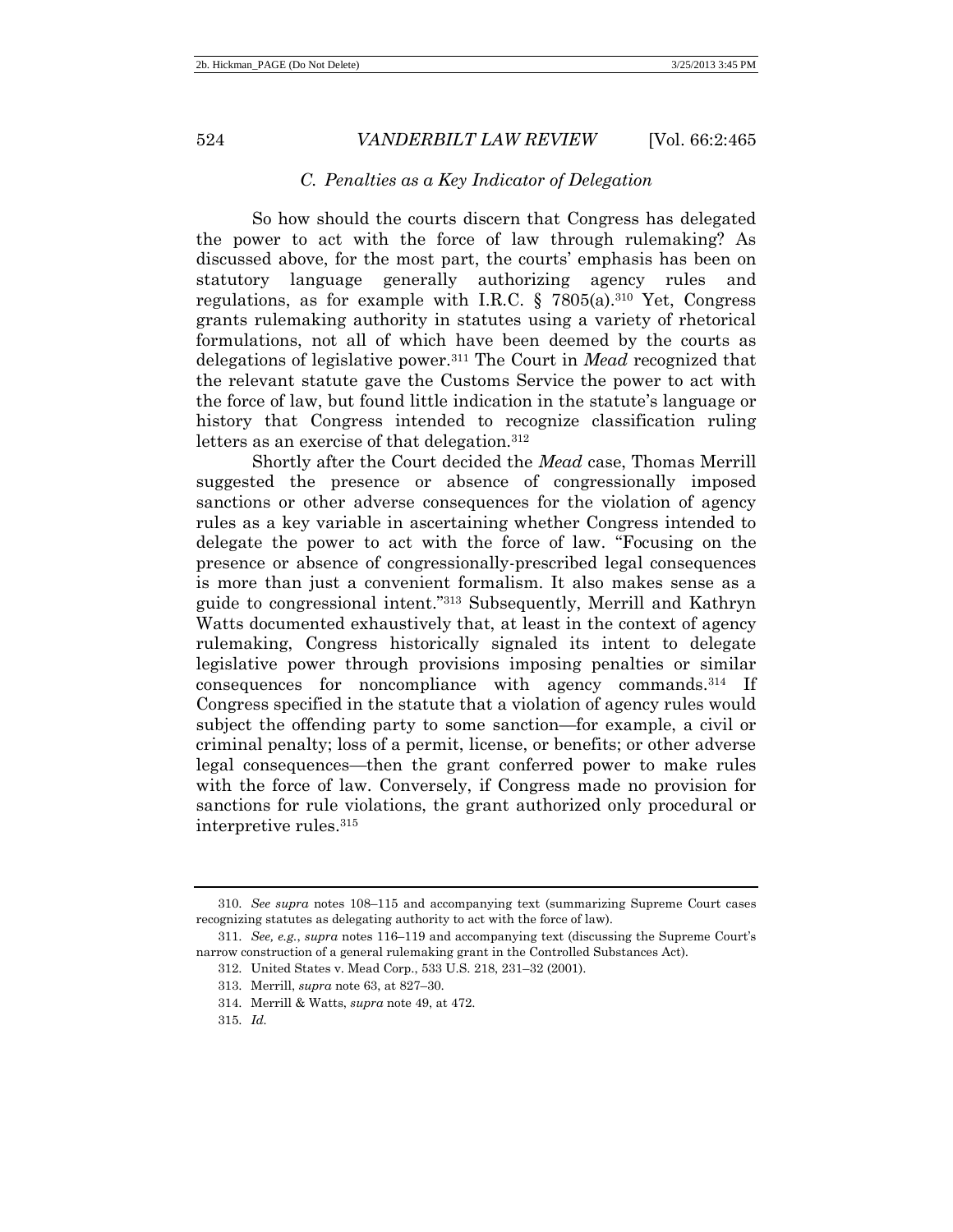### *C. Penalties as a Key Indicator of Delegation*

So how should the courts discern that Congress has delegated the power to act with the force of law through rulemaking? As discussed above, for the most part, the courts' emphasis has been on statutory language generally authorizing agency rules and regulations, as for example with I.R.C. § 7805(a).[310] Yet, Congress grants rulemaking authority in statutes using a variety of rhetorical formulations, not all of which have been deemed by the courts as delegations of legislative power.[311] The Court in *Mead* recognized that the relevant statute gave the Customs Service the power to act with the force of law, but found little indication in the statute's language or history that Congress intended to recognize classification ruling letters as an exercise of that delegation.[312]

Shortly after the Court decided the *Mead* case, Thomas Merrill suggested the presence or absence of congressionally imposed sanctions or other adverse consequences for the violation of agency rules as a key variable in ascertaining whether Congress intended to delegate the power to act with the force of law. "Focusing on the presence or absence of congressionally-prescribed legal consequences is more than just a convenient formalism. It also makes sense as a guide to congressional intent."[313] Subsequently, Merrill and Kathryn Watts documented exhaustively that, at least in the context of agency rulemaking, Congress historically signaled its intent to delegate legislative power through provisions imposing penalties or similar consequences for noncompliance with agency commands.[314] If Congress specified in the statute that a violation of agency rules would subject the offending party to some sanction—for example, a civil or criminal penalty; loss of a permit, license, or benefits; or other adverse legal consequences—then the grant conferred power to make rules with the force of law. Conversely, if Congress made no provision for sanctions for rule violations, the grant authorized only procedural or interpretive rules.[315]

---

310. *See supra* notes 108–115 and accompanying text (summarizing Supreme Court cases recognizing statutes as delegating authority to act with the force of law).

311. *See, e.g.*, *supra* notes 116–119 and accompanying text (discussing the Supreme Court's narrow construction of a general rulemaking grant in the Controlled Substances Act).

312. United States v. Mead Corp., 533 U.S. 218, 231–32 (2001).

313. Merrill, *supra* note 63, at 827–30.

314. Merrill & Watts, *supra* note 49, at 472.

315. *Id.*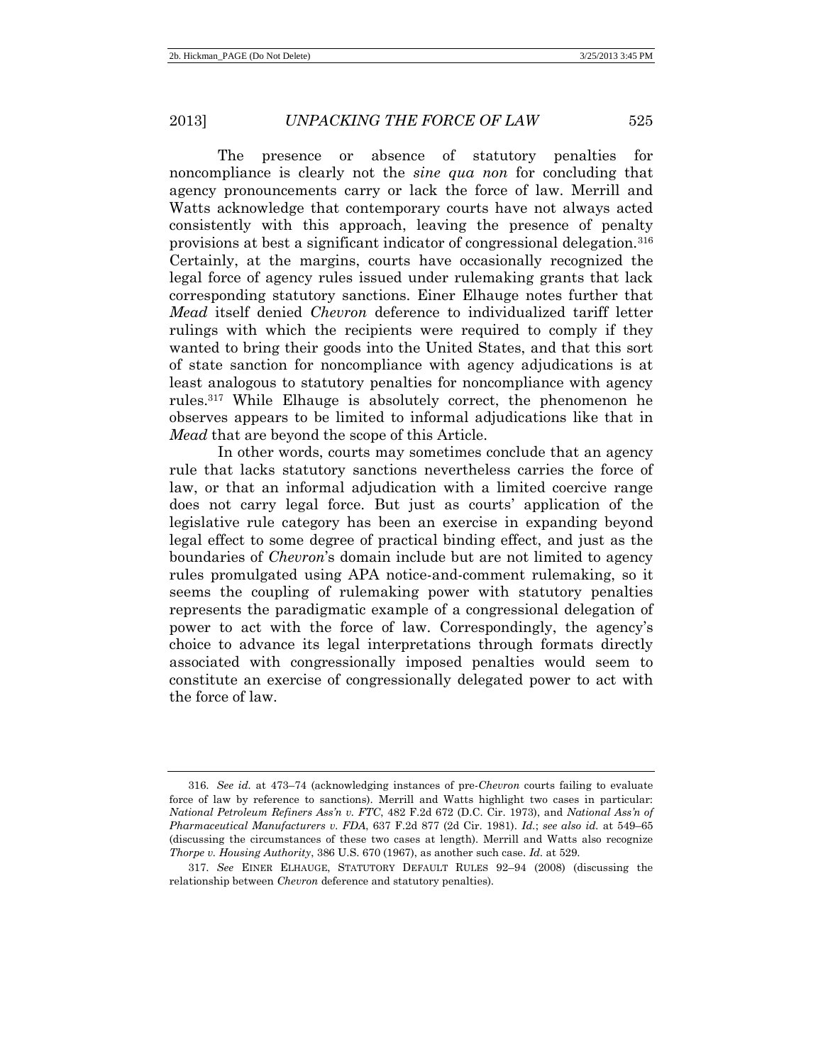The presence or absence of statutory penalties for noncompliance is clearly not the *sine qua non* for concluding that agency pronouncements carry or lack the force of law. Merrill and Watts acknowledge that contemporary courts have not always acted consistently with this approach, leaving the presence of penalty provisions at best a significant indicator of congressional delegation.[316] Certainly, at the margins, courts have occasionally recognized the legal force of agency rules issued under rulemaking grants that lack corresponding statutory sanctions. Einer Elhauge notes further that *Mead* itself denied *Chevron* deference to individualized tariff letter rulings with which the recipients were required to comply if they wanted to bring their goods into the United States, and that this sort of state sanction for noncompliance with agency adjudications is at least analogous to statutory penalties for noncompliance with agency rules.[317] While Elhauge is absolutely correct, the phenomenon he observes appears to be limited to informal adjudications like that in *Mead* that are beyond the scope of this Article.

In other words, courts may sometimes conclude that an agency rule that lacks statutory sanctions nevertheless carries the force of law, or that an informal adjudication with a limited coercive range does not carry legal force. But just as courts' application of the legislative rule category has been an exercise in expanding beyond legal effect to some degree of practical binding effect, and just as the boundaries of *Chevron*'s domain include but are not limited to agency rules promulgated using APA notice-and-comment rulemaking, so it seems the coupling of rulemaking power with statutory penalties represents the paradigmatic example of a congressional delegation of power to act with the force of law. Correspondingly, the agency's choice to advance its legal interpretations through formats directly associated with congressionally imposed penalties would seem to constitute an exercise of congressionally delegated power to act with the force of law.

---

316. *See id.* at 473–74 (acknowledging instances of pre-*Chevron* courts failing to evaluate force of law by reference to sanctions). Merrill and Watts highlight two cases in particular: *National Petroleum Refiners Ass'n v. FTC*, 482 F.2d 672 (D.C. Cir. 1973), and *National Ass'n of Pharmaceutical Manufacturers v. FDA*, 637 F.2d 877 (2d Cir. 1981). *Id.*; *see also id.* at 549–65 (discussing the circumstances of these two cases at length). Merrill and Watts also recognize *Thorpe v. Housing Authority*, 386 U.S. 670 (1967), as another such case. *Id.* at 529.

317. *See* EINER ELHAUGE, STATUTORY DEFAULT RULES 92–94 (2008) (discussing the relationship between *Chevron* deference and statutory penalties).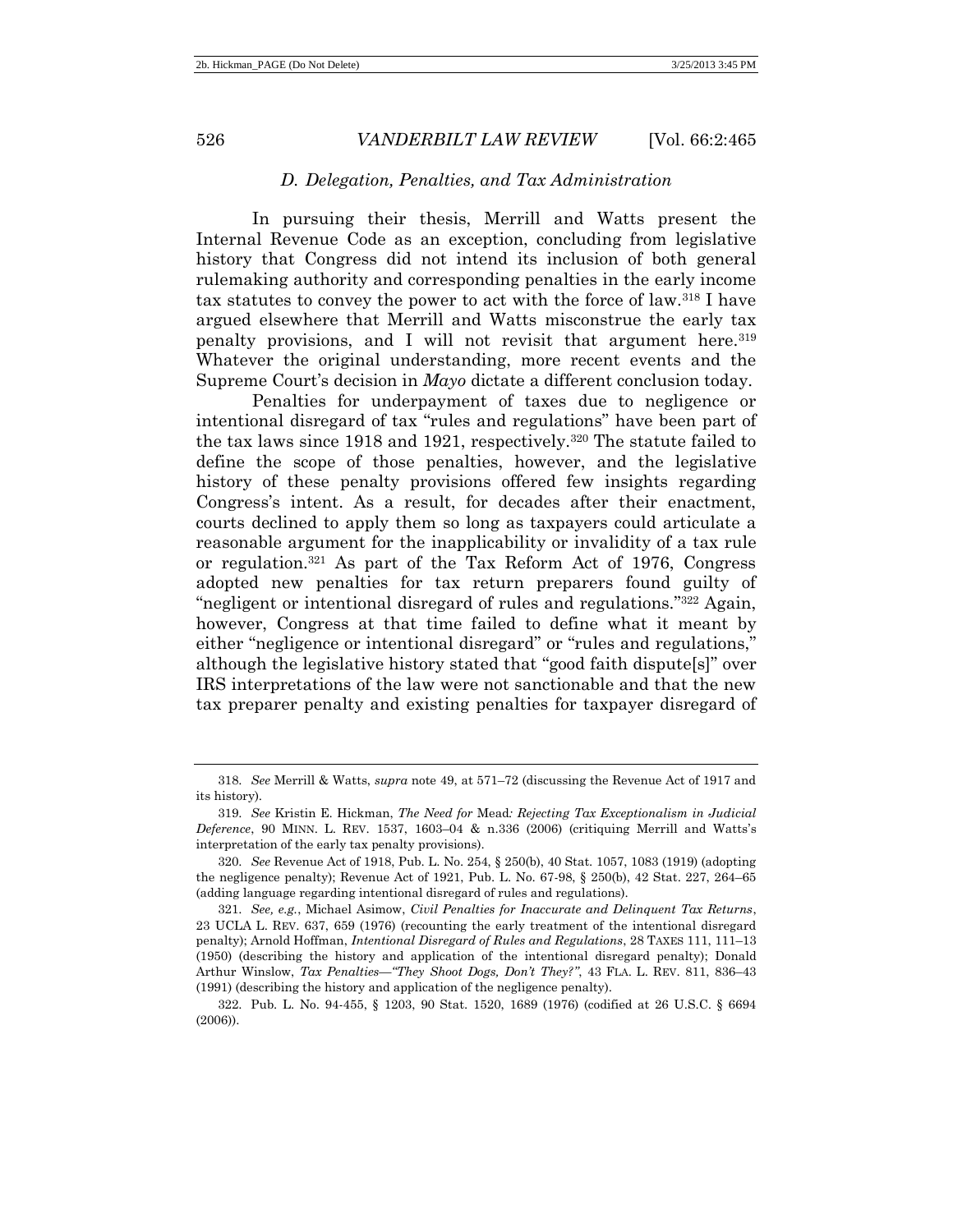### *D. Delegation, Penalties, and Tax Administration*

In pursuing their thesis, Merrill and Watts present the Internal Revenue Code as an exception, concluding from legislative history that Congress did not intend its inclusion of both general rulemaking authority and corresponding penalties in the early income tax statutes to convey the power to act with the force of law.[318] I have argued elsewhere that Merrill and Watts misconstrue the early tax penalty provisions, and I will not revisit that argument here.[319] Whatever the original understanding, more recent events and the Supreme Court's decision in *Mayo* dictate a different conclusion today.

Penalties for underpayment of taxes due to negligence or intentional disregard of tax "rules and regulations" have been part of the tax laws since 1918 and 1921, respectively.[320] The statute failed to define the scope of those penalties, however, and the legislative history of these penalty provisions offered few insights regarding Congress's intent. As a result, for decades after their enactment, courts declined to apply them so long as taxpayers could articulate a reasonable argument for the inapplicability or invalidity of a tax rule or regulation.[321] As part of the Tax Reform Act of 1976, Congress adopted new penalties for tax return preparers found guilty of "negligent or intentional disregard of rules and regulations."[322] Again, however, Congress at that time failed to define what it meant by either "negligence or intentional disregard" or "rules and regulations," although the legislative history stated that "good faith dispute[s]" over IRS interpretations of the law were not sanctionable and that the new tax preparer penalty and existing penalties for taxpayer disregard of

---

318. *See* Merrill & Watts, *supra* note 49, at 571–72 (discussing the Revenue Act of 1917 and its history).

319. *See* Kristin E. Hickman, *The Need for* Mead*: Rejecting Tax Exceptionalism in Judicial Deference*, 90 MINN. L. REV. 1537, 1603–04 & n.336 (2006) (critiquing Merrill and Watts's interpretation of the early tax penalty provisions).

320. *See* Revenue Act of 1918, Pub. L. No. 254, § 250(b), 40 Stat. 1057, 1083 (1919) (adopting the negligence penalty); Revenue Act of 1921, Pub. L. No. 67-98, § 250(b), 42 Stat. 227, 264–65 (adding language regarding intentional disregard of rules and regulations).

321. *See, e.g.*, Michael Asimow, *Civil Penalties for Inaccurate and Delinquent Tax Returns*, 23 UCLA L. REV. 637, 659 (1976) (recounting the early treatment of the intentional disregard penalty); Arnold Hoffman, *Intentional Disregard of Rules and Regulations*, 28 TAXES 111, 111–13 (1950) (describing the history and application of the intentional disregard penalty); Donald Arthur Winslow, *Tax Penalties—"They Shoot Dogs, Don't They?"*, 43 FLA. L. REV. 811, 836–43 (1991) (describing the history and application of the negligence penalty).

322. Pub. L. No. 94-455, § 1203, 90 Stat. 1520, 1689 (1976) (codified at 26 U.S.C. § 6694 (2006)).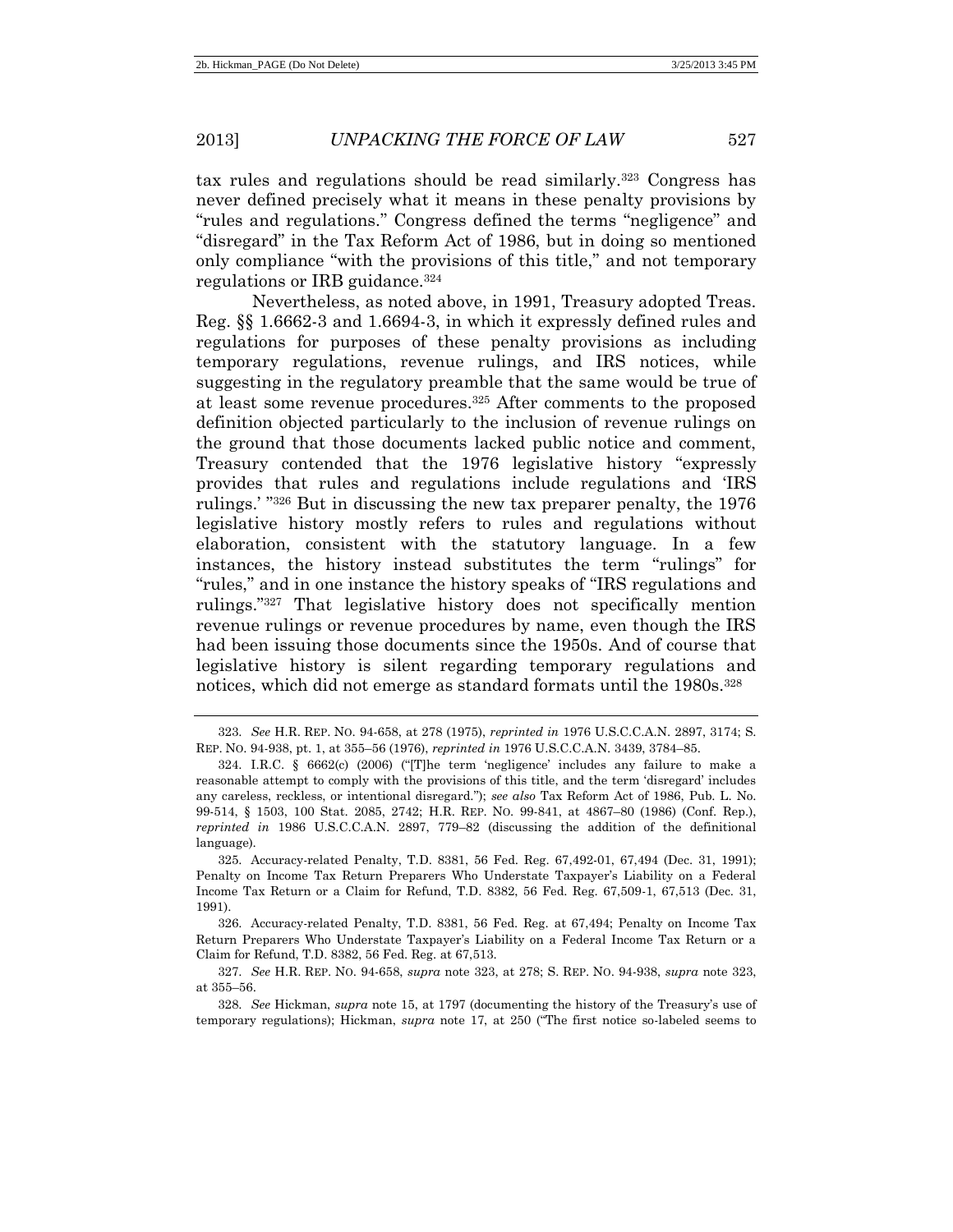tax rules and regulations should be read similarly.[323] Congress has never defined precisely what it means in these penalty provisions by "rules and regulations." Congress defined the terms "negligence" and "disregard" in the Tax Reform Act of 1986, but in doing so mentioned only compliance "with the provisions of this title," and not temporary regulations or IRB guidance.[324]

Nevertheless, as noted above, in 1991, Treasury adopted Treas. Reg. §§ 1.6662-3 and 1.6694-3, in which it expressly defined rules and regulations for purposes of these penalty provisions as including temporary regulations, revenue rulings, and IRS notices, while suggesting in the regulatory preamble that the same would be true of at least some revenue procedures.[325] After comments to the proposed definition objected particularly to the inclusion of revenue rulings on the ground that those documents lacked public notice and comment, Treasury contended that the 1976 legislative history "expressly provides that rules and regulations include regulations and 'IRS rulings.' "[326] But in discussing the new tax preparer penalty, the 1976 legislative history mostly refers to rules and regulations without elaboration, consistent with the statutory language. In a few instances, the history instead substitutes the term "rulings" for "rules," and in one instance the history speaks of "IRS regulations and rulings."[327] That legislative history does not specifically mention revenue rulings or revenue procedures by name, even though the IRS had been issuing those documents since the 1950s. And of course that legislative history is silent regarding temporary regulations and notices, which did not emerge as standard formats until the 1980s.[328]

---

323. *See* H.R. REP. NO. 94-658, at 278 (1975), *reprinted in* 1976 U.S.C.C.A.N. 2897, 3174; S. REP. NO. 94-938, pt. 1, at 355–56 (1976), *reprinted in* 1976 U.S.C.C.A.N. 3439, 3784–85.

324. I.R.C. § 6662(c) (2006) ("[T]he term 'negligence' includes any failure to make a reasonable attempt to comply with the provisions of this title, and the term 'disregard' includes any careless, reckless, or intentional disregard."); *see also* Tax Reform Act of 1986, Pub. L. No. 99-514, § 1503, 100 Stat. 2085, 2742; H.R. REP. NO. 99-841, at 4867–80 (1986) (Conf. Rep.), *reprinted in* 1986 U.S.C.C.A.N. 2897, 779–82 (discussing the addition of the definitional language).

325. Accuracy-related Penalty, T.D. 8381, 56 Fed. Reg. 67,492-01, 67,494 (Dec. 31, 1991); Penalty on Income Tax Return Preparers Who Understate Taxpayer's Liability on a Federal Income Tax Return or a Claim for Refund, T.D. 8382, 56 Fed. Reg. 67,509-1, 67,513 (Dec. 31, 1991).

326. Accuracy-related Penalty, T.D. 8381, 56 Fed. Reg. at 67,494; Penalty on Income Tax Return Preparers Who Understate Taxpayer's Liability on a Federal Income Tax Return or a Claim for Refund, T.D. 8382, 56 Fed. Reg. at 67,513.

327. *See* H.R. REP. NO. 94-658, *supra* note 323, at 278; S. REP. NO. 94-938, *supra* note 323, at 355–56.

328. *See* Hickman, *supra* note 15, at 1797 (documenting the history of the Treasury's use of temporary regulations); Hickman, *supra* note 17, at 250 ("The first notice so-labeled seems to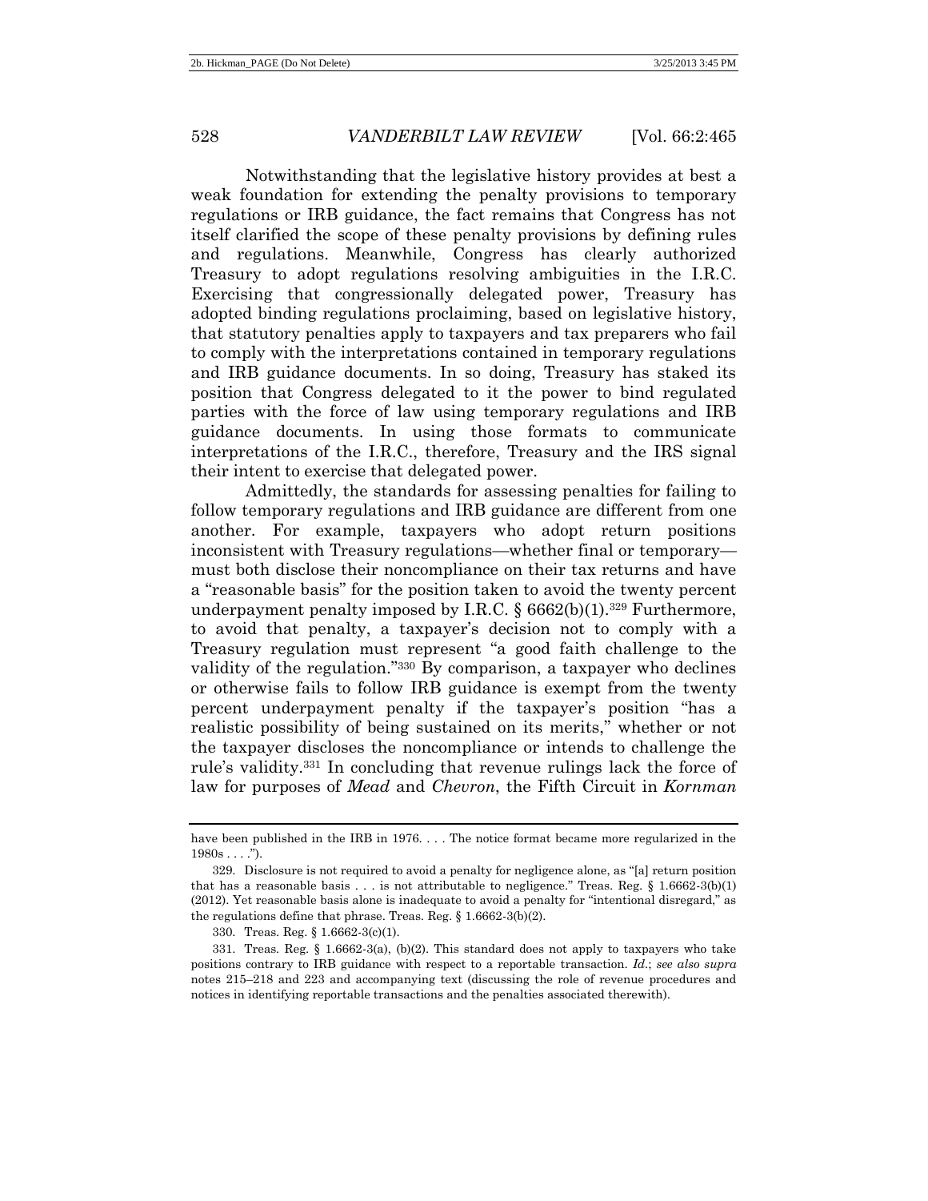Notwithstanding that the legislative history provides at best a weak foundation for extending the penalty provisions to temporary regulations or IRB guidance, the fact remains that Congress has not itself clarified the scope of these penalty provisions by defining rules and regulations. Meanwhile, Congress has clearly authorized Treasury to adopt regulations resolving ambiguities in the I.R.C. Exercising that congressionally delegated power, Treasury has adopted binding regulations proclaiming, based on legislative history, that statutory penalties apply to taxpayers and tax preparers who fail to comply with the interpretations contained in temporary regulations and IRB guidance documents. In so doing, Treasury has staked its position that Congress delegated to it the power to bind regulated parties with the force of law using temporary regulations and IRB guidance documents. In using those formats to communicate interpretations of the I.R.C., therefore, Treasury and the IRS signal their intent to exercise that delegated power.

Admittedly, the standards for assessing penalties for failing to follow temporary regulations and IRB guidance are different from one another. For example, taxpayers who adopt return positions inconsistent with Treasury regulations—whether final or temporary—must both disclose their noncompliance on their tax returns and have a "reasonable basis" for the position taken to avoid the twenty percent underpayment penalty imposed by I.R.C. § 6662(b)(1).[329] Furthermore, to avoid that penalty, a taxpayer's decision not to comply with a Treasury regulation must represent "a good faith challenge to the validity of the regulation."[330] By comparison, a taxpayer who declines or otherwise fails to follow IRB guidance is exempt from the twenty percent underpayment penalty if the taxpayer's position "has a realistic possibility of being sustained on its merits," whether or not the taxpayer discloses the noncompliance or intends to challenge the rule's validity.[331] In concluding that revenue rulings lack the force of law for purposes of *Mead* and *Chevron*, the Fifth Circuit in *Kornman*

---

have been published in the IRB in 1976. . . . The notice format became more regularized in the 1980s . . . .").

329. Disclosure is not required to avoid a penalty for negligence alone, as "[a] return position that has a reasonable basis . . . is not attributable to negligence." Treas. Reg. § 1.6662-3(b)(1) (2012). Yet reasonable basis alone is inadequate to avoid a penalty for "intentional disregard," as the regulations define that phrase. Treas. Reg. § 1.6662-3(b)(2).

330. Treas. Reg. § 1.6662-3(c)(1).

331. Treas. Reg. § 1.6662-3(a), (b)(2). This standard does not apply to taxpayers who take positions contrary to IRB guidance with respect to a reportable transaction. *Id.*; *see also supra* notes 215–218 and 223 and accompanying text (discussing the role of revenue procedures and notices in identifying reportable transactions and the penalties associated therewith).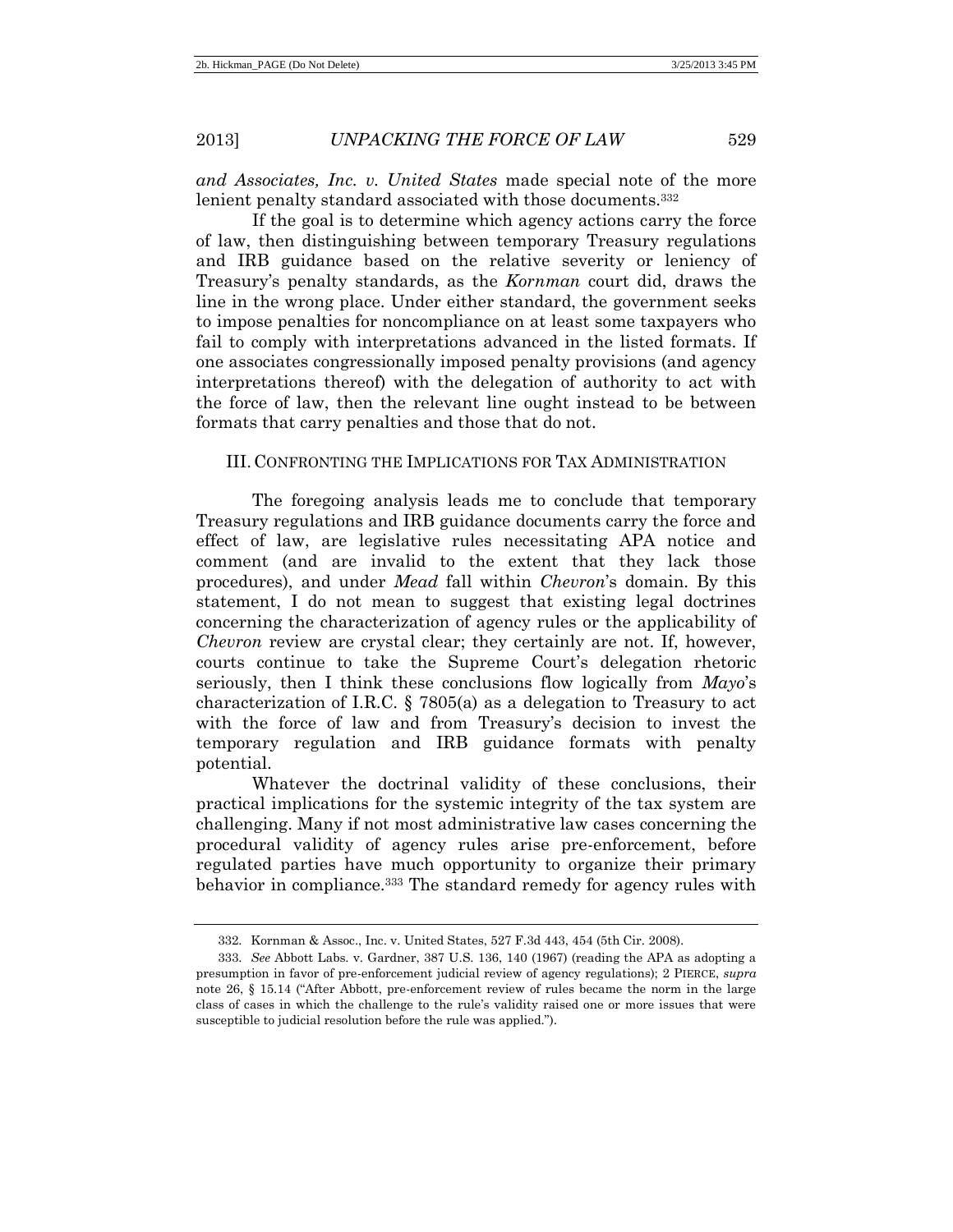*and Associates, Inc. v. United States* made special note of the more lenient penalty standard associated with those documents.[332]

If the goal is to determine which agency actions carry the force of law, then distinguishing between temporary Treasury regulations and IRB guidance based on the relative severity or leniency of Treasury's penalty standards, as the *Kornman* court did, draws the line in the wrong place. Under either standard, the government seeks to impose penalties for noncompliance on at least some taxpayers who fail to comply with interpretations advanced in the listed formats. If one associates congressionally imposed penalty provisions (and agency interpretations thereof) with the delegation of authority to act with the force of law, then the relevant line ought instead to be between formats that carry penalties and those that do not.

## III. CONFRONTING THE IMPLICATIONS FOR TAX ADMINISTRATION

The foregoing analysis leads me to conclude that temporary Treasury regulations and IRB guidance documents carry the force and effect of law, are legislative rules necessitating APA notice and comment (and are invalid to the extent that they lack those procedures), and under *Mead* fall within *Chevron*'s domain. By this statement, I do not mean to suggest that existing legal doctrines concerning the characterization of agency rules or the applicability of *Chevron* review are crystal clear; they certainly are not. If, however, courts continue to take the Supreme Court's delegation rhetoric seriously, then I think these conclusions flow logically from *Mayo*'s characterization of I.R.C. § 7805(a) as a delegation to Treasury to act with the force of law and from Treasury's decision to invest the temporary regulation and IRB guidance formats with penalty potential.

Whatever the doctrinal validity of these conclusions, their practical implications for the systemic integrity of the tax system are challenging. Many if not most administrative law cases concerning the procedural validity of agency rules arise pre-enforcement, before regulated parties have much opportunity to organize their primary behavior in compliance.[333] The standard remedy for agency rules with

---

332. Kornman & Assoc., Inc. v. United States, 527 F.3d 443, 454 (5th Cir. 2008).

333. *See* Abbott Labs. v. Gardner, 387 U.S. 136, 140 (1967) (reading the APA as adopting a presumption in favor of pre-enforcement judicial review of agency regulations); 2 PIERCE, *supra* note 26, § 15.14 ("After Abbott, pre-enforcement review of rules became the norm in the large class of cases in which the challenge to the rule's validity raised one or more issues that were susceptible to judicial resolution before the rule was applied.").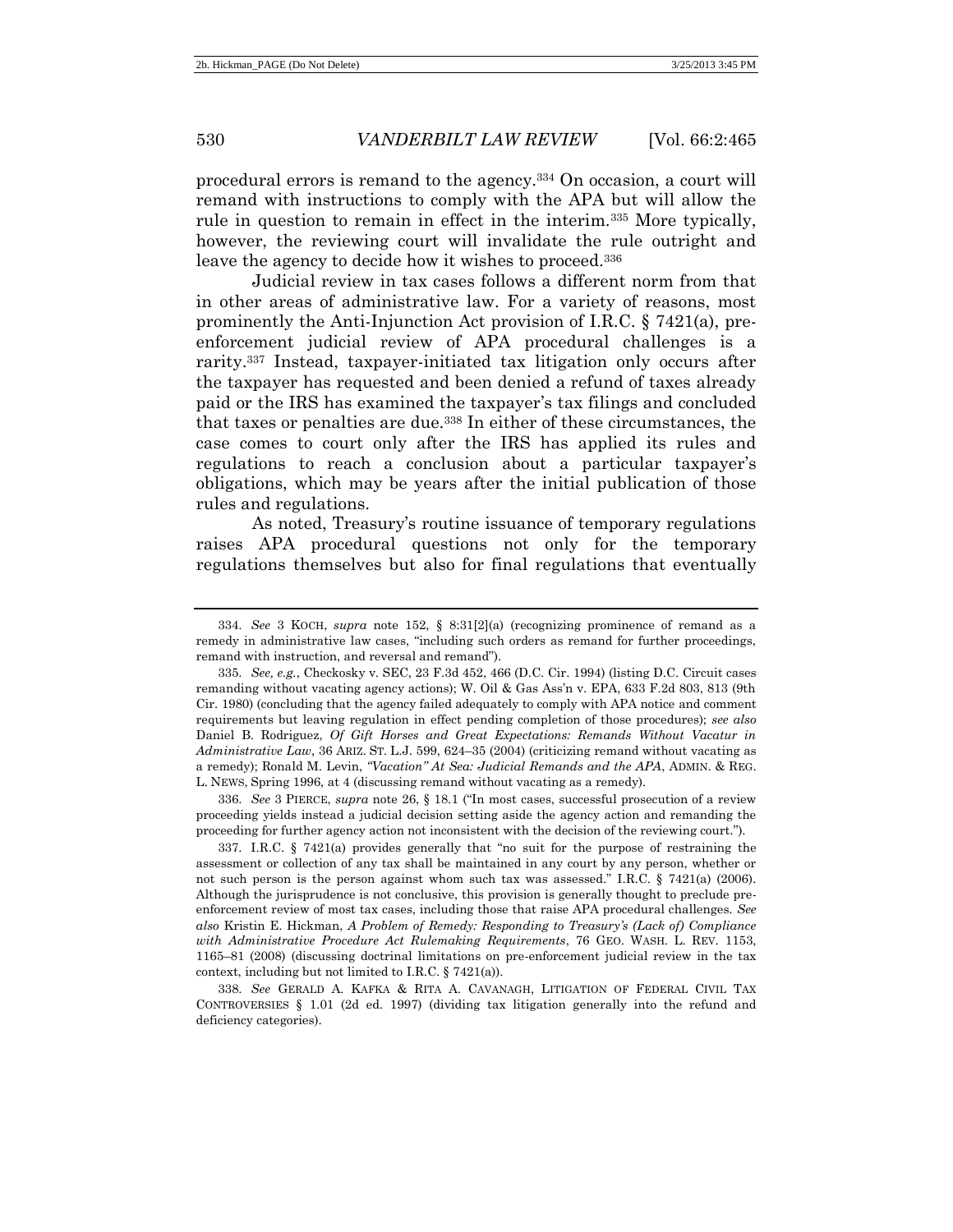procedural errors is remand to the agency.[334] On occasion, a court will remand with instructions to comply with the APA but will allow the rule in question to remain in effect in the interim.[335] More typically, however, the reviewing court will invalidate the rule outright and leave the agency to decide how it wishes to proceed.[336]

Judicial review in tax cases follows a different norm from that in other areas of administrative law. For a variety of reasons, most prominently the Anti-Injunction Act provision of I.R.C. § 7421(a), pre-enforcement judicial review of APA procedural challenges is a rarity.[337] Instead, taxpayer-initiated tax litigation only occurs after the taxpayer has requested and been denied a refund of taxes already paid or the IRS has examined the taxpayer's tax filings and concluded that taxes or penalties are due.[338] In either of these circumstances, the case comes to court only after the IRS has applied its rules and regulations to reach a conclusion about a particular taxpayer's obligations, which may be years after the initial publication of those rules and regulations.

As noted, Treasury's routine issuance of temporary regulations raises APA procedural questions not only for the temporary regulations themselves but also for final regulations that eventually

---

334. *See* 3 KOCH, *supra* note 152, § 8:31[2](a) (recognizing prominence of remand as a remedy in administrative law cases, "including such orders as remand for further proceedings, remand with instruction, and reversal and remand").

335. *See, e.g.*, Checkosky v. SEC, 23 F.3d 452, 466 (D.C. Cir. 1994) (listing D.C. Circuit cases remanding without vacating agency actions); W. Oil & Gas Ass'n v. EPA, 633 F.2d 803, 813 (9th Cir. 1980) (concluding that the agency failed adequately to comply with APA notice and comment requirements but leaving regulation in effect pending completion of those procedures); *see also* Daniel B. Rodriguez, *Of Gift Horses and Great Expectations: Remands Without Vacatur in Administrative Law*, 36 ARIZ. ST. L.J. 599, 624–35 (2004) (criticizing remand without vacating as a remedy); Ronald M. Levin, *"Vacation" At Sea: Judicial Remands and the APA*, ADMIN. & REG. L. NEWS, Spring 1996, at 4 (discussing remand without vacating as a remedy).

336. *See* 3 PIERCE, *supra* note 26, § 18.1 ("In most cases, successful prosecution of a review proceeding yields instead a judicial decision setting aside the agency action and remanding the proceeding for further agency action not inconsistent with the decision of the reviewing court.").

337. I.R.C. § 7421(a) provides generally that "no suit for the purpose of restraining the assessment or collection of any tax shall be maintained in any court by any person, whether or not such person is the person against whom such tax was assessed." I.R.C. § 7421(a) (2006). Although the jurisprudence is not conclusive, this provision is generally thought to preclude pre-enforcement review of most tax cases, including those that raise APA procedural challenges. *See also* Kristin E. Hickman, *A Problem of Remedy: Responding to Treasury's (Lack of) Compliance with Administrative Procedure Act Rulemaking Requirements*, 76 GEO. WASH. L. REV. 1153, 1165–81 (2008) (discussing doctrinal limitations on pre-enforcement judicial review in the tax context, including but not limited to I.R.C. § 7421(a)).

338. *See* GERALD A. KAFKA & RITA A. CAVANAGH, LITIGATION OF FEDERAL CIVIL TAX CONTROVERSIES § 1.01 (2d ed. 1997) (dividing tax litigation generally into the refund and deficiency categories).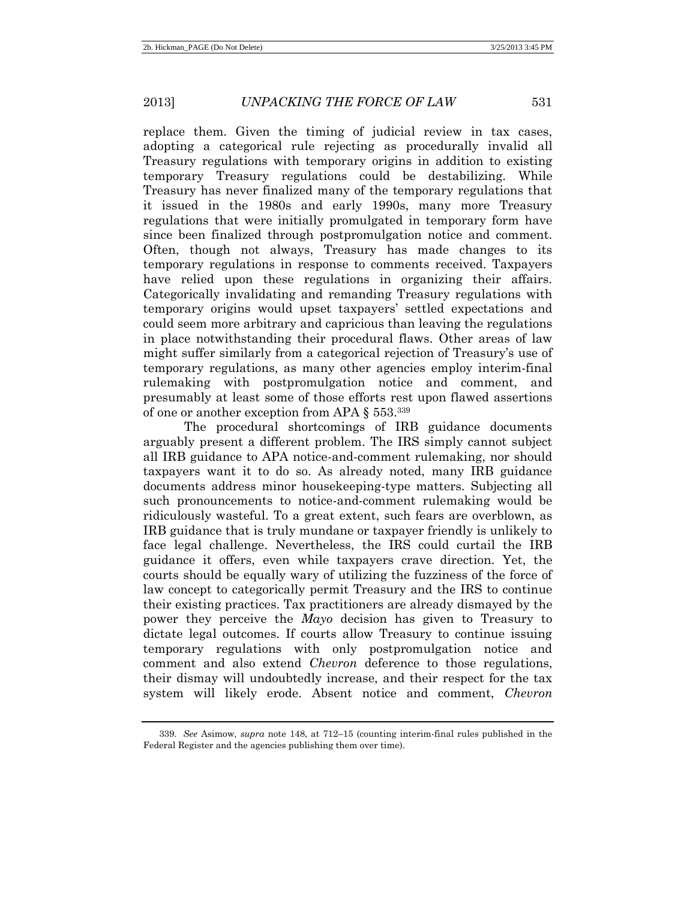replace them. Given the timing of judicial review in tax cases, adopting a categorical rule rejecting as procedurally invalid all Treasury regulations with temporary origins in addition to existing temporary Treasury regulations could be destabilizing. While Treasury has never finalized many of the temporary regulations that it issued in the 1980s and early 1990s, many more Treasury regulations that were initially promulgated in temporary form have since been finalized through postpromulgation notice and comment. Often, though not always, Treasury has made changes to its temporary regulations in response to comments received. Taxpayers have relied upon these regulations in organizing their affairs. Categorically invalidating and remanding Treasury regulations with temporary origins would upset taxpayers' settled expectations and could seem more arbitrary and capricious than leaving the regulations in place notwithstanding their procedural flaws. Other areas of law might suffer similarly from a categorical rejection of Treasury's use of temporary regulations, as many other agencies employ interim-final rulemaking with postpromulgation notice and comment, and presumably at least some of those efforts rest upon flawed assertions of one or another exception from APA § 553.[339]

The procedural shortcomings of IRB guidance documents arguably present a different problem. The IRS simply cannot subject all IRB guidance to APA notice-and-comment rulemaking, nor should taxpayers want it to do so. As already noted, many IRB guidance documents address minor housekeeping-type matters. Subjecting all such pronouncements to notice-and-comment rulemaking would be ridiculously wasteful. To a great extent, such fears are overblown, as IRB guidance that is truly mundane or taxpayer friendly is unlikely to face legal challenge. Nevertheless, the IRS could curtail the IRB guidance it offers, even while taxpayers crave direction. Yet, the courts should be equally wary of utilizing the fuzziness of the force of law concept to categorically permit Treasury and the IRS to continue their existing practices. Tax practitioners are already dismayed by the power they perceive the *Mayo* decision has given to Treasury to dictate legal outcomes. If courts allow Treasury to continue issuing temporary regulations with only postpromulgation notice and comment and also extend *Chevron* deference to those regulations, their dismay will undoubtedly increase, and their respect for the tax system will likely erode. Absent notice and comment, *Chevron*

339. *See* Asimow, *supra* note 148, at 712–15 (counting interim-final rules published in the Federal Register and the agencies publishing them over time).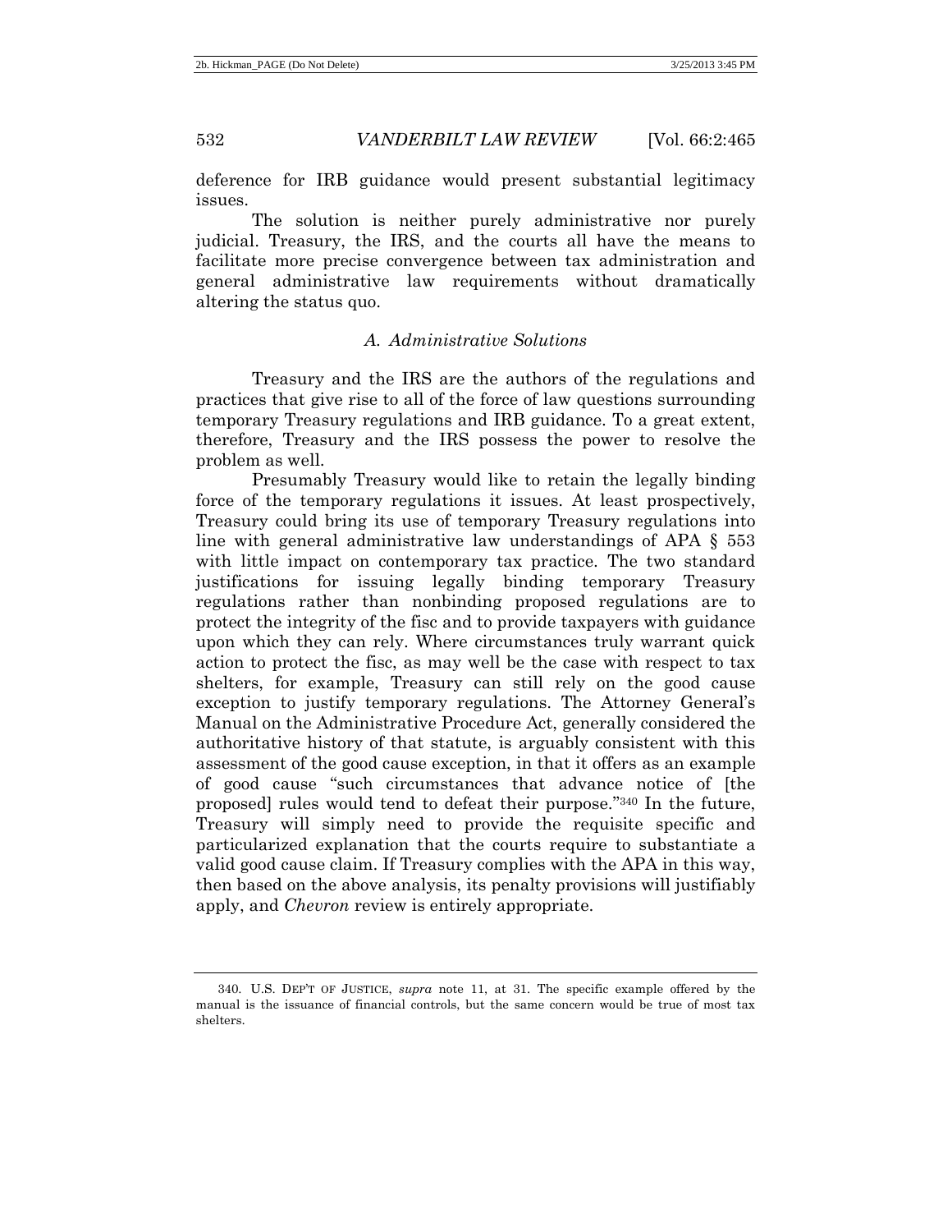deference for IRB guidance would present substantial legitimacy issues.

The solution is neither purely administrative nor purely judicial. Treasury, the IRS, and the courts all have the means to facilitate more precise convergence between tax administration and general administrative law requirements without dramatically altering the status quo.

### *A. Administrative Solutions*

Treasury and the IRS are the authors of the regulations and practices that give rise to all of the force of law questions surrounding temporary Treasury regulations and IRB guidance. To a great extent, therefore, Treasury and the IRS possess the power to resolve the problem as well.

Presumably Treasury would like to retain the legally binding force of the temporary regulations it issues. At least prospectively, Treasury could bring its use of temporary Treasury regulations into line with general administrative law understandings of APA § 553 with little impact on contemporary tax practice. The two standard justifications for issuing legally binding temporary Treasury regulations rather than nonbinding proposed regulations are to protect the integrity of the fisc and to provide taxpayers with guidance upon which they can rely. Where circumstances truly warrant quick action to protect the fisc, as may well be the case with respect to tax shelters, for example, Treasury can still rely on the good cause exception to justify temporary regulations. The Attorney General's Manual on the Administrative Procedure Act, generally considered the authoritative history of that statute, is arguably consistent with this assessment of the good cause exception, in that it offers as an example of good cause "such circumstances that advance notice of [the proposed] rules would tend to defeat their purpose."[340] In the future, Treasury will simply need to provide the requisite specific and particularized explanation that the courts require to substantiate a valid good cause claim. If Treasury complies with the APA in this way, then based on the above analysis, its penalty provisions will justifiably apply, and *Chevron* review is entirely appropriate.

---

340. U.S. DEP'T OF JUSTICE, *supra* note 11, at 31. The specific example offered by the manual is the issuance of financial controls, but the same concern would be true of most tax shelters.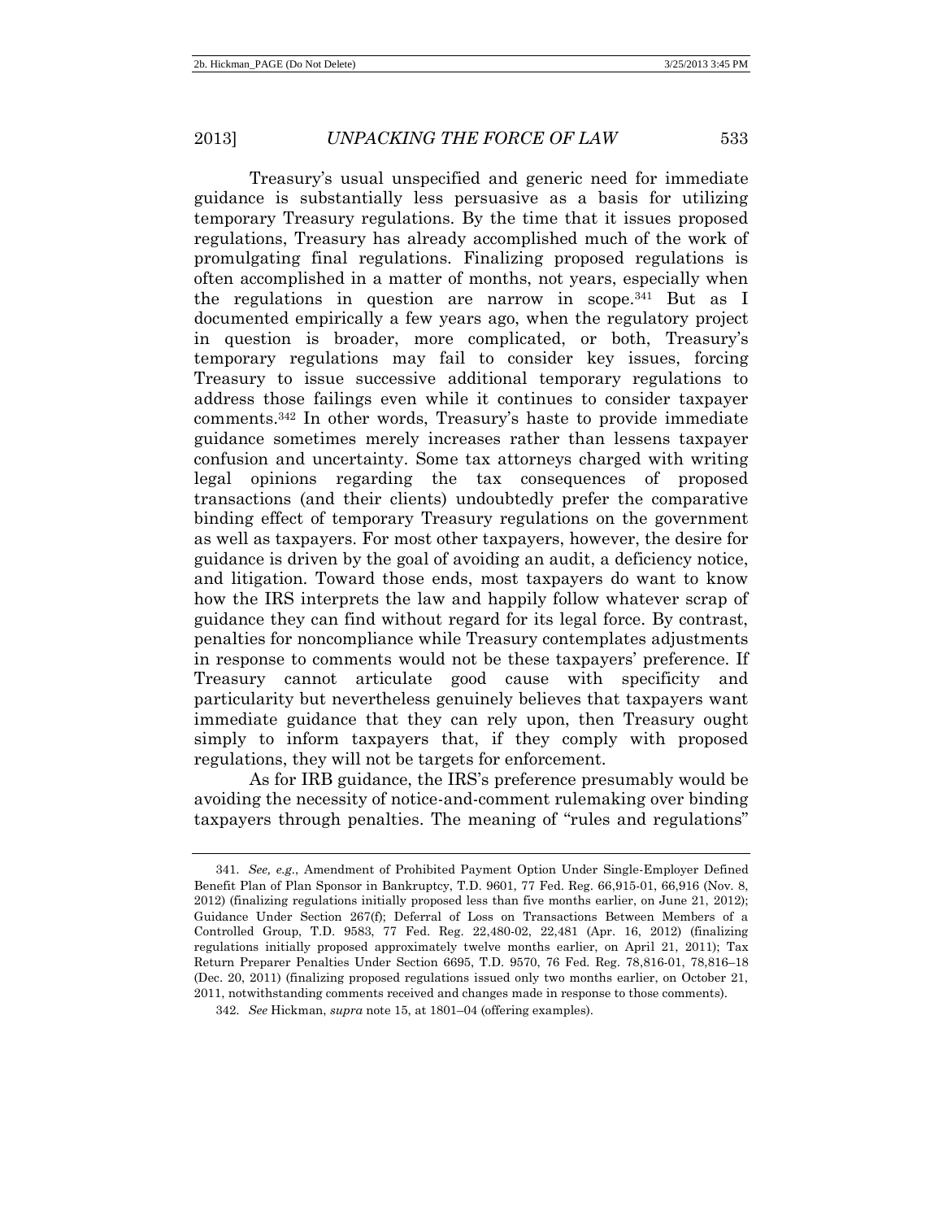Treasury's usual unspecified and generic need for immediate guidance is substantially less persuasive as a basis for utilizing temporary Treasury regulations. By the time that it issues proposed regulations, Treasury has already accomplished much of the work of promulgating final regulations. Finalizing proposed regulations is often accomplished in a matter of months, not years, especially when the regulations in question are narrow in scope.[341] But as I documented empirically a few years ago, when the regulatory project in question is broader, more complicated, or both, Treasury's temporary regulations may fail to consider key issues, forcing Treasury to issue successive additional temporary regulations to address those failings even while it continues to consider taxpayer comments.[342] In other words, Treasury's haste to provide immediate guidance sometimes merely increases rather than lessens taxpayer confusion and uncertainty. Some tax attorneys charged with writing legal opinions regarding the tax consequences of proposed transactions (and their clients) undoubtedly prefer the comparative binding effect of temporary Treasury regulations on the government as well as taxpayers. For most other taxpayers, however, the desire for guidance is driven by the goal of avoiding an audit, a deficiency notice, and litigation. Toward those ends, most taxpayers do want to know how the IRS interprets the law and happily follow whatever scrap of guidance they can find without regard for its legal force. By contrast, penalties for noncompliance while Treasury contemplates adjustments in response to comments would not be these taxpayers' preference. If Treasury cannot articulate good cause with specificity and particularity but nevertheless genuinely believes that taxpayers want immediate guidance that they can rely upon, then Treasury ought simply to inform taxpayers that, if they comply with proposed regulations, they will not be targets for enforcement.

As for IRB guidance, the IRS's preference presumably would be avoiding the necessity of notice-and-comment rulemaking over binding taxpayers through penalties. The meaning of "rules and regulations"

---

341. *See, e.g.*, Amendment of Prohibited Payment Option Under Single-Employer Defined Benefit Plan of Plan Sponsor in Bankruptcy, T.D. 9601, 77 Fed. Reg. 66,915-01, 66,916 (Nov. 8, 2012) (finalizing regulations initially proposed less than five months earlier, on June 21, 2012); Guidance Under Section 267(f); Deferral of Loss on Transactions Between Members of a Controlled Group, T.D. 9583, 77 Fed. Reg. 22,480-02, 22,481 (Apr. 16, 2012) (finalizing regulations initially proposed approximately twelve months earlier, on April 21, 2011); Tax Return Preparer Penalties Under Section 6695, T.D. 9570, 76 Fed. Reg. 78,816-01, 78,816–18 (Dec. 20, 2011) (finalizing proposed regulations issued only two months earlier, on October 21, 2011, notwithstanding comments received and changes made in response to those comments).

342. *See* Hickman, *supra* note 15, at 1801–04 (offering examples).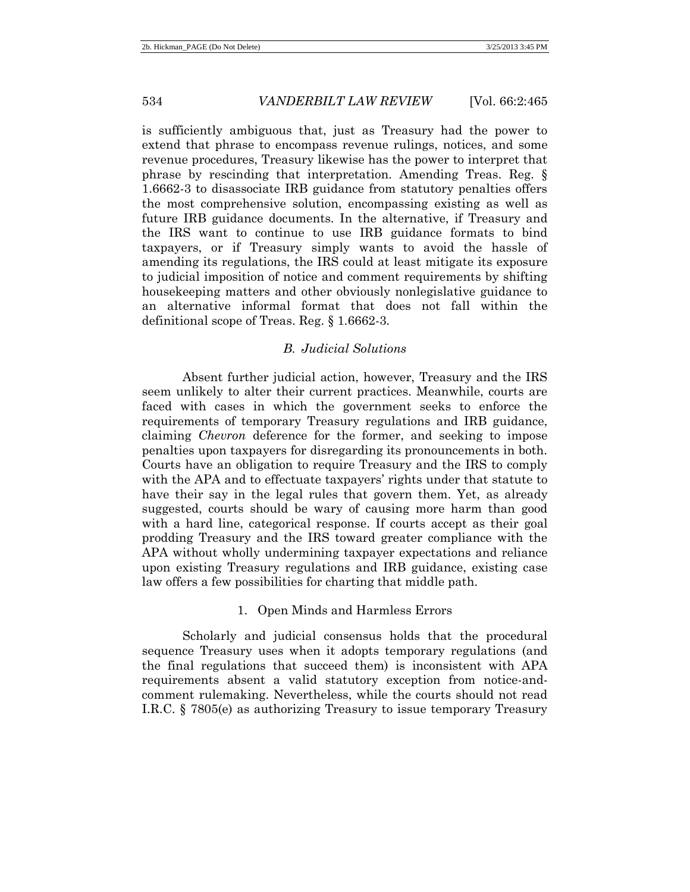is sufficiently ambiguous that, just as Treasury had the power to extend that phrase to encompass revenue rulings, notices, and some revenue procedures, Treasury likewise has the power to interpret that phrase by rescinding that interpretation. Amending Treas. Reg. § 1.6662-3 to disassociate IRB guidance from statutory penalties offers the most comprehensive solution, encompassing existing as well as future IRB guidance documents. In the alternative, if Treasury and the IRS want to continue to use IRB guidance formats to bind taxpayers, or if Treasury simply wants to avoid the hassle of amending its regulations, the IRS could at least mitigate its exposure to judicial imposition of notice and comment requirements by shifting housekeeping matters and other obviously nonlegislative guidance to an alternative informal format that does not fall within the definitional scope of Treas. Reg. § 1.6662-3.

### *B. Judicial Solutions*

Absent further judicial action, however, Treasury and the IRS seem unlikely to alter their current practices. Meanwhile, courts are faced with cases in which the government seeks to enforce the requirements of temporary Treasury regulations and IRB guidance, claiming *Chevron* deference for the former, and seeking to impose penalties upon taxpayers for disregarding its pronouncements in both. Courts have an obligation to require Treasury and the IRS to comply with the APA and to effectuate taxpayers' rights under that statute to have their say in the legal rules that govern them. Yet, as already suggested, courts should be wary of causing more harm than good with a hard line, categorical response. If courts accept as their goal prodding Treasury and the IRS toward greater compliance with the APA without wholly undermining taxpayer expectations and reliance upon existing Treasury regulations and IRB guidance, existing case law offers a few possibilities for charting that middle path.

#### 1. Open Minds and Harmless Errors

Scholarly and judicial consensus holds that the procedural sequence Treasury uses when it adopts temporary regulations (and the final regulations that succeed them) is inconsistent with APA requirements absent a valid statutory exception from notice-and-comment rulemaking. Nevertheless, while the courts should not read I.R.C. § 7805(e) as authorizing Treasury to issue temporary Treasury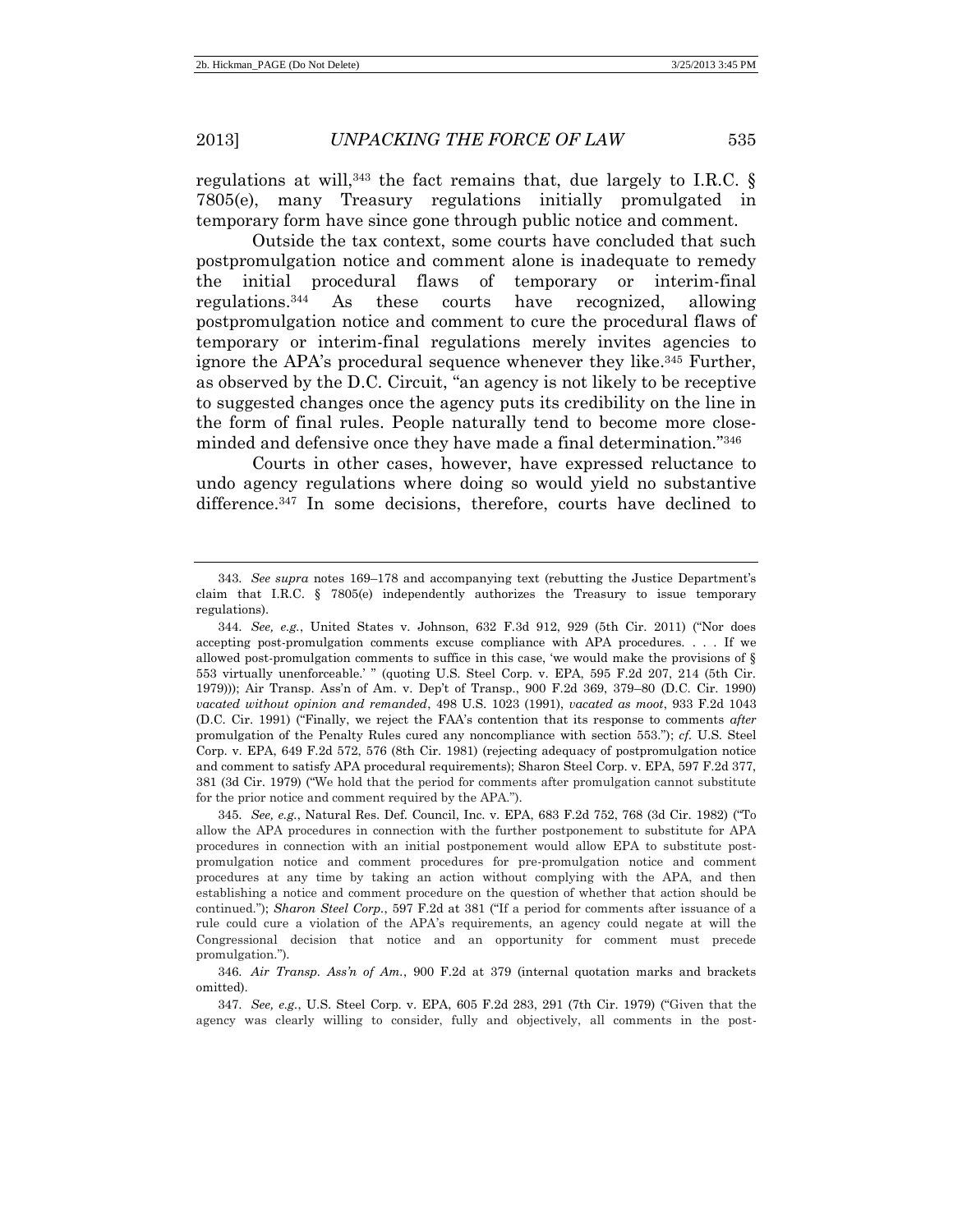regulations at will,[343] the fact remains that, due largely to I.R.C. § 7805(e), many Treasury regulations initially promulgated in temporary form have since gone through public notice and comment.

Outside the tax context, some courts have concluded that such postpromulgation notice and comment alone is inadequate to remedy the initial procedural flaws of temporary or interim-final regulations.[344] As these courts have recognized, allowing postpromulgation notice and comment to cure the procedural flaws of temporary or interim-final regulations merely invites agencies to ignore the APA's procedural sequence whenever they like.[345] Further, as observed by the D.C. Circuit, "an agency is not likely to be receptive to suggested changes once the agency puts its credibility on the line in the form of final rules. People naturally tend to become more close-minded and defensive once they have made a final determination."[346]

Courts in other cases, however, have expressed reluctance to undo agency regulations where doing so would yield no substantive difference.[347] In some decisions, therefore, courts have declined to

---

343. *See supra* notes 169–178 and accompanying text (rebutting the Justice Department's claim that I.R.C. § 7805(e) independently authorizes the Treasury to issue temporary regulations).

344. *See, e.g.*, United States v. Johnson, 632 F.3d 912, 929 (5th Cir. 2011) ("Nor does accepting post-promulgation comments excuse compliance with APA procedures. . . . If we allowed post-promulgation comments to suffice in this case, 'we would make the provisions of § 553 virtually unenforceable.' " (quoting U.S. Steel Corp. v. EPA, 595 F.2d 207, 214 (5th Cir. 1979))); Air Transp. Ass'n of Am. v. Dep't of Transp., 900 F.2d 369, 379–80 (D.C. Cir. 1990) *vacated without opinion and remanded*, 498 U.S. 1023 (1991), *vacated as moot*, 933 F.2d 1043 (D.C. Cir. 1991) ("Finally, we reject the FAA's contention that its response to comments *after* promulgation of the Penalty Rules cured any noncompliance with section 553."); *cf.* U.S. Steel Corp. v. EPA, 649 F.2d 572, 576 (8th Cir. 1981) (rejecting adequacy of postpromulgation notice and comment to satisfy APA procedural requirements); Sharon Steel Corp. v. EPA, 597 F.2d 377, 381 (3d Cir. 1979) ("We hold that the period for comments after promulgation cannot substitute for the prior notice and comment required by the APA.").

345. *See, e.g.*, Natural Res. Def. Council, Inc. v. EPA, 683 F.2d 752, 768 (3d Cir. 1982) ("To allow the APA procedures in connection with the further postponement to substitute for APA procedures in connection with an initial postponement would allow EPA to substitute post-promulgation notice and comment procedures for pre-promulgation notice and comment procedures at any time by taking an action without complying with the APA, and then establishing a notice and comment procedure on the question of whether that action should be continued."); *Sharon Steel Corp.*, 597 F.2d at 381 ("If a period for comments after issuance of a rule could cure a violation of the APA's requirements, an agency could negate at will the Congressional decision that notice and an opportunity for comment must precede promulgation.").

346. *Air Transp. Ass'n of Am.*, 900 F.2d at 379 (internal quotation marks and brackets omitted).

347. *See, e.g.*, U.S. Steel Corp. v. EPA, 605 F.2d 283, 291 (7th Cir. 1979) ("Given that the agency was clearly willing to consider, fully and objectively, all comments in the post-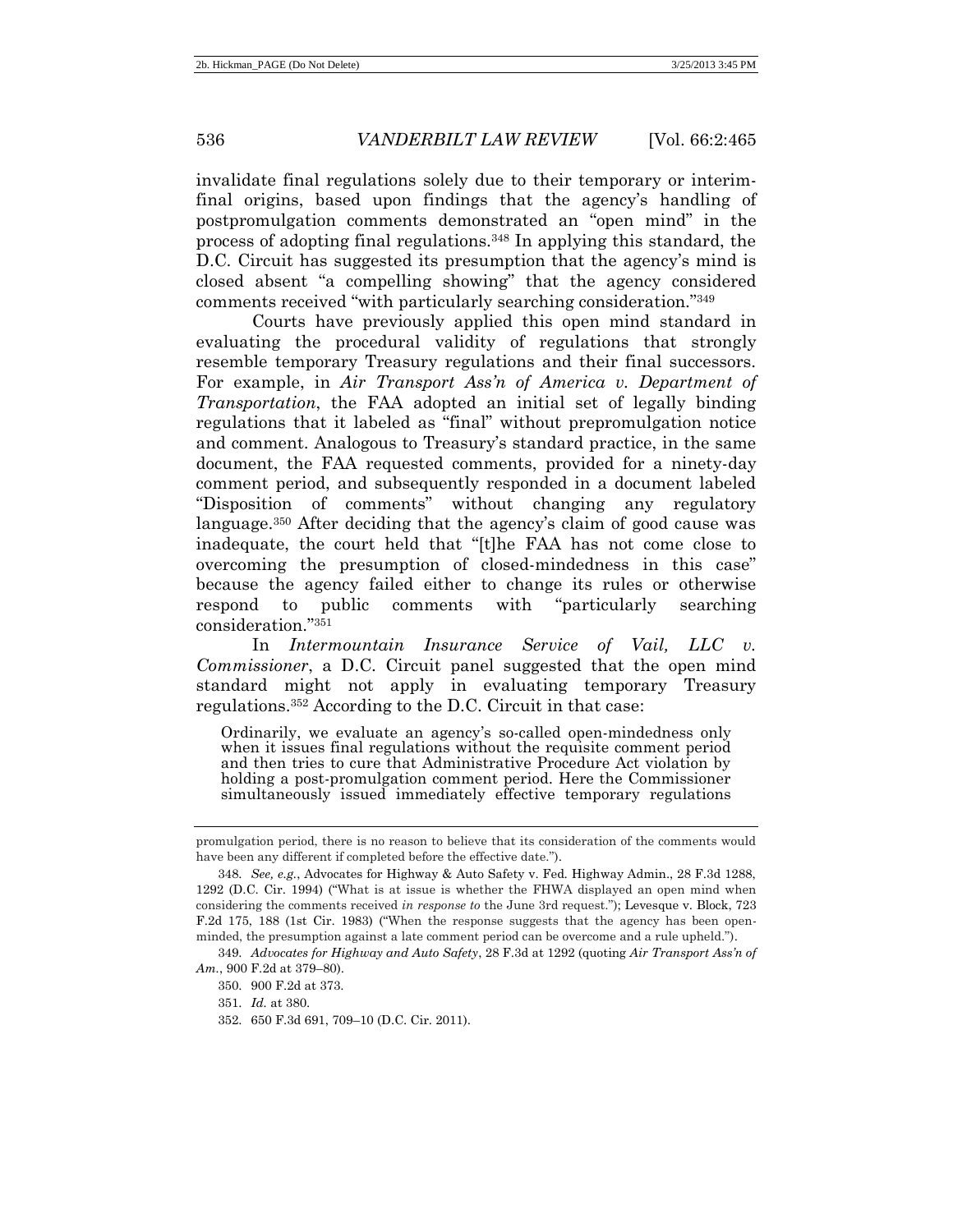invalidate final regulations solely due to their temporary or interim-final origins, based upon findings that the agency's handling of postpromulgation comments demonstrated an "open mind" in the process of adopting final regulations.[348] In applying this standard, the D.C. Circuit has suggested its presumption that the agency's mind is closed absent "a compelling showing" that the agency considered comments received "with particularly searching consideration."[349]

Courts have previously applied this open mind standard in evaluating the procedural validity of regulations that strongly resemble temporary Treasury regulations and their final successors. For example, in *Air Transport Ass'n of America v. Department of Transportation*, the FAA adopted an initial set of legally binding regulations that it labeled as "final" without prepromulgation notice and comment. Analogous to Treasury's standard practice, in the same document, the FAA requested comments, provided for a ninety-day comment period, and subsequently responded in a document labeled "Disposition of comments" without changing any regulatory language.[350] After deciding that the agency's claim of good cause was inadequate, the court held that "[t]he FAA has not come close to overcoming the presumption of closed-mindedness in this case" because the agency failed either to change its rules or otherwise respond to public comments with "particularly searching consideration."[351]

In *Intermountain Insurance Service of Vail, LLC v. Commissioner*, a D.C. Circuit panel suggested that the open mind standard might not apply in evaluating temporary Treasury regulations.[352] According to the D.C. Circuit in that case:

> Ordinarily, we evaluate an agency's so-called open-mindedness only when it issues final regulations without the requisite comment period and then tries to cure that Administrative Procedure Act violation by holding a post-promulgation comment period. Here the Commissioner simultaneously issued immediately effective temporary regulations

---

promulgation period, there is no reason to believe that its consideration of the comments would have been any different if completed before the effective date.").

348. *See, e.g.*, Advocates for Highway & Auto Safety v. Fed. Highway Admin., 28 F.3d 1288, 1292 (D.C. Cir. 1994) ("What is at issue is whether the FHWA displayed an open mind when considering the comments received *in response to* the June 3rd request."); Levesque v. Block, 723 F.2d 175, 188 (1st Cir. 1983) ("When the response suggests that the agency has been open-minded, the presumption against a late comment period can be overcome and a rule upheld.").

349. *Advocates for Highway and Auto Safety*, 28 F.3d at 1292 (quoting *Air Transport Ass'n of Am.*, 900 F.2d at 379–80).

350. 900 F.2d at 373.

351. *Id.* at 380.

352. 650 F.3d 691, 709–10 (D.C. Cir. 2011).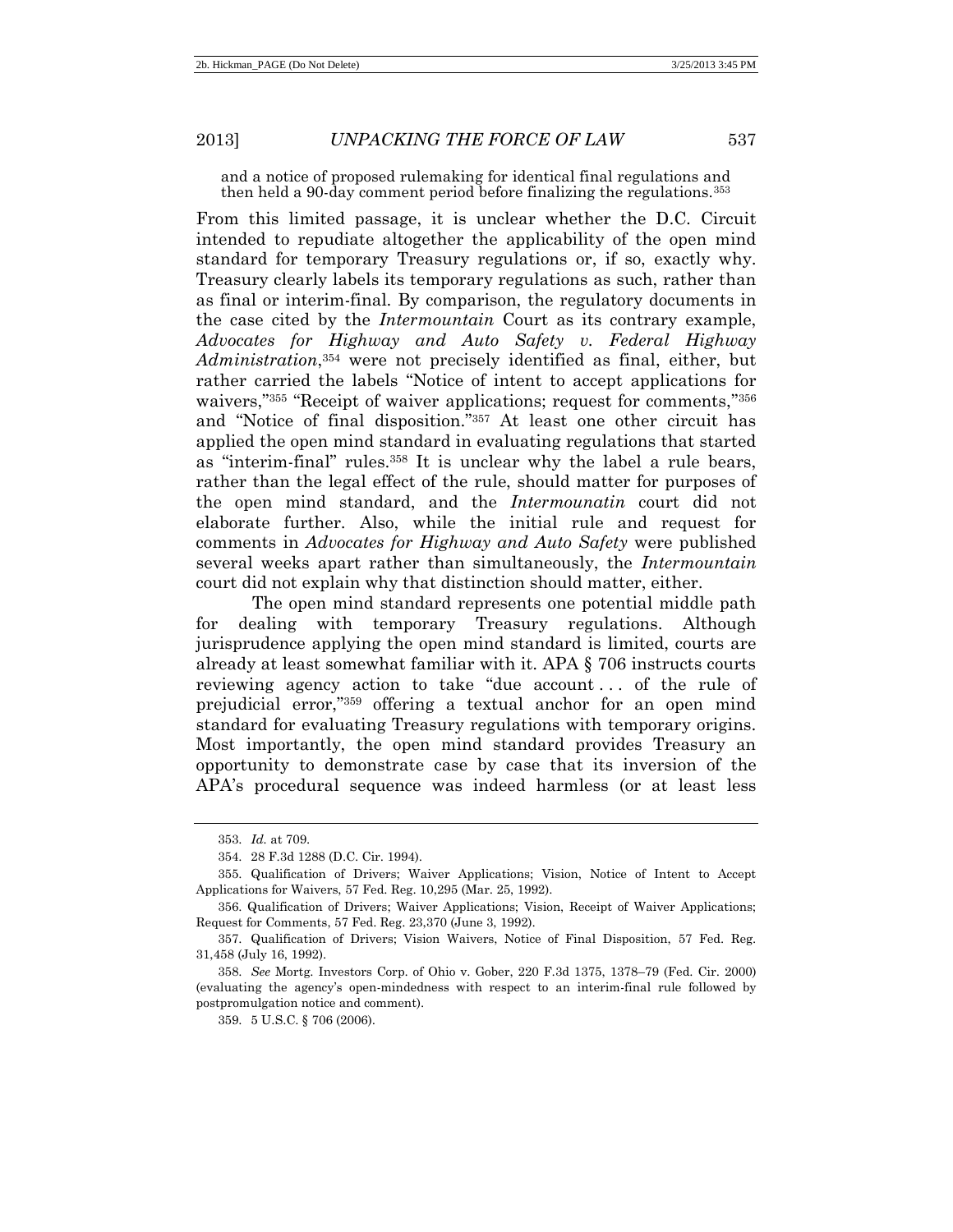> and a notice of proposed rulemaking for identical final regulations and then held a 90-day comment period before finalizing the regulations.[353]

From this limited passage, it is unclear whether the D.C. Circuit intended to repudiate altogether the applicability of the open mind standard for temporary Treasury regulations or, if so, exactly why. Treasury clearly labels its temporary regulations as such, rather than as final or interim-final. By comparison, the regulatory documents in the case cited by the *Intermountain* Court as its contrary example, *Advocates for Highway and Auto Safety v. Federal Highway Administration*,[354] were not precisely identified as final, either, but rather carried the labels "Notice of intent to accept applications for waivers,"[355] "Receipt of waiver applications; request for comments,"[356] and "Notice of final disposition."[357] At least one other circuit has applied the open mind standard in evaluating regulations that started as "interim-final" rules.[358] It is unclear why the label a rule bears, rather than the legal effect of the rule, should matter for purposes of the open mind standard, and the *Intermounatin* court did not elaborate further. Also, while the initial rule and request for comments in *Advocates for Highway and Auto Safety* were published several weeks apart rather than simultaneously, the *Intermountain* court did not explain why that distinction should matter, either.

The open mind standard represents one potential middle path for dealing with temporary Treasury regulations. Although jurisprudence applying the open mind standard is limited, courts are already at least somewhat familiar with it. APA § 706 instructs courts reviewing agency action to take "due account . . . of the rule of prejudicial error,"[359] offering a textual anchor for an open mind standard for evaluating Treasury regulations with temporary origins. Most importantly, the open mind standard provides Treasury an opportunity to demonstrate case by case that its inversion of the APA's procedural sequence was indeed harmless (or at least less

---

353. *Id.* at 709.

354. 28 F.3d 1288 (D.C. Cir. 1994).

355. Qualification of Drivers; Waiver Applications; Vision, Notice of Intent to Accept Applications for Waivers, 57 Fed. Reg. 10,295 (Mar. 25, 1992).

356. Qualification of Drivers; Waiver Applications; Vision, Receipt of Waiver Applications; Request for Comments, 57 Fed. Reg. 23,370 (June 3, 1992).

357. Qualification of Drivers; Vision Waivers, Notice of Final Disposition, 57 Fed. Reg. 31,458 (July 16, 1992).

358. *See* Mortg. Investors Corp. of Ohio v. Gober, 220 F.3d 1375, 1378–79 (Fed. Cir. 2000) (evaluating the agency's open-mindedness with respect to an interim-final rule followed by postpromulgation notice and comment).

359. 5 U.S.C. § 706 (2006).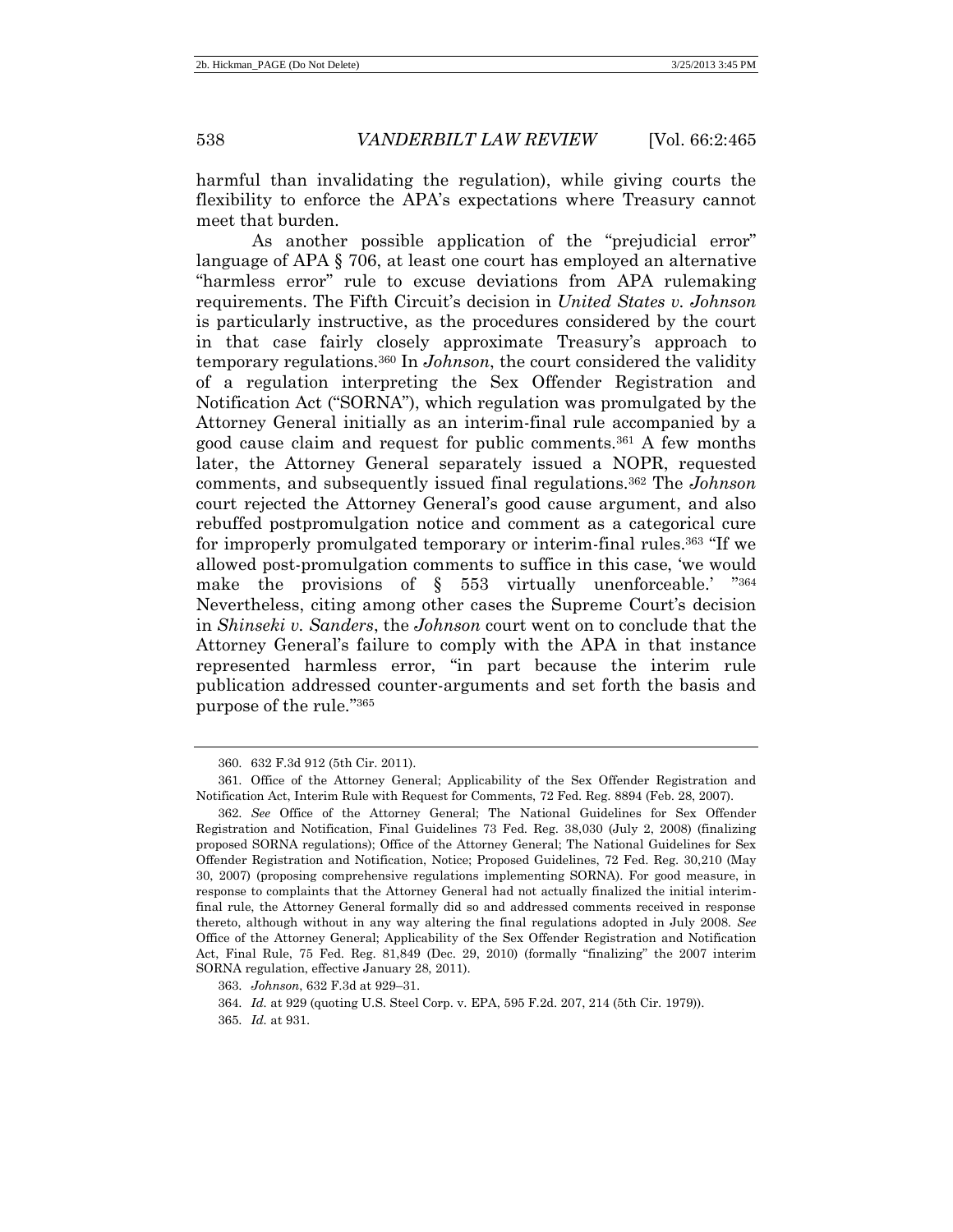harmful than invalidating the regulation), while giving courts the flexibility to enforce the APA's expectations where Treasury cannot meet that burden.

As another possible application of the "prejudicial error" language of APA § 706, at least one court has employed an alternative "harmless error" rule to excuse deviations from APA rulemaking requirements. The Fifth Circuit's decision in *United States v. Johnson* is particularly instructive, as the procedures considered by the court in that case fairly closely approximate Treasury's approach to temporary regulations.[360] In *Johnson*, the court considered the validity of a regulation interpreting the Sex Offender Registration and Notification Act ("SORNA"), which regulation was promulgated by the Attorney General initially as an interim-final rule accompanied by a good cause claim and request for public comments.[361] A few months later, the Attorney General separately issued a NOPR, requested comments, and subsequently issued final regulations.[362] The *Johnson* court rejected the Attorney General's good cause argument, and also rebuffed postpromulgation notice and comment as a categorical cure for improperly promulgated temporary or interim-final rules.[363] "If we allowed post-promulgation comments to suffice in this case, 'we would make the provisions of § 553 virtually unenforceable.' "[364] Nevertheless, citing among other cases the Supreme Court's decision in *Shinseki v. Sanders*, the *Johnson* court went on to conclude that the Attorney General's failure to comply with the APA in that instance represented harmless error, "in part because the interim rule publication addressed counter-arguments and set forth the basis and purpose of the rule."[365]

---

360. 632 F.3d 912 (5th Cir. 2011).

361. Office of the Attorney General; Applicability of the Sex Offender Registration and Notification Act, Interim Rule with Request for Comments, 72 Fed. Reg. 8894 (Feb. 28, 2007).

362. *See* Office of the Attorney General; The National Guidelines for Sex Offender Registration and Notification, Final Guidelines 73 Fed. Reg. 38,030 (July 2, 2008) (finalizing proposed SORNA regulations); Office of the Attorney General; The National Guidelines for Sex Offender Registration and Notification, Notice; Proposed Guidelines, 72 Fed. Reg. 30,210 (May 30, 2007) (proposing comprehensive regulations implementing SORNA). For good measure, in response to complaints that the Attorney General had not actually finalized the initial interim-final rule, the Attorney General formally did so and addressed comments received in response thereto, although without in any way altering the final regulations adopted in July 2008. *See* Office of the Attorney General; Applicability of the Sex Offender Registration and Notification Act, Final Rule, 75 Fed. Reg. 81,849 (Dec. 29, 2010) (formally "finalizing" the 2007 interim SORNA regulation, effective January 28, 2011).

363. *Johnson*, 632 F.3d at 929–31.

364. *Id.* at 929 (quoting U.S. Steel Corp. v. EPA, 595 F.2d. 207, 214 (5th Cir. 1979)).

365. *Id.* at 931.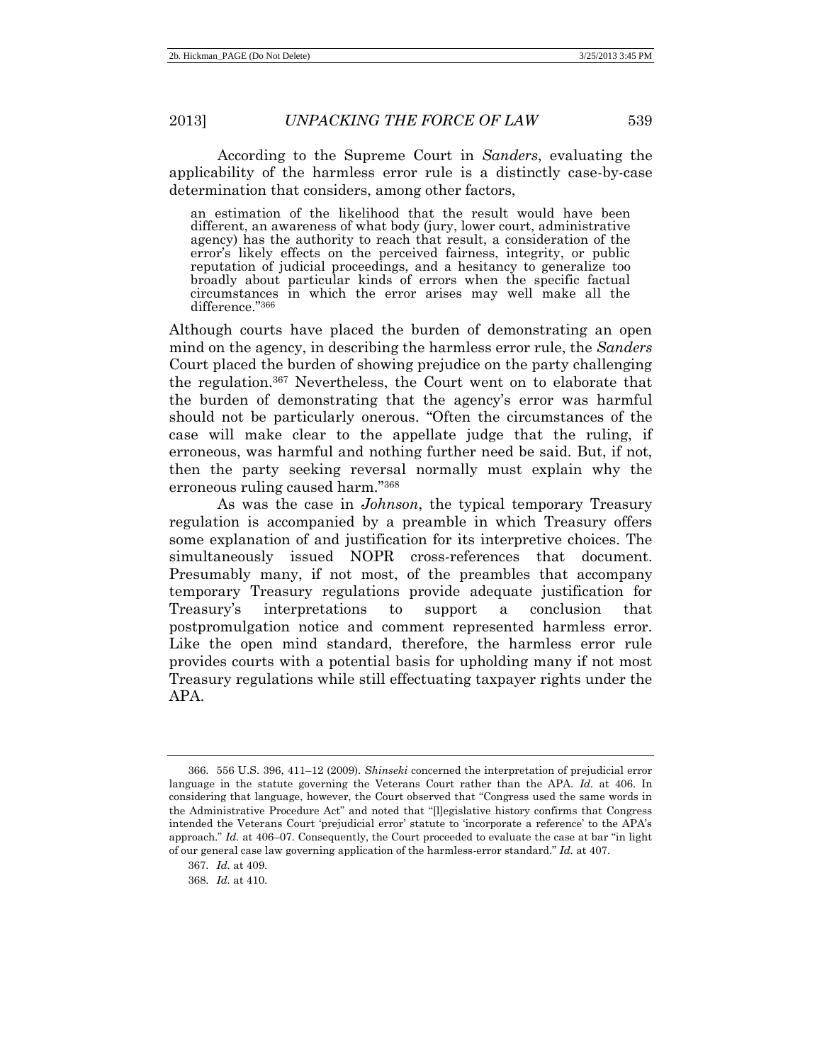According to the Supreme Court in *Sanders*, evaluating the applicability of the harmless error rule is a distinctly case-by-case determination that considers, among other factors,

> an estimation of the likelihood that the result would have been different, an awareness of what body (jury, lower court, administrative agency) has the authority to reach that result, a consideration of the error's likely effects on the perceived fairness, integrity, or public reputation of judicial proceedings, and a hesitancy to generalize too broadly about particular kinds of errors when the specific factual circumstances in which the error arises may well make all the difference."[366]

Although courts have placed the burden of demonstrating an open mind on the agency, in describing the harmless error rule, the *Sanders* Court placed the burden of showing prejudice on the party challenging the regulation.[367] Nevertheless, the Court went on to elaborate that the burden of demonstrating that the agency's error was harmful should not be particularly onerous. "Often the circumstances of the case will make clear to the appellate judge that the ruling, if erroneous, was harmful and nothing further need be said. But, if not, then the party seeking reversal normally must explain why the erroneous ruling caused harm."[368]

As was the case in *Johnson*, the typical temporary Treasury regulation is accompanied by a preamble in which Treasury offers some explanation of and justification for its interpretive choices. The simultaneously issued NOPR cross-references that document. Presumably many, if not most, of the preambles that accompany temporary Treasury regulations provide adequate justification for Treasury's interpretations to support a conclusion that postpromulgation notice and comment represented harmless error. Like the open mind standard, therefore, the harmless error rule provides courts with a potential basis for upholding many if not most Treasury regulations while still effectuating taxpayer rights under the APA.

---

366. 556 U.S. 396, 411–12 (2009). *Shinseki* concerned the interpretation of prejudicial error language in the statute governing the Veterans Court rather than the APA. *Id.* at 406. In considering that language, however, the Court observed that "Congress used the same words in the Administrative Procedure Act" and noted that "[l]egislative history confirms that Congress intended the Veterans Court 'prejudicial error' statute to 'incorporate a reference' to the APA's approach." *Id.* at 406–07. Consequently, the Court proceeded to evaluate the case at bar "in light of our general case law governing application of the harmless-error standard." *Id.* at 407.

367. *Id.* at 409.

368. *Id.* at 410.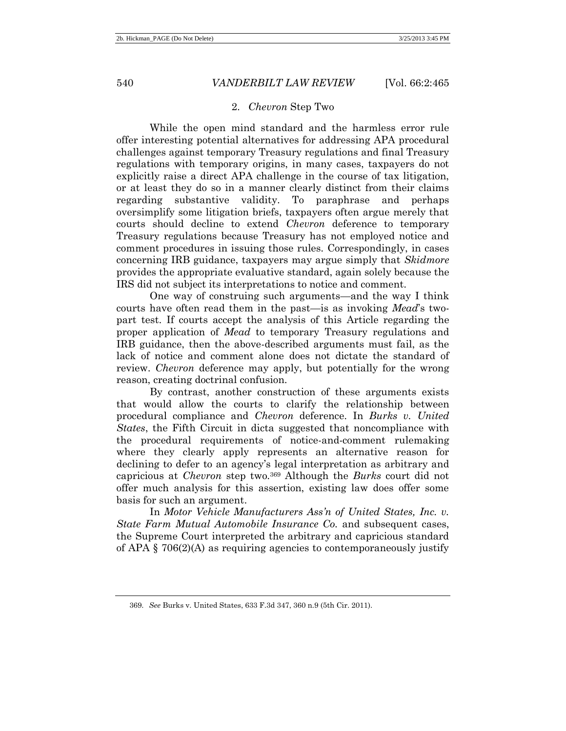### 2. *Chevron* Step Two

While the open mind standard and the harmless error rule offer interesting potential alternatives for addressing APA procedural challenges against temporary Treasury regulations and final Treasury regulations with temporary origins, in many cases, taxpayers do not explicitly raise a direct APA challenge in the course of tax litigation, or at least they do so in a manner clearly distinct from their claims regarding substantive validity. To paraphrase and perhaps oversimplify some litigation briefs, taxpayers often argue merely that courts should decline to extend *Chevron* deference to temporary Treasury regulations because Treasury has not employed notice and comment procedures in issuing those rules. Correspondingly, in cases concerning IRB guidance, taxpayers may argue simply that *Skidmore* provides the appropriate evaluative standard, again solely because the IRS did not subject its interpretations to notice and comment.

One way of construing such arguments—and the way I think courts have often read them in the past—is as invoking *Mead*'s two-part test. If courts accept the analysis of this Article regarding the proper application of *Mead* to temporary Treasury regulations and IRB guidance, then the above-described arguments must fail, as the lack of notice and comment alone does not dictate the standard of review. *Chevron* deference may apply, but potentially for the wrong reason, creating doctrinal confusion.

By contrast, another construction of these arguments exists that would allow the courts to clarify the relationship between procedural compliance and *Chevron* deference. In *Burks v. United States*, the Fifth Circuit in dicta suggested that noncompliance with the procedural requirements of notice-and-comment rulemaking where they clearly apply represents an alternative reason for declining to defer to an agency's legal interpretation as arbitrary and capricious at *Chevron* step two.[369] Although the *Burks* court did not offer much analysis for this assertion, existing law does offer some basis for such an argument.

In *Motor Vehicle Manufacturers Ass'n of United States, Inc. v. State Farm Mutual Automobile Insurance Co.* and subsequent cases, the Supreme Court interpreted the arbitrary and capricious standard of APA § 706(2)(A) as requiring agencies to contemporaneously justify

---

369. *See* Burks v. United States, 633 F.3d 347, 360 n.9 (5th Cir. 2011).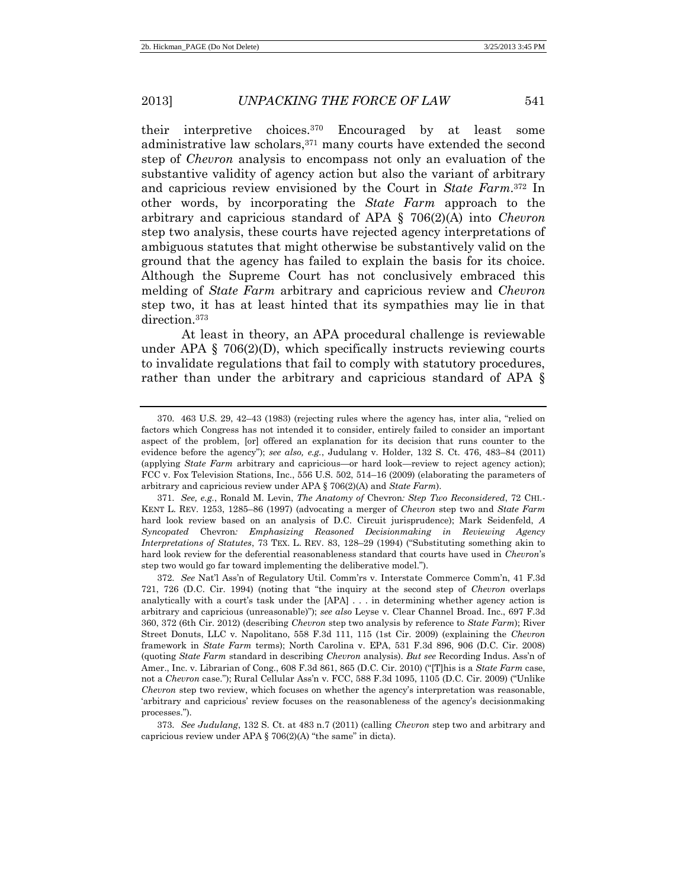their interpretive choices.[370] Encouraged by at least some administrative law scholars,[371] many courts have extended the second step of *Chevron* analysis to encompass not only an evaluation of the substantive validity of agency action but also the variant of arbitrary and capricious review envisioned by the Court in *State Farm*.[372] In other words, by incorporating the *State Farm* approach to the arbitrary and capricious standard of APA § 706(2)(A) into *Chevron* step two analysis, these courts have rejected agency interpretations of ambiguous statutes that might otherwise be substantively valid on the ground that the agency has failed to explain the basis for its choice. Although the Supreme Court has not conclusively embraced this melding of *State Farm* arbitrary and capricious review and *Chevron* step two, it has at least hinted that its sympathies may lie in that direction.[373]

At least in theory, an APA procedural challenge is reviewable under APA § 706(2)(D), which specifically instructs reviewing courts to invalidate regulations that fail to comply with statutory procedures, rather than under the arbitrary and capricious standard of APA §

---

370. 463 U.S. 29, 42–43 (1983) (rejecting rules where the agency has, inter alia, "relied on factors which Congress has not intended it to consider, entirely failed to consider an important aspect of the problem, [or] offered an explanation for its decision that runs counter to the evidence before the agency"); *see also, e.g.*, Judulang v. Holder, 132 S. Ct. 476, 483–84 (2011) (applying *State Farm* arbitrary and capricious—or hard look—review to reject agency action); FCC v. Fox Television Stations, Inc., 556 U.S. 502, 514–16 (2009) (elaborating the parameters of arbitrary and capricious review under APA § 706(2)(A) and *State Farm*).

371. *See, e.g.*, Ronald M. Levin, *The Anatomy of* Chevron*: Step Two Reconsidered*, 72 CHI.-KENT L. REV. 1253, 1285–86 (1997) (advocating a merger of *Chevron* step two and *State Farm* hard look review based on an analysis of D.C. Circuit jurisprudence); Mark Seidenfeld, *A Syncopated* Chevron*: Emphasizing Reasoned Decisionmaking in Reviewing Agency Interpretations of Statutes*, 73 TEX. L. REV. 83, 128–29 (1994) ("Substituting something akin to hard look review for the deferential reasonableness standard that courts have used in *Chevron*'s step two would go far toward implementing the deliberative model.").

372. *See* Nat'l Ass'n of Regulatory Util. Comm'rs v. Interstate Commerce Comm'n, 41 F.3d 721, 726 (D.C. Cir. 1994) (noting that "the inquiry at the second step of *Chevron* overlaps analytically with a court's task under the [APA] . . . in determining whether agency action is arbitrary and capricious (unreasonable)"); *see also* Leyse v. Clear Channel Broad. Inc., 697 F.3d 360, 372 (6th Cir. 2012) (describing *Chevron* step two analysis by reference to *State Farm*); River Street Donuts, LLC v. Napolitano, 558 F.3d 111, 115 (1st Cir. 2009) (explaining the *Chevron* framework in *State Farm* terms); North Carolina v. EPA, 531 F.3d 896, 906 (D.C. Cir. 2008) (quoting *State Farm* standard in describing *Chevron* analysis). *But see* Recording Indus. Ass'n of Amer., Inc. v. Librarian of Cong., 608 F.3d 861, 865 (D.C. Cir. 2010) ("[T]his is a *State Farm* case, not a *Chevron* case."); Rural Cellular Ass'n v. FCC, 588 F.3d 1095, 1105 (D.C. Cir. 2009) ("Unlike *Chevron* step two review, which focuses on whether the agency's interpretation was reasonable, 'arbitrary and capricious' review focuses on the reasonableness of the agency's decisionmaking processes.").

373. *See Judulang*, 132 S. Ct. at 483 n.7 (2011) (calling *Chevron* step two and arbitrary and capricious review under APA § 706(2)(A) "the same" in dicta).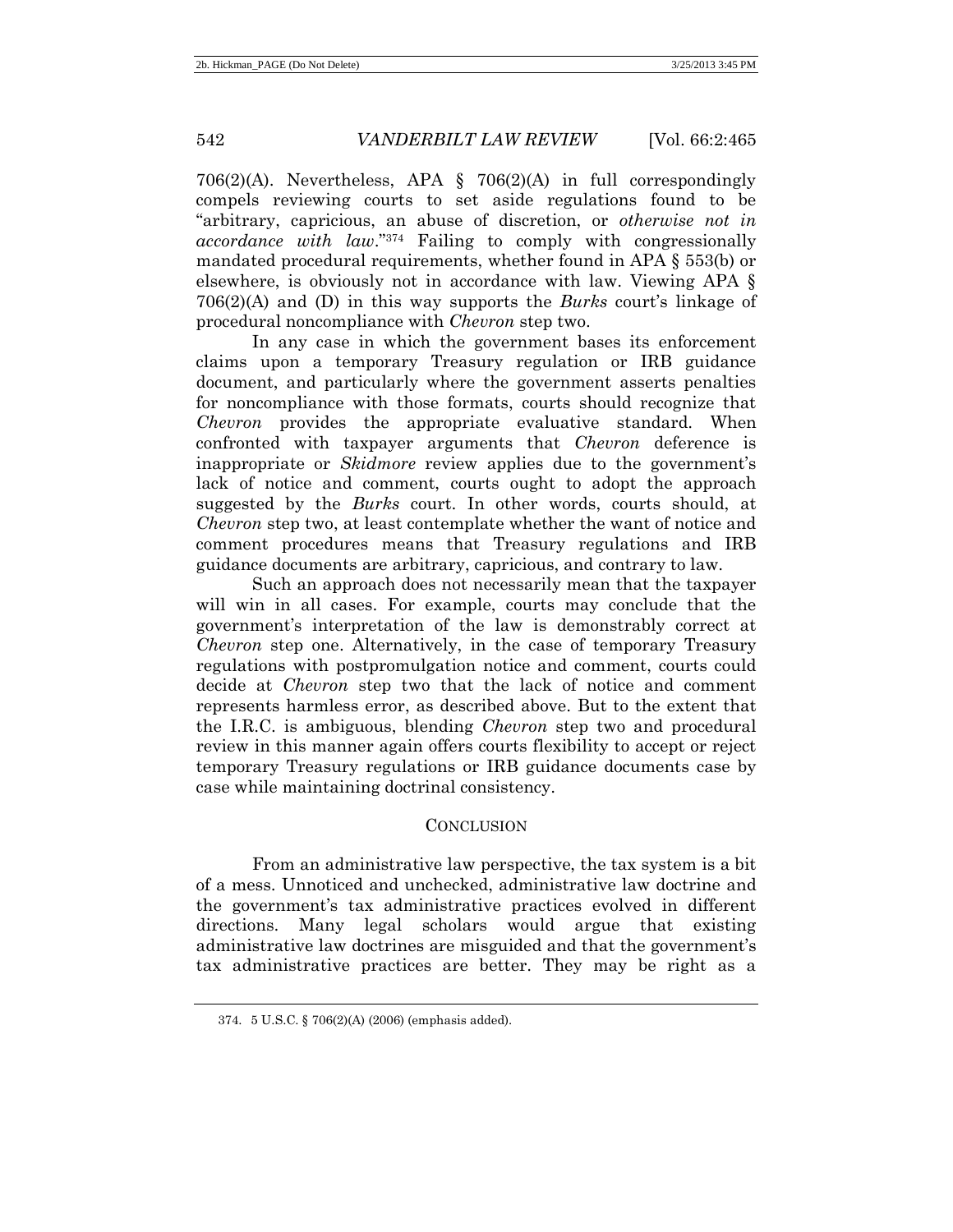706(2)(A). Nevertheless, APA § 706(2)(A) in full correspondingly compels reviewing courts to set aside regulations found to be "arbitrary, capricious, an abuse of discretion, or *otherwise not in accordance with law*."[374] Failing to comply with congressionally mandated procedural requirements, whether found in APA § 553(b) or elsewhere, is obviously not in accordance with law. Viewing APA § 706(2)(A) and (D) in this way supports the *Burks* court's linkage of procedural noncompliance with *Chevron* step two.

In any case in which the government bases its enforcement claims upon a temporary Treasury regulation or IRB guidance document, and particularly where the government asserts penalties for noncompliance with those formats, courts should recognize that *Chevron* provides the appropriate evaluative standard. When confronted with taxpayer arguments that *Chevron* deference is inappropriate or *Skidmore* review applies due to the government's lack of notice and comment, courts ought to adopt the approach suggested by the *Burks* court. In other words, courts should, at *Chevron* step two, at least contemplate whether the want of notice and comment procedures means that Treasury regulations and IRB guidance documents are arbitrary, capricious, and contrary to law.

Such an approach does not necessarily mean that the taxpayer will win in all cases. For example, courts may conclude that the government's interpretation of the law is demonstrably correct at *Chevron* step one. Alternatively, in the case of temporary Treasury regulations with postpromulgation notice and comment, courts could decide at *Chevron* step two that the lack of notice and comment represents harmless error, as described above. But to the extent that the I.R.C. is ambiguous, blending *Chevron* step two and procedural review in this manner again offers courts flexibility to accept or reject temporary Treasury regulations or IRB guidance documents case by case while maintaining doctrinal consistency.

## CONCLUSION

From an administrative law perspective, the tax system is a bit of a mess. Unnoticed and unchecked, administrative law doctrine and the government's tax administrative practices evolved in different directions. Many legal scholars would argue that existing administrative law doctrines are misguided and that the government's tax administrative practices are better. They may be right as a

---

374. 5 U.S.C. § 706(2)(A) (2006) (emphasis added).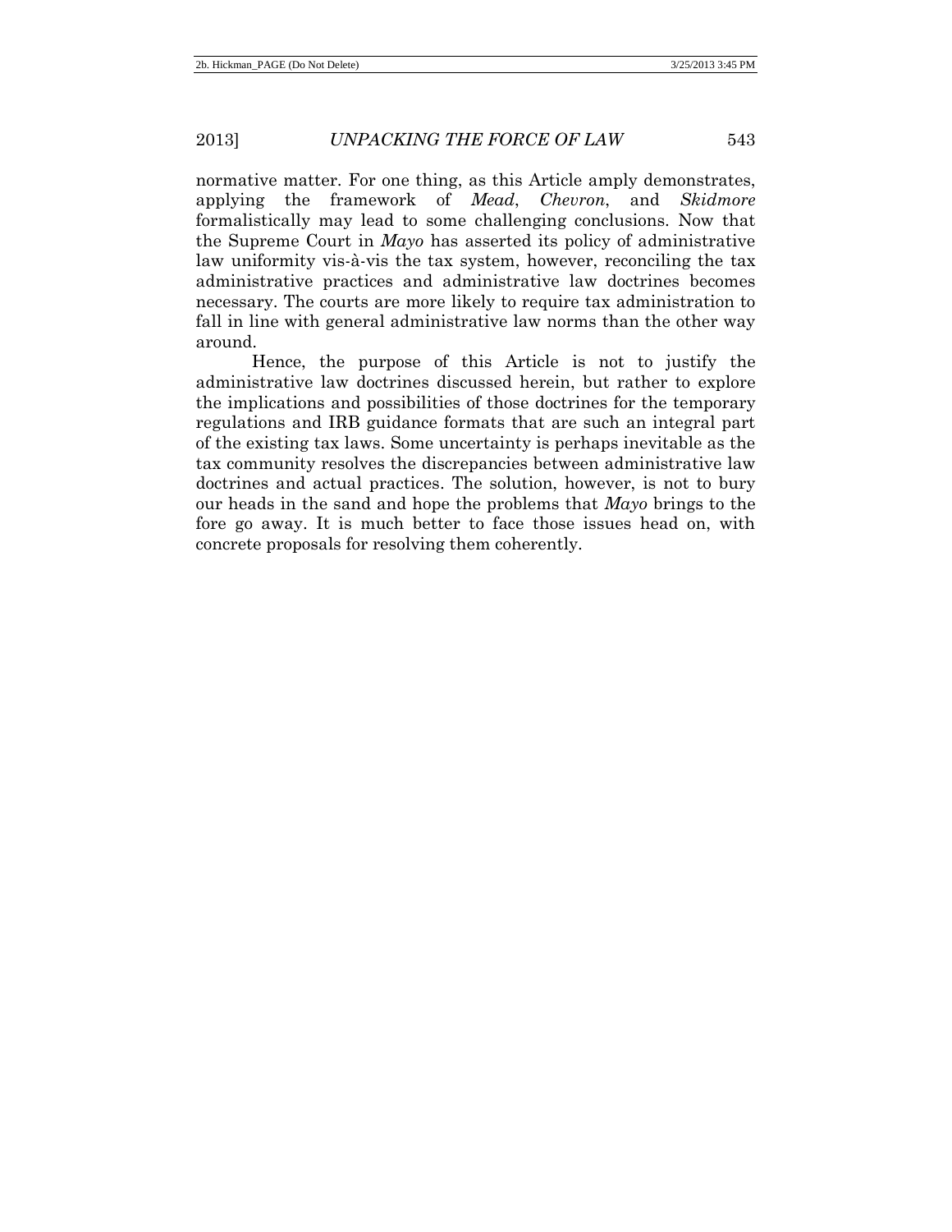normative matter. For one thing, as this Article amply demonstrates, applying the framework of *Mead*, *Chevron*, and *Skidmore* formalistically may lead to some challenging conclusions. Now that the Supreme Court in *Mayo* has asserted its policy of administrative law uniformity vis-à-vis the tax system, however, reconciling the tax administrative practices and administrative law doctrines becomes necessary. The courts are more likely to require tax administration to fall in line with general administrative law norms than the other way around.

Hence, the purpose of this Article is not to justify the administrative law doctrines discussed herein, but rather to explore the implications and possibilities of those doctrines for the temporary regulations and IRB guidance formats that are such an integral part of the existing tax laws. Some uncertainty is perhaps inevitable as the tax community resolves the discrepancies between administrative law doctrines and actual practices. The solution, however, is not to bury our heads in the sand and hope the problems that *Mayo* brings to the fore go away. It is much better to face those issues head on, with concrete proposals for resolving them coherently.